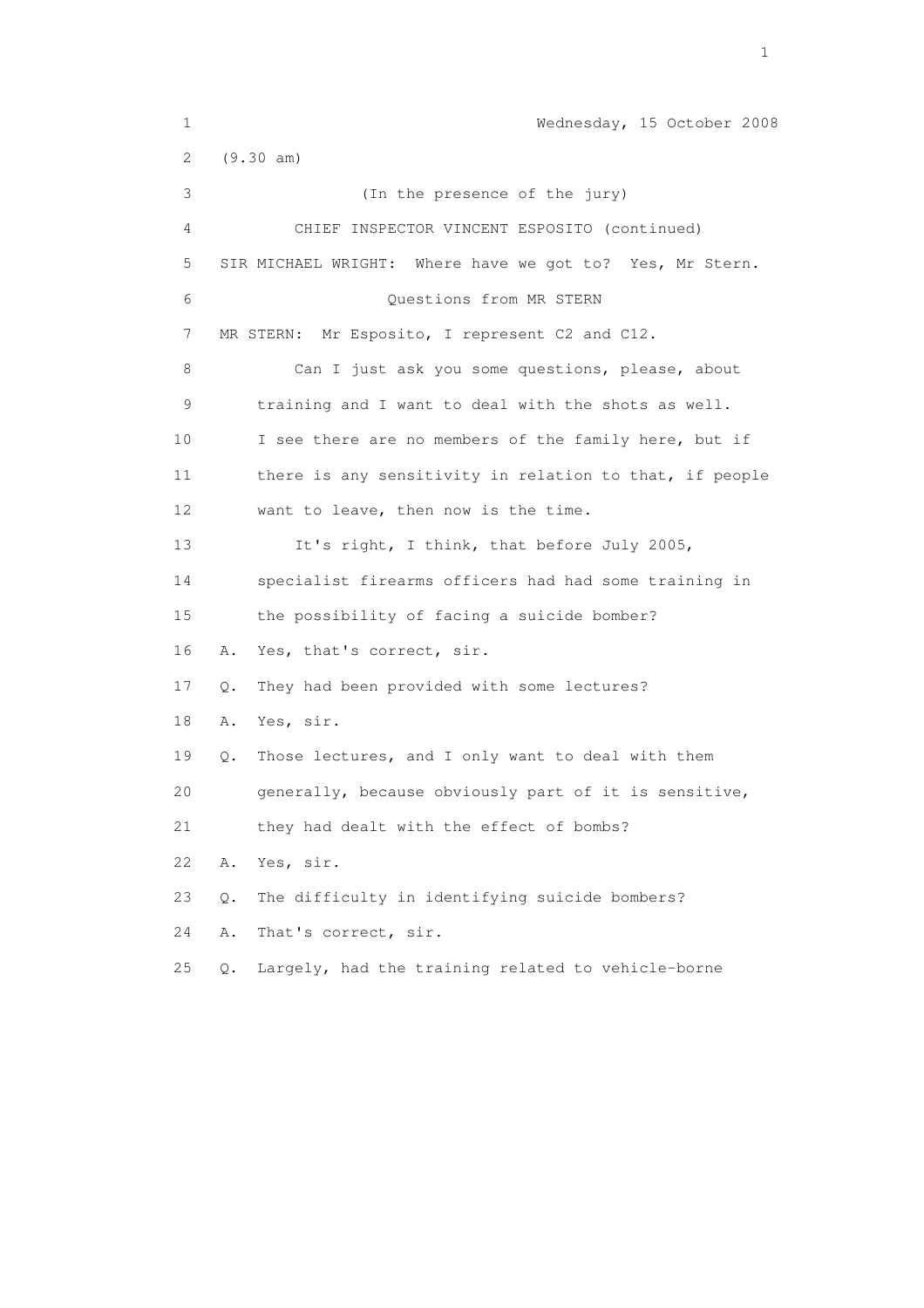Wednesday, 15 October 2008

(9.30 am)

(In the presence of the jury)

CHIEF INSPECTOR VINCENT ESPOSITO (continued)

SIR MICHAEL WRIGHT: Where have we got to? Yes, Mr Stern.

Questions from MR STERN

MR STERN: Mr Esposito, I represent C2 and C12.

Can I just ask you some questions, please, about training and I want to deal with the shots as well. I see there are no members of the family here, but if there is any sensitivity in relation to that, if people want to leave, then now is the time.

It's right, I think, that before July 2005, specialist firearms officers had had some training in the possibility of facing a suicide bomber?

A. Yes, that's correct, sir.

Q. They had been provided with some lectures?

A. Yes, sir.

Q. Those lectures, and I only want to deal with them generally, because obviously part of it is sensitive, they had dealt with the effect of bombs?

A. Yes, sir.

Q. The difficulty in identifying suicide bombers?

A. That's correct, sir.

Q. Largely, had the training related to vehicle-borne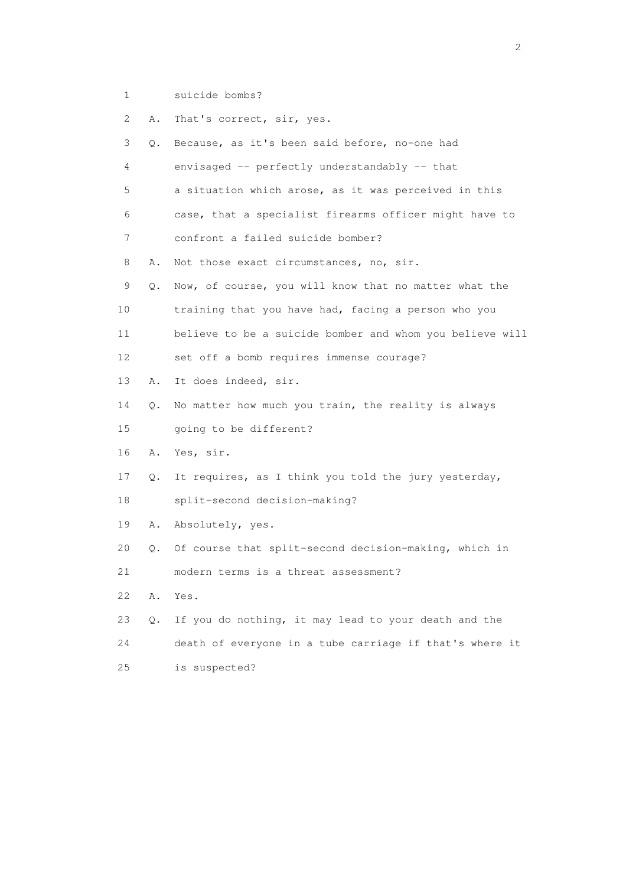1 suicide bombs?

2 A. That's correct, sir, yes.

3 Q. Because, as it's been said before, no-one had

4 envisaged -- perfectly understandably -- that

5 a situation which arose, as it was perceived in this

6 case, that a specialist firearms officer might have to

7 confront a failed suicide bomber?

8 A. Not those exact circumstances, no, sir.

9 Q. Now, of course, you will know that no matter what the

10 training that you have had, facing a person who you

11 believe to be a suicide bomber and whom you believe will

12 set off a bomb requires immense courage?

13 A. It does indeed, sir.

14 Q. No matter how much you train, the reality is always

15 going to be different?

16 A. Yes, sir.

17 Q. It requires, as I think you told the jury yesterday,

18 split-second decision-making?

19 A. Absolutely, yes.

20 Q. Of course that split-second decision-making, which in

21 modern terms is a threat assessment?

22 A. Yes.

23 Q. If you do nothing, it may lead to your death and the

24 death of everyone in a tube carriage if that's where it

25 is suspected?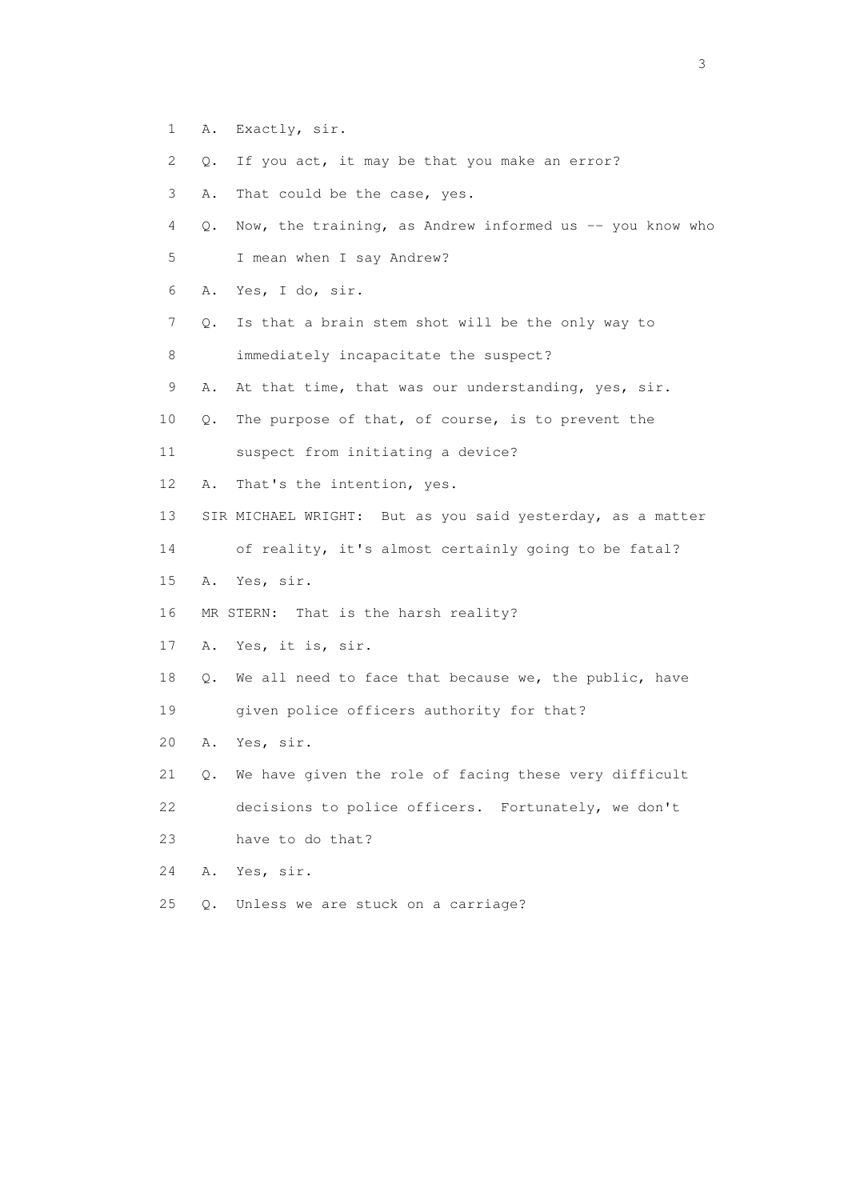1 A. Exactly, sir.

2 Q. If you act, it may be that you make an error?

3 A. That could be the case, yes.

4 Q. Now, the training, as Andrew informed us -- you know who

5 I mean when I say Andrew?

6 A. Yes, I do, sir.

7 Q. Is that a brain stem shot will be the only way to

8 immediately incapacitate the suspect?

9 A. At that time, that was our understanding, yes, sir.

10 Q. The purpose of that, of course, is to prevent the

11 suspect from initiating a device?

12 A. That's the intention, yes.

13 SIR MICHAEL WRIGHT: But as you said yesterday, as a matter

14 of reality, it's almost certainly going to be fatal?

15 A. Yes, sir.

16 MR STERN: That is the harsh reality?

17 A. Yes, it is, sir.

18 Q. We all need to face that because we, the public, have

19 given police officers authority for that?

20 A. Yes, sir.

21 Q. We have given the role of facing these very difficult

22 decisions to police officers. Fortunately, we don't

23 have to do that?

24 A. Yes, sir.

25 Q. Unless we are stuck on a carriage?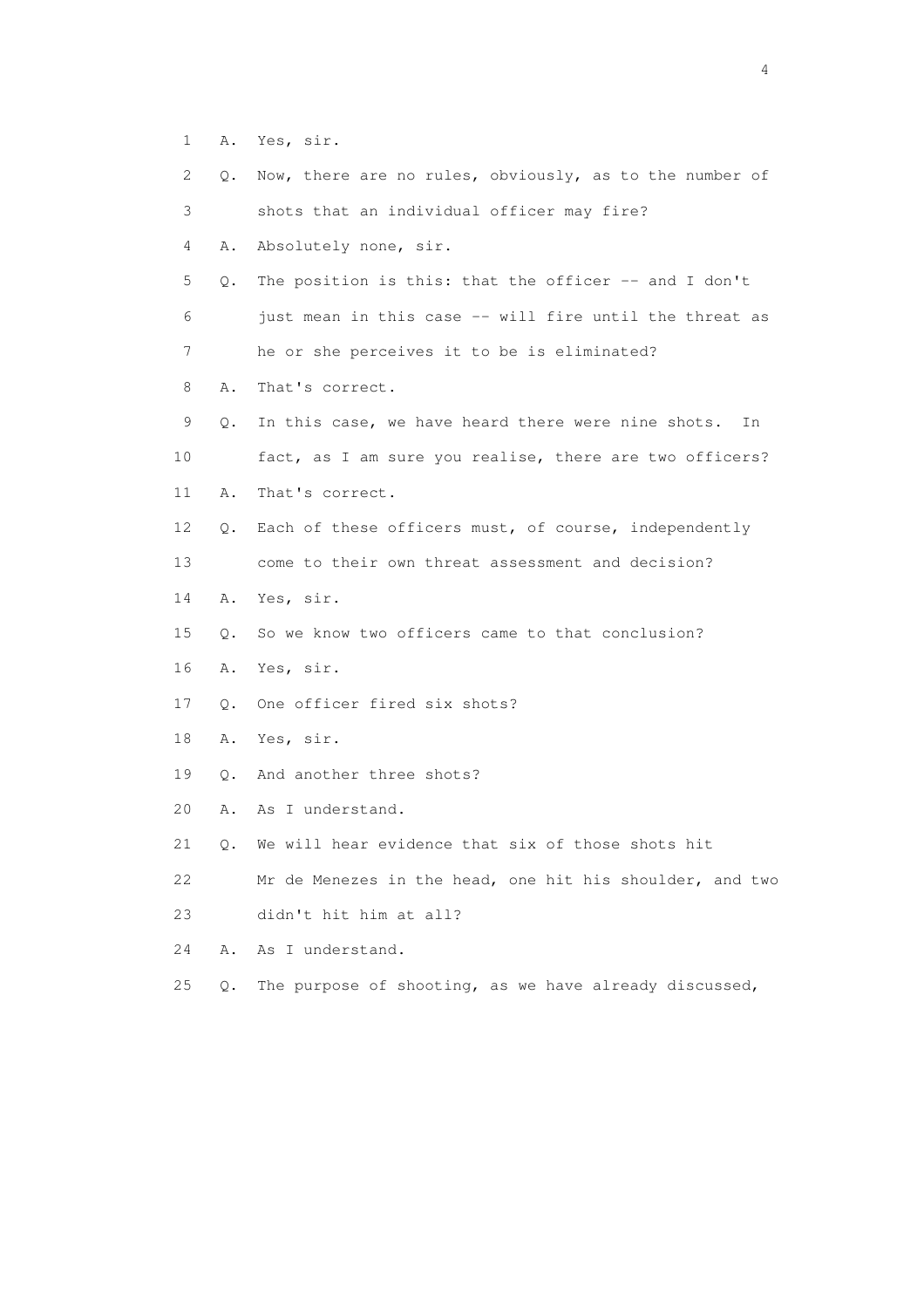1 A. Yes, sir.

2 Q. Now, there are no rules, obviously, as to the number of

3 shots that an individual officer may fire?

4 A. Absolutely none, sir.

5 Q. The position is this: that the officer -- and I don't

6 just mean in this case -- will fire until the threat as

7 he or she perceives it to be is eliminated?

8 A. That's correct.

9 Q. In this case, we have heard there were nine shots. In

10 fact, as I am sure you realise, there are two officers?

11 A. That's correct.

12 Q. Each of these officers must, of course, independently

13 come to their own threat assessment and decision?

14 A. Yes, sir.

15 Q. So we know two officers came to that conclusion?

16 A. Yes, sir.

17 Q. One officer fired six shots?

18 A. Yes, sir.

19 Q. And another three shots?

20 A. As I understand.

21 Q. We will hear evidence that six of those shots hit

22 Mr de Menezes in the head, one hit his shoulder, and two

23 didn't hit him at all?

24 A. As I understand.

25 Q. The purpose of shooting, as we have already discussed,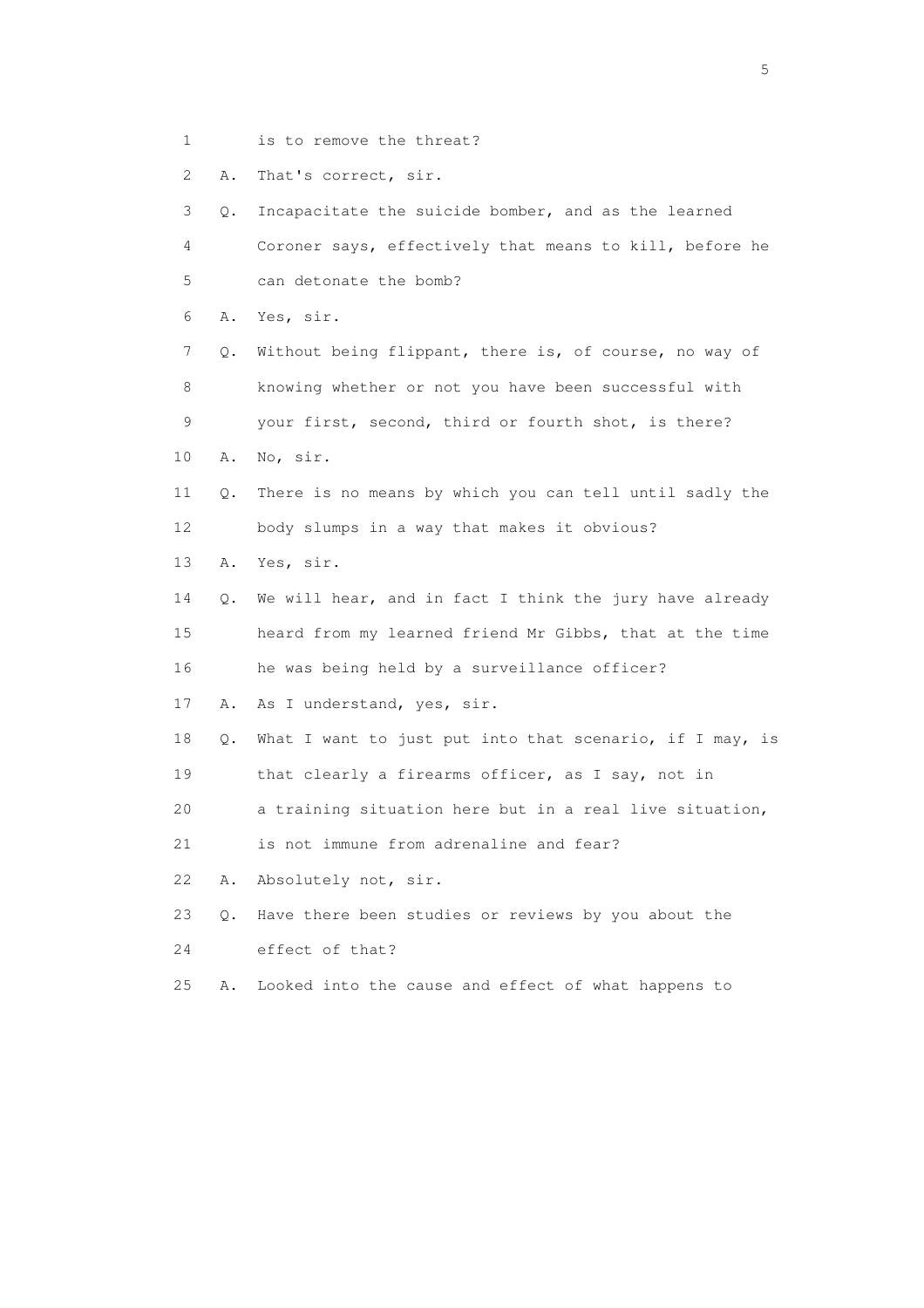1 is to remove the threat?

2 A. That's correct, sir.

3 Q. Incapacitate the suicide bomber, and as the learned

4 Coroner says, effectively that means to kill, before he

5 can detonate the bomb?

6 A. Yes, sir.

7 Q. Without being flippant, there is, of course, no way of

8 knowing whether or not you have been successful with

9 your first, second, third or fourth shot, is there?

10 A. No, sir.

11 Q. There is no means by which you can tell until sadly the

12 body slumps in a way that makes it obvious?

13 A. Yes, sir.

14 Q. We will hear, and in fact I think the jury have already

15 heard from my learned friend Mr Gibbs, that at the time

16 he was being held by a surveillance officer?

17 A. As I understand, yes, sir.

18 Q. What I want to just put into that scenario, if I may, is

19 that clearly a firearms officer, as I say, not in

20 a training situation here but in a real live situation,

21 is not immune from adrenaline and fear?

22 A. Absolutely not, sir.

23 Q. Have there been studies or reviews by you about the

24 effect of that?

25 A. Looked into the cause and effect of what happens to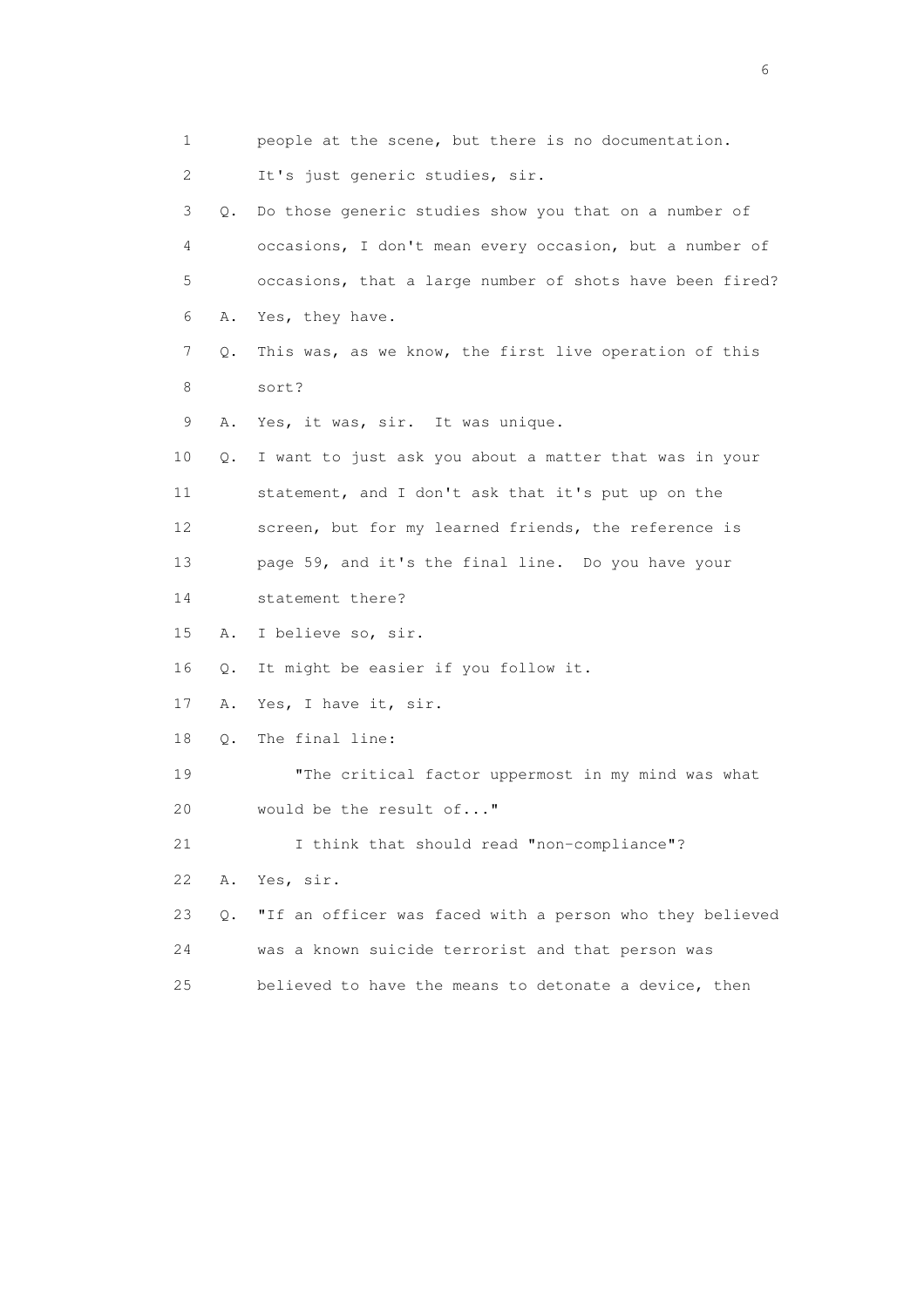1 people at the scene, but there is no documentation.

2 It's just generic studies, sir.

3 Q. Do those generic studies show you that on a number of

4 occasions, I don't mean every occasion, but a number of

5 occasions, that a large number of shots have been fired?

6 A. Yes, they have.

7 Q. This was, as we know, the first live operation of this

8 sort?

9 A. Yes, it was, sir. It was unique.

10 Q. I want to just ask you about a matter that was in your

11 statement, and I don't ask that it's put up on the

12 screen, but for my learned friends, the reference is

13 page 59, and it's the final line. Do you have your

14 statement there?

15 A. I believe so, sir.

16 Q. It might be easier if you follow it.

17 A. Yes, I have it, sir.

18 Q. The final line:

19 "The critical factor uppermost in my mind was what

20 would be the result of..."

21 I think that should read "non-compliance"?

22 A. Yes, sir.

23 Q. "If an officer was faced with a person who they believed

24 was a known suicide terrorist and that person was

25 believed to have the means to detonate a device, then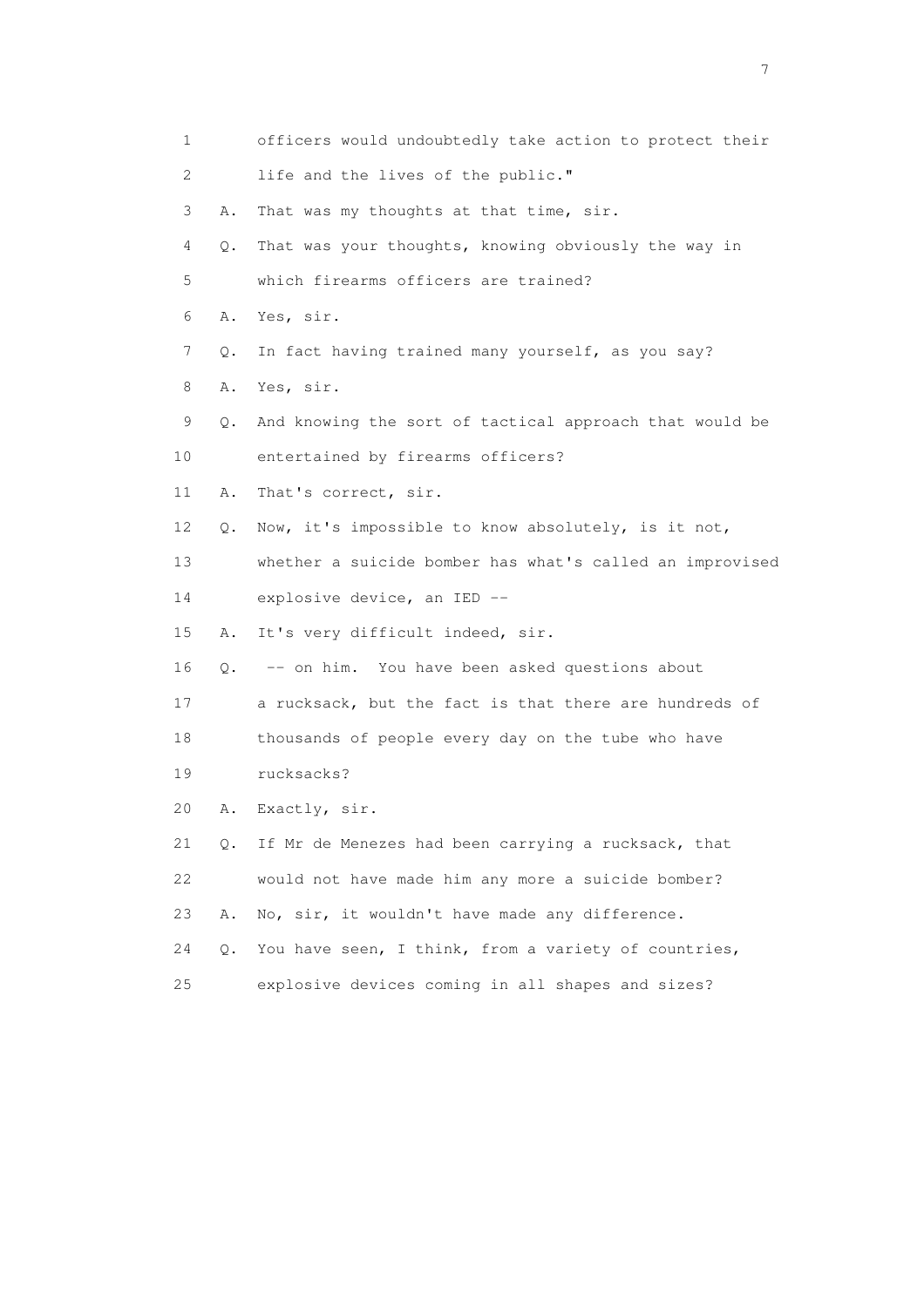1 officers would undoubtedly take action to protect their
2 life and the lives of the public."
3 A. That was my thoughts at that time, sir.
4 Q. That was your thoughts, knowing obviously the way in
5 which firearms officers are trained?
6 A. Yes, sir.
7 Q. In fact having trained many yourself, as you say?
8 A. Yes, sir.
9 Q. And knowing the sort of tactical approach that would be
10 entertained by firearms officers?
11 A. That's correct, sir.
12 Q. Now, it's impossible to know absolutely, is it not,
13 whether a suicide bomber has what's called an improvised
14 explosive device, an IED --
15 A. It's very difficult indeed, sir.
16 Q. -- on him. You have been asked questions about
17 a rucksack, but the fact is that there are hundreds of
18 thousands of people every day on the tube who have
19 rucksacks?
20 A. Exactly, sir.
21 Q. If Mr de Menezes had been carrying a rucksack, that
22 would not have made him any more a suicide bomber?
23 A. No, sir, it wouldn't have made any difference.
24 Q. You have seen, I think, from a variety of countries,
25 explosive devices coming in all shapes and sizes?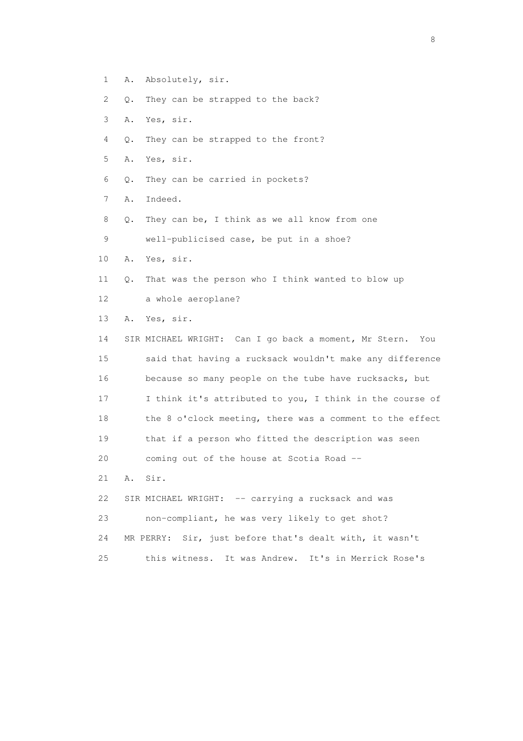1 A. Absolutely, sir.

2 Q. They can be strapped to the back?

3 A. Yes, sir.

4 Q. They can be strapped to the front?

5 A. Yes, sir.

6 Q. They can be carried in pockets?

7 A. Indeed.

8 Q. They can be, I think as we all know from one

9 well-publicised case, be put in a shoe?

10 A. Yes, sir.

11 Q. That was the person who I think wanted to blow up

12 a whole aeroplane?

13 A. Yes, sir.

14 SIR MICHAEL WRIGHT: Can I go back a moment, Mr Stern. You

15 said that having a rucksack wouldn't make any difference

16 because so many people on the tube have rucksacks, but

17 I think it's attributed to you, I think in the course of

18 the 8 o'clock meeting, there was a comment to the effect

19 that if a person who fitted the description was seen

20 coming out of the house at Scotia Road --

21 A. Sir.

22 SIR MICHAEL WRIGHT: -- carrying a rucksack and was

23 non-compliant, he was very likely to get shot?

24 MR PERRY: Sir, just before that's dealt with, it wasn't

25 this witness. It was Andrew. It's in Merrick Rose's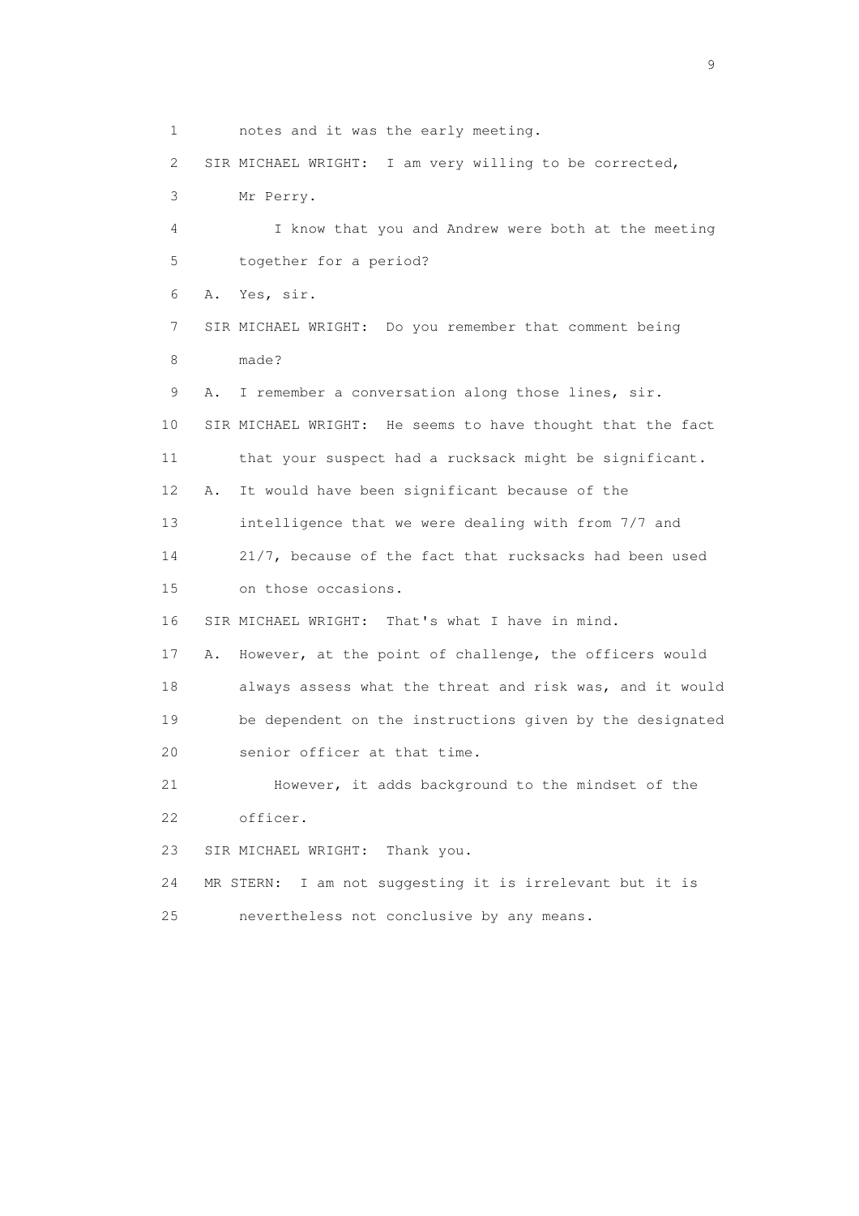1 notes and it was the early meeting.

2 SIR MICHAEL WRIGHT: I am very willing to be corrected,

3 Mr Perry.

4 I know that you and Andrew were both at the meeting

5 together for a period?

6 A. Yes, sir.

7 SIR MICHAEL WRIGHT: Do you remember that comment being

8 made?

9 A. I remember a conversation along those lines, sir.

10 SIR MICHAEL WRIGHT: He seems to have thought that the fact

11 that your suspect had a rucksack might be significant.

12 A. It would have been significant because of the

13 intelligence that we were dealing with from 7/7 and

14 21/7, because of the fact that rucksacks had been used

15 on those occasions.

16 SIR MICHAEL WRIGHT: That's what I have in mind.

17 A. However, at the point of challenge, the officers would

18 always assess what the threat and risk was, and it would

19 be dependent on the instructions given by the designated

20 senior officer at that time.

21 However, it adds background to the mindset of the

22 officer.

23 SIR MICHAEL WRIGHT: Thank you.

24 MR STERN: I am not suggesting it is irrelevant but it is

25 nevertheless not conclusive by any means.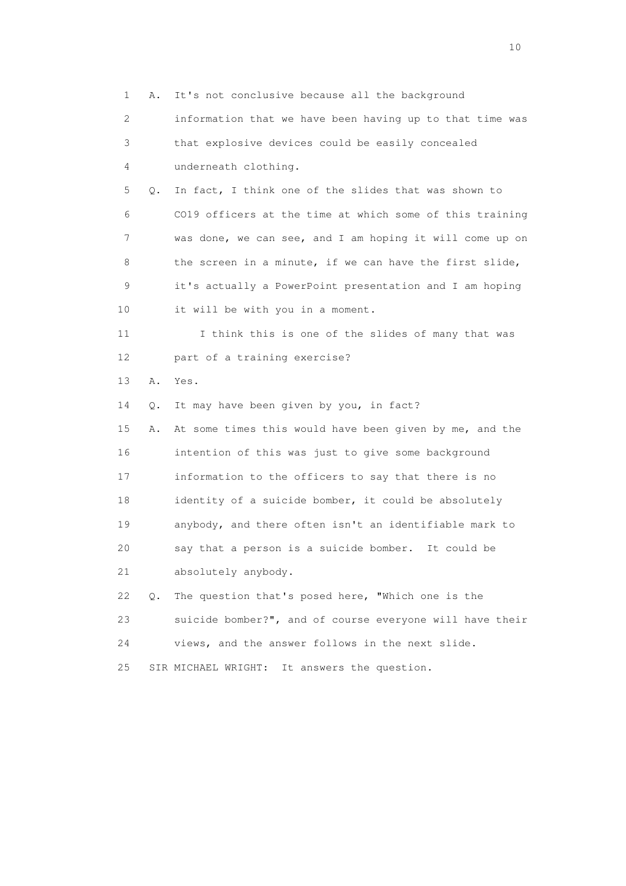1 A. It's not conclusive because all the background
2 information that we have been having up to that time was
3 that explosive devices could be easily concealed
4 underneath clothing.
5 Q. In fact, I think one of the slides that was shown to
6 CO19 officers at the time at which some of this training
7 was done, we can see, and I am hoping it will come up on
8 the screen in a minute, if we can have the first slide,
9 it's actually a PowerPoint presentation and I am hoping
10 it will be with you in a moment.
11 I think this is one of the slides of many that was
12 part of a training exercise?
13 A. Yes.
14 Q. It may have been given by you, in fact?
15 A. At some times this would have been given by me, and the
16 intention of this was just to give some background
17 information to the officers to say that there is no
18 identity of a suicide bomber, it could be absolutely
19 anybody, and there often isn't an identifiable mark to
20 say that a person is a suicide bomber. It could be
21 absolutely anybody.
22 Q. The question that's posed here, "Which one is the
23 suicide bomber?", and of course everyone will have their
24 views, and the answer follows in the next slide.
25 SIR MICHAEL WRIGHT: It answers the question.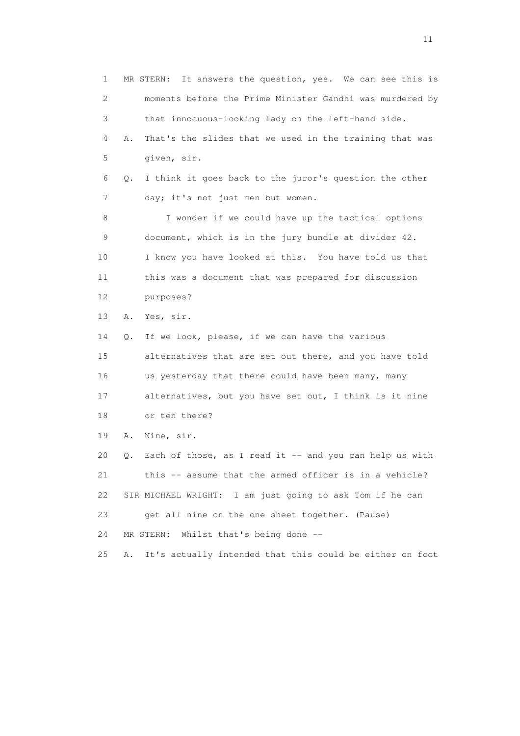1 MR STERN: It answers the question, yes. We can see this is
2 moments before the Prime Minister Gandhi was murdered by
3 that innocuous-looking lady on the left-hand side.
4 A. That's the slides that we used in the training that was
5 given, sir.
6 Q. I think it goes back to the juror's question the other
7 day; it's not just men but women.
8 I wonder if we could have up the tactical options
9 document, which is in the jury bundle at divider 42.
10 I know you have looked at this. You have told us that
11 this was a document that was prepared for discussion
12 purposes?
13 A. Yes, sir.
14 Q. If we look, please, if we can have the various
15 alternatives that are set out there, and you have told
16 us yesterday that there could have been many, many
17 alternatives, but you have set out, I think is it nine
18 or ten there?
19 A. Nine, sir.
20 Q. Each of those, as I read it -- and you can help us with
21 this -- assume that the armed officer is in a vehicle?
22 SIR MICHAEL WRIGHT: I am just going to ask Tom if he can
23 get all nine on the one sheet together. (Pause)
24 MR STERN: Whilst that's being done --
25 A. It's actually intended that this could be either on foot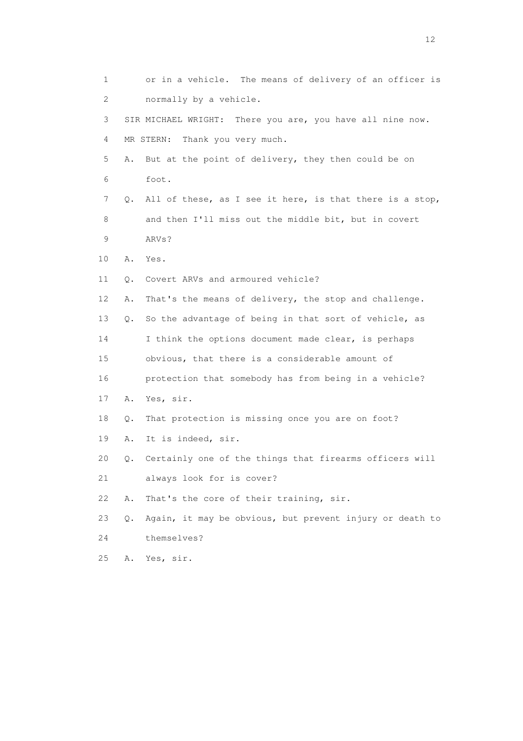1 or in a vehicle. The means of delivery of an officer is
2 normally by a vehicle.
3 SIR MICHAEL WRIGHT: There you are, you have all nine now.
4 MR STERN: Thank you very much.
5 A. But at the point of delivery, they then could be on
6 foot.
7 Q. All of these, as I see it here, is that there is a stop,
8 and then I'll miss out the middle bit, but in covert
9 ARVs?
10 A. Yes.
11 Q. Covert ARVs and armoured vehicle?
12 A. That's the means of delivery, the stop and challenge.
13 Q. So the advantage of being in that sort of vehicle, as
14 I think the options document made clear, is perhaps
15 obvious, that there is a considerable amount of
16 protection that somebody has from being in a vehicle?
17 A. Yes, sir.
18 Q. That protection is missing once you are on foot?
19 A. It is indeed, sir.
20 Q. Certainly one of the things that firearms officers will
21 always look for is cover?
22 A. That's the core of their training, sir.
23 Q. Again, it may be obvious, but prevent injury or death to
24 themselves?
25 A. Yes, sir.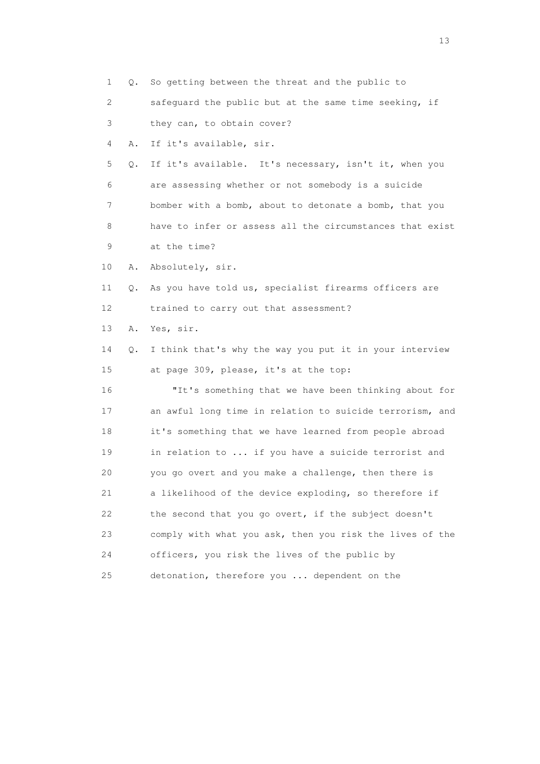1 Q. So getting between the threat and the public to
2 safeguard the public but at the same time seeking, if
3 they can, to obtain cover?
4 A. If it's available, sir.
5 Q. If it's available. It's necessary, isn't it, when you
6 are assessing whether or not somebody is a suicide
7 bomber with a bomb, about to detonate a bomb, that you
8 have to infer or assess all the circumstances that exist
9 at the time?
10 A. Absolutely, sir.
11 Q. As you have told us, specialist firearms officers are
12 trained to carry out that assessment?
13 A. Yes, sir.
14 Q. I think that's why the way you put it in your interview
15 at page 309, please, it's at the top:
16 "It's something that we have been thinking about for
17 an awful long time in relation to suicide terrorism, and
18 it's something that we have learned from people abroad
19 in relation to ... if you have a suicide terrorist and
20 you go overt and you make a challenge, then there is
21 a likelihood of the device exploding, so therefore if
22 the second that you go overt, if the subject doesn't
23 comply with what you ask, then you risk the lives of the
24 officers, you risk the lives of the public by
25 detonation, therefore you ... dependent on the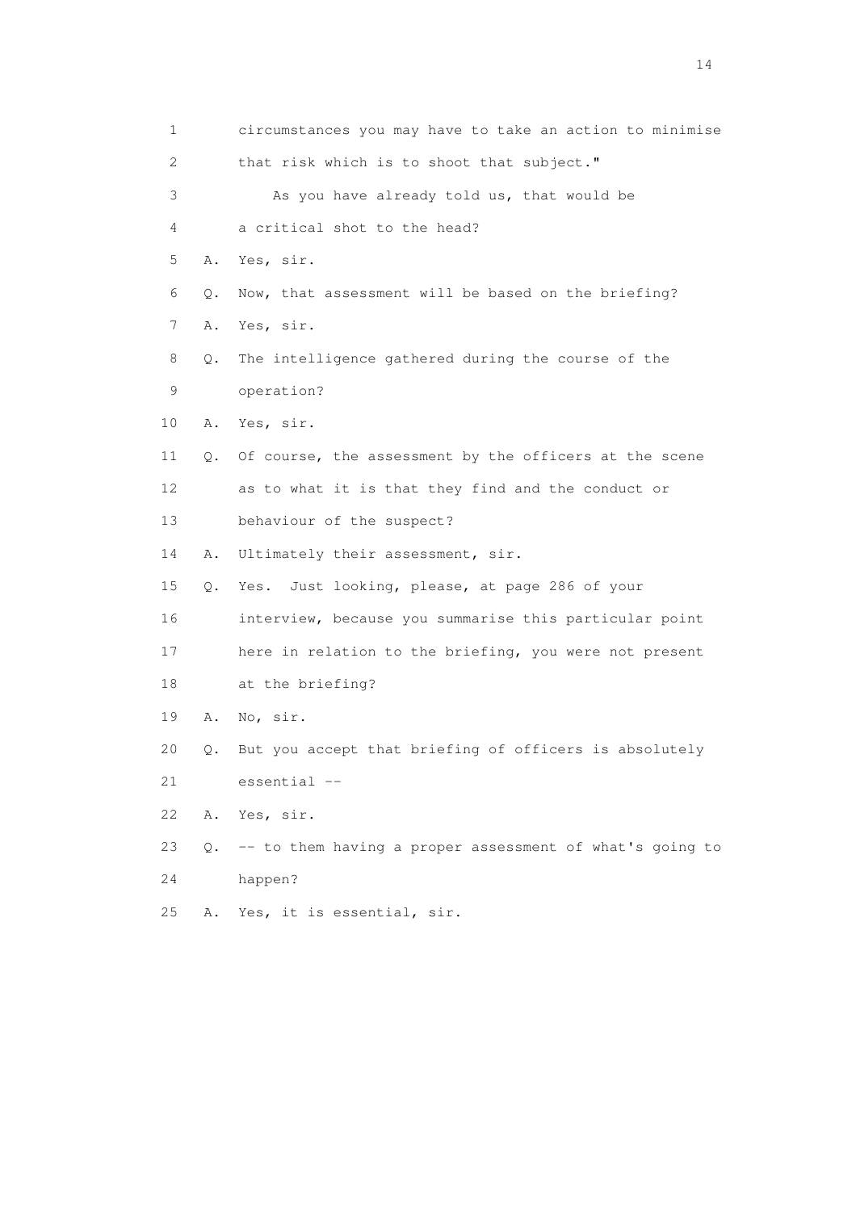1 circumstances you may have to take an action to minimise
2 that risk which is to shoot that subject."
3 As you have already told us, that would be
4 a critical shot to the head?
5 A. Yes, sir.
6 Q. Now, that assessment will be based on the briefing?
7 A. Yes, sir.
8 Q. The intelligence gathered during the course of the
9 operation?
10 A. Yes, sir.
11 Q. Of course, the assessment by the officers at the scene
12 as to what it is that they find and the conduct or
13 behaviour of the suspect?
14 A. Ultimately their assessment, sir.
15 Q. Yes. Just looking, please, at page 286 of your
16 interview, because you summarise this particular point
17 here in relation to the briefing, you were not present
18 at the briefing?
19 A. No, sir.
20 Q. But you accept that briefing of officers is absolutely
21 essential --
22 A. Yes, sir.
23 Q. -- to them having a proper assessment of what's going to
24 happen?
25 A. Yes, it is essential, sir.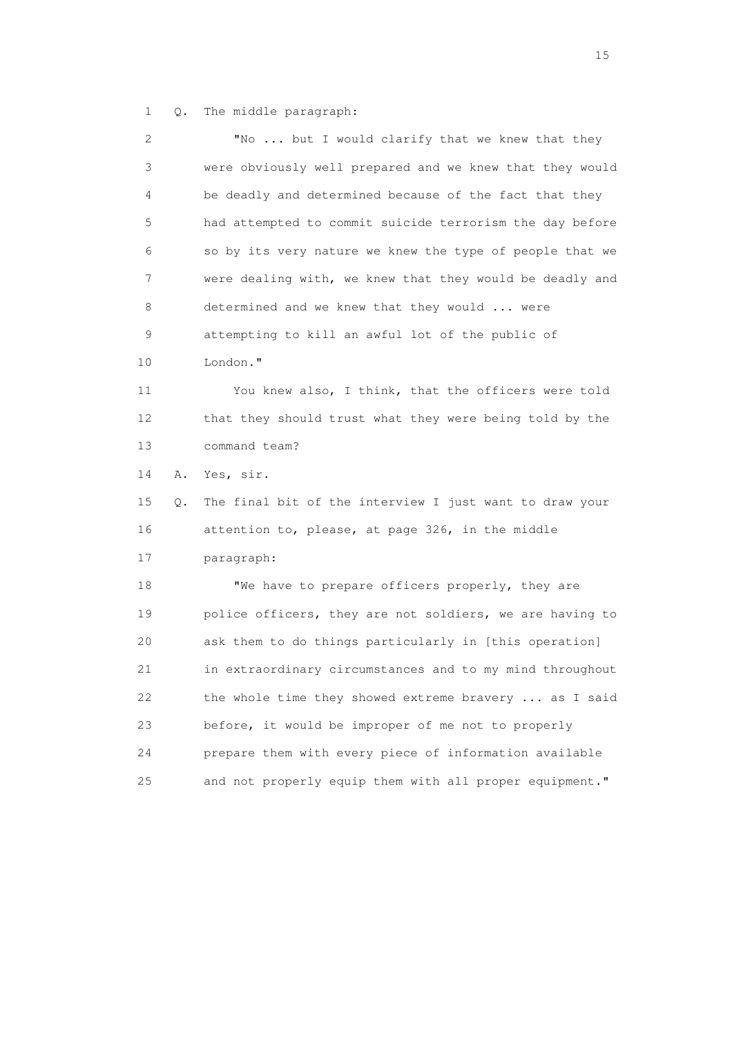1 Q. The middle paragraph:

2 "No ... but I would clarify that we knew that they
3 were obviously well prepared and we knew that they would
4 be deadly and determined because of the fact that they
5 had attempted to commit suicide terrorism the day before
6 so by its very nature we knew the type of people that we
7 were dealing with, we knew that they would be deadly and
8 determined and we knew that they would ... were
9 attempting to kill an awful lot of the public of
10 London."

11 You knew also, I think, that the officers were told
12 that they should trust what they were being told by the
13 command team?

14 A. Yes, sir.

15 Q. The final bit of the interview I just want to draw your
16 attention to, please, at page 326, in the middle
17 paragraph:

18 "We have to prepare officers properly, they are
19 police officers, they are not soldiers, we are having to
20 ask them to do things particularly in [this operation]
21 in extraordinary circumstances and to my mind throughout
22 the whole time they showed extreme bravery ... as I said
23 before, it would be improper of me not to properly
24 prepare them with every piece of information available
25 and not properly equip them with all proper equipment."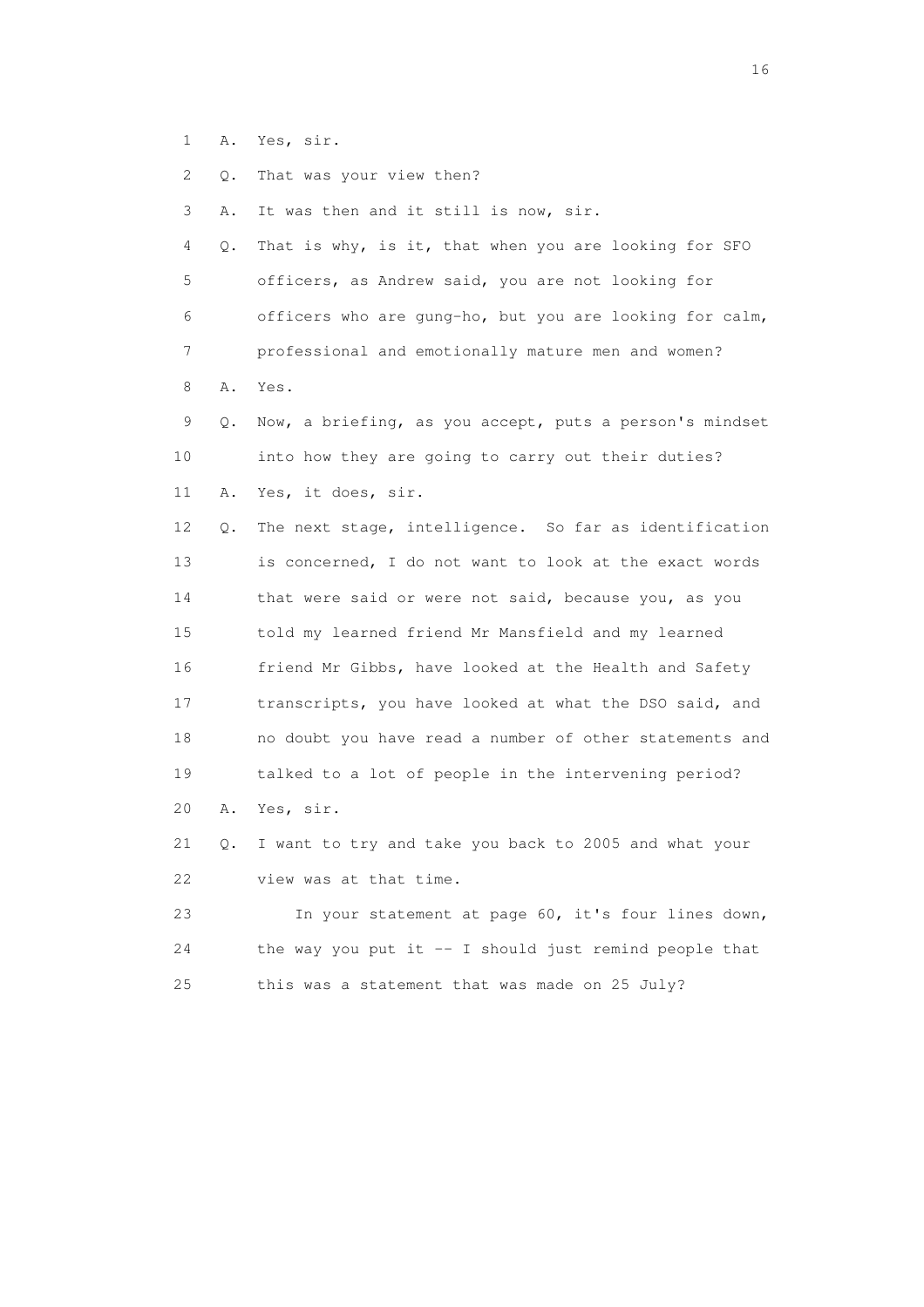1 A. Yes, sir.

2 Q. That was your view then?

3 A. It was then and it still is now, sir.

4 Q. That is why, is it, that when you are looking for SFO
5 officers, as Andrew said, you are not looking for
6 officers who are gung-ho, but you are looking for calm,
7 professional and emotionally mature men and women?

8 A. Yes.

9 Q. Now, a briefing, as you accept, puts a person's mindset
10 into how they are going to carry out their duties?

11 A. Yes, it does, sir.

12 Q. The next stage, intelligence. So far as identification
13 is concerned, I do not want to look at the exact words
14 that were said or were not said, because you, as you
15 told my learned friend Mr Mansfield and my learned
16 friend Mr Gibbs, have looked at the Health and Safety
17 transcripts, you have looked at what the DSO said, and
18 no doubt you have read a number of other statements and
19 talked to a lot of people in the intervening period?

20 A. Yes, sir.

21 Q. I want to try and take you back to 2005 and what your
22 view was at that time.

23 In your statement at page 60, it's four lines down,
24 the way you put it -- I should just remind people that
25 this was a statement that was made on 25 July?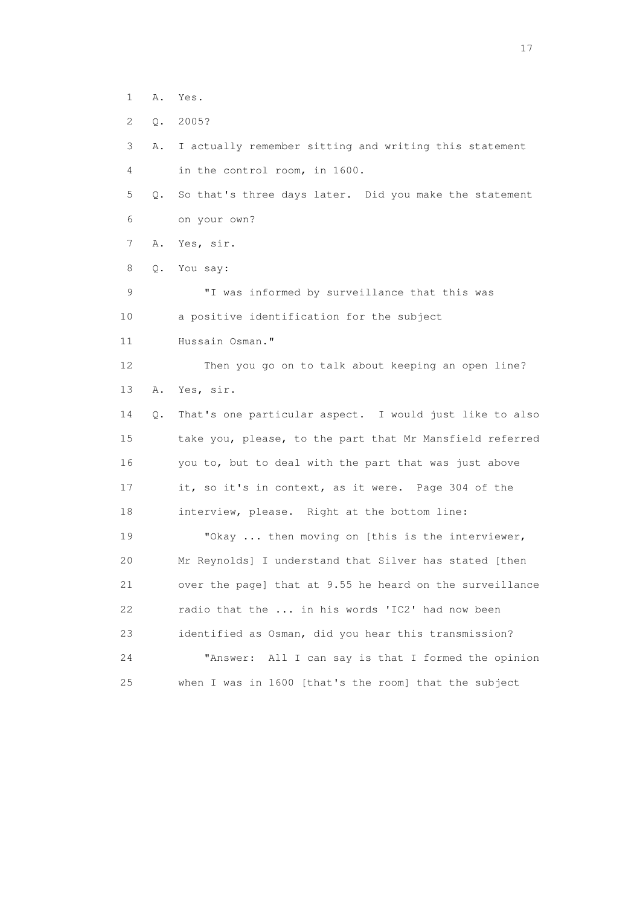1 A. Yes.

2 Q. 2005?

3 A. I actually remember sitting and writing this statement
4 in the control room, in 1600.

5 Q. So that's three days later. Did you make the statement
6 on your own?

7 A. Yes, sir.

8 Q. You say:

9 "I was informed by surveillance that this was
10 a positive identification for the subject
11 Hussain Osman."

12 Then you go on to talk about keeping an open line?

13 A. Yes, sir.

14 Q. That's one particular aspect. I would just like to also
15 take you, please, to the part that Mr Mansfield referred
16 you to, but to deal with the part that was just above
17 it, so it's in context, as it were. Page 304 of the
18 interview, please. Right at the bottom line:

19 "Okay ... then moving on [this is the interviewer,
20 Mr Reynolds] I understand that Silver has stated [then
21 over the page] that at 9.55 he heard on the surveillance
22 radio that the ... in his words 'IC2' had now been
23 identified as Osman, did you hear this transmission?

24 "Answer: All I can say is that I formed the opinion
25 when I was in 1600 [that's the room] that the subject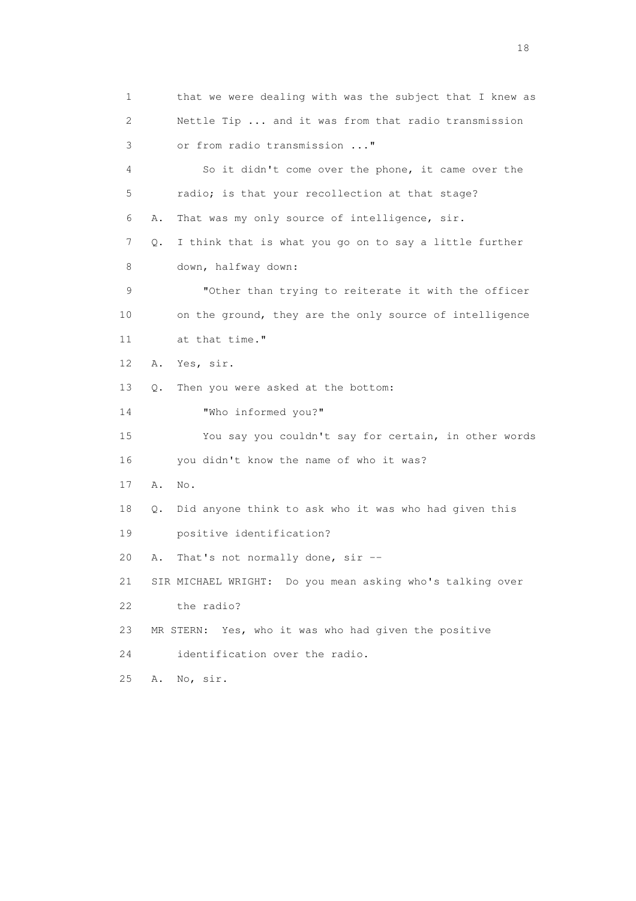1 that we were dealing with was the subject that I knew as
2 Nettle Tip ... and it was from that radio transmission
3 or from radio transmission ..."

4 So it didn't come over the phone, it came over the
5 radio; is that your recollection at that stage?

6 A. That was my only source of intelligence, sir.

7 Q. I think that is what you go on to say a little further
8 down, halfway down:

9 "Other than trying to reiterate it with the officer
10 on the ground, they are the only source of intelligence
11 at that time."

12 A. Yes, sir.

13 Q. Then you were asked at the bottom:

14 "Who informed you?"

15 You say you couldn't say for certain, in other words
16 you didn't know the name of who it was?

17 A. No.

18 Q. Did anyone think to ask who it was who had given this
19 positive identification?

20 A. That's not normally done, sir --

21 SIR MICHAEL WRIGHT: Do you mean asking who's talking over
22 the radio?

23 MR STERN: Yes, who it was who had given the positive
24 identification over the radio.

25 A. No, sir.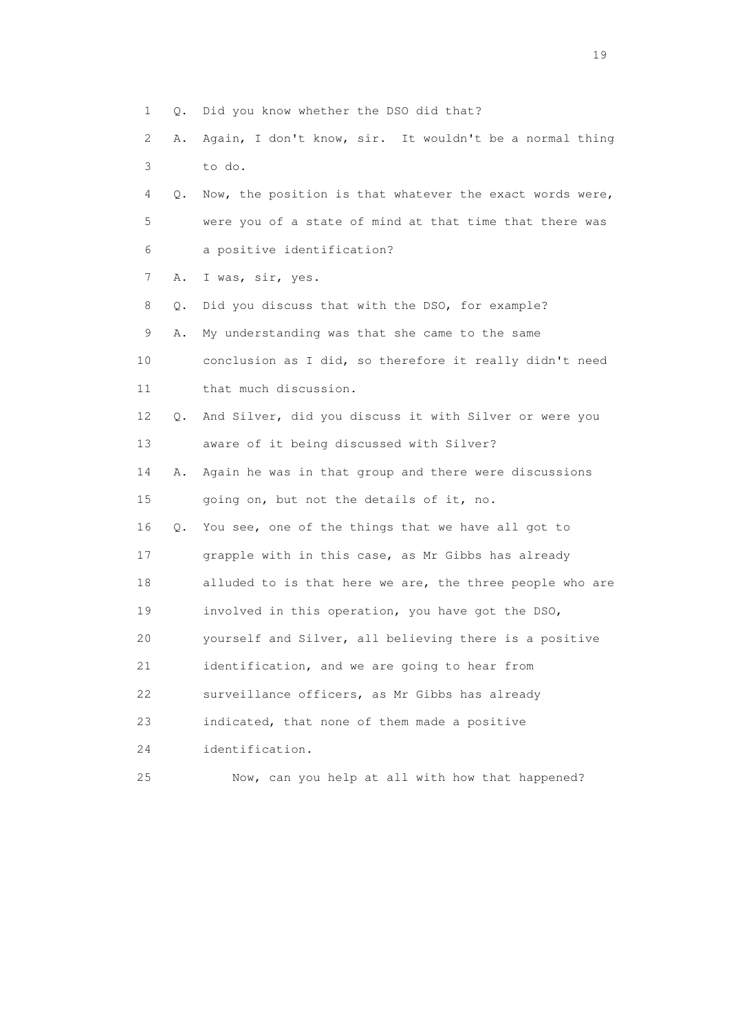1 Q. Did you know whether the DSO did that?

2 A. Again, I don't know, sir. It wouldn't be a normal thing

3 to do.

4 Q. Now, the position is that whatever the exact words were,

5 were you of a state of mind at that time that there was

6 a positive identification?

7 A. I was, sir, yes.

8 Q. Did you discuss that with the DSO, for example?

9 A. My understanding was that she came to the same

10 conclusion as I did, so therefore it really didn't need

11 that much discussion.

12 Q. And Silver, did you discuss it with Silver or were you

13 aware of it being discussed with Silver?

14 A. Again he was in that group and there were discussions

15 going on, but not the details of it, no.

16 Q. You see, one of the things that we have all got to

17 grapple with in this case, as Mr Gibbs has already

18 alluded to is that here we are, the three people who are

19 involved in this operation, you have got the DSO,

20 yourself and Silver, all believing there is a positive

21 identification, and we are going to hear from

22 surveillance officers, as Mr Gibbs has already

23 indicated, that none of them made a positive

24 identification.

25 Now, can you help at all with how that happened?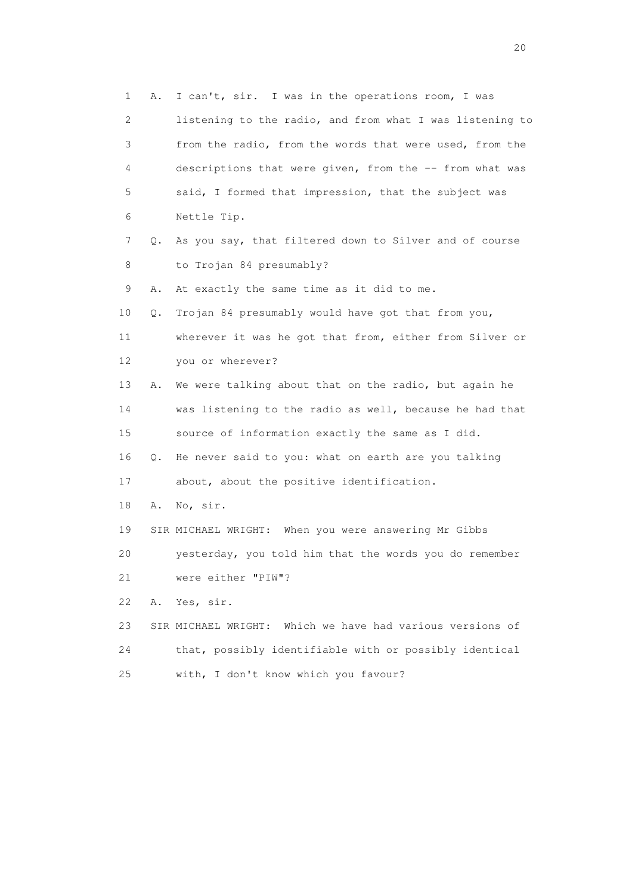1 A. I can't, sir. I was in the operations room, I was
2 listening to the radio, and from what I was listening to
3 from the radio, from the words that were used, from the
4 descriptions that were given, from the -- from what was
5 said, I formed that impression, that the subject was
6 Nettle Tip.
7 Q. As you say, that filtered down to Silver and of course
8 to Trojan 84 presumably?
9 A. At exactly the same time as it did to me.
10 Q. Trojan 84 presumably would have got that from you,
11 wherever it was he got that from, either from Silver or
12 you or wherever?
13 A. We were talking about that on the radio, but again he
14 was listening to the radio as well, because he had that
15 source of information exactly the same as I did.
16 Q. He never said to you: what on earth are you talking
17 about, about the positive identification.
18 A. No, sir.
19 SIR MICHAEL WRIGHT: When you were answering Mr Gibbs
20 yesterday, you told him that the words you do remember
21 were either "PIW"?
22 A. Yes, sir.
23 SIR MICHAEL WRIGHT: Which we have had various versions of
24 that, possibly identifiable with or possibly identical
25 with, I don't know which you favour?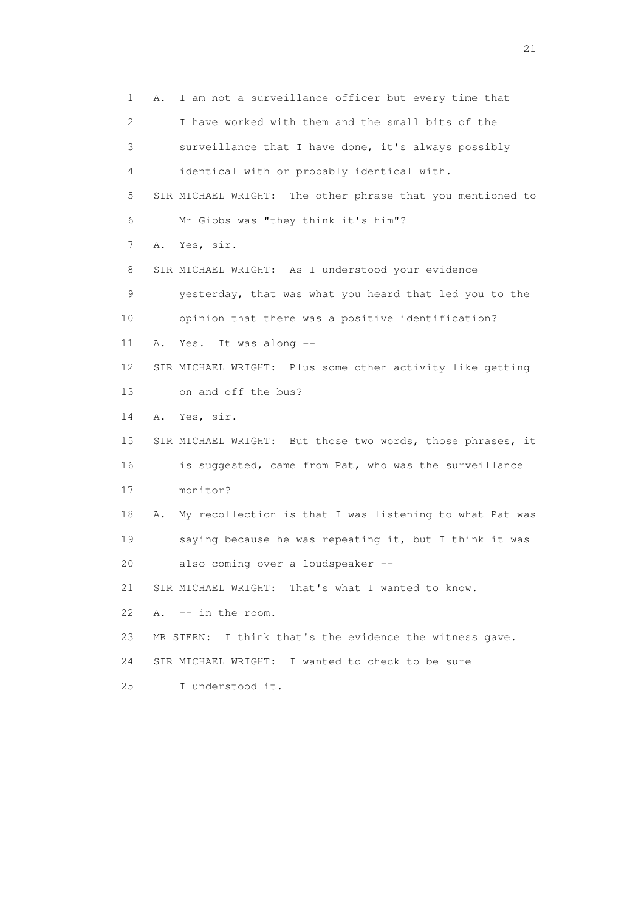1 A. I am not a surveillance officer but every time that
2 I have worked with them and the small bits of the
3 surveillance that I have done, it's always possibly
4 identical with or probably identical with.
5 SIR MICHAEL WRIGHT: The other phrase that you mentioned to
6 Mr Gibbs was "they think it's him"?
7 A. Yes, sir.
8 SIR MICHAEL WRIGHT: As I understood your evidence
9 yesterday, that was what you heard that led you to the
10 opinion that there was a positive identification?
11 A. Yes. It was along --
12 SIR MICHAEL WRIGHT: Plus some other activity like getting
13 on and off the bus?
14 A. Yes, sir.
15 SIR MICHAEL WRIGHT: But those two words, those phrases, it
16 is suggested, came from Pat, who was the surveillance
17 monitor?
18 A. My recollection is that I was listening to what Pat was
19 saying because he was repeating it, but I think it was
20 also coming over a loudspeaker --
21 SIR MICHAEL WRIGHT: That's what I wanted to know.
22 A. -- in the room.
23 MR STERN: I think that's the evidence the witness gave.
24 SIR MICHAEL WRIGHT: I wanted to check to be sure
25 I understood it.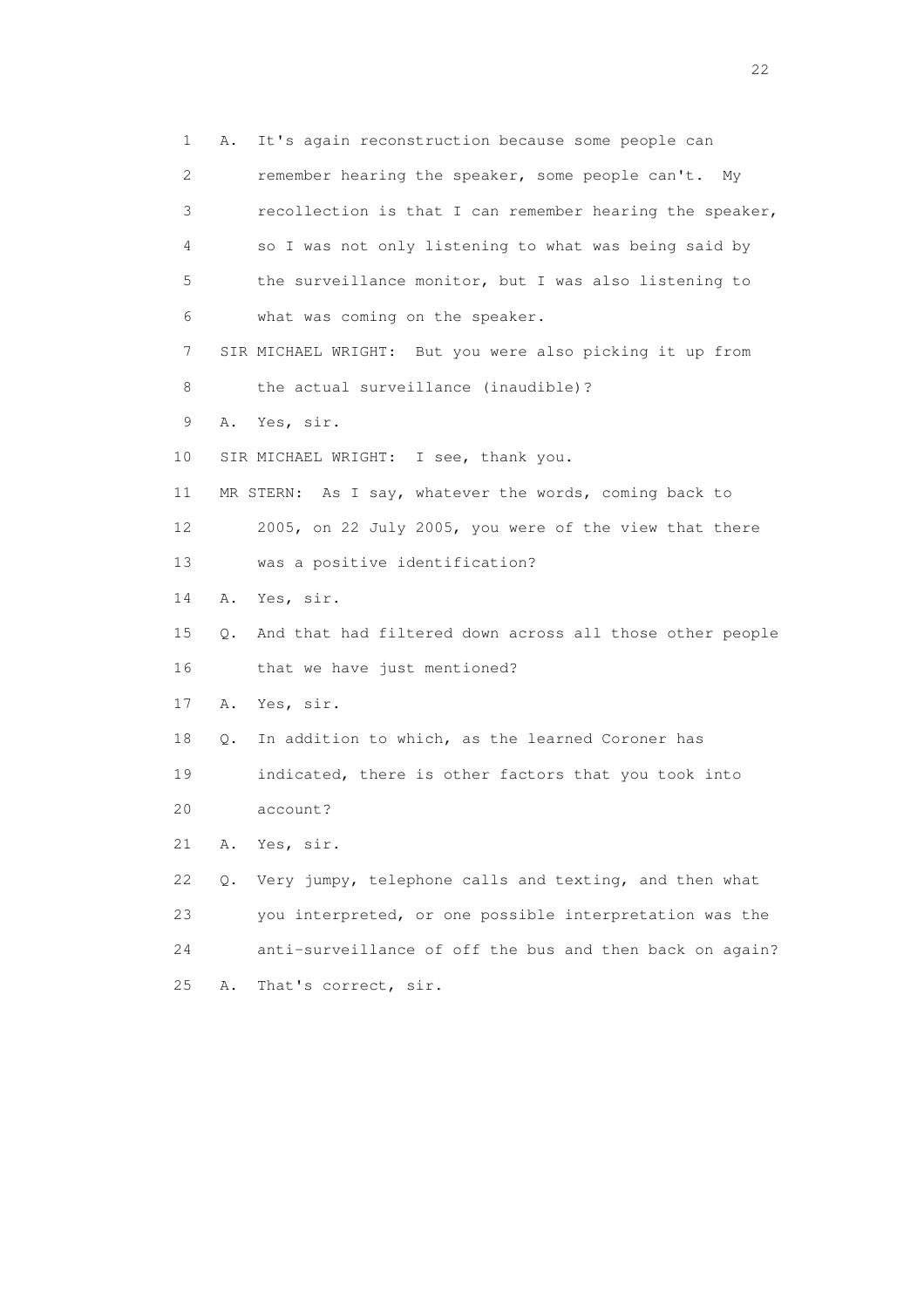1 A. It's again reconstruction because some people can
2 remember hearing the speaker, some people can't. My
3 recollection is that I can remember hearing the speaker,
4 so I was not only listening to what was being said by
5 the surveillance monitor, but I was also listening to
6 what was coming on the speaker.
7 SIR MICHAEL WRIGHT: But you were also picking it up from
8 the actual surveillance (inaudible)?
9 A. Yes, sir.
10 SIR MICHAEL WRIGHT: I see, thank you.
11 MR STERN: As I say, whatever the words, coming back to
12 2005, on 22 July 2005, you were of the view that there
13 was a positive identification?
14 A. Yes, sir.
15 Q. And that had filtered down across all those other people
16 that we have just mentioned?
17 A. Yes, sir.
18 Q. In addition to which, as the learned Coroner has
19 indicated, there is other factors that you took into
20 account?
21 A. Yes, sir.
22 Q. Very jumpy, telephone calls and texting, and then what
23 you interpreted, or one possible interpretation was the
24 anti-surveillance of off the bus and then back on again?
25 A. That's correct, sir.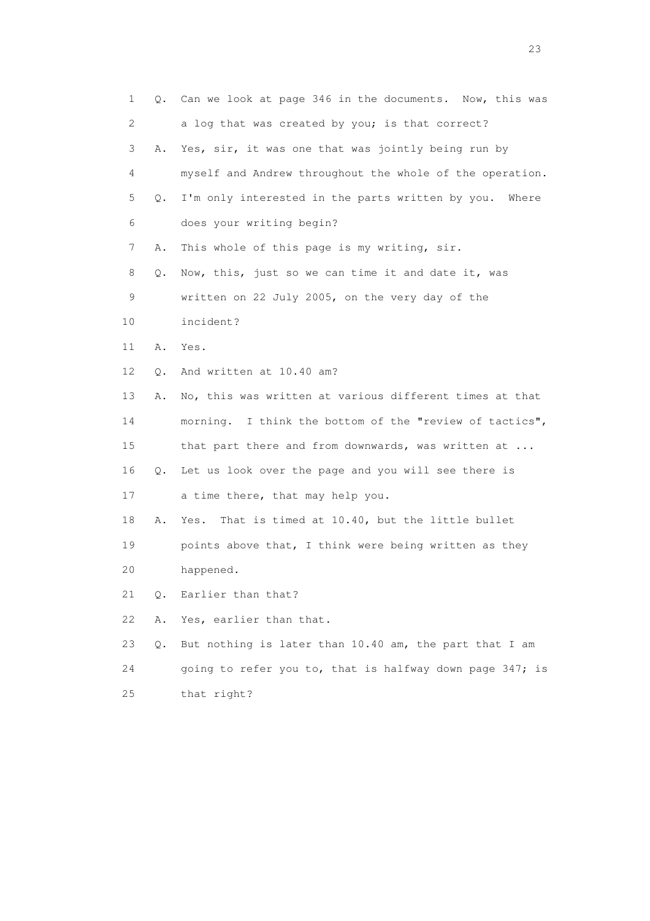1 Q. Can we look at page 346 in the documents. Now, this was
2 a log that was created by you; is that correct?
3 A. Yes, sir, it was one that was jointly being run by
4 myself and Andrew throughout the whole of the operation.
5 Q. I'm only interested in the parts written by you. Where
6 does your writing begin?
7 A. This whole of this page is my writing, sir.
8 Q. Now, this, just so we can time it and date it, was
9 written on 22 July 2005, on the very day of the
10 incident?
11 A. Yes.
12 Q. And written at 10.40 am?
13 A. No, this was written at various different times at that
14 morning. I think the bottom of the "review of tactics",
15 that part there and from downwards, was written at ...
16 Q. Let us look over the page and you will see there is
17 a time there, that may help you.
18 A. Yes. That is timed at 10.40, but the little bullet
19 points above that, I think were being written as they
20 happened.
21 Q. Earlier than that?
22 A. Yes, earlier than that.
23 Q. But nothing is later than 10.40 am, the part that I am
24 going to refer you to, that is halfway down page 347; is
25 that right?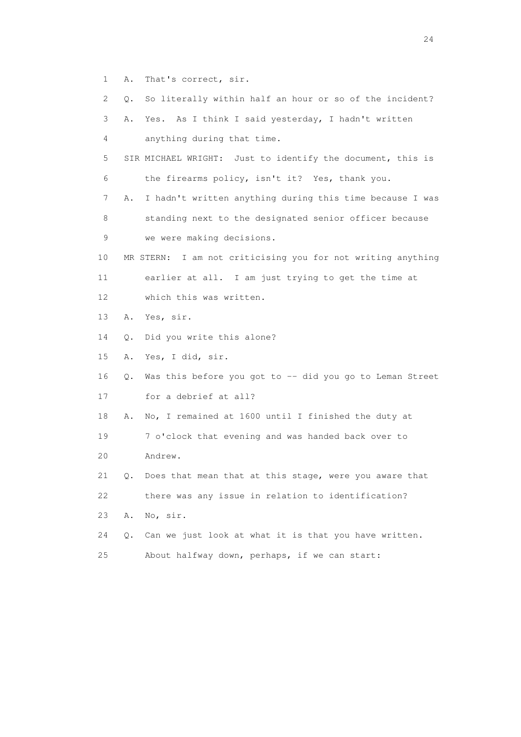1 A. That's correct, sir.

2 Q. So literally within half an hour or so of the incident?

3 A. Yes. As I think I said yesterday, I hadn't written

4 anything during that time.

5 SIR MICHAEL WRIGHT: Just to identify the document, this is

6 the firearms policy, isn't it? Yes, thank you.

7 A. I hadn't written anything during this time because I was

8 standing next to the designated senior officer because

9 we were making decisions.

10 MR STERN: I am not criticising you for not writing anything

11 earlier at all. I am just trying to get the time at

12 which this was written.

13 A. Yes, sir.

14 Q. Did you write this alone?

15 A. Yes, I did, sir.

16 Q. Was this before you got to -- did you go to Leman Street

17 for a debrief at all?

18 A. No, I remained at 1600 until I finished the duty at

19 7 o'clock that evening and was handed back over to

20 Andrew.

21 Q. Does that mean that at this stage, were you aware that

22 there was any issue in relation to identification?

23 A. No, sir.

24 Q. Can we just look at what it is that you have written.

25 About halfway down, perhaps, if we can start: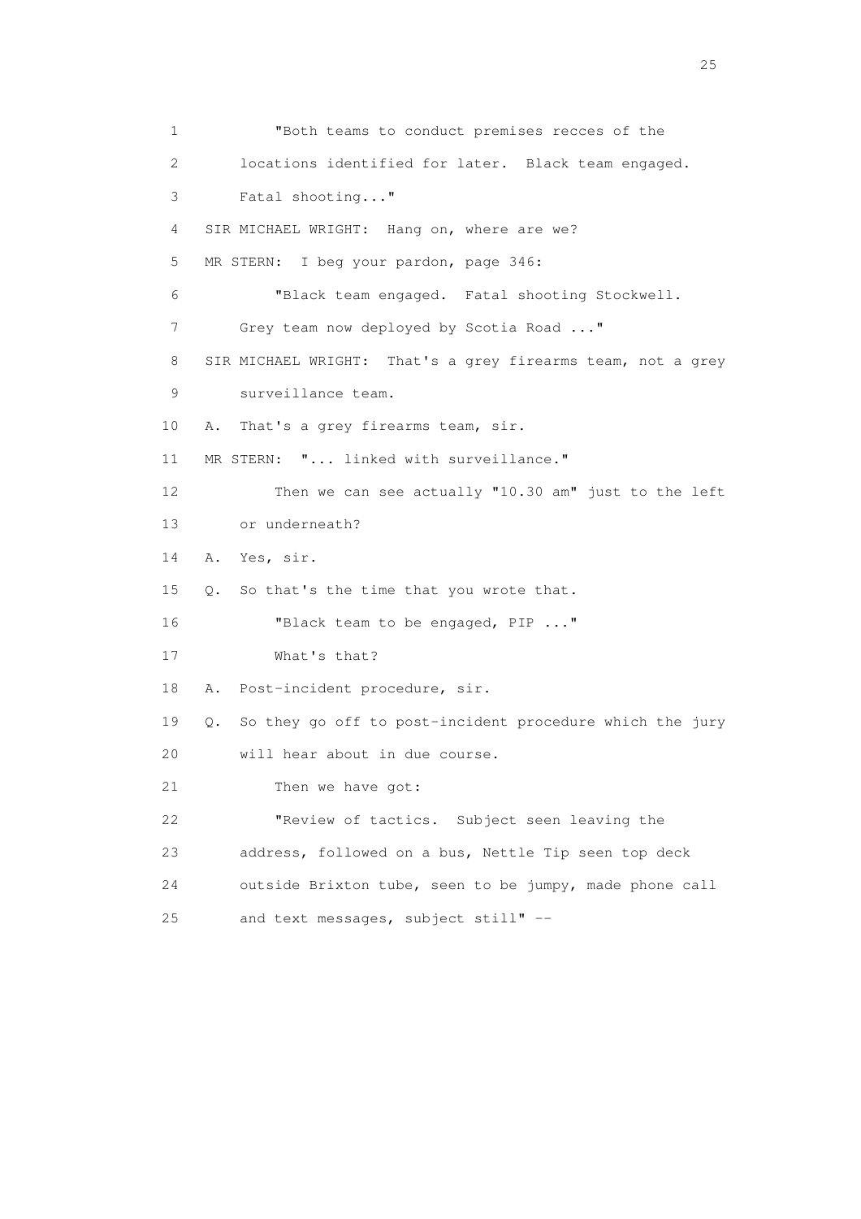1 "Both teams to conduct premises recces of the
2 locations identified for later. Black team engaged.
3 Fatal shooting..."
4 SIR MICHAEL WRIGHT: Hang on, where are we?
5 MR STERN: I beg your pardon, page 346:
6 "Black team engaged. Fatal shooting Stockwell.
7 Grey team now deployed by Scotia Road ..."
8 SIR MICHAEL WRIGHT: That's a grey firearms team, not a grey
9 surveillance team.
10 A. That's a grey firearms team, sir.
11 MR STERN: "... linked with surveillance."
12 Then we can see actually "10.30 am" just to the left
13 or underneath?
14 A. Yes, sir.
15 Q. So that's the time that you wrote that.
16 "Black team to be engaged, PIP ..."
17 What's that?
18 A. Post-incident procedure, sir.
19 Q. So they go off to post-incident procedure which the jury
20 will hear about in due course.
21 Then we have got:
22 "Review of tactics. Subject seen leaving the
23 address, followed on a bus, Nettle Tip seen top deck
24 outside Brixton tube, seen to be jumpy, made phone call
25 and text messages, subject still" --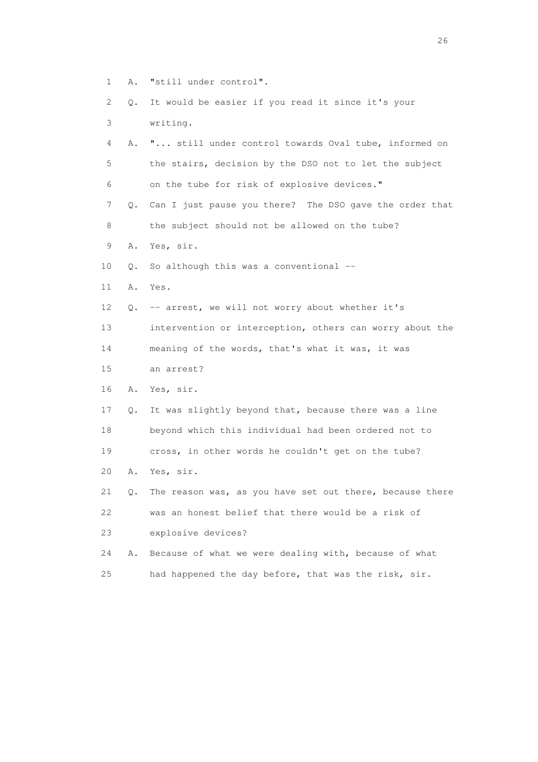1 A. "still under control".

2 Q. It would be easier if you read it since it's your

3 writing.

4 A. "... still under control towards Oval tube, informed on

5 the stairs, decision by the DSO not to let the subject

6 on the tube for risk of explosive devices."

7 Q. Can I just pause you there? The DSO gave the order that

8 the subject should not be allowed on the tube?

9 A. Yes, sir.

10 Q. So although this was a conventional --

11 A. Yes.

12 Q. -- arrest, we will not worry about whether it's

13 intervention or interception, others can worry about the

14 meaning of the words, that's what it was, it was

15 an arrest?

16 A. Yes, sir.

17 Q. It was slightly beyond that, because there was a line

18 beyond which this individual had been ordered not to

19 cross, in other words he couldn't get on the tube?

20 A. Yes, sir.

21 Q. The reason was, as you have set out there, because there

22 was an honest belief that there would be a risk of

23 explosive devices?

24 A. Because of what we were dealing with, because of what

25 had happened the day before, that was the risk, sir.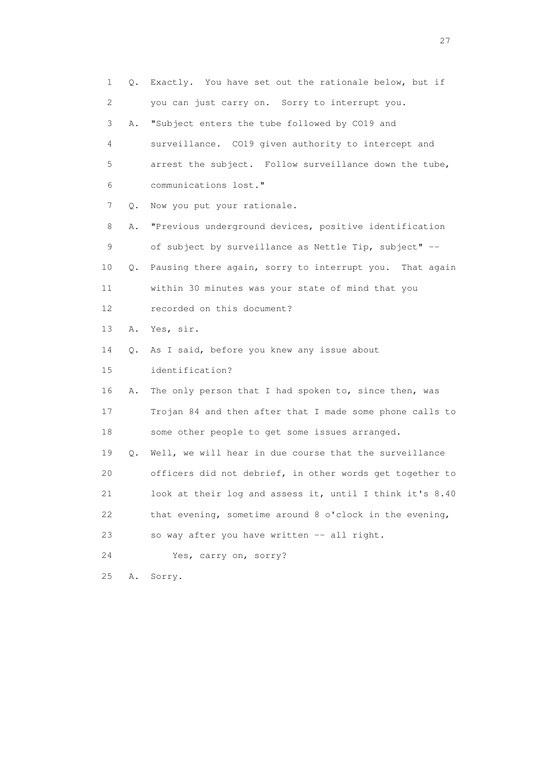1 Q. Exactly. You have set out the rationale below, but if
2 you can just carry on. Sorry to interrupt you.
3 A. "Subject enters the tube followed by CO19 and
4 surveillance. CO19 given authority to intercept and
5 arrest the subject. Follow surveillance down the tube,
6 communications lost."
7 Q. Now you put your rationale.
8 A. "Previous underground devices, positive identification
9 of subject by surveillance as Nettle Tip, subject" --
10 Q. Pausing there again, sorry to interrupt you. That again
11 within 30 minutes was your state of mind that you
12 recorded on this document?
13 A. Yes, sir.
14 Q. As I said, before you knew any issue about
15 identification?
16 A. The only person that I had spoken to, since then, was
17 Trojan 84 and then after that I made some phone calls to
18 some other people to get some issues arranged.
19 Q. Well, we will hear in due course that the surveillance
20 officers did not debrief, in other words get together to
21 look at their log and assess it, until I think it's 8.40
22 that evening, sometime around 8 o'clock in the evening,
23 so way after you have written -- all right.
24 Yes, carry on, sorry?
25 A. Sorry.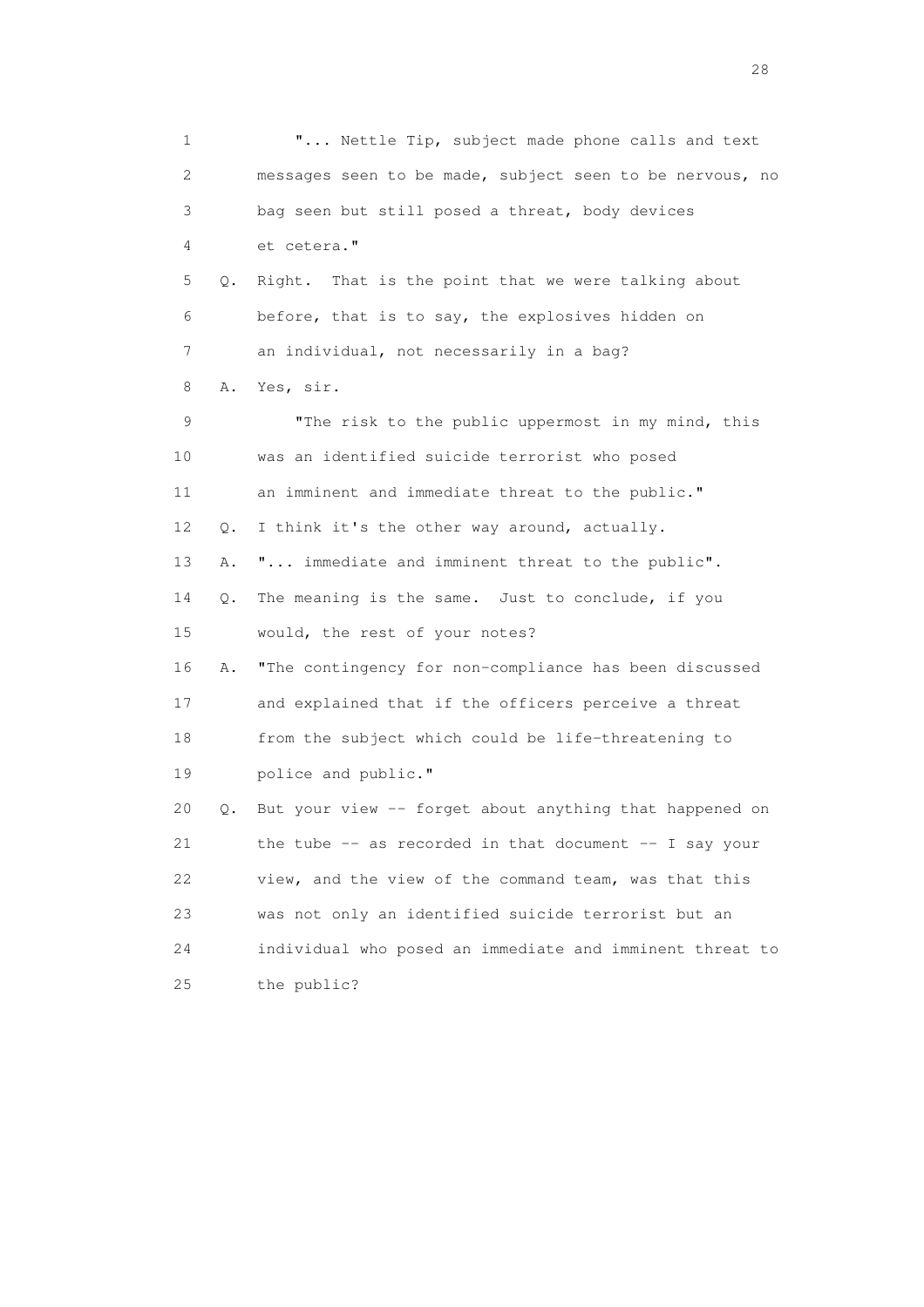1 "... Nettle Tip, subject made phone calls and text
2 messages seen to be made, subject seen to be nervous, no
3 bag seen but still posed a threat, body devices
4 et cetera."

5 Q. Right. That is the point that we were talking about
6 before, that is to say, the explosives hidden on
7 an individual, not necessarily in a bag?

8 A. Yes, sir.

9 "The risk to the public uppermost in my mind, this
10 was an identified suicide terrorist who posed
11 an imminent and immediate threat to the public."

12 Q. I think it's the other way around, actually.

13 A. "... immediate and imminent threat to the public".

14 Q. The meaning is the same. Just to conclude, if you
15 would, the rest of your notes?

16 A. "The contingency for non-compliance has been discussed
17 and explained that if the officers perceive a threat
18 from the subject which could be life-threatening to
19 police and public."

20 Q. But your view -- forget about anything that happened on
21 the tube -- as recorded in that document -- I say your
22 view, and the view of the command team, was that this
23 was not only an identified suicide terrorist but an
24 individual who posed an immediate and imminent threat to
25 the public?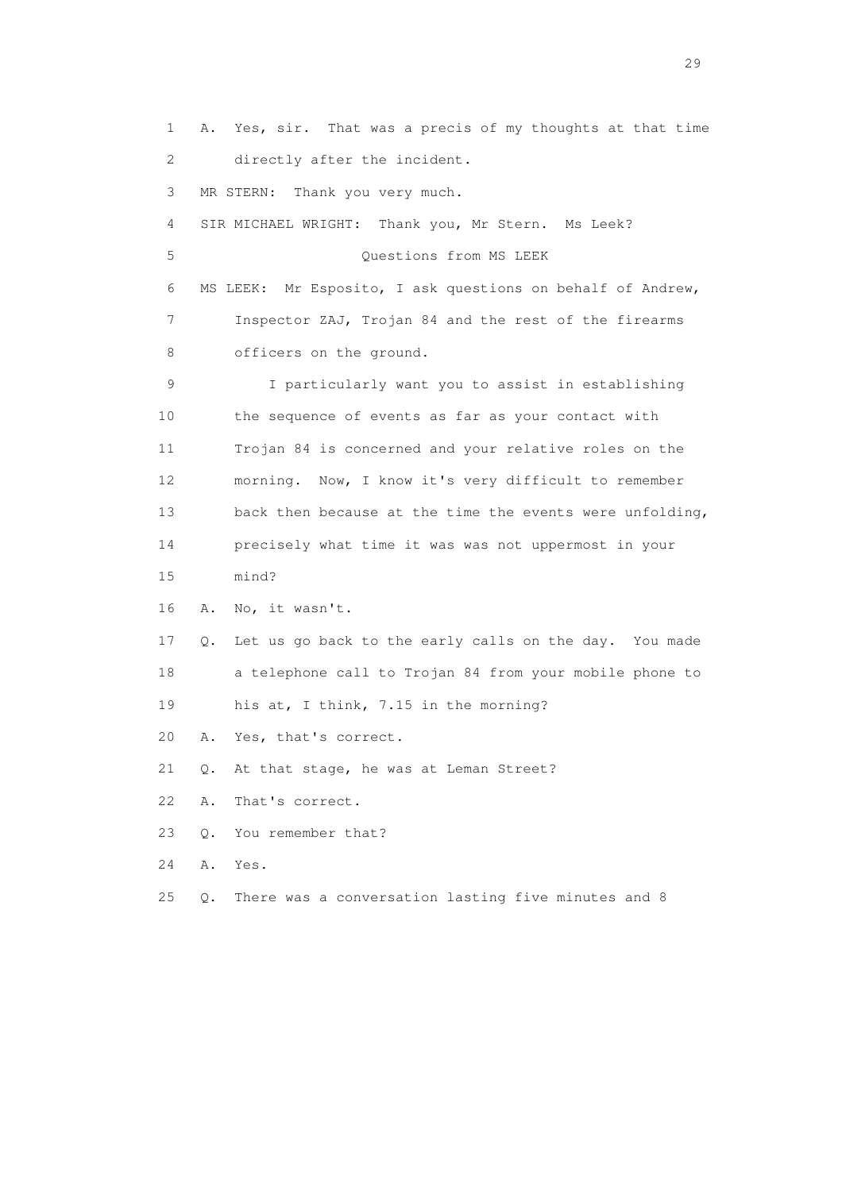1 A. Yes, sir. That was a precis of my thoughts at that time
2 directly after the incident.
3 MR STERN: Thank you very much.
4 SIR MICHAEL WRIGHT: Thank you, Mr Stern. Ms Leek?
5 Questions from MS LEEK
6 MS LEEK: Mr Esposito, I ask questions on behalf of Andrew,
7 Inspector ZAJ, Trojan 84 and the rest of the firearms
8 officers on the ground.
9 I particularly want you to assist in establishing
10 the sequence of events as far as your contact with
11 Trojan 84 is concerned and your relative roles on the
12 morning. Now, I know it's very difficult to remember
13 back then because at the time the events were unfolding,
14 precisely what time it was was not uppermost in your
15 mind?
16 A. No, it wasn't.
17 Q. Let us go back to the early calls on the day. You made
18 a telephone call to Trojan 84 from your mobile phone to
19 his at, I think, 7.15 in the morning?
20 A. Yes, that's correct.
21 Q. At that stage, he was at Leman Street?
22 A. That's correct.
23 Q. You remember that?
24 A. Yes.
25 Q. There was a conversation lasting five minutes and 8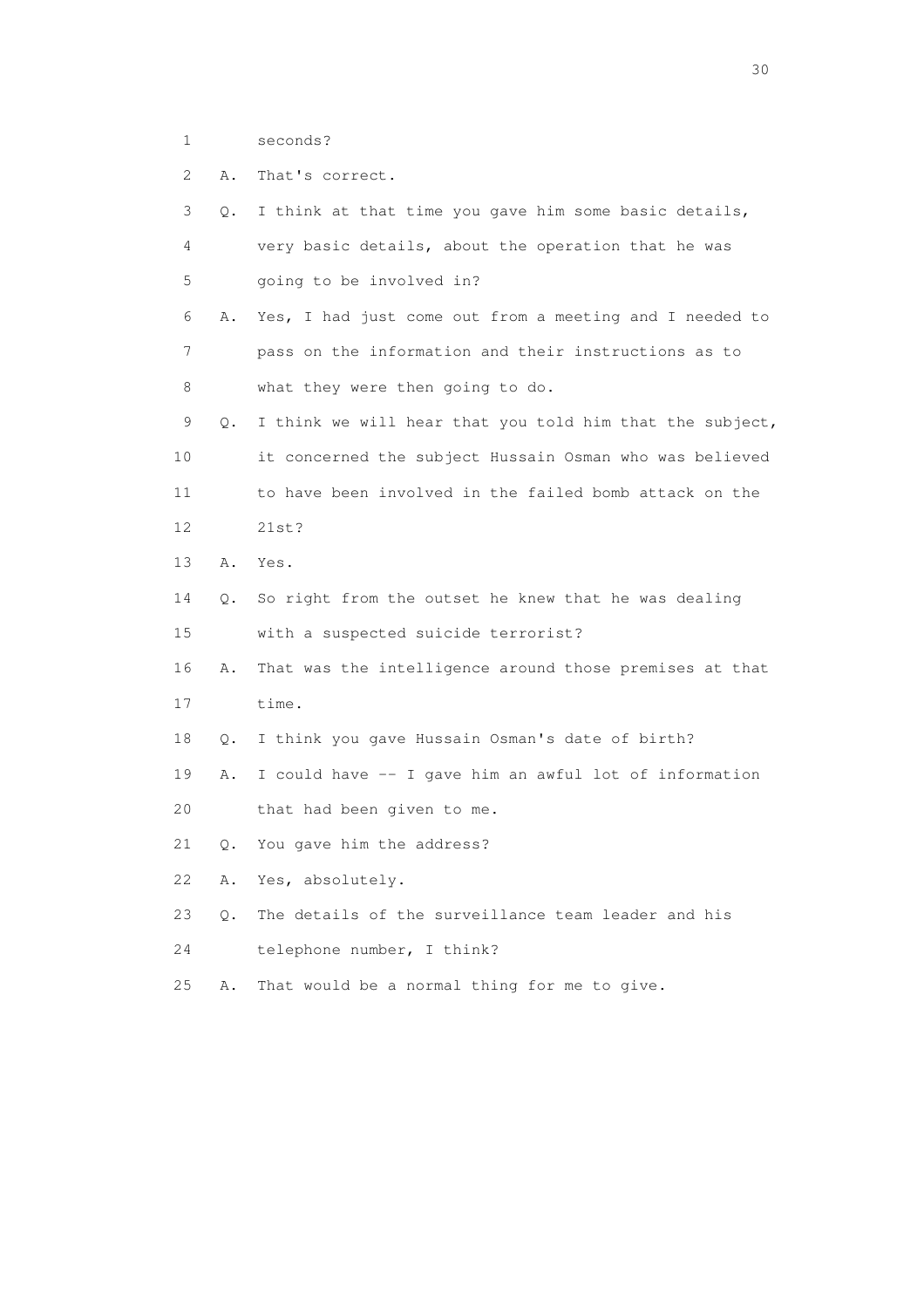1 seconds?

2 A. That's correct.

3 Q. I think at that time you gave him some basic details,

4 very basic details, about the operation that he was

5 going to be involved in?

6 A. Yes, I had just come out from a meeting and I needed to

7 pass on the information and their instructions as to

8 what they were then going to do.

9 Q. I think we will hear that you told him that the subject,

10 it concerned the subject Hussain Osman who was believed

11 to have been involved in the failed bomb attack on the

12 21st?

13 A. Yes.

14 Q. So right from the outset he knew that he was dealing

15 with a suspected suicide terrorist?

16 A. That was the intelligence around those premises at that

17 time.

18 Q. I think you gave Hussain Osman's date of birth?

19 A. I could have -- I gave him an awful lot of information

20 that had been given to me.

21 Q. You gave him the address?

22 A. Yes, absolutely.

23 Q. The details of the surveillance team leader and his

24 telephone number, I think?

25 A. That would be a normal thing for me to give.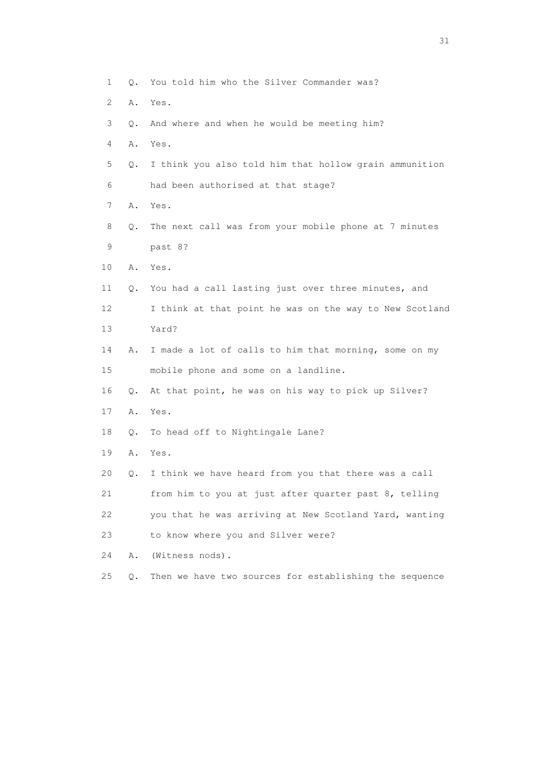1 Q. You told him who the Silver Commander was?

2 A. Yes.

3 Q. And where and when he would be meeting him?

4 A. Yes.

5 Q. I think you also told him that hollow grain ammunition

6 had been authorised at that stage?

7 A. Yes.

8 Q. The next call was from your mobile phone at 7 minutes

9 past 8?

10 A. Yes.

11 Q. You had a call lasting just over three minutes, and

12 I think at that point he was on the way to New Scotland

13 Yard?

14 A. I made a lot of calls to him that morning, some on my

15 mobile phone and some on a landline.

16 Q. At that point, he was on his way to pick up Silver?

17 A. Yes.

18 Q. To head off to Nightingale Lane?

19 A. Yes.

20 Q. I think we have heard from you that there was a call

21 from him to you at just after quarter past 8, telling

22 you that he was arriving at New Scotland Yard, wanting

23 to know where you and Silver were?

24 A. (Witness nods).

25 Q. Then we have two sources for establishing the sequence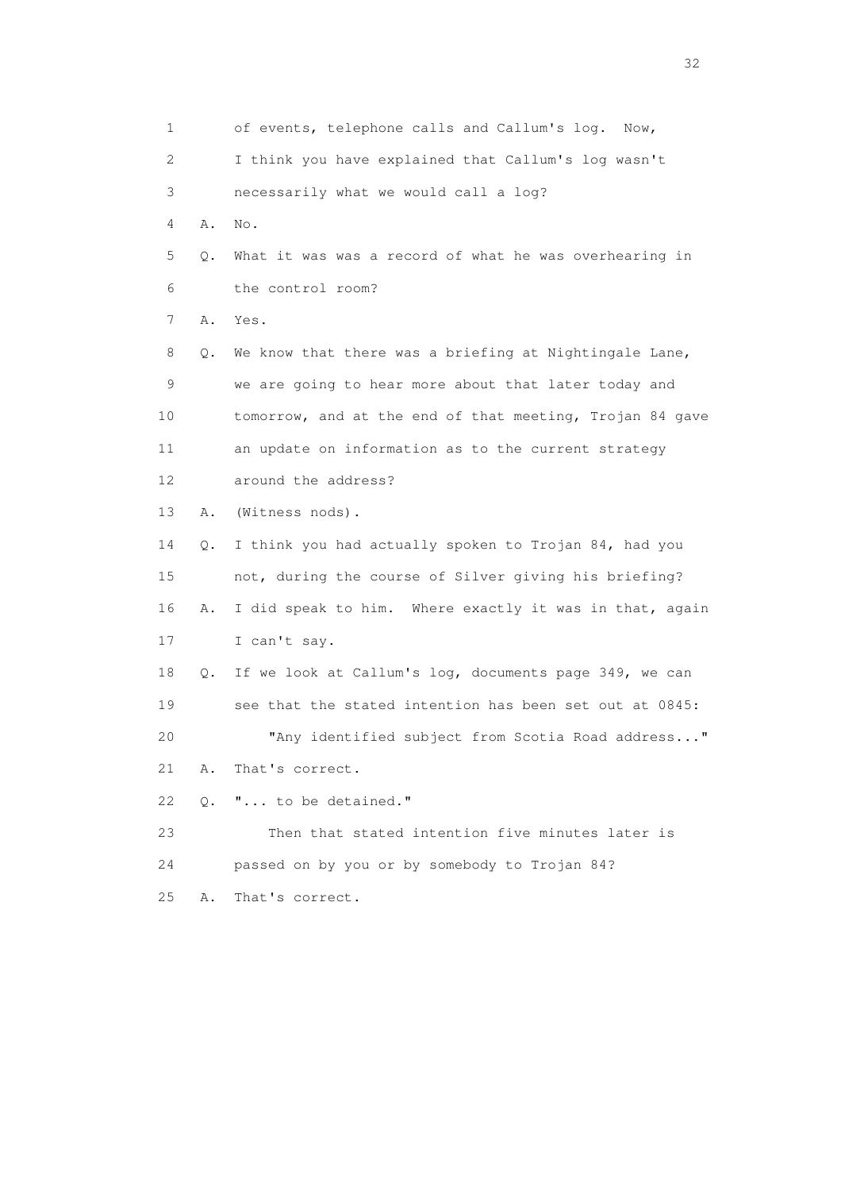1 of events, telephone calls and Callum's log. Now,

2 I think you have explained that Callum's log wasn't

3 necessarily what we would call a log?

4 A. No.

5 Q. What it was was a record of what he was overhearing in

6 the control room?

7 A. Yes.

8 Q. We know that there was a briefing at Nightingale Lane,

9 we are going to hear more about that later today and

10 tomorrow, and at the end of that meeting, Trojan 84 gave

11 an update on information as to the current strategy

12 around the address?

13 A. (Witness nods).

14 Q. I think you had actually spoken to Trojan 84, had you

15 not, during the course of Silver giving his briefing?

16 A. I did speak to him. Where exactly it was in that, again

17 I can't say.

18 Q. If we look at Callum's log, documents page 349, we can

19 see that the stated intention has been set out at 0845:

20 "Any identified subject from Scotia Road address..."

21 A. That's correct.

22 Q. "... to be detained."

23 Then that stated intention five minutes later is

24 passed on by you or by somebody to Trojan 84?

25 A. That's correct.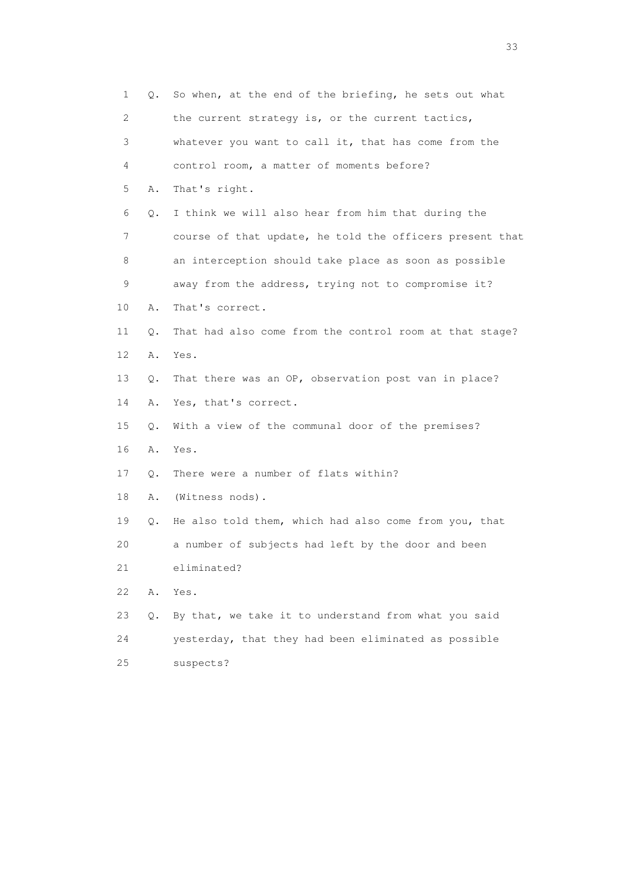1 Q. So when, at the end of the briefing, he sets out what
2 the current strategy is, or the current tactics,
3 whatever you want to call it, that has come from the
4 control room, a matter of moments before?
5 A. That's right.
6 Q. I think we will also hear from him that during the
7 course of that update, he told the officers present that
8 an interception should take place as soon as possible
9 away from the address, trying not to compromise it?
10 A. That's correct.
11 Q. That had also come from the control room at that stage?
12 A. Yes.
13 Q. That there was an OP, observation post van in place?
14 A. Yes, that's correct.
15 Q. With a view of the communal door of the premises?
16 A. Yes.
17 Q. There were a number of flats within?
18 A. (Witness nods).
19 Q. He also told them, which had also come from you, that
20 a number of subjects had left by the door and been
21 eliminated?
22 A. Yes.
23 Q. By that, we take it to understand from what you said
24 yesterday, that they had been eliminated as possible
25 suspects?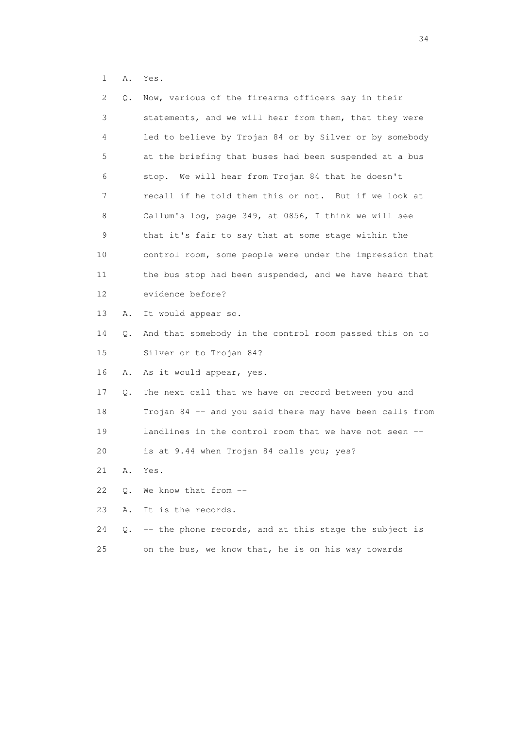1 A. Yes.

2 Q. Now, various of the firearms officers say in their
3 statements, and we will hear from them, that they were
4 led to believe by Trojan 84 or by Silver or by somebody
5 at the briefing that buses had been suspended at a bus
6 stop. We will hear from Trojan 84 that he doesn't
7 recall if he told them this or not. But if we look at
8 Callum's log, page 349, at 0856, I think we will see
9 that it's fair to say that at some stage within the
10 control room, some people were under the impression that
11 the bus stop had been suspended, and we have heard that
12 evidence before?

13 A. It would appear so.

14 Q. And that somebody in the control room passed this on to
15 Silver or to Trojan 84?

16 A. As it would appear, yes.

17 Q. The next call that we have on record between you and
18 Trojan 84 -- and you said there may have been calls from
19 landlines in the control room that we have not seen --
20 is at 9.44 when Trojan 84 calls you; yes?

21 A. Yes.

22 Q. We know that from --

23 A. It is the records.

24 Q. -- the phone records, and at this stage the subject is
25 on the bus, we know that, he is on his way towards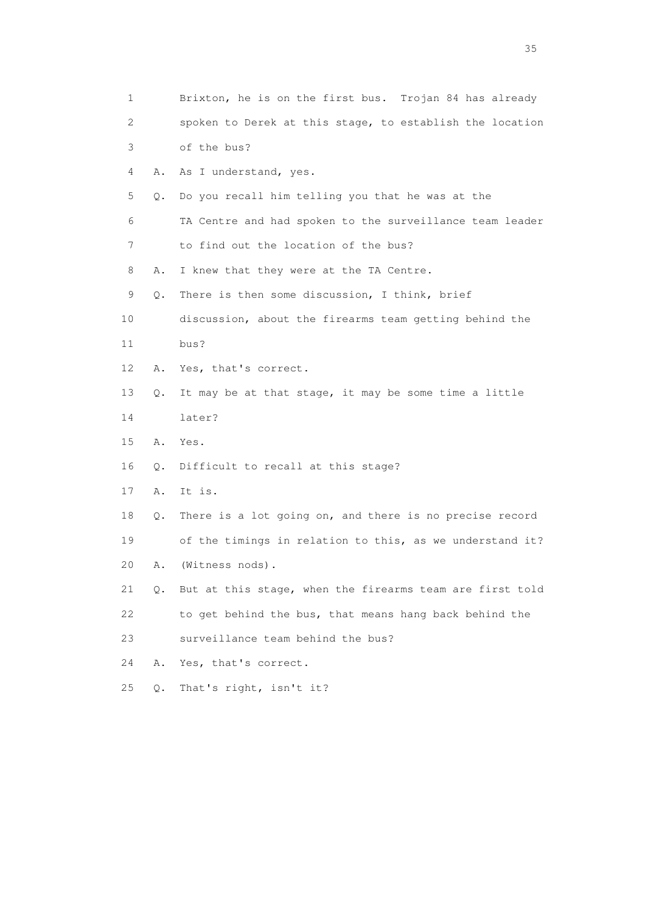1 Brixton, he is on the first bus. Trojan 84 has already
2 spoken to Derek at this stage, to establish the location
3 of the bus?

4 A. As I understand, yes.

5 Q. Do you recall him telling you that he was at the
6 TA Centre and had spoken to the surveillance team leader
7 to find out the location of the bus?

8 A. I knew that they were at the TA Centre.

9 Q. There is then some discussion, I think, brief
10 discussion, about the firearms team getting behind the
11 bus?

12 A. Yes, that's correct.

13 Q. It may be at that stage, it may be some time a little
14 later?

15 A. Yes.

16 Q. Difficult to recall at this stage?

17 A. It is.

18 Q. There is a lot going on, and there is no precise record
19 of the timings in relation to this, as we understand it?

20 A. (Witness nods).

21 Q. But at this stage, when the firearms team are first told
22 to get behind the bus, that means hang back behind the
23 surveillance team behind the bus?

24 A. Yes, that's correct.

25 Q. That's right, isn't it?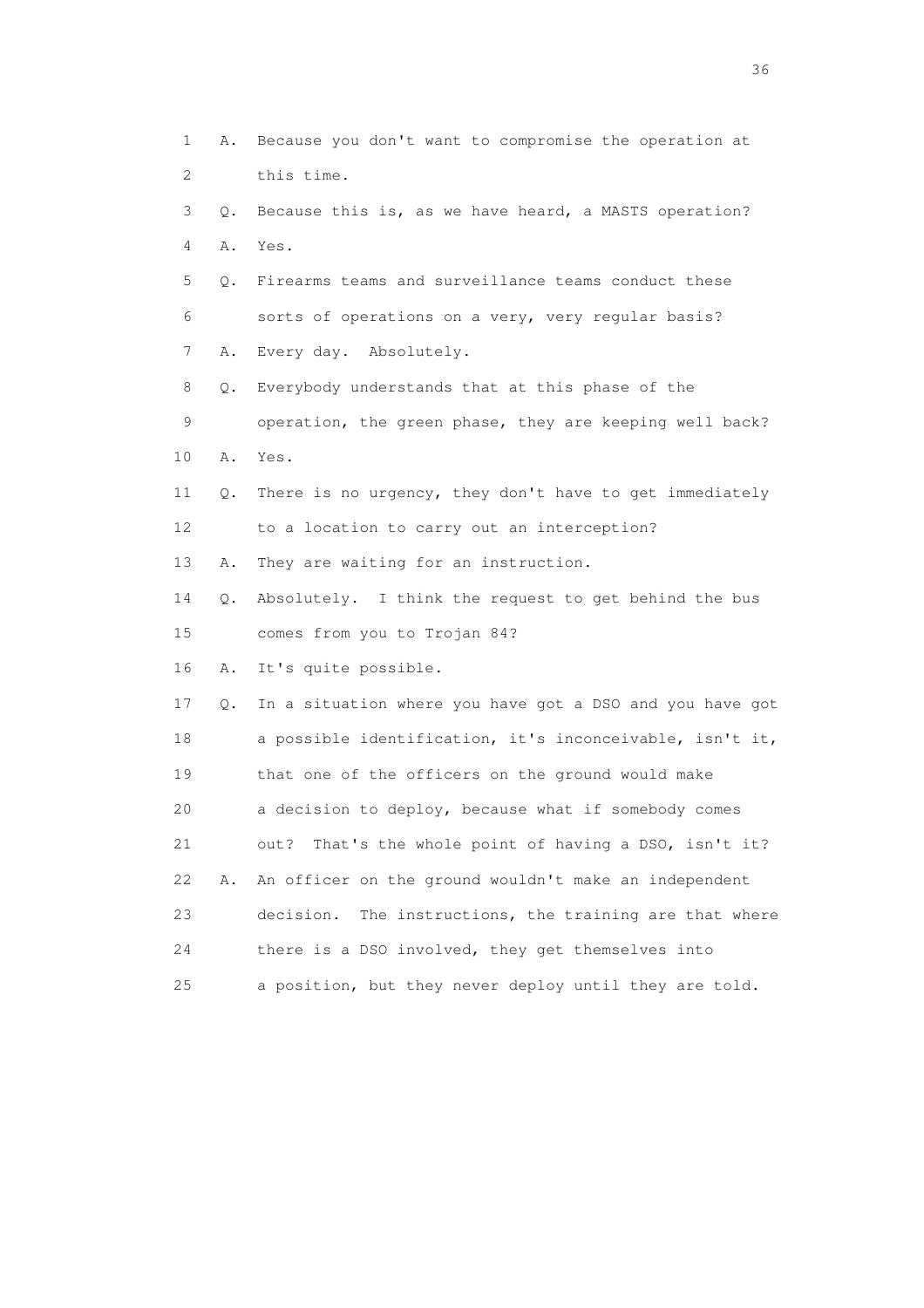1 A. Because you don't want to compromise the operation at
2 this time.
3 Q. Because this is, as we have heard, a MASTS operation?
4 A. Yes.
5 Q. Firearms teams and surveillance teams conduct these
6 sorts of operations on a very, very regular basis?
7 A. Every day. Absolutely.
8 Q. Everybody understands that at this phase of the
9 operation, the green phase, they are keeping well back?
10 A. Yes.
11 Q. There is no urgency, they don't have to get immediately
12 to a location to carry out an interception?
13 A. They are waiting for an instruction.
14 Q. Absolutely. I think the request to get behind the bus
15 comes from you to Trojan 84?
16 A. It's quite possible.
17 Q. In a situation where you have got a DSO and you have got
18 a possible identification, it's inconceivable, isn't it,
19 that one of the officers on the ground would make
20 a decision to deploy, because what if somebody comes
21 out? That's the whole point of having a DSO, isn't it?
22 A. An officer on the ground wouldn't make an independent
23 decision. The instructions, the training are that where
24 there is a DSO involved, they get themselves into
25 a position, but they never deploy until they are told.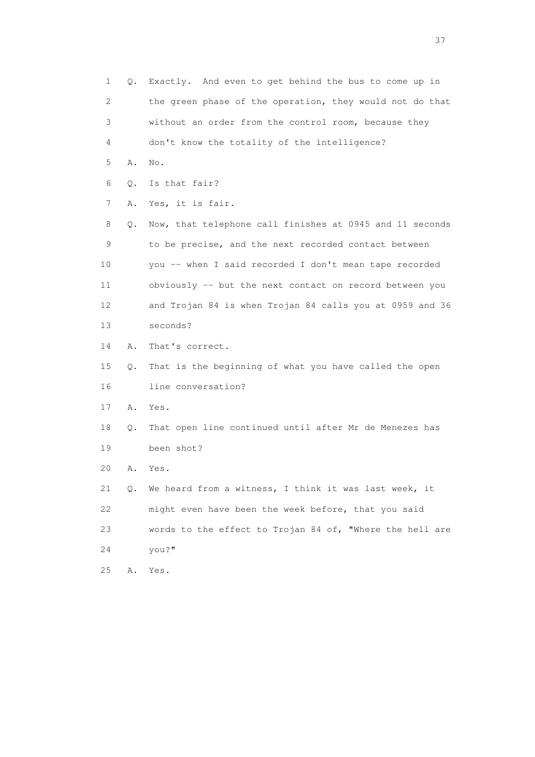1 Q. Exactly. And even to get behind the bus to come up in
2 the green phase of the operation, they would not do that
3 without an order from the control room, because they
4 don't know the totality of the intelligence?
5 A. No.
6 Q. Is that fair?
7 A. Yes, it is fair.
8 Q. Now, that telephone call finishes at 0945 and 11 seconds
9 to be precise, and the next recorded contact between
10 you -- when I said recorded I don't mean tape recorded
11 obviously -- but the next contact on record between you
12 and Trojan 84 is when Trojan 84 calls you at 0959 and 36
13 seconds?
14 A. That's correct.
15 Q. That is the beginning of what you have called the open
16 line conversation?
17 A. Yes.
18 Q. That open line continued until after Mr de Menezes has
19 been shot?
20 A. Yes.
21 Q. We heard from a witness, I think it was last week, it
22 might even have been the week before, that you said
23 words to the effect to Trojan 84 of, "Where the hell are
24 you?"
25 A. Yes.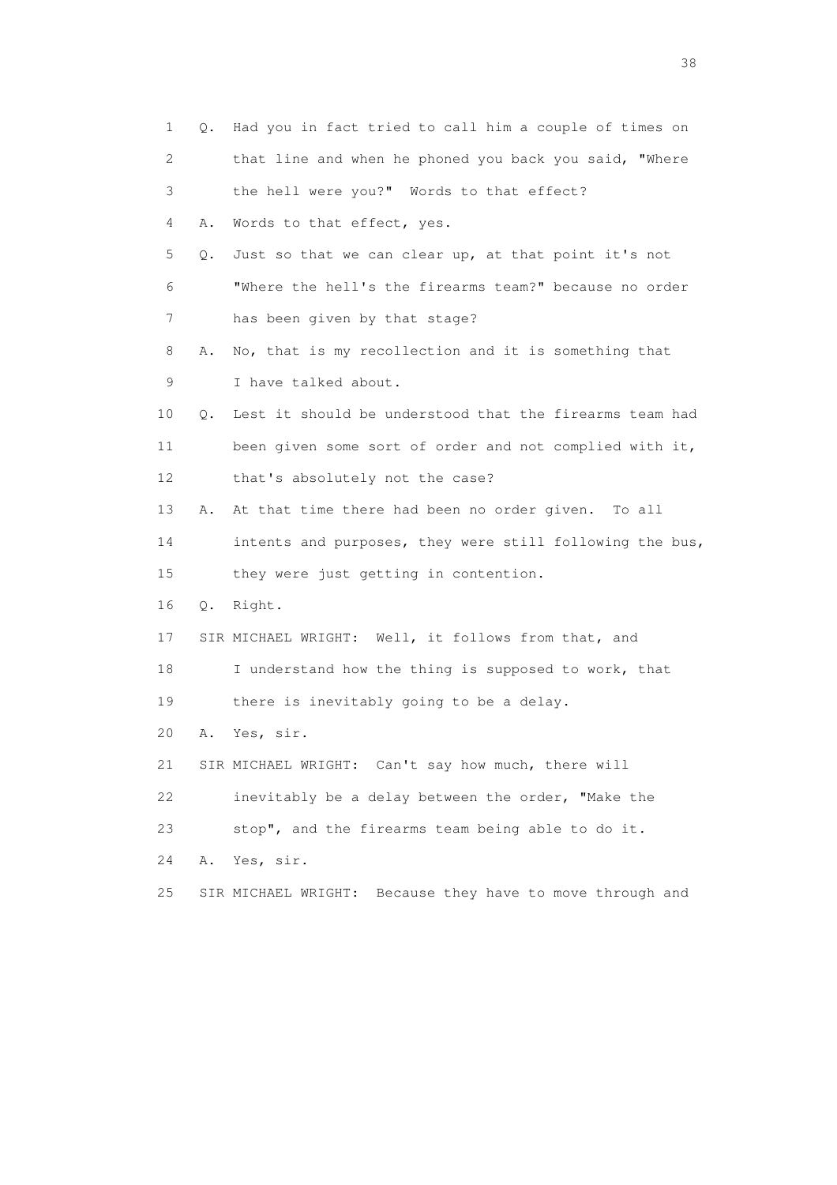1 Q. Had you in fact tried to call him a couple of times on
2 that line and when he phoned you back you said, "Where
3 the hell were you?" Words to that effect?
4 A. Words to that effect, yes.
5 Q. Just so that we can clear up, at that point it's not
6 "Where the hell's the firearms team?" because no order
7 has been given by that stage?
8 A. No, that is my recollection and it is something that
9 I have talked about.
10 Q. Lest it should be understood that the firearms team had
11 been given some sort of order and not complied with it,
12 that's absolutely not the case?
13 A. At that time there had been no order given. To all
14 intents and purposes, they were still following the bus,
15 they were just getting in contention.
16 Q. Right.
17 SIR MICHAEL WRIGHT: Well, it follows from that, and
18 I understand how the thing is supposed to work, that
19 there is inevitably going to be a delay.
20 A. Yes, sir.
21 SIR MICHAEL WRIGHT: Can't say how much, there will
22 inevitably be a delay between the order, "Make the
23 stop", and the firearms team being able to do it.
24 A. Yes, sir.
25 SIR MICHAEL WRIGHT: Because they have to move through and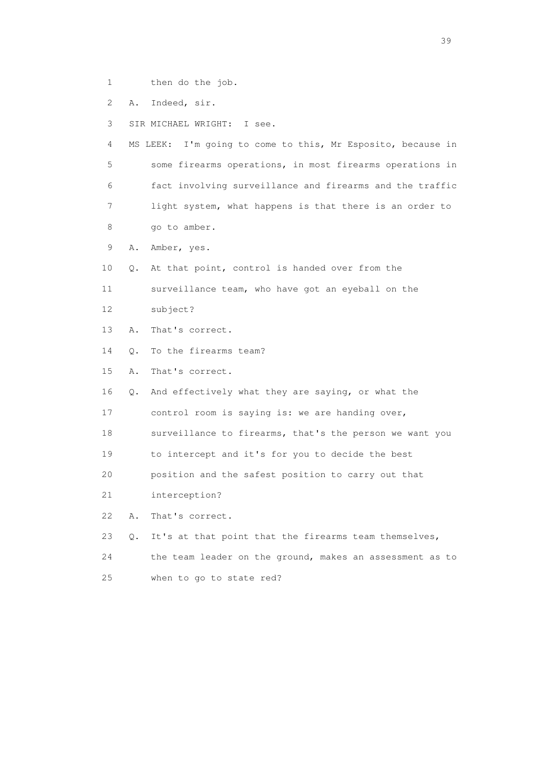1 then do the job.

2 A. Indeed, sir.

3 SIR MICHAEL WRIGHT: I see.

4 MS LEEK: I'm going to come to this, Mr Esposito, because in

5 some firearms operations, in most firearms operations in

6 fact involving surveillance and firearms and the traffic

7 light system, what happens is that there is an order to

8 go to amber.

9 A. Amber, yes.

10 Q. At that point, control is handed over from the

11 surveillance team, who have got an eyeball on the

12 subject?

13 A. That's correct.

14 Q. To the firearms team?

15 A. That's correct.

16 Q. And effectively what they are saying, or what the

17 control room is saying is: we are handing over,

18 surveillance to firearms, that's the person we want you

19 to intercept and it's for you to decide the best

20 position and the safest position to carry out that

21 interception?

22 A. That's correct.

23 Q. It's at that point that the firearms team themselves,

24 the team leader on the ground, makes an assessment as to

25 when to go to state red?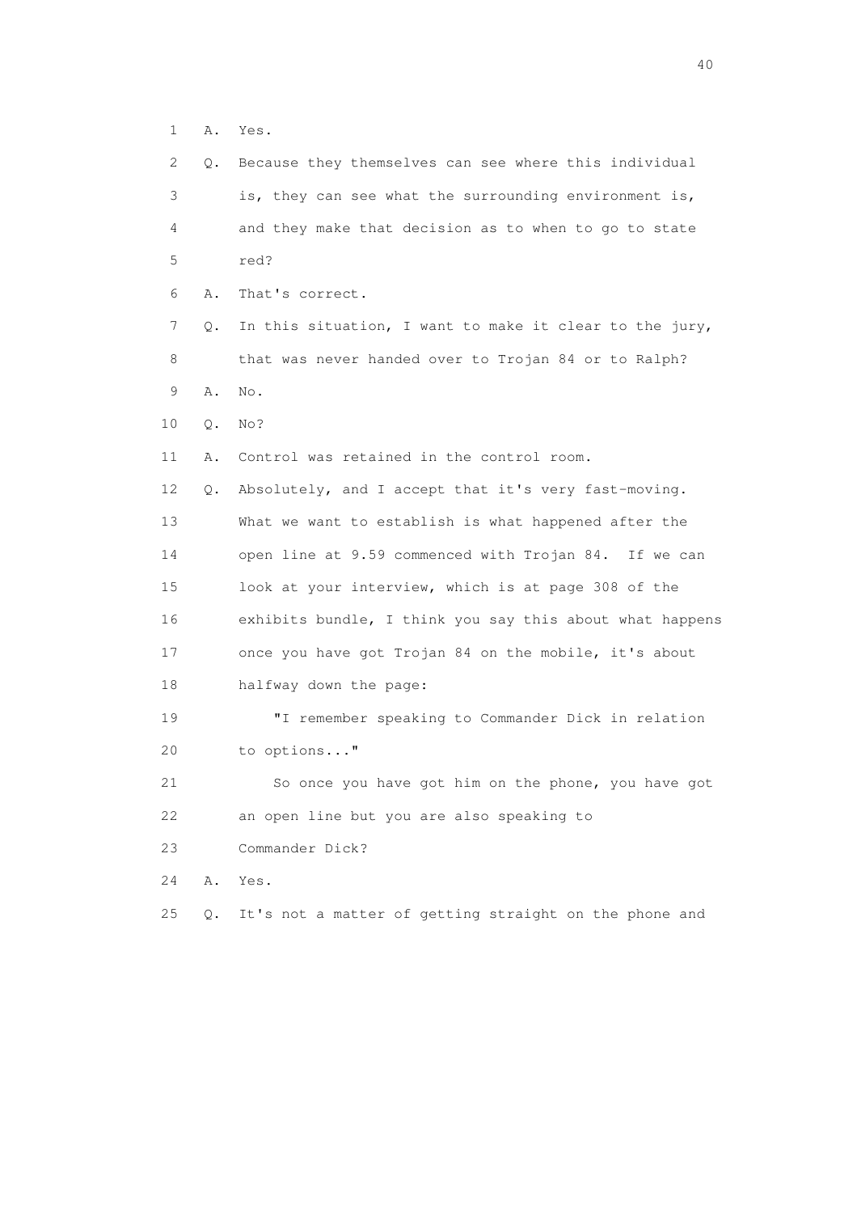1 A. Yes.

2 Q. Because they themselves can see where this individual

3 is, they can see what the surrounding environment is,

4 and they make that decision as to when to go to state

5 red?

6 A. That's correct.

7 Q. In this situation, I want to make it clear to the jury,

8 that was never handed over to Trojan 84 or to Ralph?

9 A. No.

10 Q. No?

11 A. Control was retained in the control room.

12 Q. Absolutely, and I accept that it's very fast-moving.

13 What we want to establish is what happened after the

14 open line at 9.59 commenced with Trojan 84. If we can

15 look at your interview, which is at page 308 of the

16 exhibits bundle, I think you say this about what happens

17 once you have got Trojan 84 on the mobile, it's about

18 halfway down the page:

19 "I remember speaking to Commander Dick in relation

20 to options..."

21 So once you have got him on the phone, you have got

22 an open line but you are also speaking to

23 Commander Dick?

24 A. Yes.

25 Q. It's not a matter of getting straight on the phone and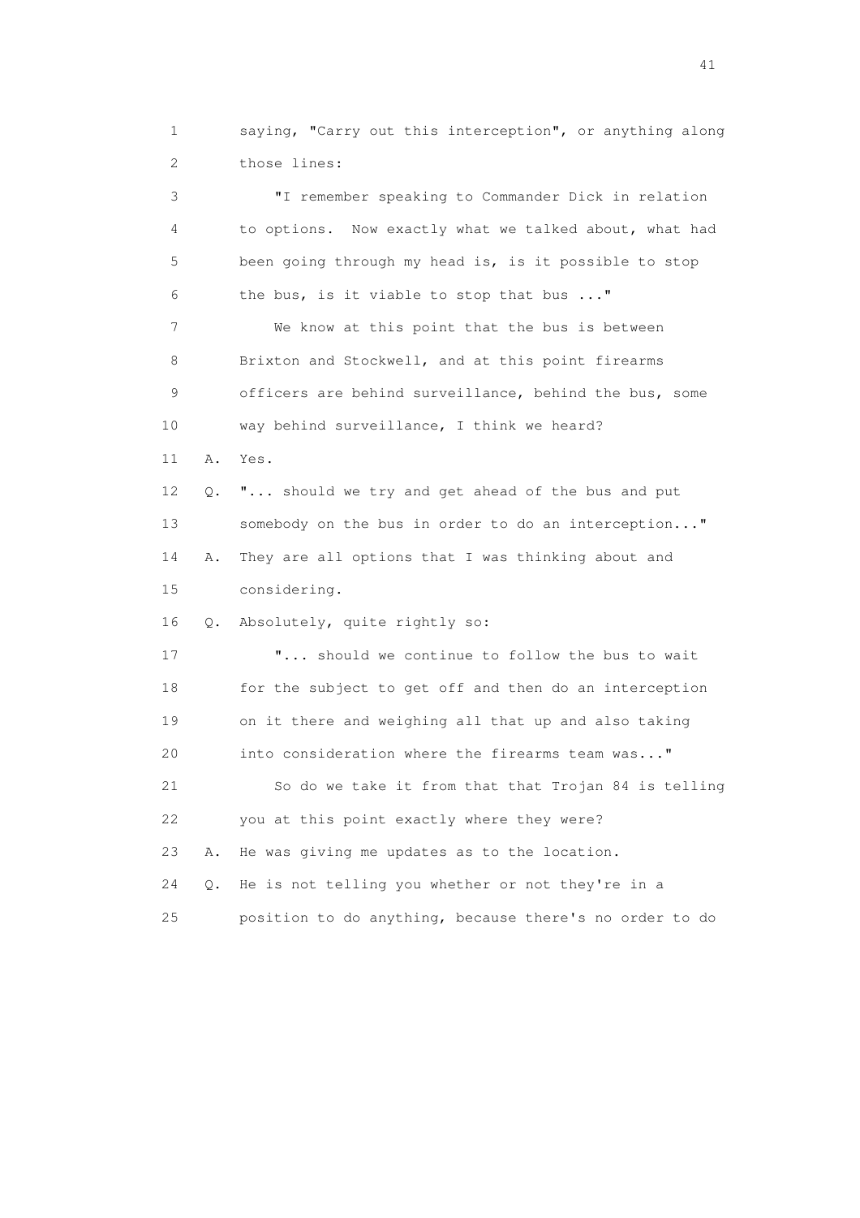1 saying, "Carry out this interception", or anything along
2 those lines:

3 "I remember speaking to Commander Dick in relation
4 to options. Now exactly what we talked about, what had
5 been going through my head is, is it possible to stop
6 the bus, is it viable to stop that bus ..."

7 We know at this point that the bus is between
8 Brixton and Stockwell, and at this point firearms
9 officers are behind surveillance, behind the bus, some
10 way behind surveillance, I think we heard?

11 A. Yes.

12 Q. "... should we try and get ahead of the bus and put
13 somebody on the bus in order to do an interception..."

14 A. They are all options that I was thinking about and
15 considering.

16 Q. Absolutely, quite rightly so:

17 "... should we continue to follow the bus to wait
18 for the subject to get off and then do an interception
19 on it there and weighing all that up and also taking
20 into consideration where the firearms team was..."

21 So do we take it from that that Trojan 84 is telling
22 you at this point exactly where they were?

23 A. He was giving me updates as to the location.

24 Q. He is not telling you whether or not they're in a
25 position to do anything, because there's no order to do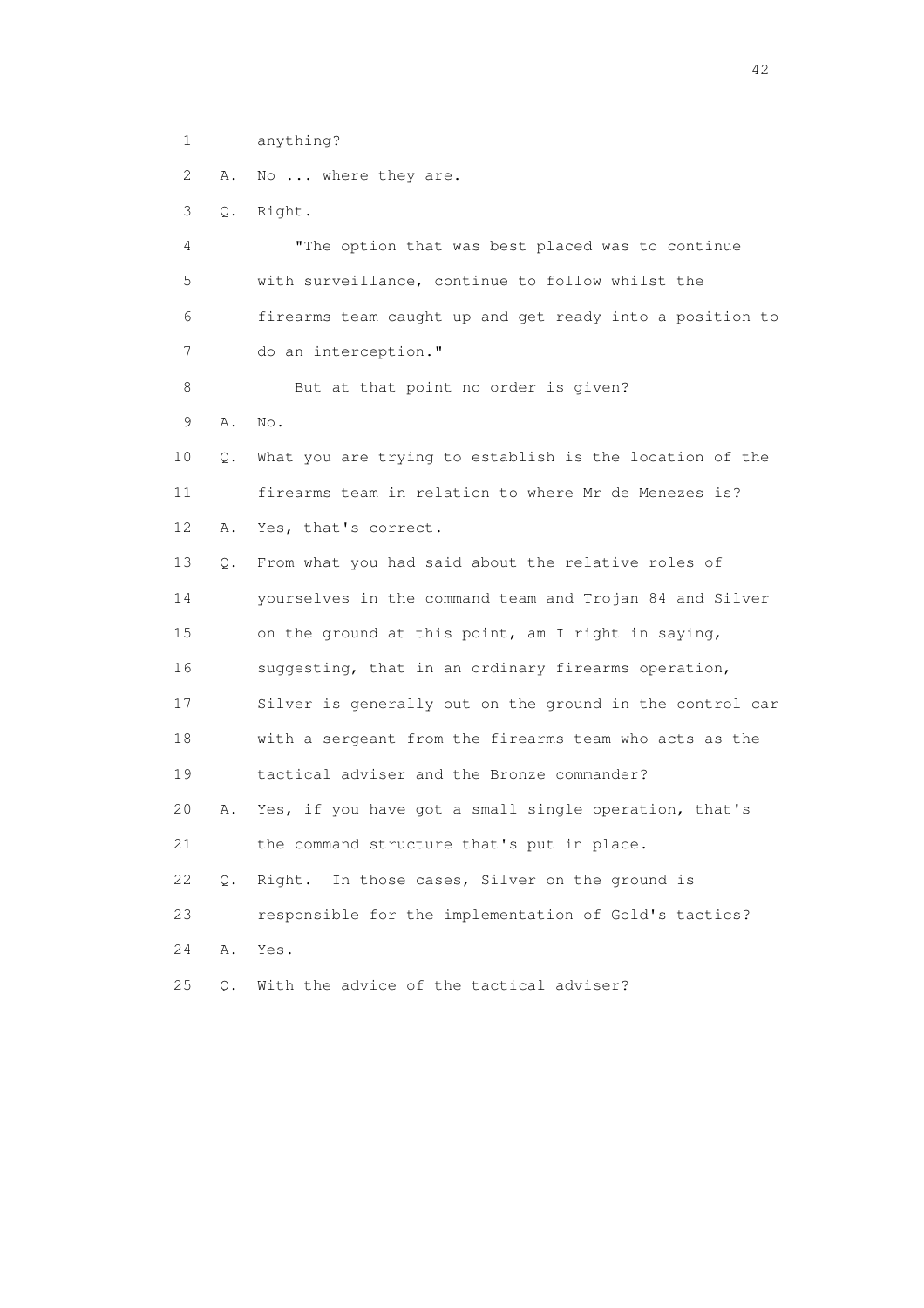1 anything?

2 A. No ... where they are.

3 Q. Right.

4 "The option that was best placed was to continue

5 with surveillance, continue to follow whilst the

6 firearms team caught up and get ready into a position to

7 do an interception."

8 But at that point no order is given?

9 A. No.

10 Q. What you are trying to establish is the location of the

11 firearms team in relation to where Mr de Menezes is?

12 A. Yes, that's correct.

13 Q. From what you had said about the relative roles of

14 yourselves in the command team and Trojan 84 and Silver

15 on the ground at this point, am I right in saying,

16 suggesting, that in an ordinary firearms operation,

17 Silver is generally out on the ground in the control car

18 with a sergeant from the firearms team who acts as the

19 tactical adviser and the Bronze commander?

20 A. Yes, if you have got a small single operation, that's

21 the command structure that's put in place.

22 Q. Right. In those cases, Silver on the ground is

23 responsible for the implementation of Gold's tactics?

24 A. Yes.

25 Q. With the advice of the tactical adviser?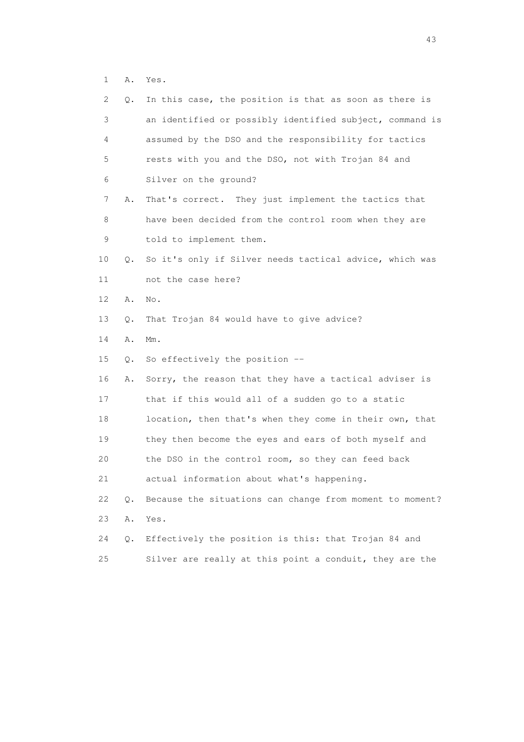1 A. Yes.

2 Q. In this case, the position is that as soon as there is
3 an identified or possibly identified subject, command is
4 assumed by the DSO and the responsibility for tactics
5 rests with you and the DSO, not with Trojan 84 and
6 Silver on the ground?

7 A. That's correct. They just implement the tactics that
8 have been decided from the control room when they are
9 told to implement them.

10 Q. So it's only if Silver needs tactical advice, which was
11 not the case here?

12 A. No.

13 Q. That Trojan 84 would have to give advice?

14 A. Mm.

15 Q. So effectively the position --

16 A. Sorry, the reason that they have a tactical adviser is
17 that if this would all of a sudden go to a static
18 location, then that's when they come in their own, that
19 they then become the eyes and ears of both myself and
20 the DSO in the control room, so they can feed back
21 actual information about what's happening.

22 Q. Because the situations can change from moment to moment?

23 A. Yes.

24 Q. Effectively the position is this: that Trojan 84 and
25 Silver are really at this point a conduit, they are the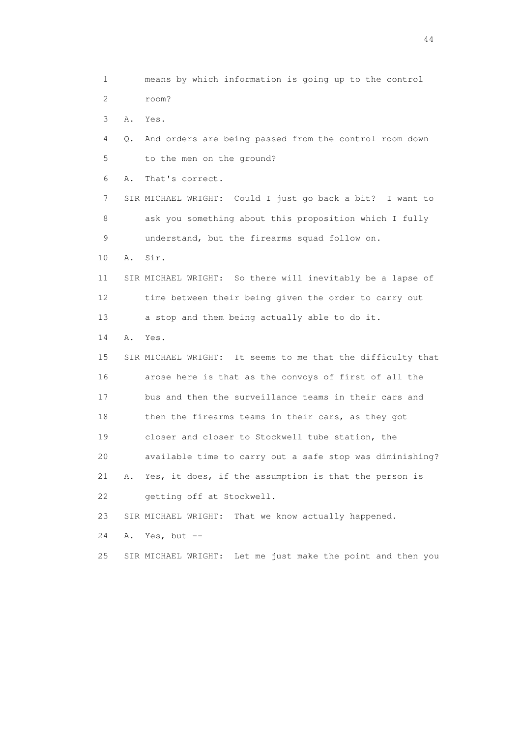1 means by which information is going up to the control
2 room?
3 A. Yes.
4 Q. And orders are being passed from the control room down
5 to the men on the ground?
6 A. That's correct.
7 SIR MICHAEL WRIGHT: Could I just go back a bit? I want to
8 ask you something about this proposition which I fully
9 understand, but the firearms squad follow on.
10 A. Sir.
11 SIR MICHAEL WRIGHT: So there will inevitably be a lapse of
12 time between their being given the order to carry out
13 a stop and them being actually able to do it.
14 A. Yes.
15 SIR MICHAEL WRIGHT: It seems to me that the difficulty that
16 arose here is that as the convoys of first of all the
17 bus and then the surveillance teams in their cars and
18 then the firearms teams in their cars, as they got
19 closer and closer to Stockwell tube station, the
20 available time to carry out a safe stop was diminishing?
21 A. Yes, it does, if the assumption is that the person is
22 getting off at Stockwell.
23 SIR MICHAEL WRIGHT: That we know actually happened.
24 A. Yes, but --
25 SIR MICHAEL WRIGHT: Let me just make the point and then you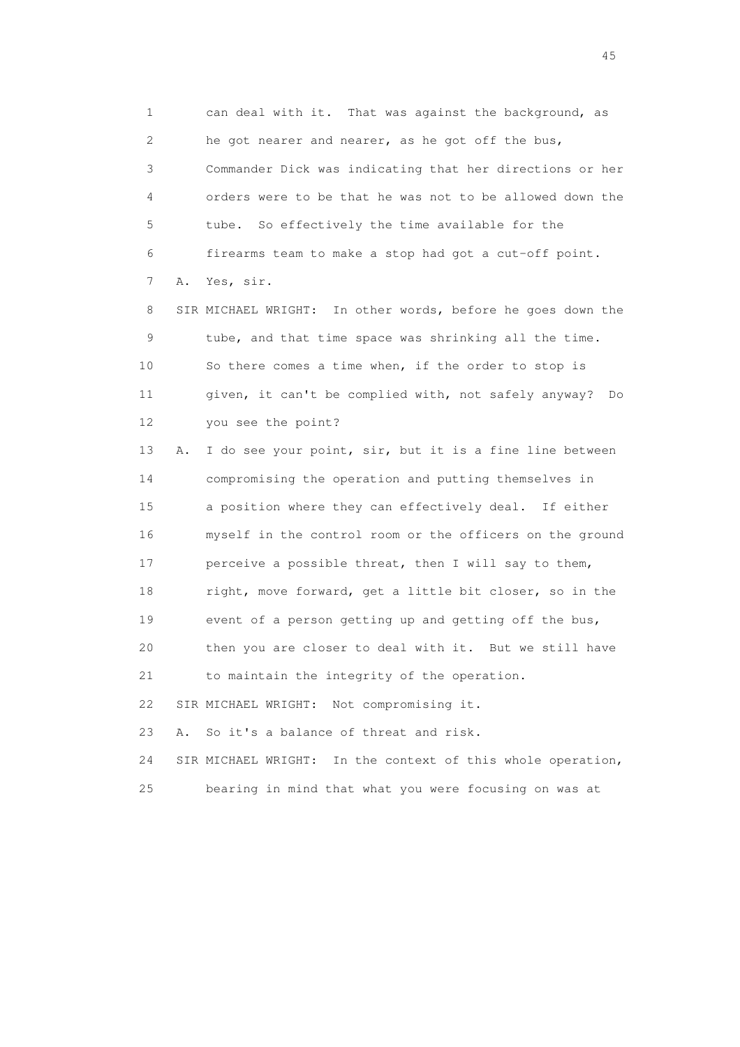1 can deal with it. That was against the background, as
2 he got nearer and nearer, as he got off the bus,
3 Commander Dick was indicating that her directions or her
4 orders were to be that he was not to be allowed down the
5 tube. So effectively the time available for the
6 firearms team to make a stop had got a cut-off point.
7 A. Yes, sir.
8 SIR MICHAEL WRIGHT: In other words, before he goes down the
9 tube, and that time space was shrinking all the time.
10 So there comes a time when, if the order to stop is
11 given, it can't be complied with, not safely anyway? Do
12 you see the point?
13 A. I do see your point, sir, but it is a fine line between
14 compromising the operation and putting themselves in
15 a position where they can effectively deal. If either
16 myself in the control room or the officers on the ground
17 perceive a possible threat, then I will say to them,
18 right, move forward, get a little bit closer, so in the
19 event of a person getting up and getting off the bus,
20 then you are closer to deal with it. But we still have
21 to maintain the integrity of the operation.
22 SIR MICHAEL WRIGHT: Not compromising it.
23 A. So it's a balance of threat and risk.
24 SIR MICHAEL WRIGHT: In the context of this whole operation,
25 bearing in mind that what you were focusing on was at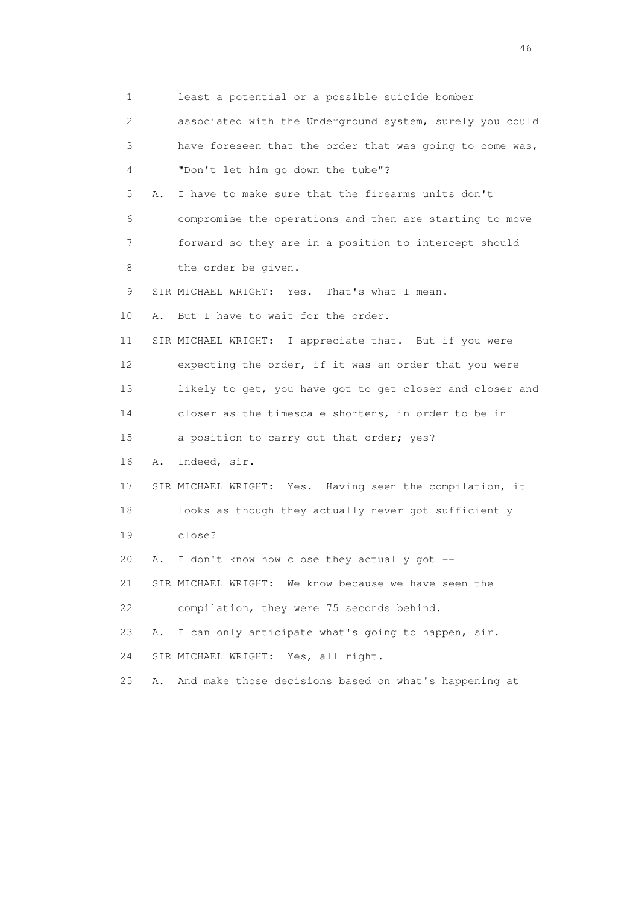1 least a potential or a possible suicide bomber

2 associated with the Underground system, surely you could

3 have foreseen that the order that was going to come was,

4 "Don't let him go down the tube"?

5 A. I have to make sure that the firearms units don't

6 compromise the operations and then are starting to move

7 forward so they are in a position to intercept should

8 the order be given.

9 SIR MICHAEL WRIGHT: Yes. That's what I mean.

10 A. But I have to wait for the order.

11 SIR MICHAEL WRIGHT: I appreciate that. But if you were

12 expecting the order, if it was an order that you were

13 likely to get, you have got to get closer and closer and

14 closer as the timescale shortens, in order to be in

15 a position to carry out that order; yes?

16 A. Indeed, sir.

17 SIR MICHAEL WRIGHT: Yes. Having seen the compilation, it

18 looks as though they actually never got sufficiently

19 close?

20 A. I don't know how close they actually got --

21 SIR MICHAEL WRIGHT: We know because we have seen the

22 compilation, they were 75 seconds behind.

23 A. I can only anticipate what's going to happen, sir.

24 SIR MICHAEL WRIGHT: Yes, all right.

25 A. And make those decisions based on what's happening at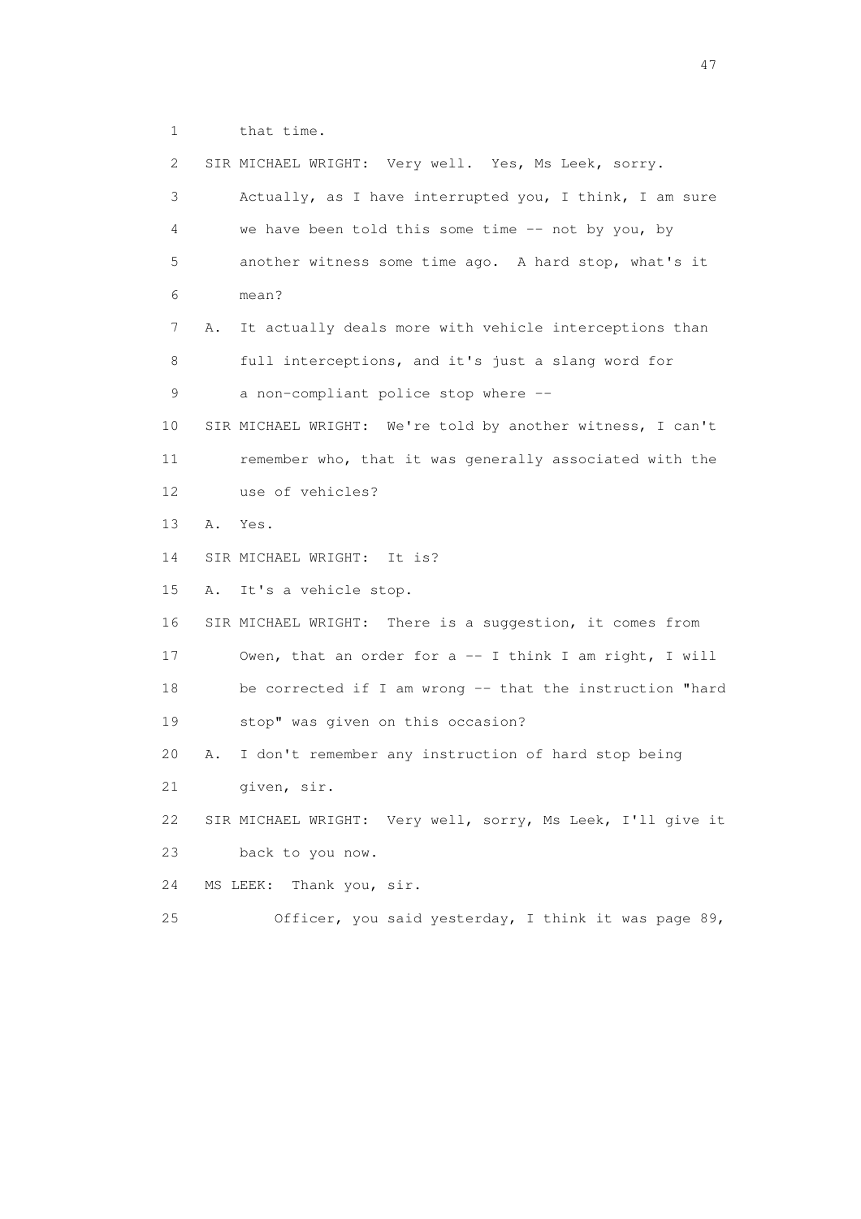1 that time.

2 SIR MICHAEL WRIGHT: Very well. Yes, Ms Leek, sorry.

3 Actually, as I have interrupted you, I think, I am sure

4 we have been told this some time -- not by you, by

5 another witness some time ago. A hard stop, what's it

6 mean?

7 A. It actually deals more with vehicle interceptions than

8 full interceptions, and it's just a slang word for

9 a non-compliant police stop where --

10 SIR MICHAEL WRIGHT: We're told by another witness, I can't

11 remember who, that it was generally associated with the

12 use of vehicles?

13 A. Yes.

14 SIR MICHAEL WRIGHT: It is?

15 A. It's a vehicle stop.

16 SIR MICHAEL WRIGHT: There is a suggestion, it comes from

17 Owen, that an order for a -- I think I am right, I will

18 be corrected if I am wrong -- that the instruction "hard

19 stop" was given on this occasion?

20 A. I don't remember any instruction of hard stop being

21 given, sir.

22 SIR MICHAEL WRIGHT: Very well, sorry, Ms Leek, I'll give it

23 back to you now.

24 MS LEEK: Thank you, sir.

25 Officer, you said yesterday, I think it was page 89,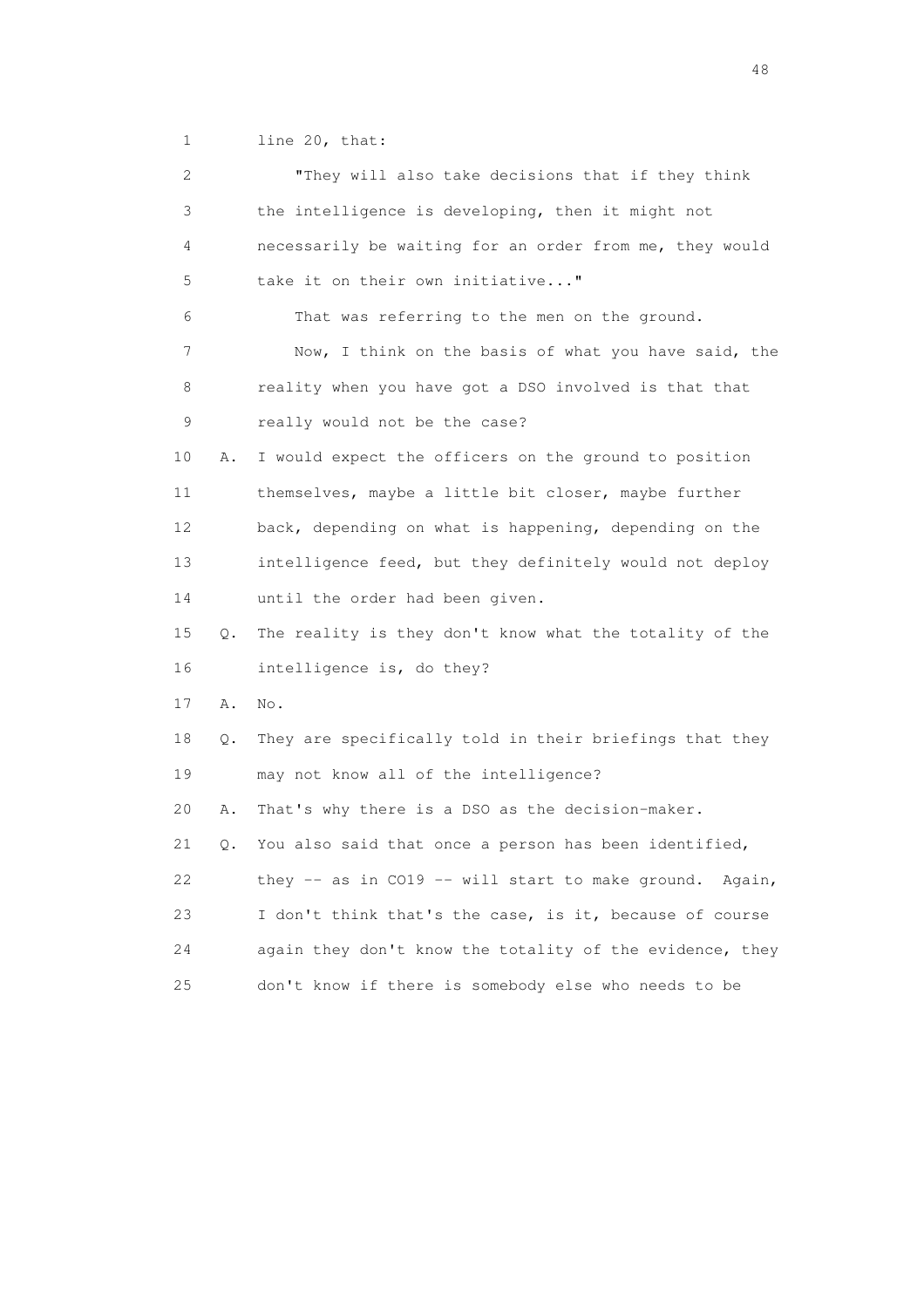1 line 20, that:

2 "They will also take decisions that if they think
3 the intelligence is developing, then it might not
4 necessarily be waiting for an order from me, they would
5 take it on their own initiative..."

6 That was referring to the men on the ground.

7 Now, I think on the basis of what you have said, the
8 reality when you have got a DSO involved is that that
9 really would not be the case?

10 A. I would expect the officers on the ground to position
11 themselves, maybe a little bit closer, maybe further
12 back, depending on what is happening, depending on the
13 intelligence feed, but they definitely would not deploy
14 until the order had been given.

15 Q. The reality is they don't know what the totality of the
16 intelligence is, do they?

17 A. No.

18 Q. They are specifically told in their briefings that they
19 may not know all of the intelligence?

20 A. That's why there is a DSO as the decision-maker.

21 Q. You also said that once a person has been identified,
22 they -- as in CO19 -- will start to make ground. Again,
23 I don't think that's the case, is it, because of course
24 again they don't know the totality of the evidence, they
25 don't know if there is somebody else who needs to be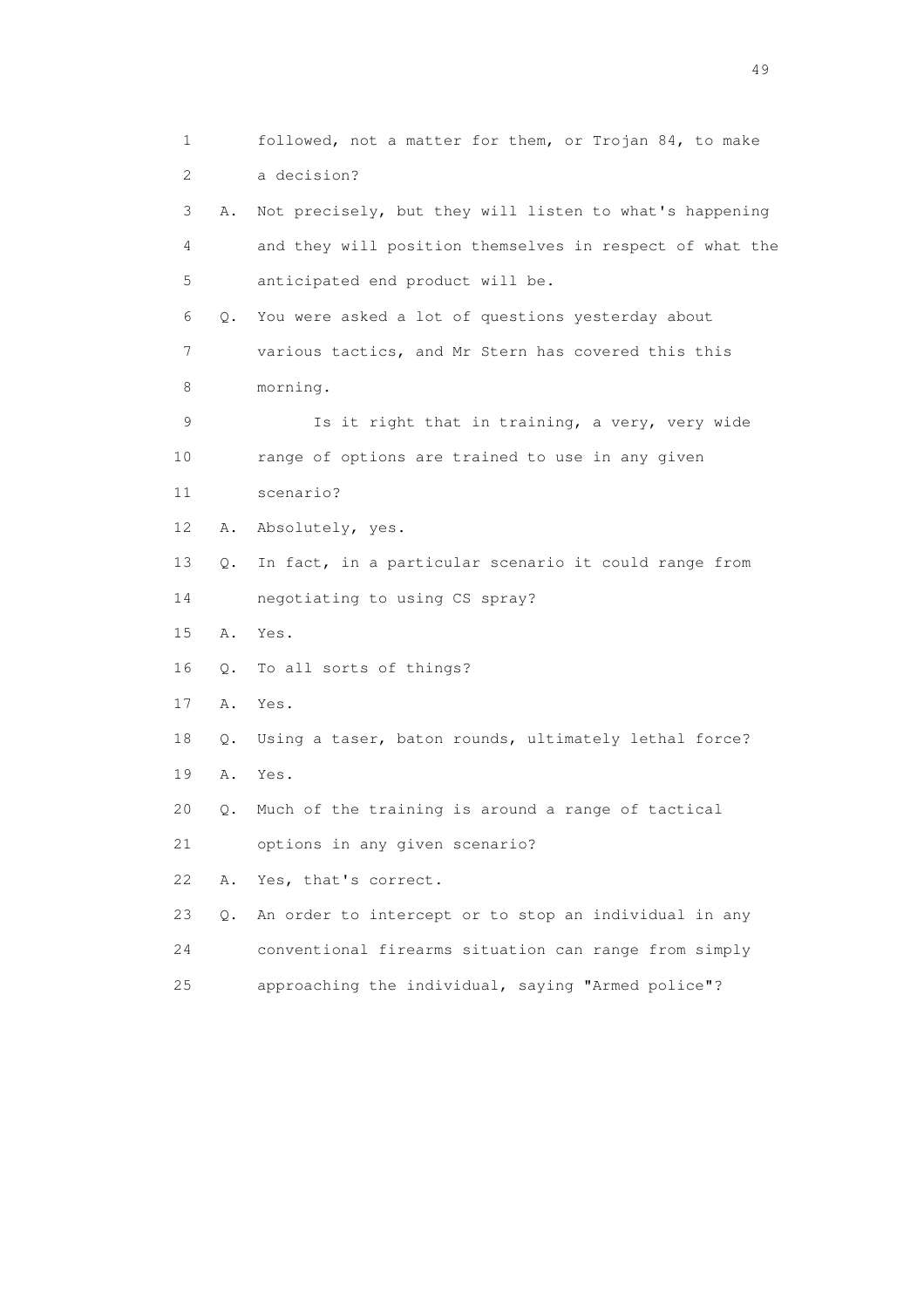1 followed, not a matter for them, or Trojan 84, to make
2 a decision?

3 A. Not precisely, but they will listen to what's happening
4 and they will position themselves in respect of what the
5 anticipated end product will be.

6 Q. You were asked a lot of questions yesterday about
7 various tactics, and Mr Stern has covered this this
8 morning.

9 Is it right that in training, a very, very wide
10 range of options are trained to use in any given
11 scenario?

12 A. Absolutely, yes.

13 Q. In fact, in a particular scenario it could range from
14 negotiating to using CS spray?

15 A. Yes.

16 Q. To all sorts of things?

17 A. Yes.

18 Q. Using a taser, baton rounds, ultimately lethal force?

19 A. Yes.

20 Q. Much of the training is around a range of tactical
21 options in any given scenario?

22 A. Yes, that's correct.

23 Q. An order to intercept or to stop an individual in any
24 conventional firearms situation can range from simply
25 approaching the individual, saying "Armed police"?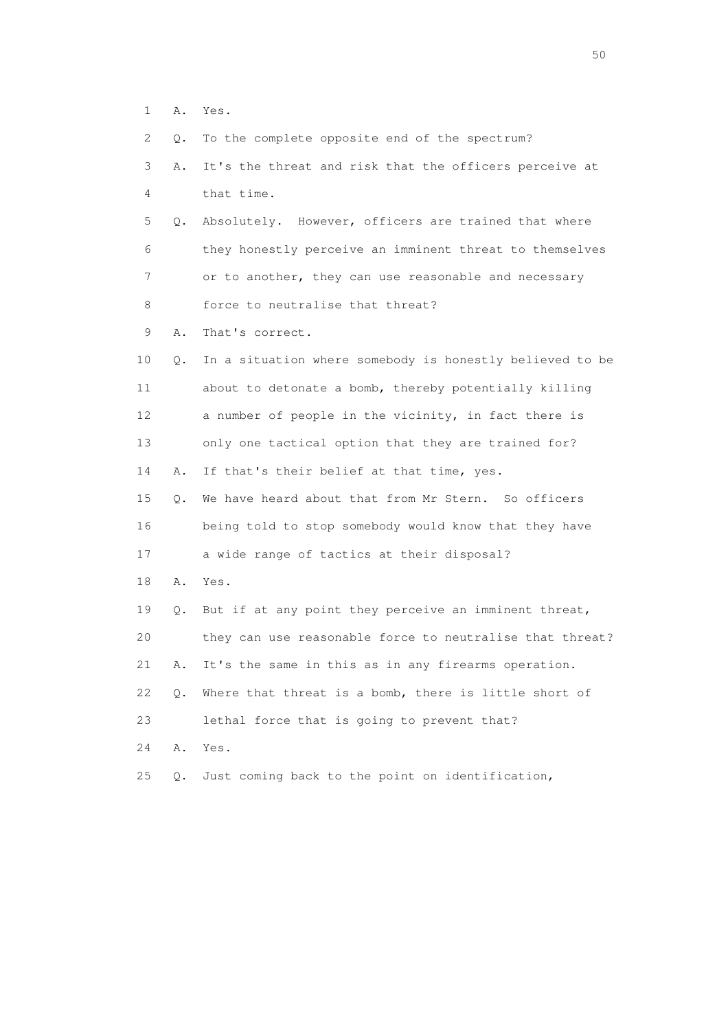1 A. Yes.

2 Q. To the complete opposite end of the spectrum?

3 A. It's the threat and risk that the officers perceive at

4 that time.

5 Q. Absolutely. However, officers are trained that where

6 they honestly perceive an imminent threat to themselves

7 or to another, they can use reasonable and necessary

8 force to neutralise that threat?

9 A. That's correct.

10 Q. In a situation where somebody is honestly believed to be

11 about to detonate a bomb, thereby potentially killing

12 a number of people in the vicinity, in fact there is

13 only one tactical option that they are trained for?

14 A. If that's their belief at that time, yes.

15 Q. We have heard about that from Mr Stern. So officers

16 being told to stop somebody would know that they have

17 a wide range of tactics at their disposal?

18 A. Yes.

19 Q. But if at any point they perceive an imminent threat,

20 they can use reasonable force to neutralise that threat?

21 A. It's the same in this as in any firearms operation.

22 Q. Where that threat is a bomb, there is little short of

23 lethal force that is going to prevent that?

24 A. Yes.

25 Q. Just coming back to the point on identification,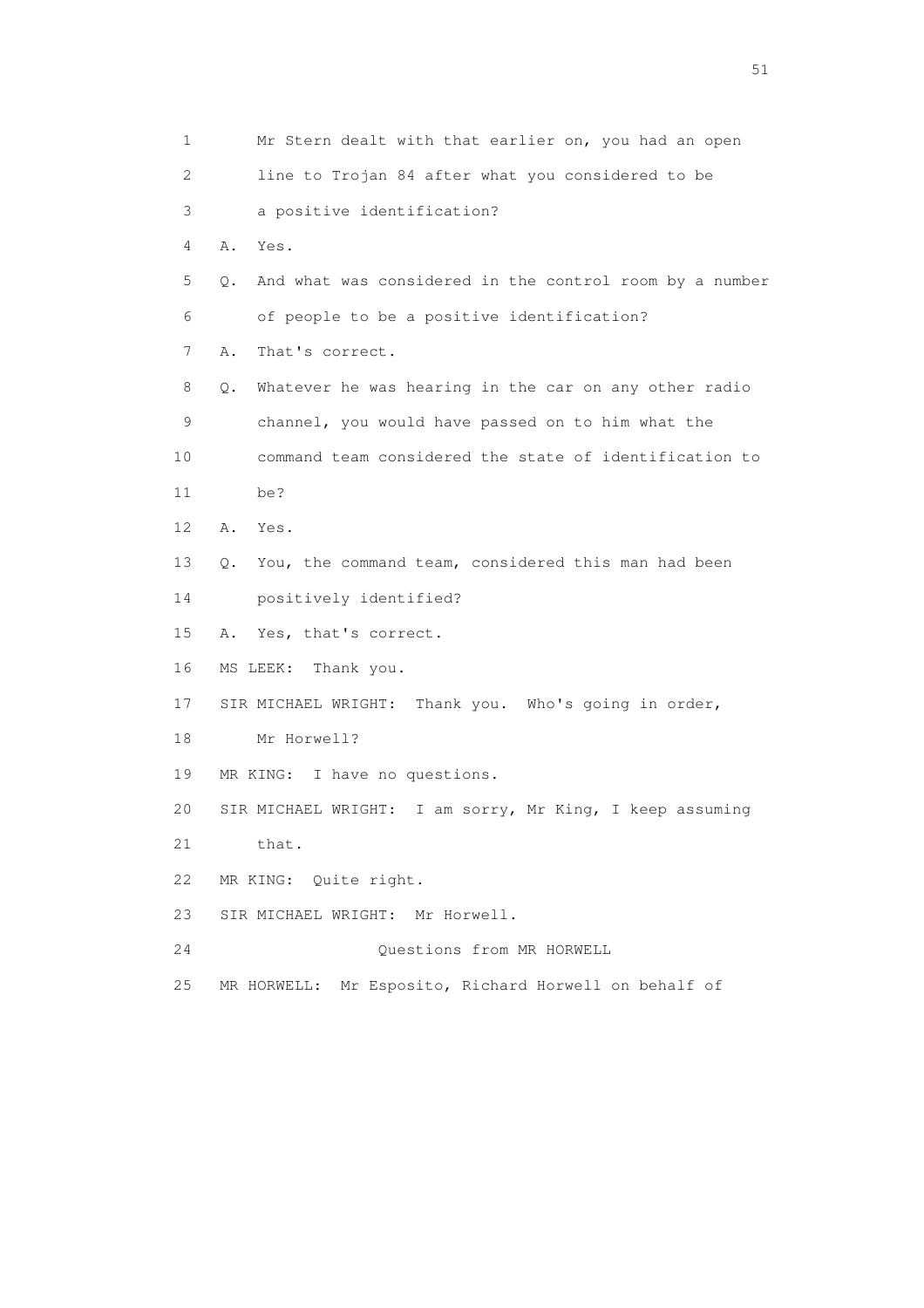1 Mr Stern dealt with that earlier on, you had an open
2 line to Trojan 84 after what you considered to be
3 a positive identification?
4 A. Yes.
5 Q. And what was considered in the control room by a number
6 of people to be a positive identification?
7 A. That's correct.
8 Q. Whatever he was hearing in the car on any other radio
9 channel, you would have passed on to him what the
10 command team considered the state of identification to
11 be?
12 A. Yes.
13 Q. You, the command team, considered this man had been
14 positively identified?
15 A. Yes, that's correct.
16 MS LEEK: Thank you.
17 SIR MICHAEL WRIGHT: Thank you. Who's going in order,
18 Mr Horwell?
19 MR KING: I have no questions.
20 SIR MICHAEL WRIGHT: I am sorry, Mr King, I keep assuming
21 that.
22 MR KING: Quite right.
23 SIR MICHAEL WRIGHT: Mr Horwell.
24 Questions from MR HORWELL
25 MR HORWELL: Mr Esposito, Richard Horwell on behalf of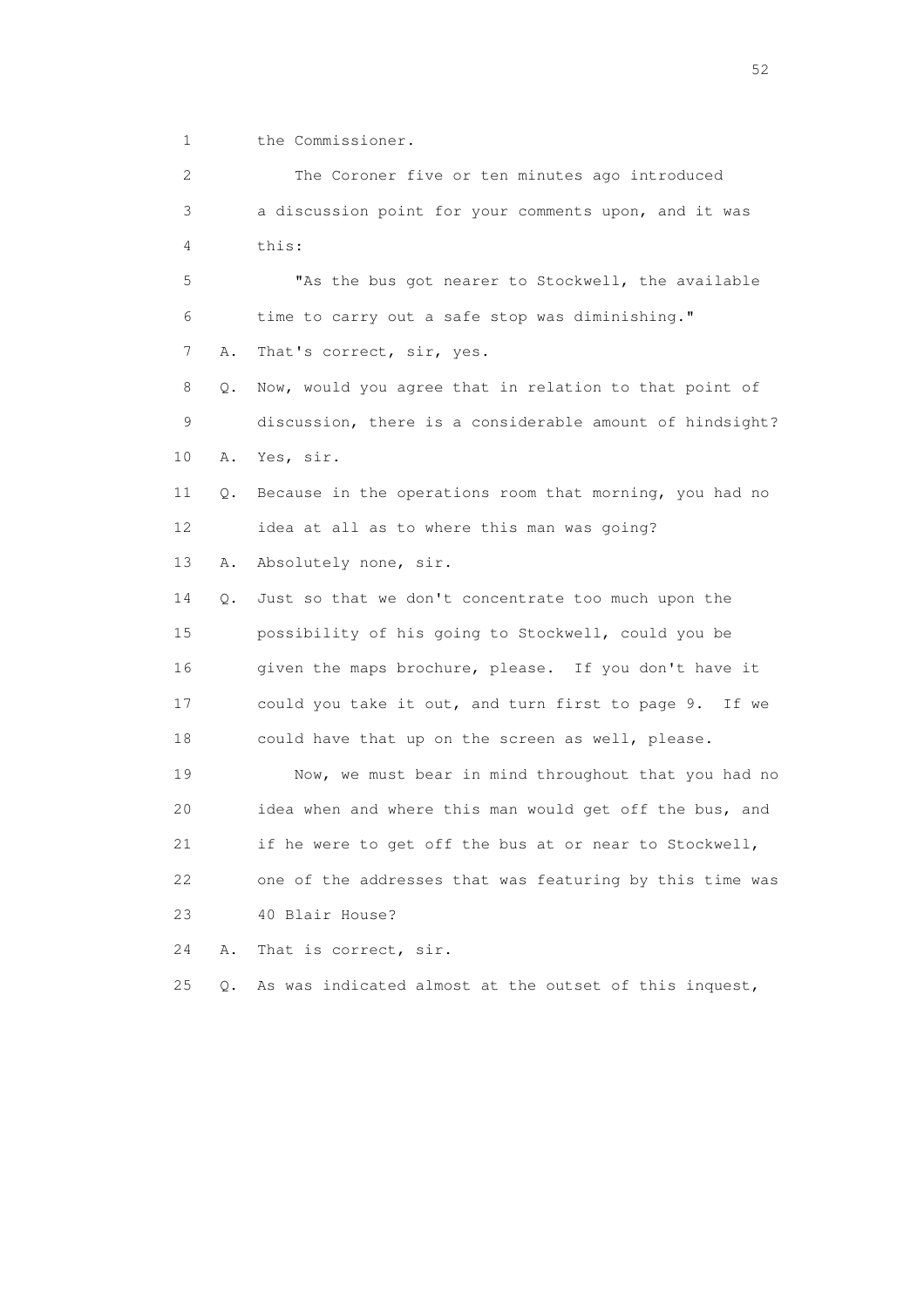1 the Commissioner.

2 The Coroner five or ten minutes ago introduced

3 a discussion point for your comments upon, and it was

4 this:

5 "As the bus got nearer to Stockwell, the available

6 time to carry out a safe stop was diminishing."

7 A. That's correct, sir, yes.

8 Q. Now, would you agree that in relation to that point of

9 discussion, there is a considerable amount of hindsight?

10 A. Yes, sir.

11 Q. Because in the operations room that morning, you had no

12 idea at all as to where this man was going?

13 A. Absolutely none, sir.

14 Q. Just so that we don't concentrate too much upon the

15 possibility of his going to Stockwell, could you be

16 given the maps brochure, please. If you don't have it

17 could you take it out, and turn first to page 9. If we

18 could have that up on the screen as well, please.

19 Now, we must bear in mind throughout that you had no

20 idea when and where this man would get off the bus, and

21 if he were to get off the bus at or near to Stockwell,

22 one of the addresses that was featuring by this time was

23 40 Blair House?

24 A. That is correct, sir.

25 Q. As was indicated almost at the outset of this inquest,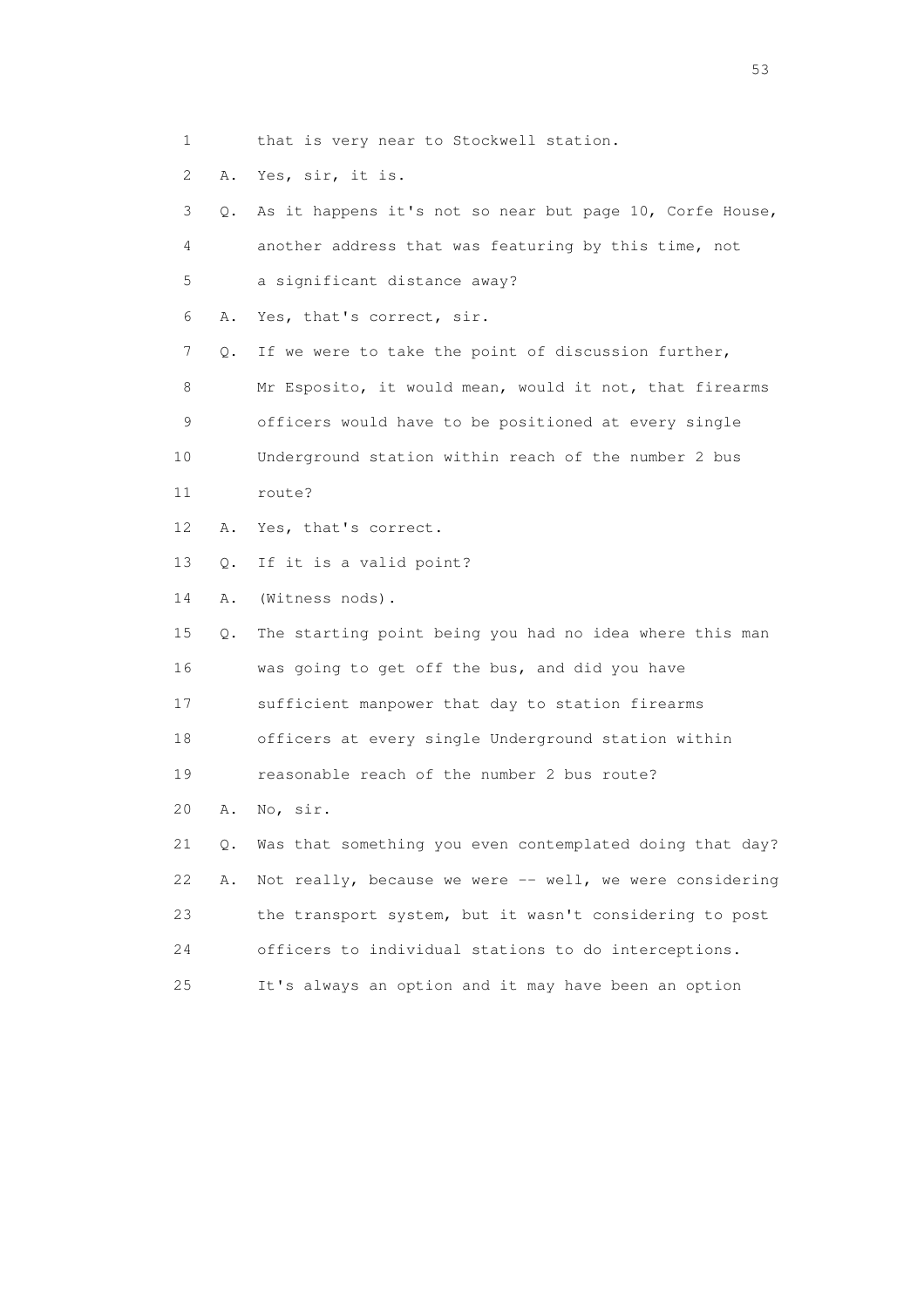1 that is very near to Stockwell station.

2 A. Yes, sir, it is.

3 Q. As it happens it's not so near but page 10, Corfe House,

4 another address that was featuring by this time, not

5 a significant distance away?

6 A. Yes, that's correct, sir.

7 Q. If we were to take the point of discussion further,

8 Mr Esposito, it would mean, would it not, that firearms

9 officers would have to be positioned at every single

10 Underground station within reach of the number 2 bus

11 route?

12 A. Yes, that's correct.

13 Q. If it is a valid point?

14 A. (Witness nods).

15 Q. The starting point being you had no idea where this man

16 was going to get off the bus, and did you have

17 sufficient manpower that day to station firearms

18 officers at every single Underground station within

19 reasonable reach of the number 2 bus route?

20 A. No, sir.

21 Q. Was that something you even contemplated doing that day?

22 A. Not really, because we were -- well, we were considering

23 the transport system, but it wasn't considering to post

24 officers to individual stations to do interceptions.

25 It's always an option and it may have been an option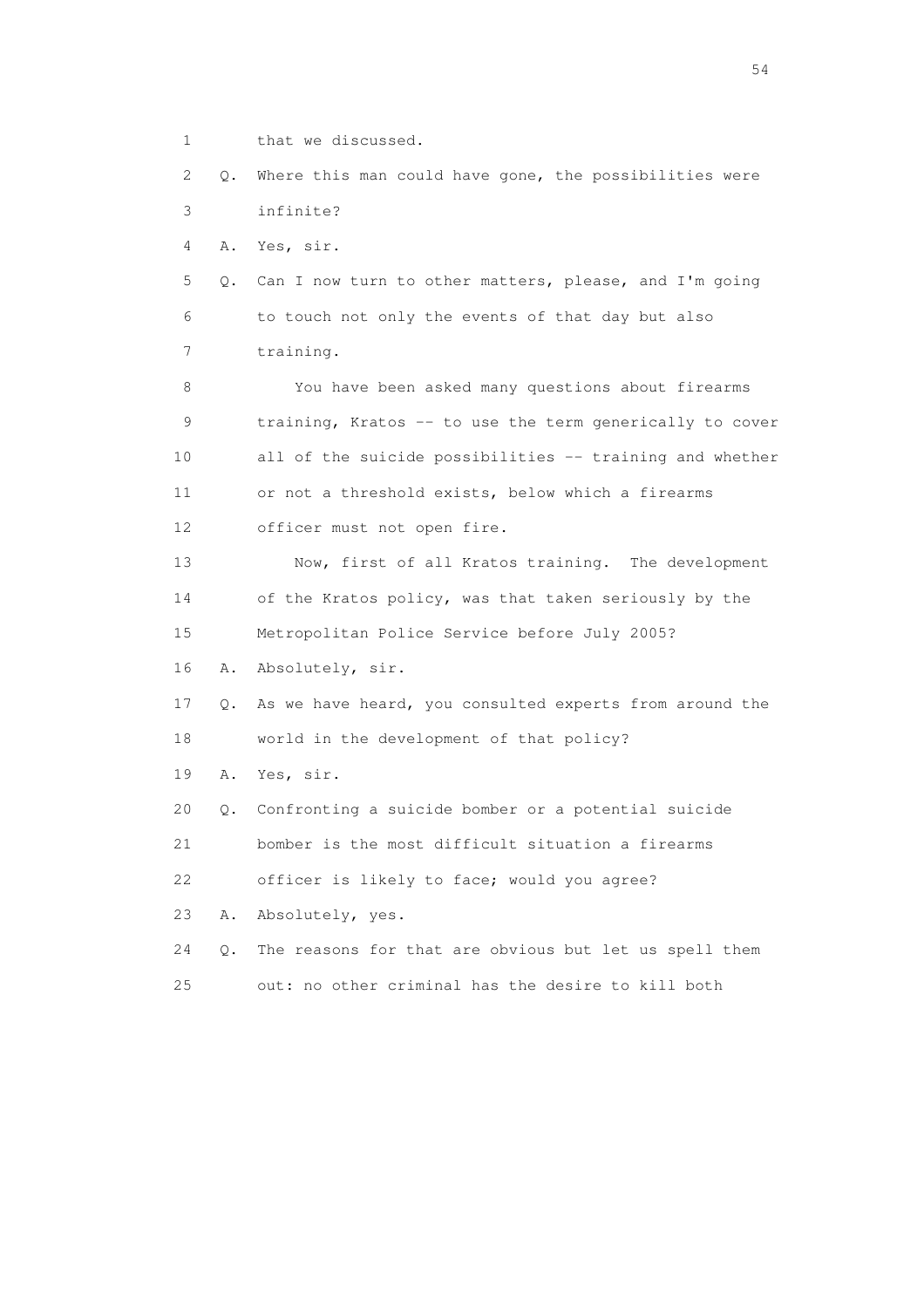1 that we discussed.

2 Q. Where this man could have gone, the possibilities were

3 infinite?

4 A. Yes, sir.

5 Q. Can I now turn to other matters, please, and I'm going

6 to touch not only the events of that day but also

7 training.

8 You have been asked many questions about firearms

9 training, Kratos -- to use the term generically to cover

10 all of the suicide possibilities -- training and whether

11 or not a threshold exists, below which a firearms

12 officer must not open fire.

13 Now, first of all Kratos training. The development

14 of the Kratos policy, was that taken seriously by the

15 Metropolitan Police Service before July 2005?

16 A. Absolutely, sir.

17 Q. As we have heard, you consulted experts from around the

18 world in the development of that policy?

19 A. Yes, sir.

20 Q. Confronting a suicide bomber or a potential suicide

21 bomber is the most difficult situation a firearms

22 officer is likely to face; would you agree?

23 A. Absolutely, yes.

24 Q. The reasons for that are obvious but let us spell them

25 out: no other criminal has the desire to kill both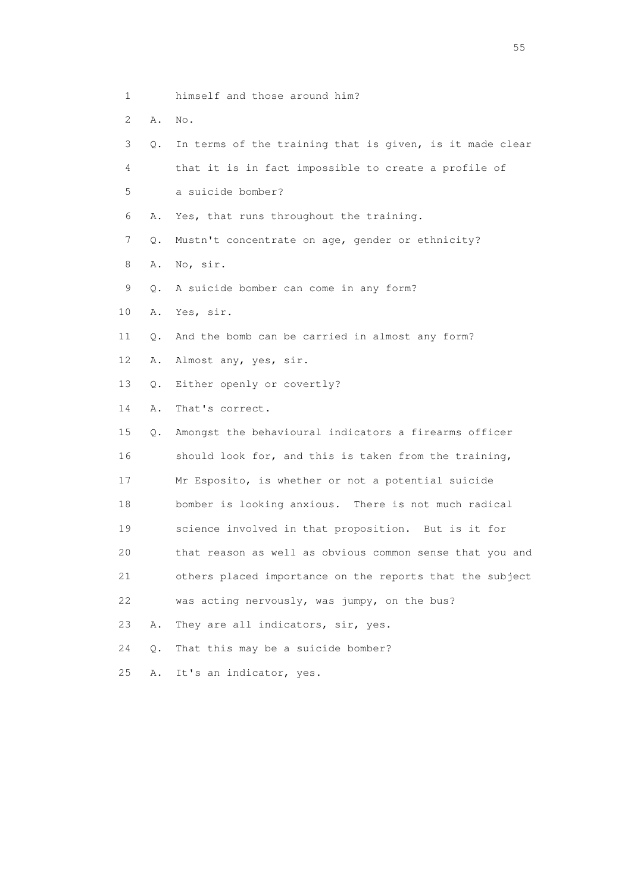1 himself and those around him?

2 A. No.

3 Q. In terms of the training that is given, is it made clear

4 that it is in fact impossible to create a profile of

5 a suicide bomber?

6 A. Yes, that runs throughout the training.

7 Q. Mustn't concentrate on age, gender or ethnicity?

8 A. No, sir.

9 Q. A suicide bomber can come in any form?

10 A. Yes, sir.

11 Q. And the bomb can be carried in almost any form?

12 A. Almost any, yes, sir.

13 Q. Either openly or covertly?

14 A. That's correct.

15 Q. Amongst the behavioural indicators a firearms officer

16 should look for, and this is taken from the training,

17 Mr Esposito, is whether or not a potential suicide

18 bomber is looking anxious. There is not much radical

19 science involved in that proposition. But is it for

20 that reason as well as obvious common sense that you and

21 others placed importance on the reports that the subject

22 was acting nervously, was jumpy, on the bus?

23 A. They are all indicators, sir, yes.

24 Q. That this may be a suicide bomber?

25 A. It's an indicator, yes.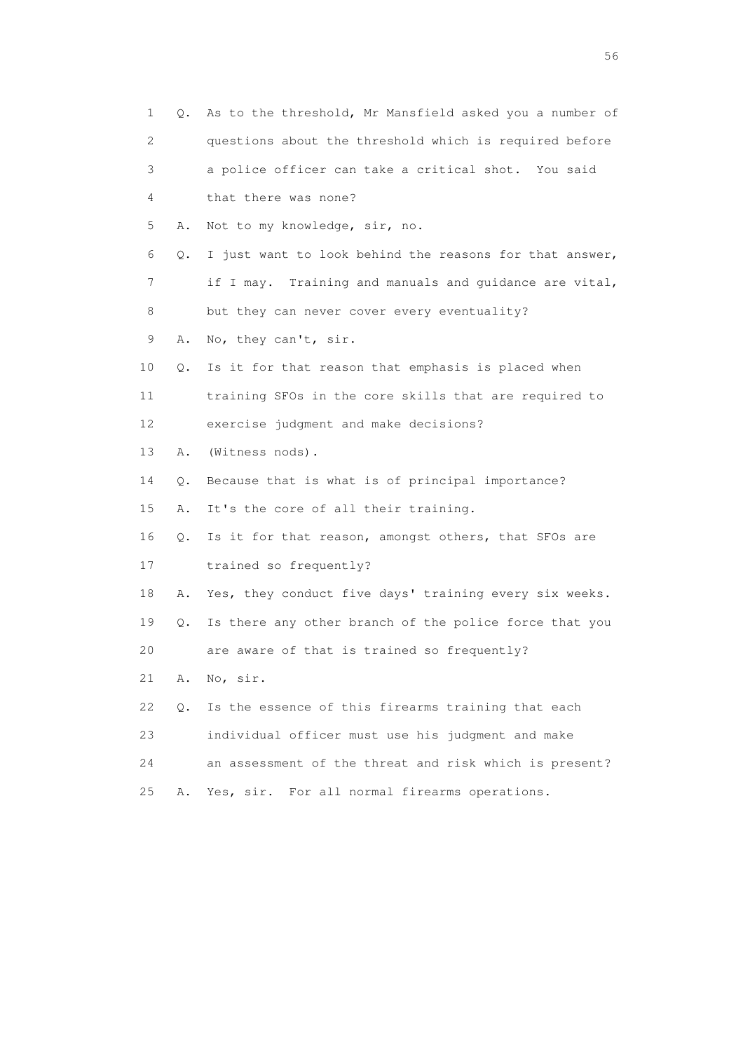1 Q. As to the threshold, Mr Mansfield asked you a number of
2 questions about the threshold which is required before
3 a police officer can take a critical shot. You said
4 that there was none?
5 A. Not to my knowledge, sir, no.
6 Q. I just want to look behind the reasons for that answer,
7 if I may. Training and manuals and guidance are vital,
8 but they can never cover every eventuality?
9 A. No, they can't, sir.
10 Q. Is it for that reason that emphasis is placed when
11 training SFOs in the core skills that are required to
12 exercise judgment and make decisions?
13 A. (Witness nods).
14 Q. Because that is what is of principal importance?
15 A. It's the core of all their training.
16 Q. Is it for that reason, amongst others, that SFOs are
17 trained so frequently?
18 A. Yes, they conduct five days' training every six weeks.
19 Q. Is there any other branch of the police force that you
20 are aware of that is trained so frequently?
21 A. No, sir.
22 Q. Is the essence of this firearms training that each
23 individual officer must use his judgment and make
24 an assessment of the threat and risk which is present?
25 A. Yes, sir. For all normal firearms operations.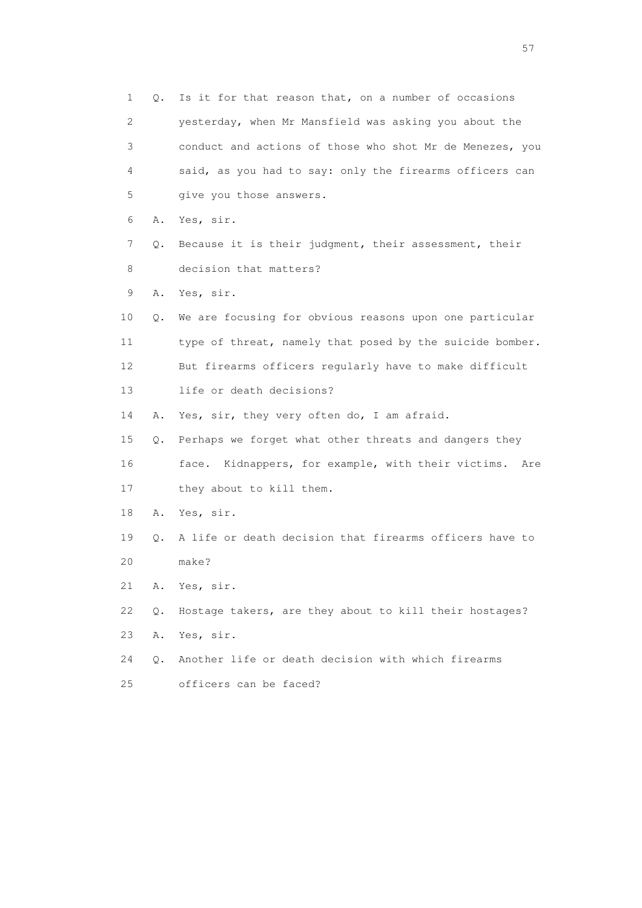1 Q. Is it for that reason that, on a number of occasions
2 yesterday, when Mr Mansfield was asking you about the
3 conduct and actions of those who shot Mr de Menezes, you
4 said, as you had to say: only the firearms officers can
5 give you those answers.

6 A. Yes, sir.

7 Q. Because it is their judgment, their assessment, their
8 decision that matters?

9 A. Yes, sir.

10 Q. We are focusing for obvious reasons upon one particular
11 type of threat, namely that posed by the suicide bomber.
12 But firearms officers regularly have to make difficult
13 life or death decisions?

14 A. Yes, sir, they very often do, I am afraid.

15 Q. Perhaps we forget what other threats and dangers they
16 face. Kidnappers, for example, with their victims. Are
17 they about to kill them.

18 A. Yes, sir.

19 Q. A life or death decision that firearms officers have to
20 make?

21 A. Yes, sir.

22 Q. Hostage takers, are they about to kill their hostages?

23 A. Yes, sir.

24 Q. Another life or death decision with which firearms
25 officers can be faced?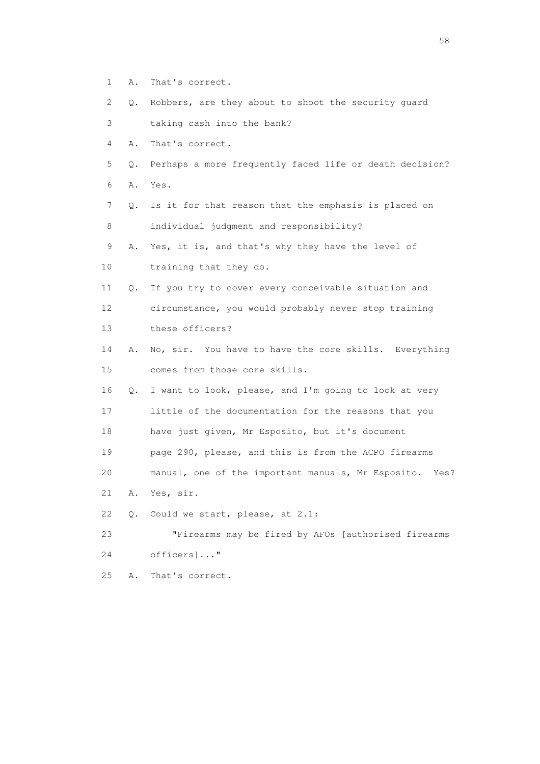1 A. That's correct.

2 Q. Robbers, are they about to shoot the security guard

3 taking cash into the bank?

4 A. That's correct.

5 Q. Perhaps a more frequently faced life or death decision?

6 A. Yes.

7 Q. Is it for that reason that the emphasis is placed on

8 individual judgment and responsibility?

9 A. Yes, it is, and that's why they have the level of

10 training that they do.

11 Q. If you try to cover every conceivable situation and

12 circumstance, you would probably never stop training

13 these officers?

14 A. No, sir. You have to have the core skills. Everything

15 comes from those core skills.

16 Q. I want to look, please, and I'm going to look at very

17 little of the documentation for the reasons that you

18 have just given, Mr Esposito, but it's document

19 page 290, please, and this is from the ACPO firearms

20 manual, one of the important manuals, Mr Esposito. Yes?

21 A. Yes, sir.

22 Q. Could we start, please, at 2.1:

23 "Firearms may be fired by AFOs [authorised firearms

24 officers]..."

25 A. That's correct.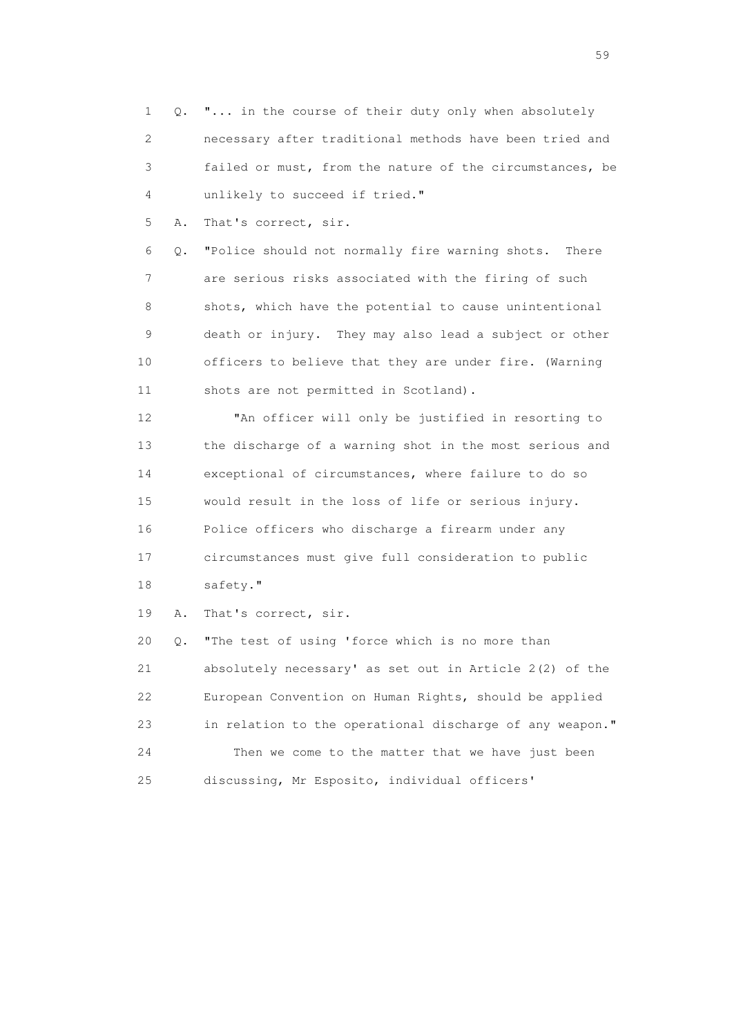1 Q. "... in the course of their duty only when absolutely
2 necessary after traditional methods have been tried and
3 failed or must, from the nature of the circumstances, be
4 unlikely to succeed if tried."

5 A. That's correct, sir.

6 Q. "Police should not normally fire warning shots. There
7 are serious risks associated with the firing of such
8 shots, which have the potential to cause unintentional
9 death or injury. They may also lead a subject or other
10 officers to believe that they are under fire. (Warning
11 shots are not permitted in Scotland).

12 "An officer will only be justified in resorting to
13 the discharge of a warning shot in the most serious and
14 exceptional of circumstances, where failure to do so
15 would result in the loss of life or serious injury.
16 Police officers who discharge a firearm under any
17 circumstances must give full consideration to public
18 safety."

19 A. That's correct, sir.

20 Q. "The test of using 'force which is no more than
21 absolutely necessary' as set out in Article 2(2) of the
22 European Convention on Human Rights, should be applied
23 in relation to the operational discharge of any weapon."

24 Then we come to the matter that we have just been
25 discussing, Mr Esposito, individual officers'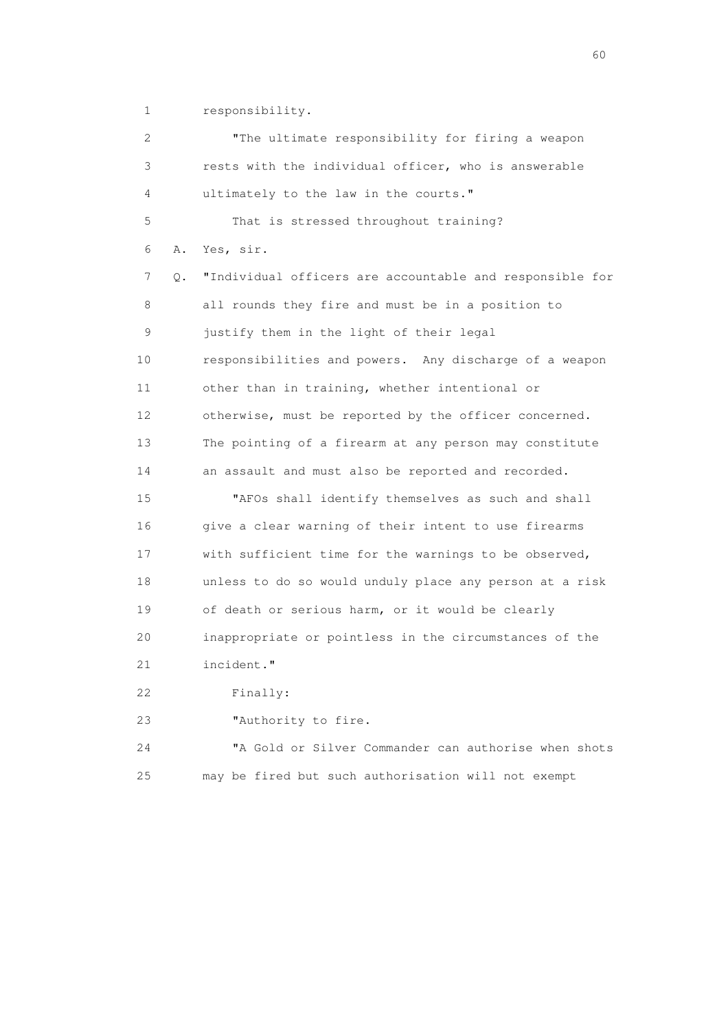1 responsibility.

2 "The ultimate responsibility for firing a weapon
3 rests with the individual officer, who is answerable
4 ultimately to the law in the courts."

5 That is stressed throughout training?

6 A. Yes, sir.

7 Q. "Individual officers are accountable and responsible for
8 all rounds they fire and must be in a position to
9 justify them in the light of their legal
10 responsibilities and powers. Any discharge of a weapon
11 other than in training, whether intentional or
12 otherwise, must be reported by the officer concerned.
13 The pointing of a firearm at any person may constitute
14 an assault and must also be reported and recorded.

15 "AFOs shall identify themselves as such and shall
16 give a clear warning of their intent to use firearms
17 with sufficient time for the warnings to be observed,
18 unless to do so would unduly place any person at a risk
19 of death or serious harm, or it would be clearly
20 inappropriate or pointless in the circumstances of the
21 incident."

22 Finally:

23 "Authority to fire.

24 "A Gold or Silver Commander can authorise when shots
25 may be fired but such authorisation will not exempt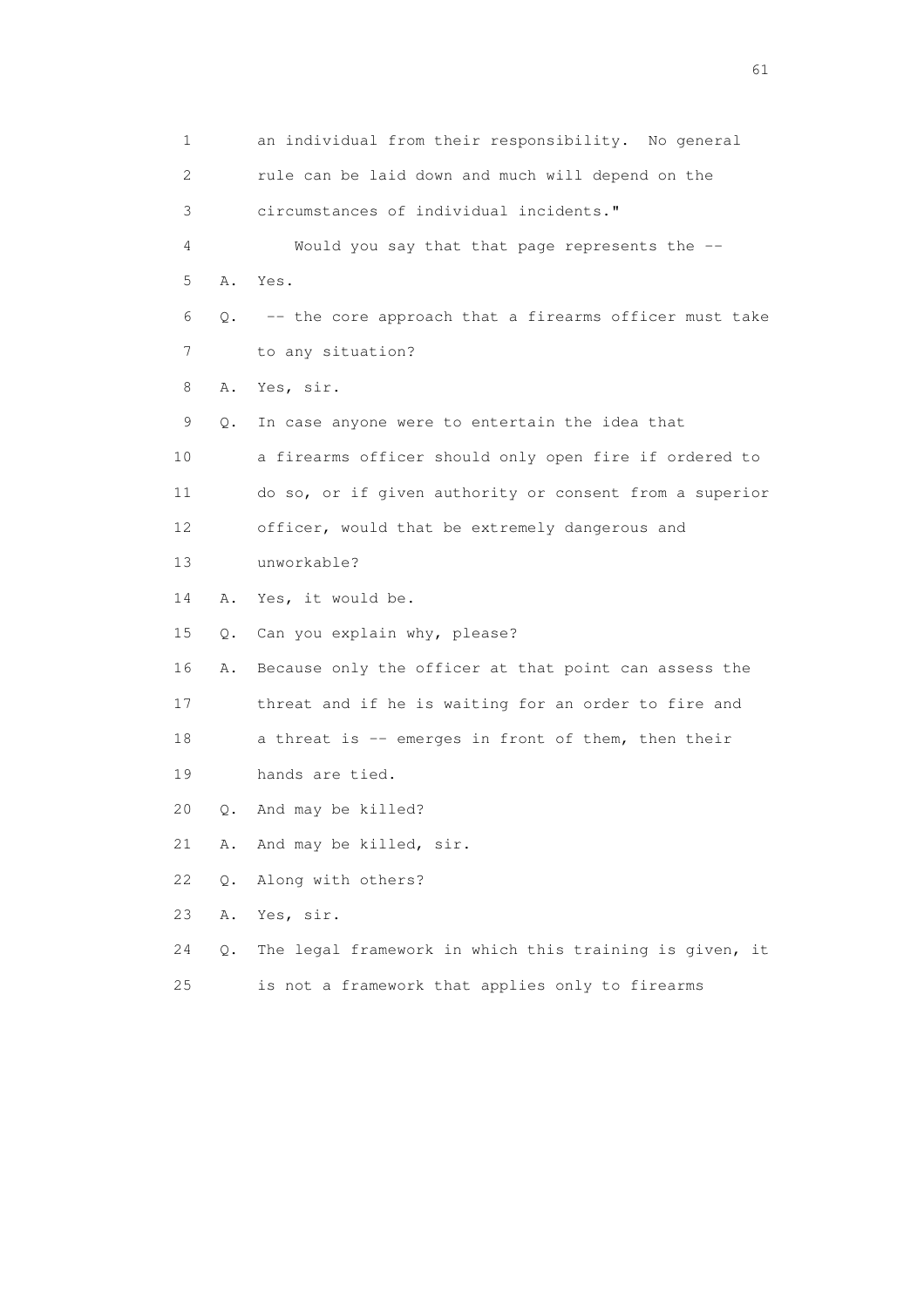1 an individual from their responsibility. No general
2 rule can be laid down and much will depend on the
3 circumstances of individual incidents."
4 Would you say that that page represents the --
5 A. Yes.
6 Q. -- the core approach that a firearms officer must take
7 to any situation?
8 A. Yes, sir.
9 Q. In case anyone were to entertain the idea that
10 a firearms officer should only open fire if ordered to
11 do so, or if given authority or consent from a superior
12 officer, would that be extremely dangerous and
13 unworkable?
14 A. Yes, it would be.
15 Q. Can you explain why, please?
16 A. Because only the officer at that point can assess the
17 threat and if he is waiting for an order to fire and
18 a threat is -- emerges in front of them, then their
19 hands are tied.
20 Q. And may be killed?
21 A. And may be killed, sir.
22 Q. Along with others?
23 A. Yes, sir.
24 Q. The legal framework in which this training is given, it
25 is not a framework that applies only to firearms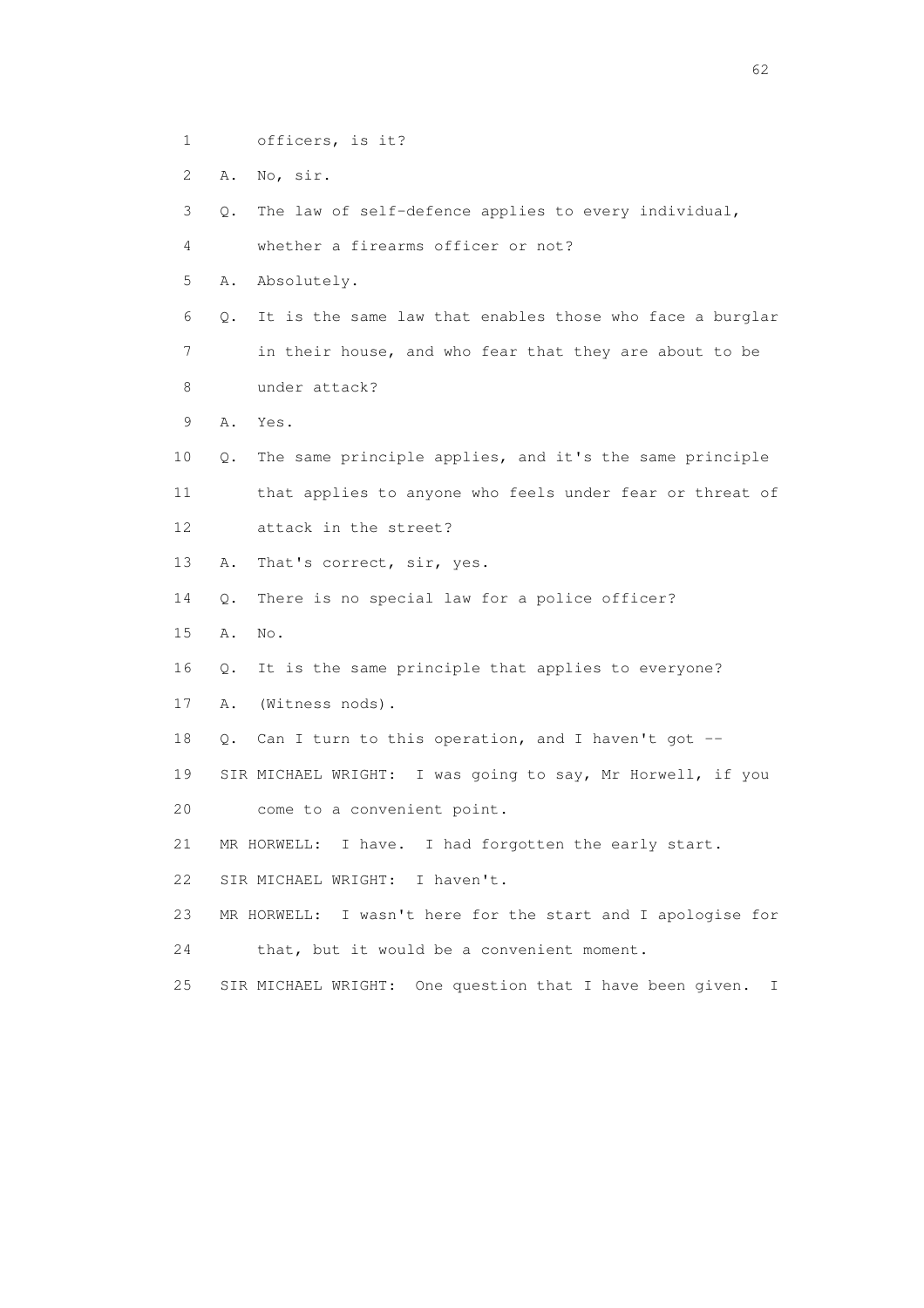1 officers, is it?

2 A. No, sir.

3 Q. The law of self-defence applies to every individual,

4 whether a firearms officer or not?

5 A. Absolutely.

6 Q. It is the same law that enables those who face a burglar

7 in their house, and who fear that they are about to be

8 under attack?

9 A. Yes.

10 Q. The same principle applies, and it's the same principle

11 that applies to anyone who feels under fear or threat of

12 attack in the street?

13 A. That's correct, sir, yes.

14 Q. There is no special law for a police officer?

15 A. No.

16 Q. It is the same principle that applies to everyone?

17 A. (Witness nods).

18 Q. Can I turn to this operation, and I haven't got --

19 SIR MICHAEL WRIGHT: I was going to say, Mr Horwell, if you

20 come to a convenient point.

21 MR HORWELL: I have. I had forgotten the early start.

22 SIR MICHAEL WRIGHT: I haven't.

23 MR HORWELL: I wasn't here for the start and I apologise for

24 that, but it would be a convenient moment.

25 SIR MICHAEL WRIGHT: One question that I have been given. I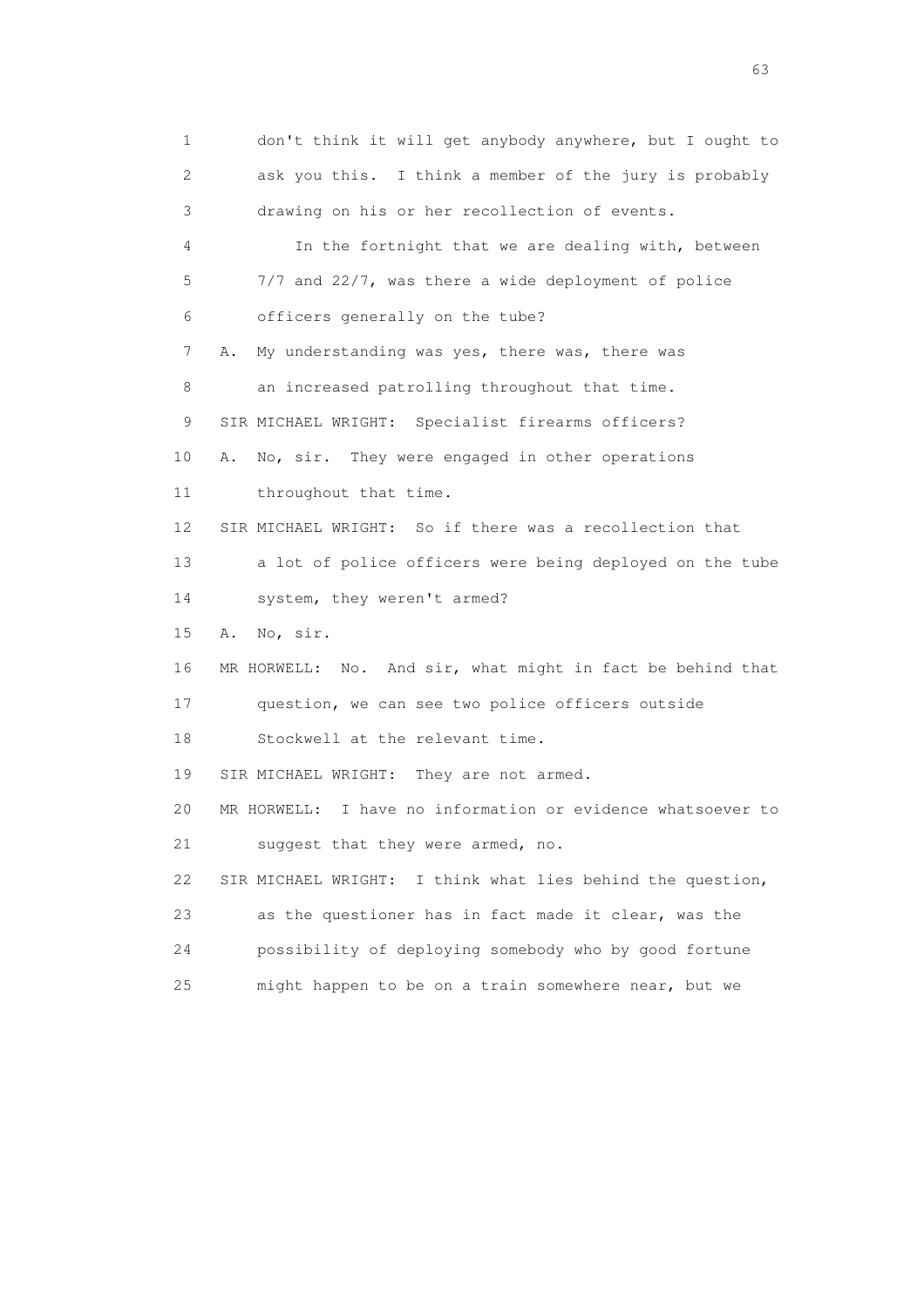1 don't think it will get anybody anywhere, but I ought to
2 ask you this. I think a member of the jury is probably
3 drawing on his or her recollection of events.
4 In the fortnight that we are dealing with, between
5 7/7 and 22/7, was there a wide deployment of police
6 officers generally on the tube?
7 A. My understanding was yes, there was, there was
8 an increased patrolling throughout that time.
9 SIR MICHAEL WRIGHT: Specialist firearms officers?
10 A. No, sir. They were engaged in other operations
11 throughout that time.
12 SIR MICHAEL WRIGHT: So if there was a recollection that
13 a lot of police officers were being deployed on the tube
14 system, they weren't armed?
15 A. No, sir.
16 MR HORWELL: No. And sir, what might in fact be behind that
17 question, we can see two police officers outside
18 Stockwell at the relevant time.
19 SIR MICHAEL WRIGHT: They are not armed.
20 MR HORWELL: I have no information or evidence whatsoever to
21 suggest that they were armed, no.
22 SIR MICHAEL WRIGHT: I think what lies behind the question,
23 as the questioner has in fact made it clear, was the
24 possibility of deploying somebody who by good fortune
25 might happen to be on a train somewhere near, but we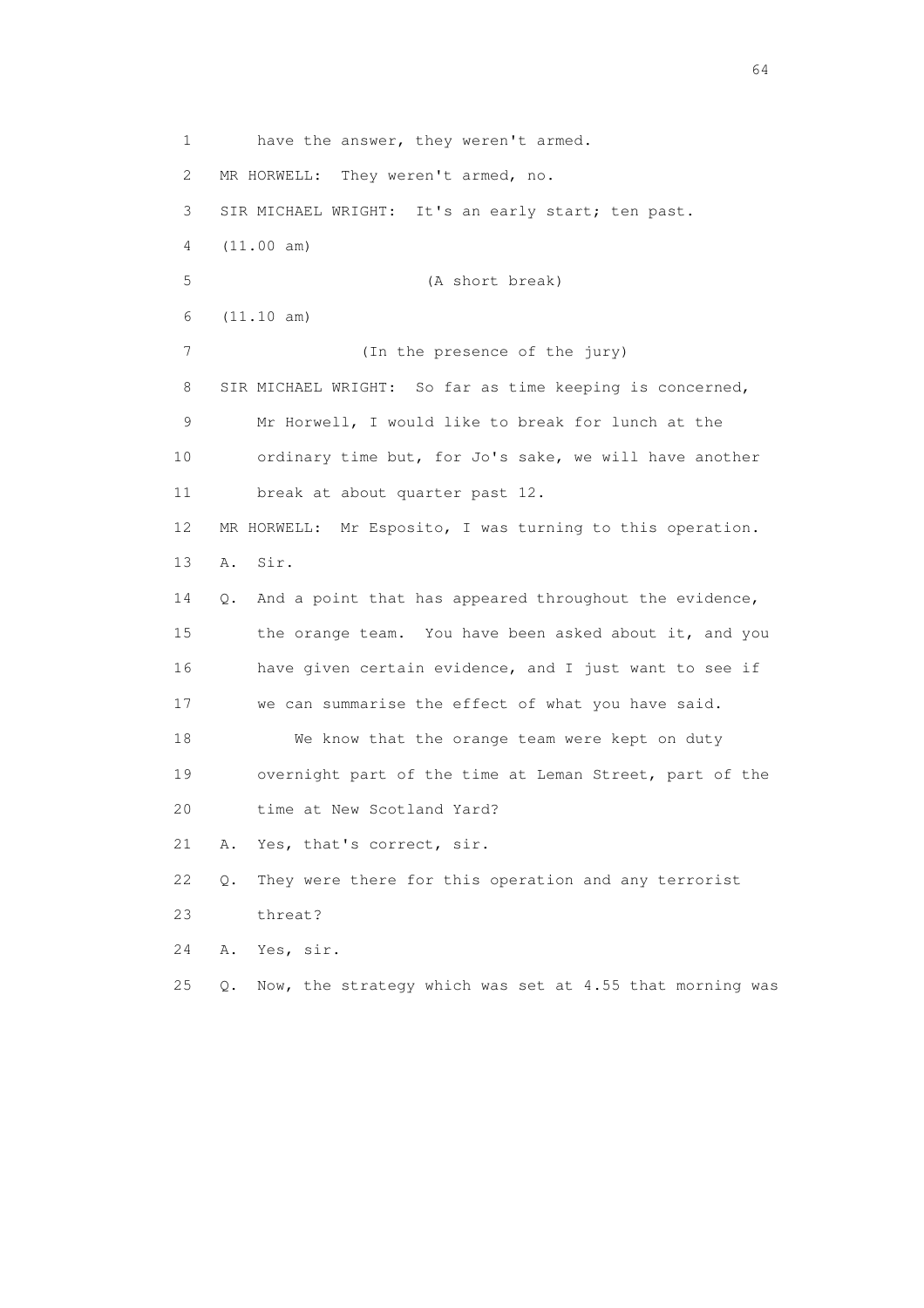1 have the answer, they weren't armed.

2 MR HORWELL: They weren't armed, no.

3 SIR MICHAEL WRIGHT: It's an early start; ten past.

4 (11.00 am)

5 (A short break)

6 (11.10 am)

7 (In the presence of the jury)

8 SIR MICHAEL WRIGHT: So far as time keeping is concerned,

9 Mr Horwell, I would like to break for lunch at the

10 ordinary time but, for Jo's sake, we will have another

11 break at about quarter past 12.

12 MR HORWELL: Mr Esposito, I was turning to this operation.

13 A. Sir.

14 Q. And a point that has appeared throughout the evidence,

15 the orange team. You have been asked about it, and you

16 have given certain evidence, and I just want to see if

17 we can summarise the effect of what you have said.

18 We know that the orange team were kept on duty

19 overnight part of the time at Leman Street, part of the

20 time at New Scotland Yard?

21 A. Yes, that's correct, sir.

22 Q. They were there for this operation and any terrorist

23 threat?

24 A. Yes, sir.

25 Q. Now, the strategy which was set at 4.55 that morning was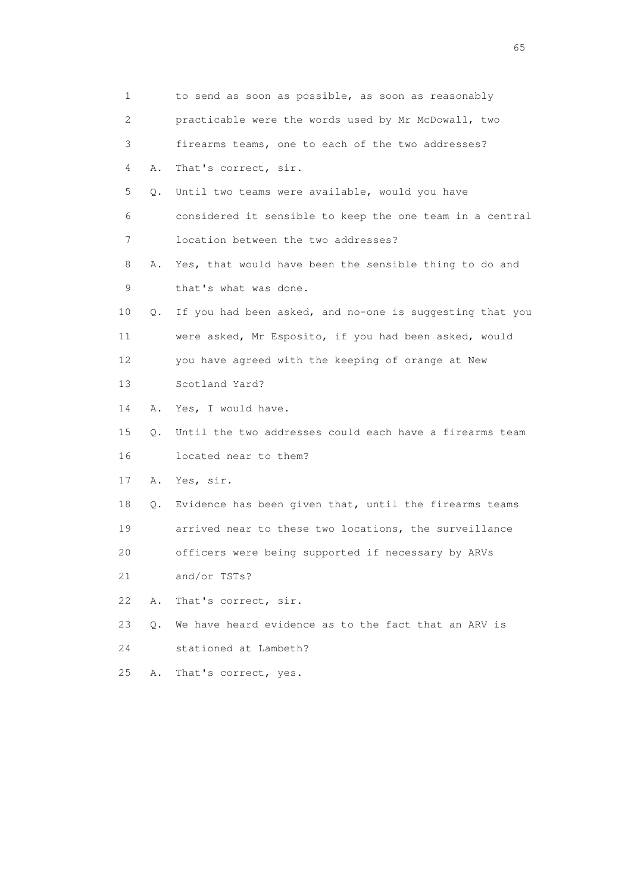1 to send as soon as possible, as soon as reasonably
2 practicable were the words used by Mr McDowall, two
3 firearms teams, one to each of the two addresses?
4 A. That's correct, sir.
5 Q. Until two teams were available, would you have
6 considered it sensible to keep the one team in a central
7 location between the two addresses?
8 A. Yes, that would have been the sensible thing to do and
9 that's what was done.
10 Q. If you had been asked, and no-one is suggesting that you
11 were asked, Mr Esposito, if you had been asked, would
12 you have agreed with the keeping of orange at New
13 Scotland Yard?
14 A. Yes, I would have.
15 Q. Until the two addresses could each have a firearms team
16 located near to them?
17 A. Yes, sir.
18 Q. Evidence has been given that, until the firearms teams
19 arrived near to these two locations, the surveillance
20 officers were being supported if necessary by ARVs
21 and/or TSTs?
22 A. That's correct, sir.
23 Q. We have heard evidence as to the fact that an ARV is
24 stationed at Lambeth?
25 A. That's correct, yes.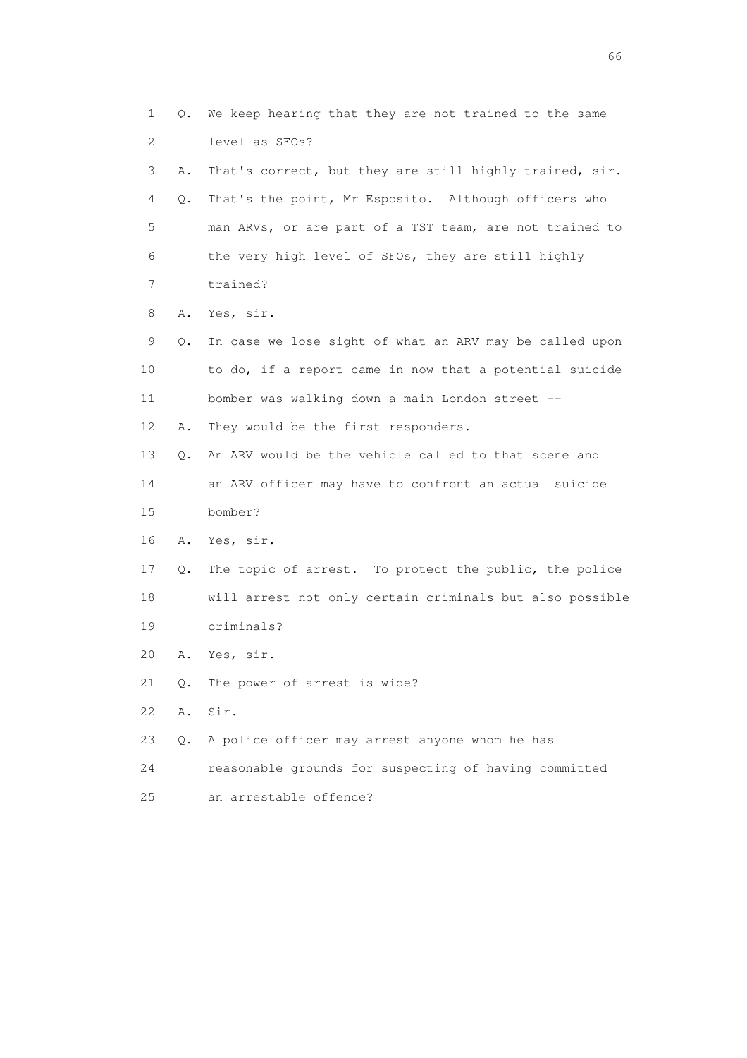1 Q. We keep hearing that they are not trained to the same
2 level as SFOs?

3 A. That's correct, but they are still highly trained, sir.

4 Q. That's the point, Mr Esposito. Although officers who
5 man ARVs, or are part of a TST team, are not trained to
6 the very high level of SFOs, they are still highly
7 trained?

8 A. Yes, sir.

9 Q. In case we lose sight of what an ARV may be called upon
10 to do, if a report came in now that a potential suicide
11 bomber was walking down a main London street --

12 A. They would be the first responders.

13 Q. An ARV would be the vehicle called to that scene and
14 an ARV officer may have to confront an actual suicide
15 bomber?

16 A. Yes, sir.

17 Q. The topic of arrest. To protect the public, the police
18 will arrest not only certain criminals but also possible
19 criminals?

20 A. Yes, sir.

21 Q. The power of arrest is wide?

22 A. Sir.

23 Q. A police officer may arrest anyone whom he has
24 reasonable grounds for suspecting of having committed
25 an arrestable offence?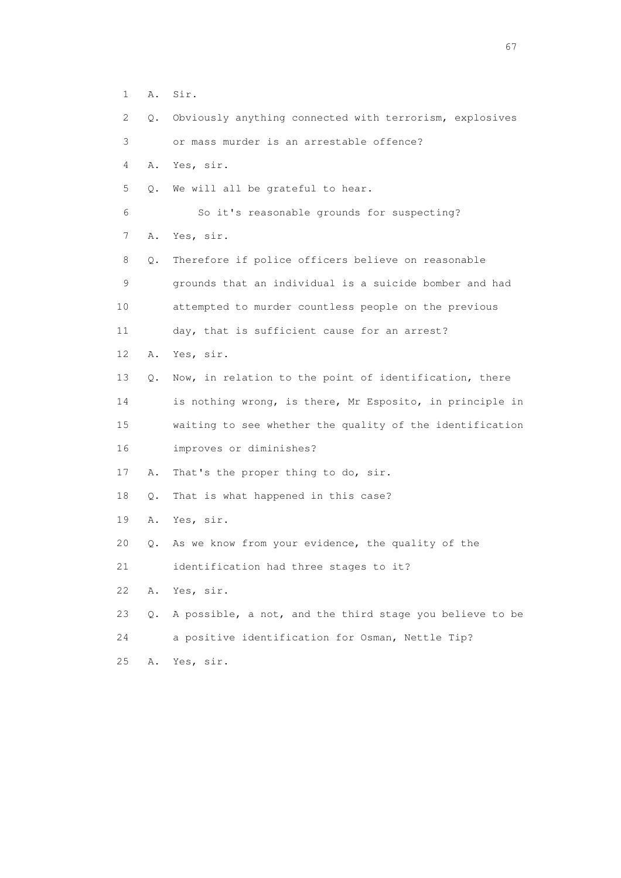1 A. Sir.

2 Q. Obviously anything connected with terrorism, explosives

3 or mass murder is an arrestable offence?

4 A. Yes, sir.

5 Q. We will all be grateful to hear.

6 So it's reasonable grounds for suspecting?

7 A. Yes, sir.

8 Q. Therefore if police officers believe on reasonable

9 grounds that an individual is a suicide bomber and had

10 attempted to murder countless people on the previous

11 day, that is sufficient cause for an arrest?

12 A. Yes, sir.

13 Q. Now, in relation to the point of identification, there

14 is nothing wrong, is there, Mr Esposito, in principle in

15 waiting to see whether the quality of the identification

16 improves or diminishes?

17 A. That's the proper thing to do, sir.

18 Q. That is what happened in this case?

19 A. Yes, sir.

20 Q. As we know from your evidence, the quality of the

21 identification had three stages to it?

22 A. Yes, sir.

23 Q. A possible, a not, and the third stage you believe to be

24 a positive identification for Osman, Nettle Tip?

25 A. Yes, sir.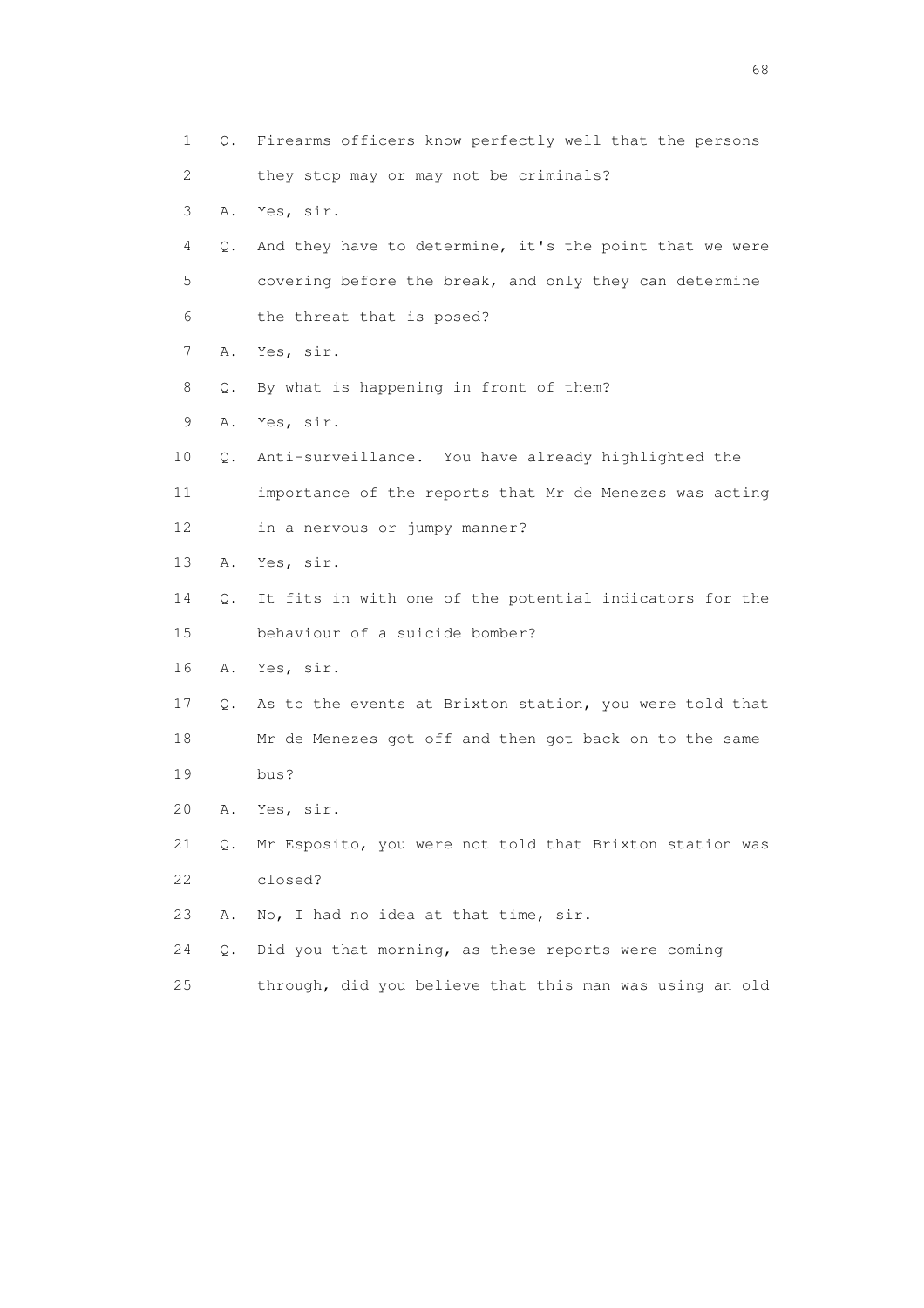1 Q. Firearms officers know perfectly well that the persons
2 they stop may or may not be criminals?
3 A. Yes, sir.
4 Q. And they have to determine, it's the point that we were
5 covering before the break, and only they can determine
6 the threat that is posed?
7 A. Yes, sir.
8 Q. By what is happening in front of them?
9 A. Yes, sir.
10 Q. Anti-surveillance. You have already highlighted the
11 importance of the reports that Mr de Menezes was acting
12 in a nervous or jumpy manner?
13 A. Yes, sir.
14 Q. It fits in with one of the potential indicators for the
15 behaviour of a suicide bomber?
16 A. Yes, sir.
17 Q. As to the events at Brixton station, you were told that
18 Mr de Menezes got off and then got back on to the same
19 bus?
20 A. Yes, sir.
21 Q. Mr Esposito, you were not told that Brixton station was
22 closed?
23 A. No, I had no idea at that time, sir.
24 Q. Did you that morning, as these reports were coming
25 through, did you believe that this man was using an old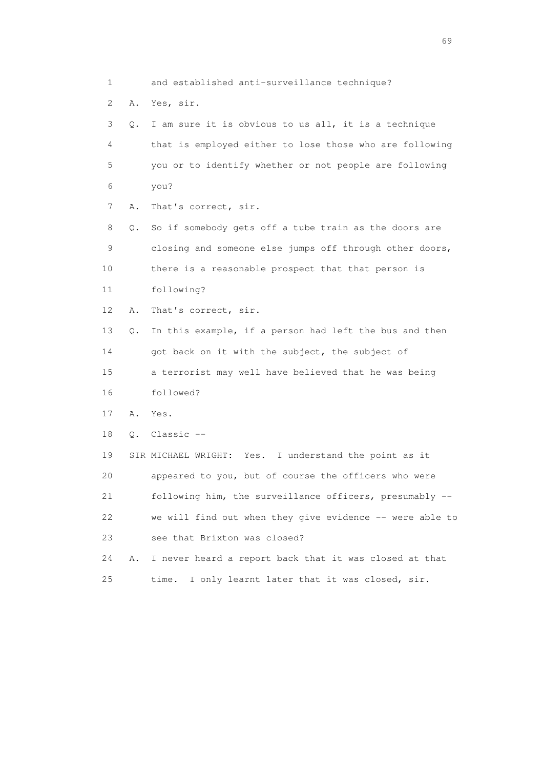1 and established anti-surveillance technique?

2 A. Yes, sir.

3 Q. I am sure it is obvious to us all, it is a technique

4 that is employed either to lose those who are following

5 you or to identify whether or not people are following

6 you?

7 A. That's correct, sir.

8 Q. So if somebody gets off a tube train as the doors are

9 closing and someone else jumps off through other doors,

10 there is a reasonable prospect that that person is

11 following?

12 A. That's correct, sir.

13 Q. In this example, if a person had left the bus and then

14 got back on it with the subject, the subject of

15 a terrorist may well have believed that he was being

16 followed?

17 A. Yes.

18 Q. Classic --

19 SIR MICHAEL WRIGHT: Yes. I understand the point as it

20 appeared to you, but of course the officers who were

21 following him, the surveillance officers, presumably --

22 we will find out when they give evidence -- were able to

23 see that Brixton was closed?

24 A. I never heard a report back that it was closed at that

25 time. I only learnt later that it was closed, sir.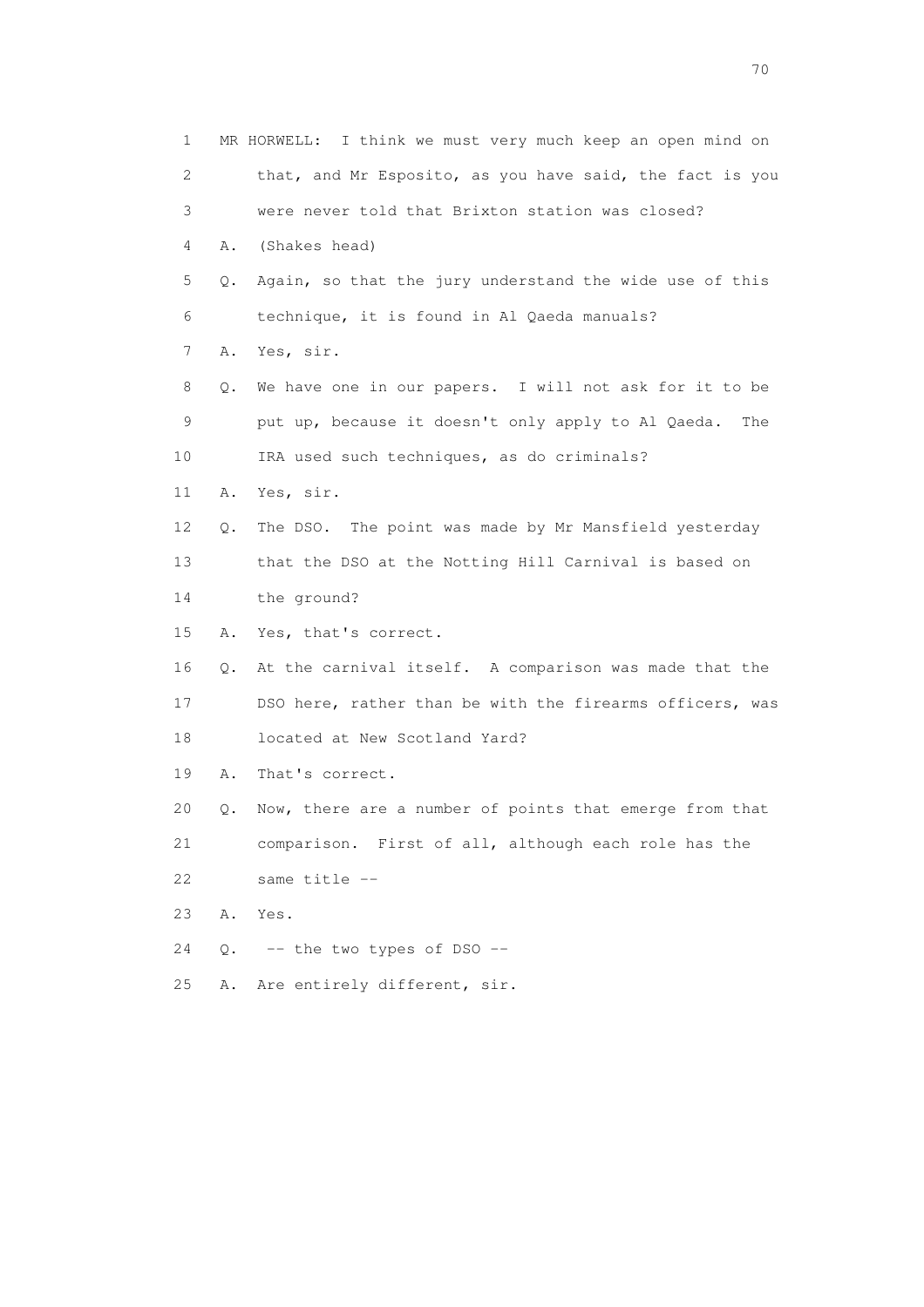1 MR HORWELL: I think we must very much keep an open mind on
2 that, and Mr Esposito, as you have said, the fact is you
3 were never told that Brixton station was closed?
4 A. (Shakes head)
5 Q. Again, so that the jury understand the wide use of this
6 technique, it is found in Al Qaeda manuals?
7 A. Yes, sir.
8 Q. We have one in our papers. I will not ask for it to be
9 put up, because it doesn't only apply to Al Qaeda. The
10 IRA used such techniques, as do criminals?
11 A. Yes, sir.
12 Q. The DSO. The point was made by Mr Mansfield yesterday
13 that the DSO at the Notting Hill Carnival is based on
14 the ground?
15 A. Yes, that's correct.
16 Q. At the carnival itself. A comparison was made that the
17 DSO here, rather than be with the firearms officers, was
18 located at New Scotland Yard?
19 A. That's correct.
20 Q. Now, there are a number of points that emerge from that
21 comparison. First of all, although each role has the
22 same title --
23 A. Yes.
24 Q. -- the two types of DSO --
25 A. Are entirely different, sir.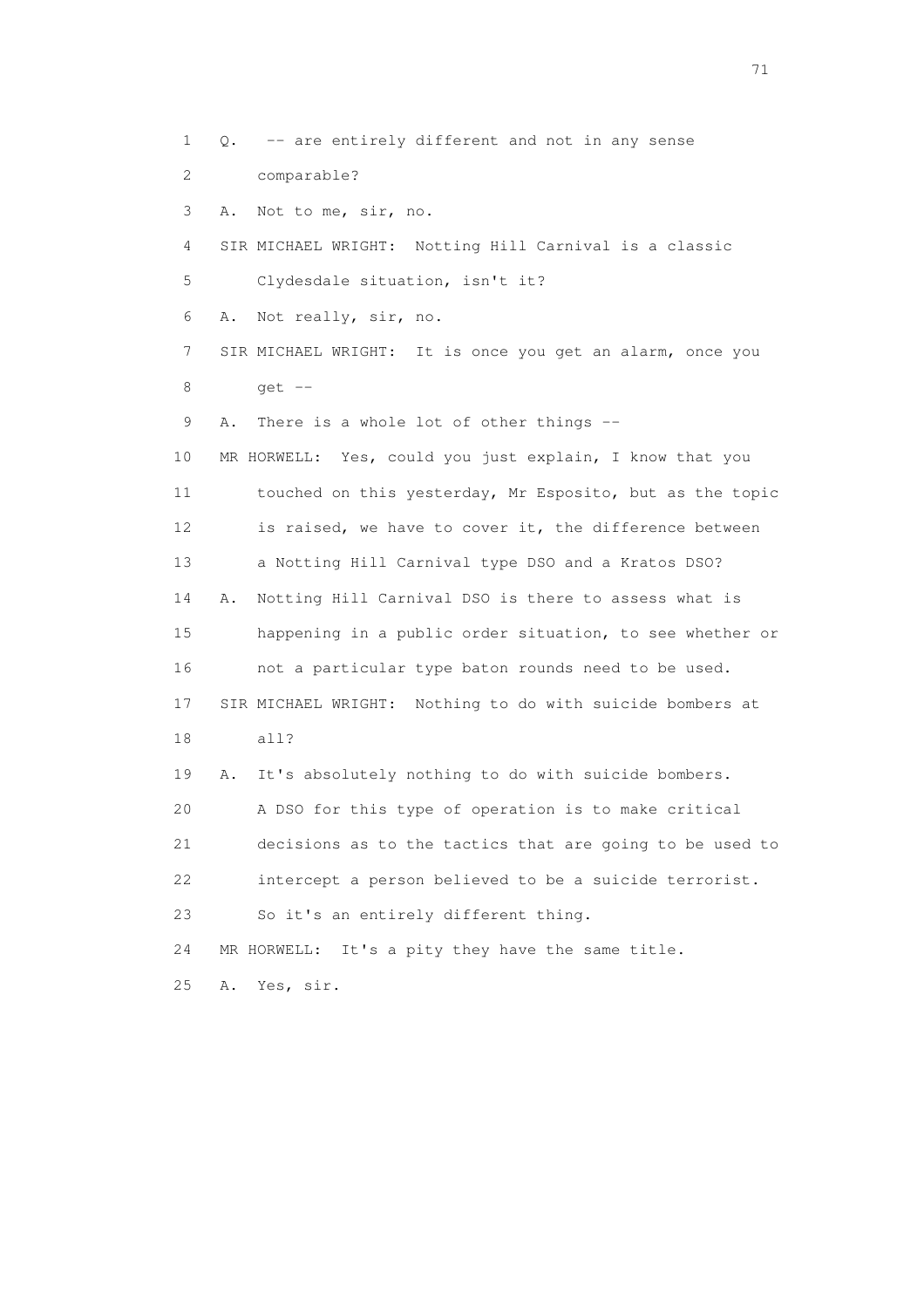1 Q. -- are entirely different and not in any sense

2 comparable?

3 A. Not to me, sir, no.

4 SIR MICHAEL WRIGHT: Notting Hill Carnival is a classic

5 Clydesdale situation, isn't it?

6 A. Not really, sir, no.

7 SIR MICHAEL WRIGHT: It is once you get an alarm, once you

8 get --

9 A. There is a whole lot of other things --

10 MR HORWELL: Yes, could you just explain, I know that you

11 touched on this yesterday, Mr Esposito, but as the topic

12 is raised, we have to cover it, the difference between

13 a Notting Hill Carnival type DSO and a Kratos DSO?

14 A. Notting Hill Carnival DSO is there to assess what is

15 happening in a public order situation, to see whether or

16 not a particular type baton rounds need to be used.

17 SIR MICHAEL WRIGHT: Nothing to do with suicide bombers at

18 all?

19 A. It's absolutely nothing to do with suicide bombers.

20 A DSO for this type of operation is to make critical

21 decisions as to the tactics that are going to be used to

22 intercept a person believed to be a suicide terrorist.

23 So it's an entirely different thing.

24 MR HORWELL: It's a pity they have the same title.

25 A. Yes, sir.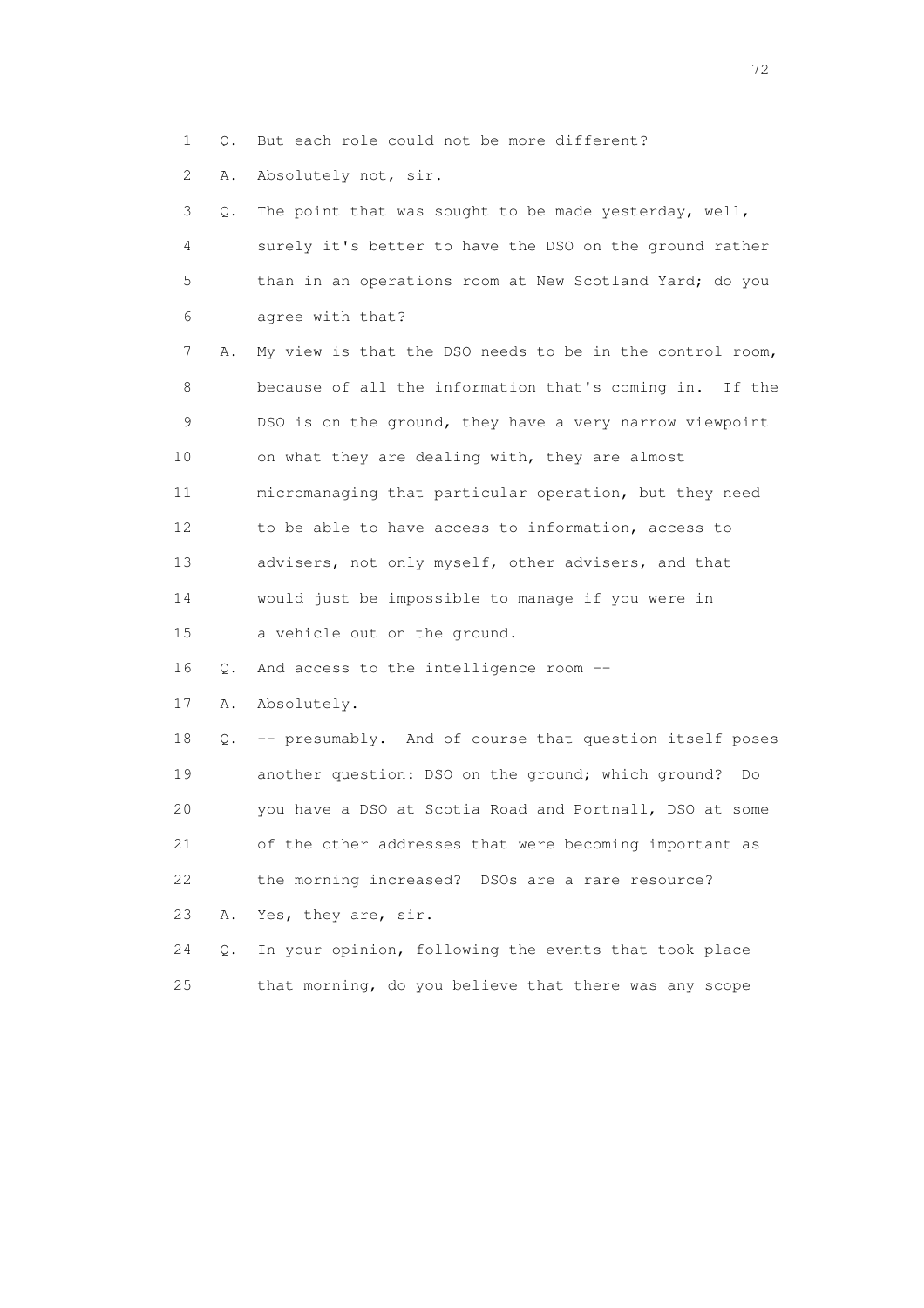1 Q. But each role could not be more different?

2 A. Absolutely not, sir.

3 Q. The point that was sought to be made yesterday, well,
4 surely it's better to have the DSO on the ground rather
5 than in an operations room at New Scotland Yard; do you
6 agree with that?

7 A. My view is that the DSO needs to be in the control room,
8 because of all the information that's coming in. If the
9 DSO is on the ground, they have a very narrow viewpoint
10 on what they are dealing with, they are almost
11 micromanaging that particular operation, but they need
12 to be able to have access to information, access to
13 advisers, not only myself, other advisers, and that
14 would just be impossible to manage if you were in
15 a vehicle out on the ground.

16 Q. And access to the intelligence room --

17 A. Absolutely.

18 Q. -- presumably. And of course that question itself poses
19 another question: DSO on the ground; which ground? Do
20 you have a DSO at Scotia Road and Portnall, DSO at some
21 of the other addresses that were becoming important as
22 the morning increased? DSOs are a rare resource?

23 A. Yes, they are, sir.

24 Q. In your opinion, following the events that took place
25 that morning, do you believe that there was any scope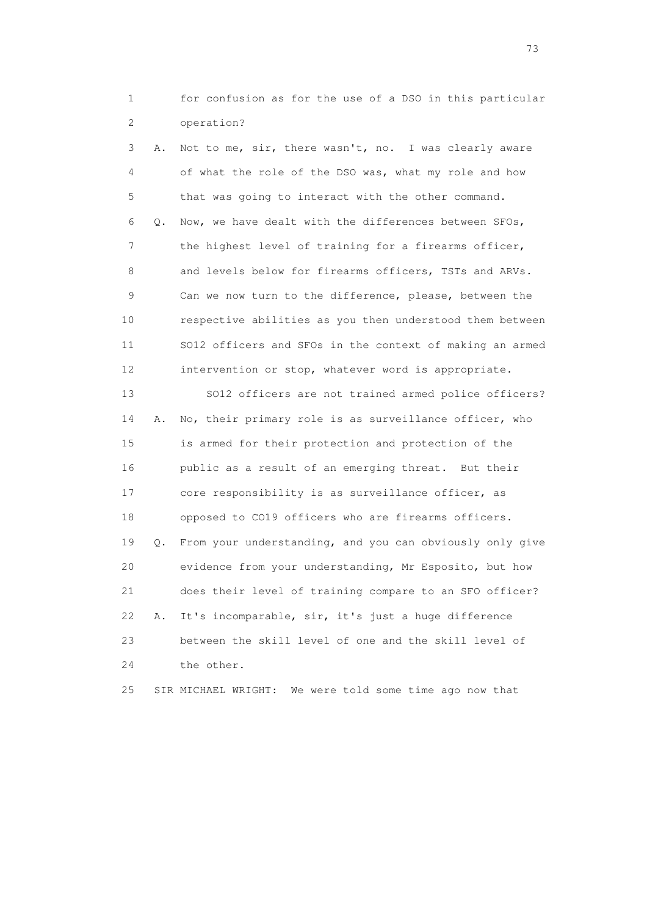1 for confusion as for the use of a DSO in this particular
2 operation?

3 A. Not to me, sir, there wasn't, no. I was clearly aware
4 of what the role of the DSO was, what my role and how
5 that was going to interact with the other command.

6 Q. Now, we have dealt with the differences between SFOs,
7 the highest level of training for a firearms officer,
8 and levels below for firearms officers, TSTs and ARVs.
9 Can we now turn to the difference, please, between the
10 respective abilities as you then understood them between
11 SO12 officers and SFOs in the context of making an armed
12 intervention or stop, whatever word is appropriate.

13 SO12 officers are not trained armed police officers?

14 A. No, their primary role is as surveillance officer, who
15 is armed for their protection and protection of the
16 public as a result of an emerging threat. But their
17 core responsibility is as surveillance officer, as
18 opposed to CO19 officers who are firearms officers.

19 Q. From your understanding, and you can obviously only give
20 evidence from your understanding, Mr Esposito, but how
21 does their level of training compare to an SFO officer?

22 A. It's incomparable, sir, it's just a huge difference
23 between the skill level of one and the skill level of
24 the other.

25 SIR MICHAEL WRIGHT: We were told some time ago now that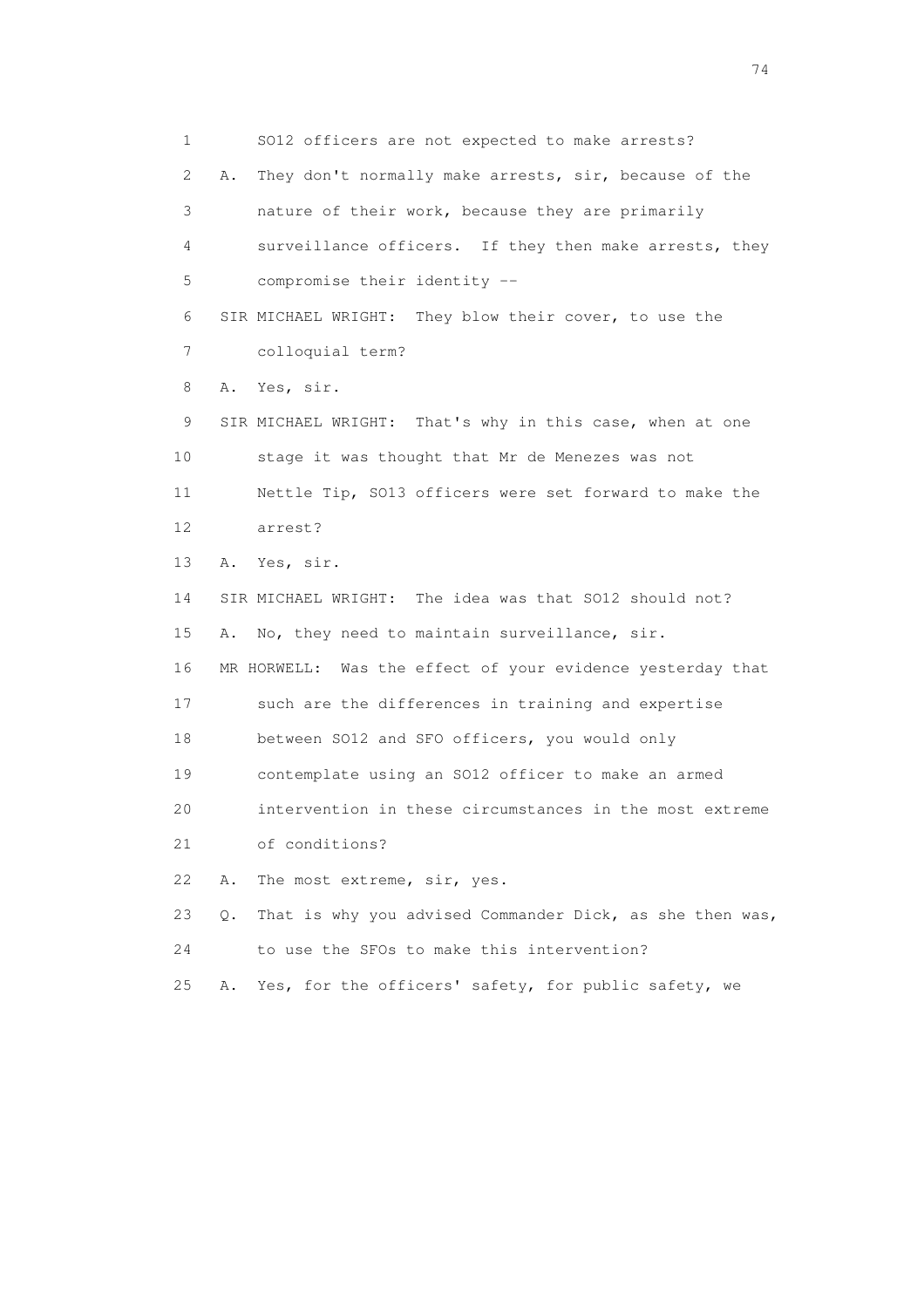1 SO12 officers are not expected to make arrests?

2 A. They don't normally make arrests, sir, because of the

3 nature of their work, because they are primarily

4 surveillance officers. If they then make arrests, they

5 compromise their identity --

6 SIR MICHAEL WRIGHT: They blow their cover, to use the

7 colloquial term?

8 A. Yes, sir.

9 SIR MICHAEL WRIGHT: That's why in this case, when at one

10 stage it was thought that Mr de Menezes was not

11 Nettle Tip, SO13 officers were set forward to make the

12 arrest?

13 A. Yes, sir.

14 SIR MICHAEL WRIGHT: The idea was that SO12 should not?

15 A. No, they need to maintain surveillance, sir.

16 MR HORWELL: Was the effect of your evidence yesterday that

17 such are the differences in training and expertise

18 between SO12 and SFO officers, you would only

19 contemplate using an SO12 officer to make an armed

20 intervention in these circumstances in the most extreme

21 of conditions?

22 A. The most extreme, sir, yes.

23 Q. That is why you advised Commander Dick, as she then was,

24 to use the SFOs to make this intervention?

25 A. Yes, for the officers' safety, for public safety, we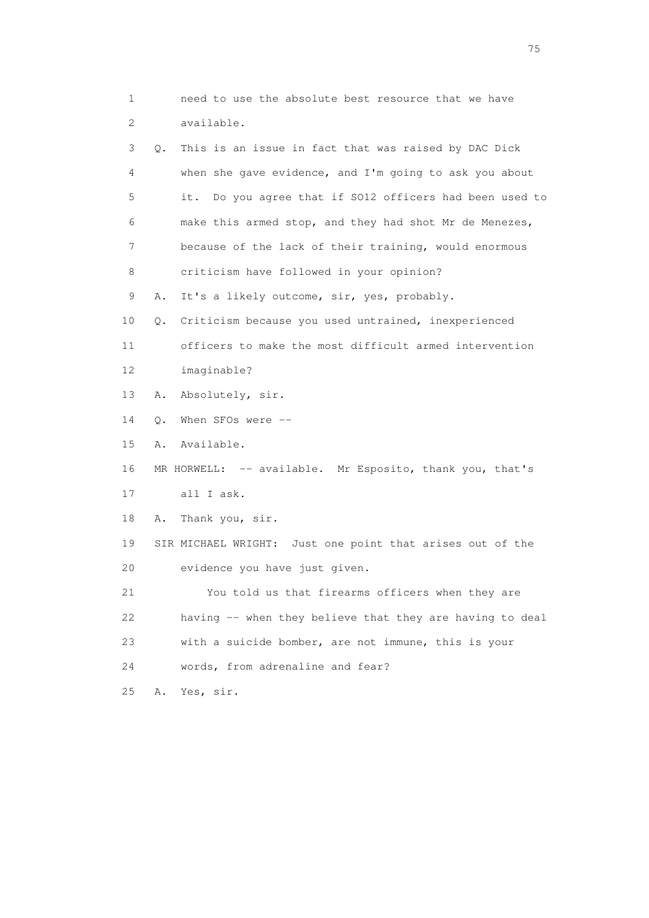1 need to use the absolute best resource that we have
2 available.
3 Q. This is an issue in fact that was raised by DAC Dick
4 when she gave evidence, and I'm going to ask you about
5 it. Do you agree that if SO12 officers had been used to
6 make this armed stop, and they had shot Mr de Menezes,
7 because of the lack of their training, would enormous
8 criticism have followed in your opinion?
9 A. It's a likely outcome, sir, yes, probably.
10 Q. Criticism because you used untrained, inexperienced
11 officers to make the most difficult armed intervention
12 imaginable?
13 A. Absolutely, sir.
14 Q. When SFOs were --
15 A. Available.
16 MR HORWELL: -- available. Mr Esposito, thank you, that's
17 all I ask.
18 A. Thank you, sir.
19 SIR MICHAEL WRIGHT: Just one point that arises out of the
20 evidence you have just given.
21 You told us that firearms officers when they are
22 having -- when they believe that they are having to deal
23 with a suicide bomber, are not immune, this is your
24 words, from adrenaline and fear?
25 A. Yes, sir.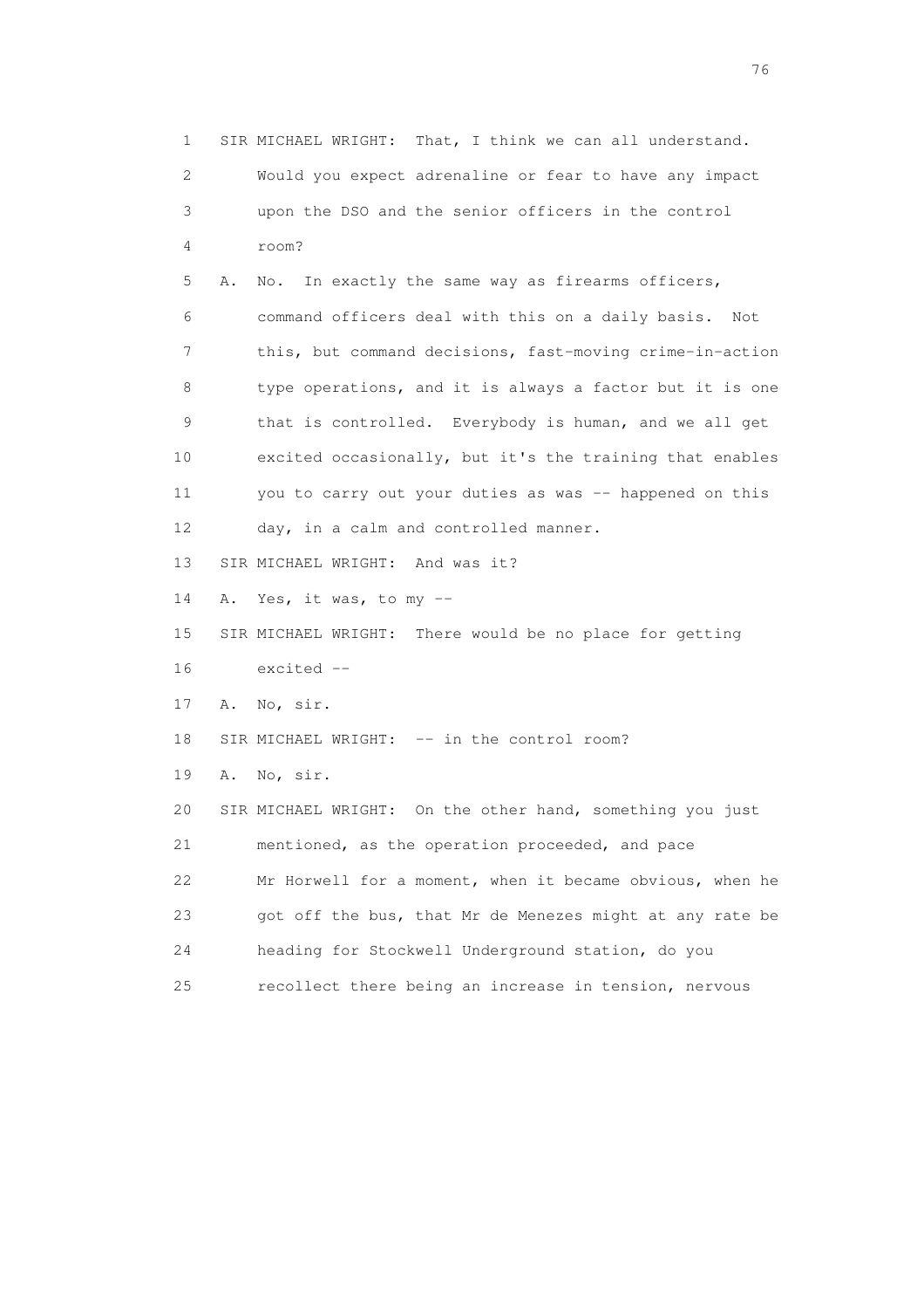1 SIR MICHAEL WRIGHT: That, I think we can all understand.
2 Would you expect adrenaline or fear to have any impact
3 upon the DSO and the senior officers in the control
4 room?
5 A. No. In exactly the same way as firearms officers,
6 command officers deal with this on a daily basis. Not
7 this, but command decisions, fast-moving crime-in-action
8 type operations, and it is always a factor but it is one
9 that is controlled. Everybody is human, and we all get
10 excited occasionally, but it's the training that enables
11 you to carry out your duties as was -- happened on this
12 day, in a calm and controlled manner.
13 SIR MICHAEL WRIGHT: And was it?
14 A. Yes, it was, to my --
15 SIR MICHAEL WRIGHT: There would be no place for getting
16 excited --
17 A. No, sir.
18 SIR MICHAEL WRIGHT: -- in the control room?
19 A. No, sir.
20 SIR MICHAEL WRIGHT: On the other hand, something you just
21 mentioned, as the operation proceeded, and pace
22 Mr Horwell for a moment, when it became obvious, when he
23 got off the bus, that Mr de Menezes might at any rate be
24 heading for Stockwell Underground station, do you
25 recollect there being an increase in tension, nervous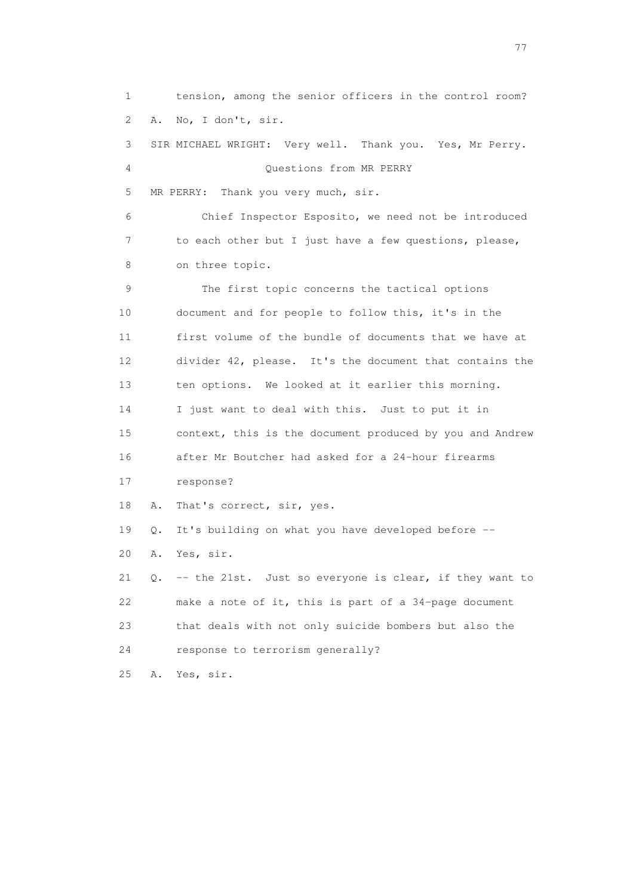1 tension, among the senior officers in the control room?

2 A. No, I don't, sir.

3 SIR MICHAEL WRIGHT: Very well. Thank you. Yes, Mr Perry.

4 Questions from MR PERRY

5 MR PERRY: Thank you very much, sir.

6 Chief Inspector Esposito, we need not be introduced

7 to each other but I just have a few questions, please,

8 on three topic.

9 The first topic concerns the tactical options

10 document and for people to follow this, it's in the

11 first volume of the bundle of documents that we have at

12 divider 42, please. It's the document that contains the

13 ten options. We looked at it earlier this morning.

14 I just want to deal with this. Just to put it in

15 context, this is the document produced by you and Andrew

16 after Mr Boutcher had asked for a 24-hour firearms

17 response?

18 A. That's correct, sir, yes.

19 Q. It's building on what you have developed before --

20 A. Yes, sir.

21 Q. -- the 21st. Just so everyone is clear, if they want to

22 make a note of it, this is part of a 34-page document

23 that deals with not only suicide bombers but also the

24 response to terrorism generally?

25 A. Yes, sir.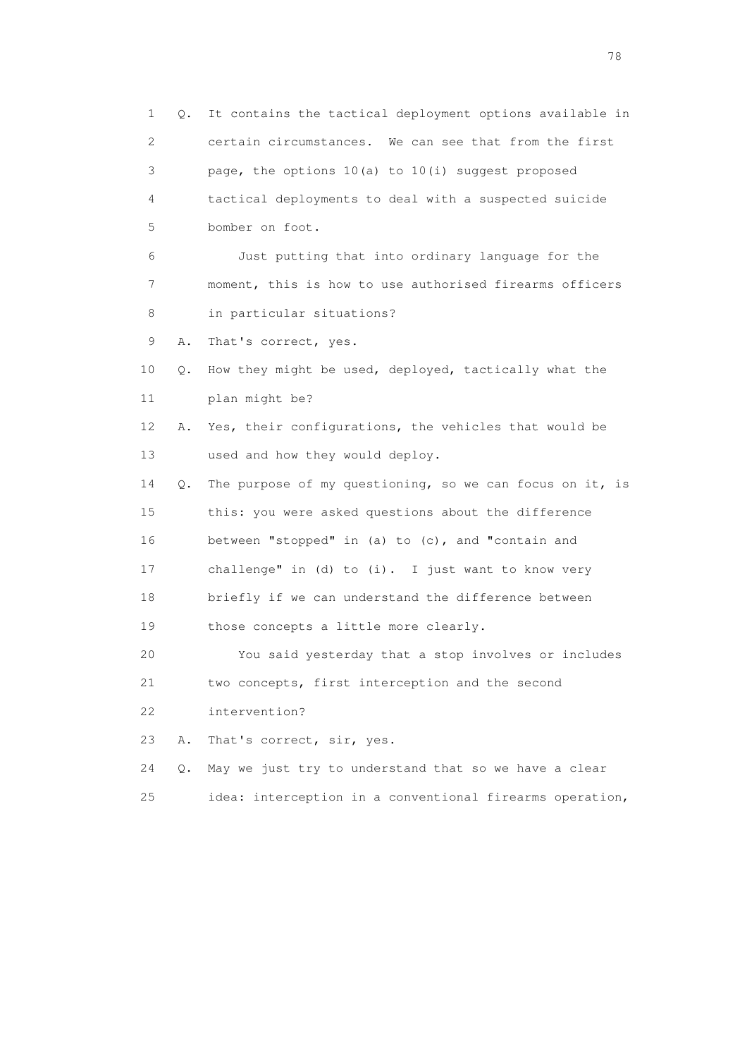1 Q. It contains the tactical deployment options available in
2 certain circumstances. We can see that from the first
3 page, the options 10(a) to 10(i) suggest proposed
4 tactical deployments to deal with a suspected suicide
5 bomber on foot.

6 Just putting that into ordinary language for the
7 moment, this is how to use authorised firearms officers
8 in particular situations?

9 A. That's correct, yes.

10 Q. How they might be used, deployed, tactically what the
11 plan might be?

12 A. Yes, their configurations, the vehicles that would be
13 used and how they would deploy.

14 Q. The purpose of my questioning, so we can focus on it, is
15 this: you were asked questions about the difference
16 between "stopped" in (a) to (c), and "contain and
17 challenge" in (d) to (i). I just want to know very
18 briefly if we can understand the difference between
19 those concepts a little more clearly.

20 You said yesterday that a stop involves or includes
21 two concepts, first interception and the second
22 intervention?

23 A. That's correct, sir, yes.

24 Q. May we just try to understand that so we have a clear
25 idea: interception in a conventional firearms operation,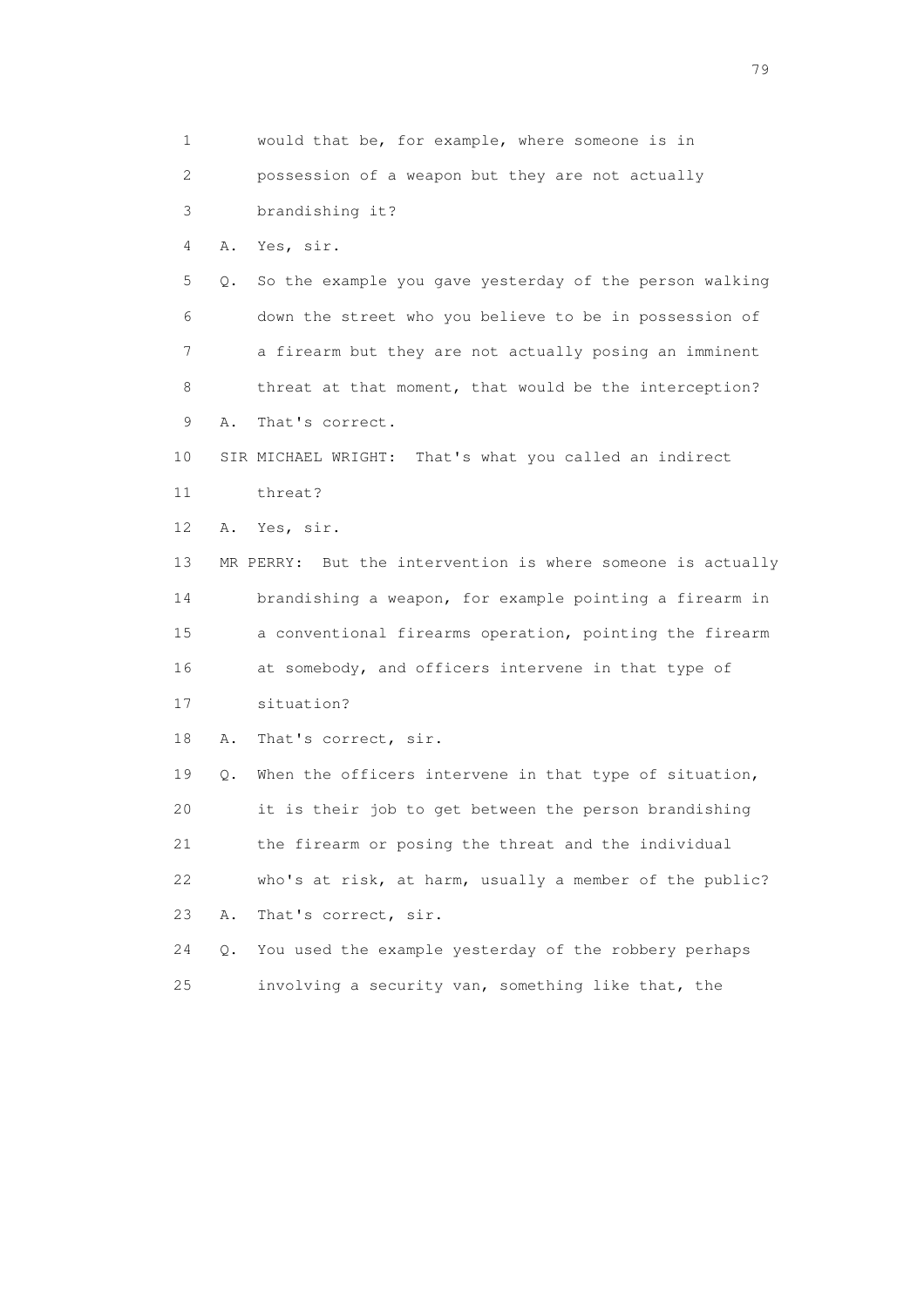1 would that be, for example, where someone is in
2 possession of a weapon but they are not actually
3 brandishing it?
4 A. Yes, sir.
5 Q. So the example you gave yesterday of the person walking
6 down the street who you believe to be in possession of
7 a firearm but they are not actually posing an imminent
8 threat at that moment, that would be the interception?
9 A. That's correct.
10 SIR MICHAEL WRIGHT: That's what you called an indirect
11 threat?
12 A. Yes, sir.
13 MR PERRY: But the intervention is where someone is actually
14 brandishing a weapon, for example pointing a firearm in
15 a conventional firearms operation, pointing the firearm
16 at somebody, and officers intervene in that type of
17 situation?
18 A. That's correct, sir.
19 Q. When the officers intervene in that type of situation,
20 it is their job to get between the person brandishing
21 the firearm or posing the threat and the individual
22 who's at risk, at harm, usually a member of the public?
23 A. That's correct, sir.
24 Q. You used the example yesterday of the robbery perhaps
25 involving a security van, something like that, the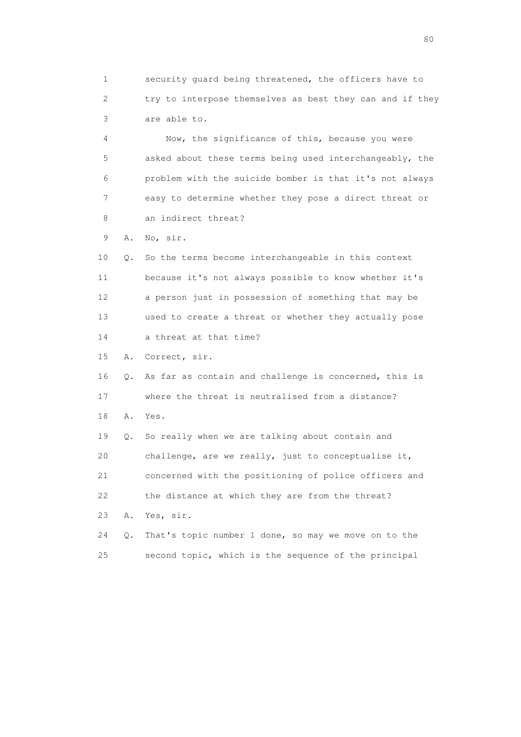1 security guard being threatened, the officers have to
2 try to interpose themselves as best they can and if they
3 are able to.

4 Now, the significance of this, because you were
5 asked about these terms being used interchangeably, the
6 problem with the suicide bomber is that it's not always
7 easy to determine whether they pose a direct threat or
8 an indirect threat?

9 A. No, sir.

10 Q. So the terms become interchangeable in this context
11 because it's not always possible to know whether it's
12 a person just in possession of something that may be
13 used to create a threat or whether they actually pose
14 a threat at that time?

15 A. Correct, sir.

16 Q. As far as contain and challenge is concerned, this is
17 where the threat is neutralised from a distance?

18 A. Yes.

19 Q. So really when we are talking about contain and
20 challenge, are we really, just to conceptualise it,
21 concerned with the positioning of police officers and
22 the distance at which they are from the threat?

23 A. Yes, sir.

24 Q. That's topic number 1 done, so may we move on to the
25 second topic, which is the sequence of the principal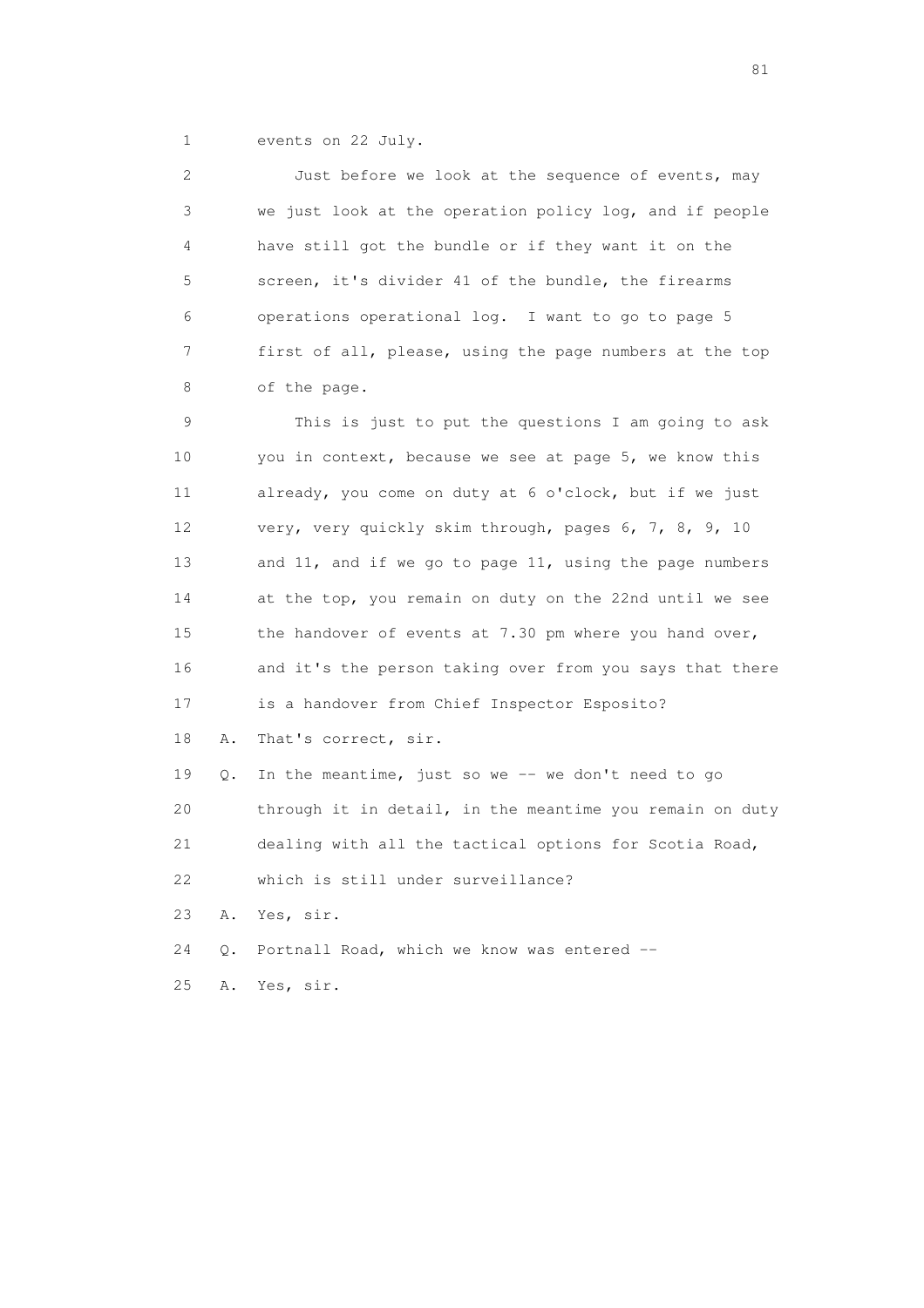1 events on 22 July.

2 Just before we look at the sequence of events, may
3 we just look at the operation policy log, and if people
4 have still got the bundle or if they want it on the
5 screen, it's divider 41 of the bundle, the firearms
6 operations operational log. I want to go to page 5
7 first of all, please, using the page numbers at the top
8 of the page.

9 This is just to put the questions I am going to ask
10 you in context, because we see at page 5, we know this
11 already, you come on duty at 6 o'clock, but if we just
12 very, very quickly skim through, pages 6, 7, 8, 9, 10
13 and 11, and if we go to page 11, using the page numbers
14 at the top, you remain on duty on the 22nd until we see
15 the handover of events at 7.30 pm where you hand over,
16 and it's the person taking over from you says that there
17 is a handover from Chief Inspector Esposito?

18 A. That's correct, sir.

19 Q. In the meantime, just so we -- we don't need to go
20 through it in detail, in the meantime you remain on duty
21 dealing with all the tactical options for Scotia Road,
22 which is still under surveillance?

23 A. Yes, sir.

24 Q. Portnall Road, which we know was entered --

25 A. Yes, sir.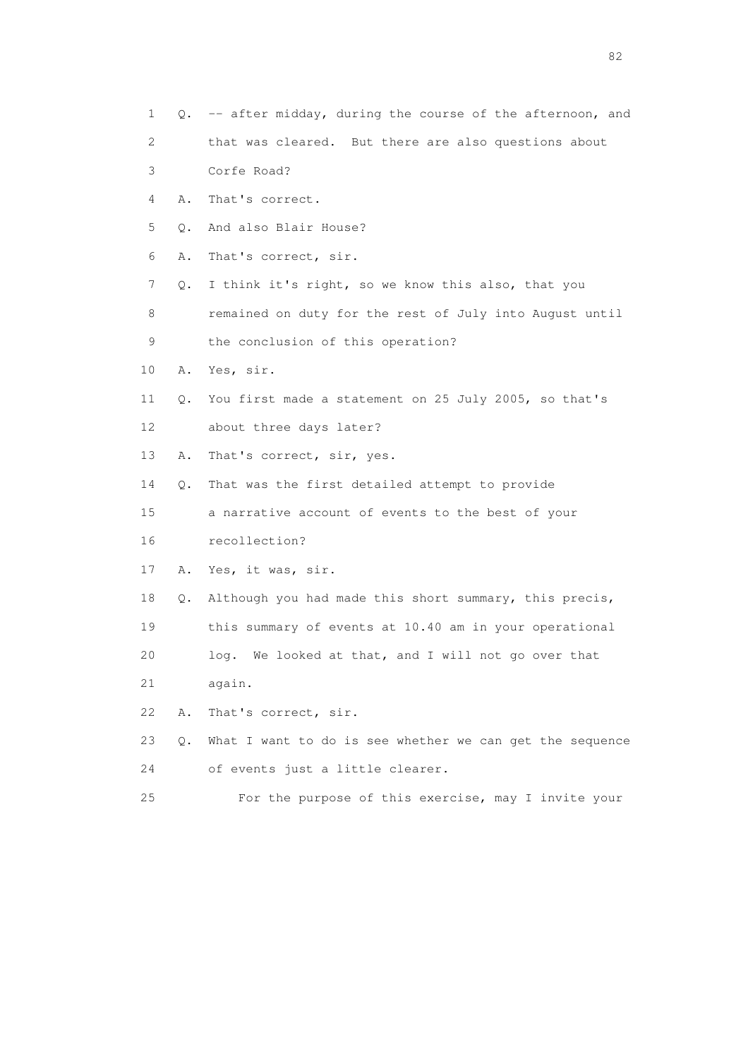1 Q. -- after midday, during the course of the afternoon, and
2 that was cleared. But there are also questions about
3 Corfe Road?
4 A. That's correct.
5 Q. And also Blair House?
6 A. That's correct, sir.
7 Q. I think it's right, so we know this also, that you
8 remained on duty for the rest of July into August until
9 the conclusion of this operation?
10 A. Yes, sir.
11 Q. You first made a statement on 25 July 2005, so that's
12 about three days later?
13 A. That's correct, sir, yes.
14 Q. That was the first detailed attempt to provide
15 a narrative account of events to the best of your
16 recollection?
17 A. Yes, it was, sir.
18 Q. Although you had made this short summary, this precis,
19 this summary of events at 10.40 am in your operational
20 log. We looked at that, and I will not go over that
21 again.
22 A. That's correct, sir.
23 Q. What I want to do is see whether we can get the sequence
24 of events just a little clearer.
25 For the purpose of this exercise, may I invite your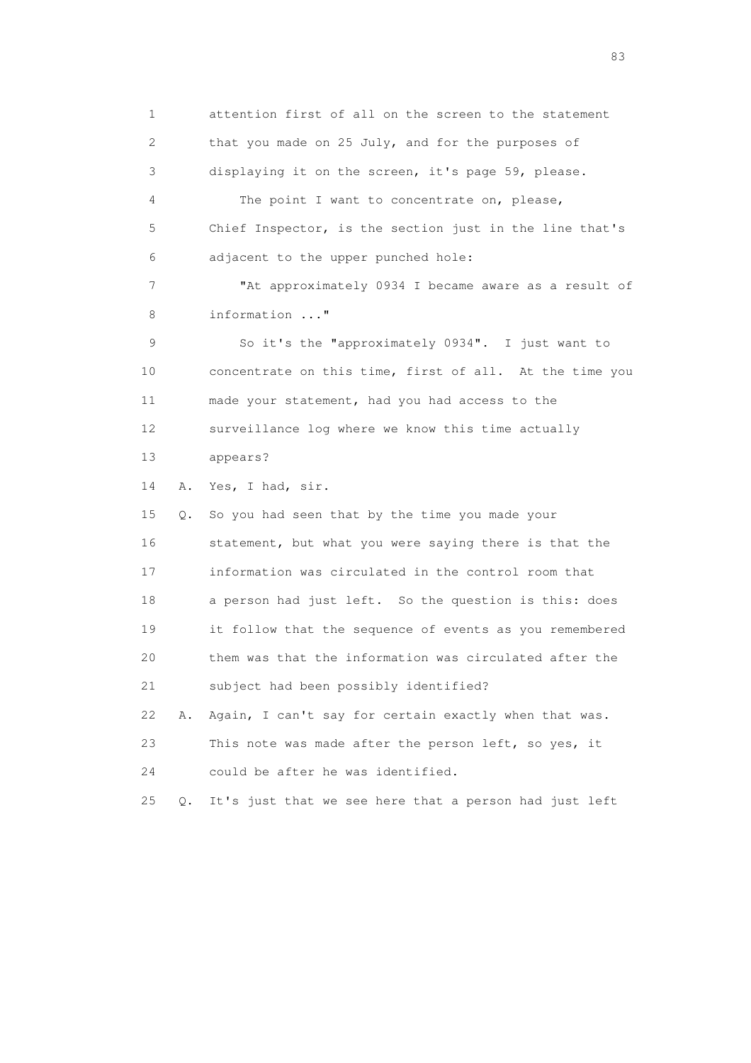1 attention first of all on the screen to the statement
2 that you made on 25 July, and for the purposes of
3 displaying it on the screen, it's page 59, please.
4 The point I want to concentrate on, please,
5 Chief Inspector, is the section just in the line that's
6 adjacent to the upper punched hole:
7 "At approximately 0934 I became aware as a result of
8 information ..."
9 So it's the "approximately 0934". I just want to
10 concentrate on this time, first of all. At the time you
11 made your statement, had you had access to the
12 surveillance log where we know this time actually
13 appears?
14 A. Yes, I had, sir.
15 Q. So you had seen that by the time you made your
16 statement, but what you were saying there is that the
17 information was circulated in the control room that
18 a person had just left. So the question is this: does
19 it follow that the sequence of events as you remembered
20 them was that the information was circulated after the
21 subject had been possibly identified?
22 A. Again, I can't say for certain exactly when that was.
23 This note was made after the person left, so yes, it
24 could be after he was identified.
25 Q. It's just that we see here that a person had just left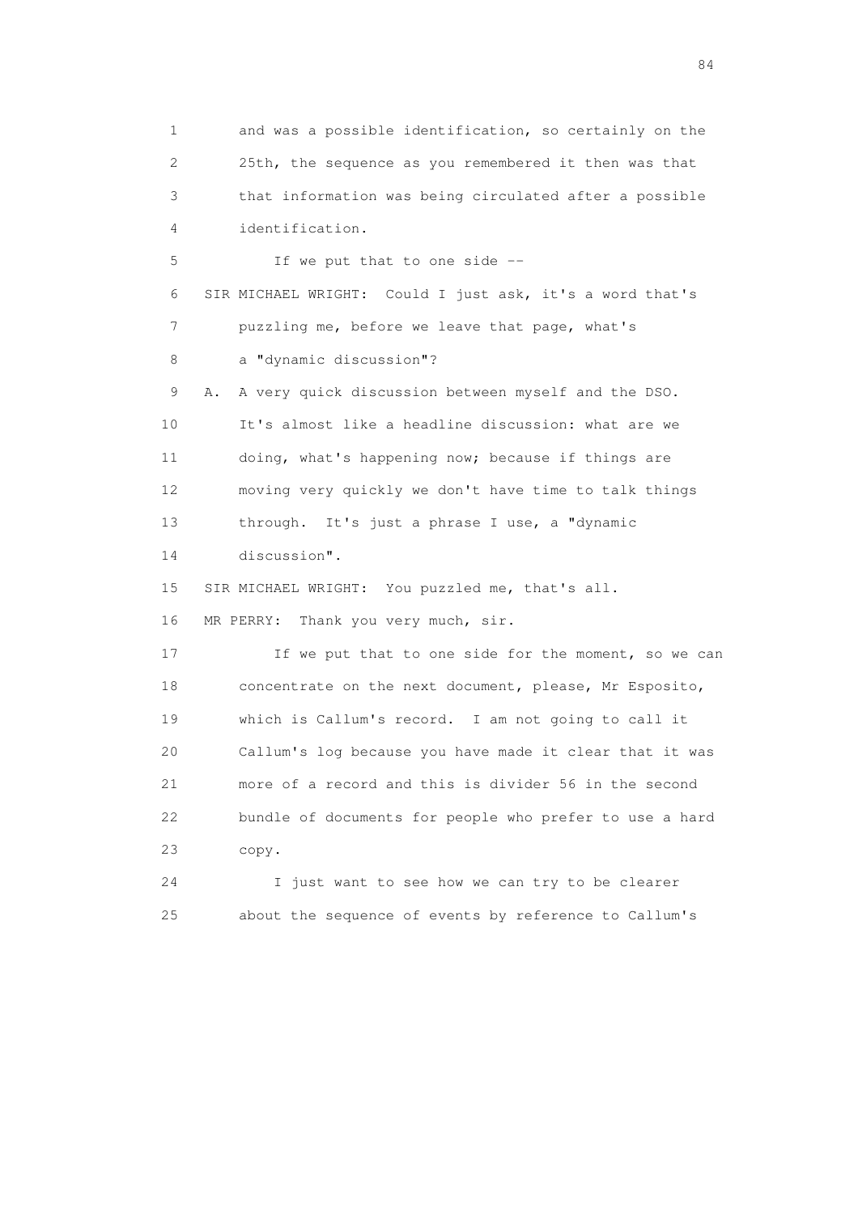1 and was a possible identification, so certainly on the
2 25th, the sequence as you remembered it then was that
3 that information was being circulated after a possible
4 identification.

5 If we put that to one side --

6 SIR MICHAEL WRIGHT: Could I just ask, it's a word that's
7 puzzling me, before we leave that page, what's
8 a "dynamic discussion"?

9 A. A very quick discussion between myself and the DSO.
10 It's almost like a headline discussion: what are we
11 doing, what's happening now; because if things are
12 moving very quickly we don't have time to talk things
13 through. It's just a phrase I use, a "dynamic
14 discussion".

15 SIR MICHAEL WRIGHT: You puzzled me, that's all.

16 MR PERRY: Thank you very much, sir.

17 If we put that to one side for the moment, so we can
18 concentrate on the next document, please, Mr Esposito,
19 which is Callum's record. I am not going to call it
20 Callum's log because you have made it clear that it was
21 more of a record and this is divider 56 in the second
22 bundle of documents for people who prefer to use a hard
23 copy.

24 I just want to see how we can try to be clearer
25 about the sequence of events by reference to Callum's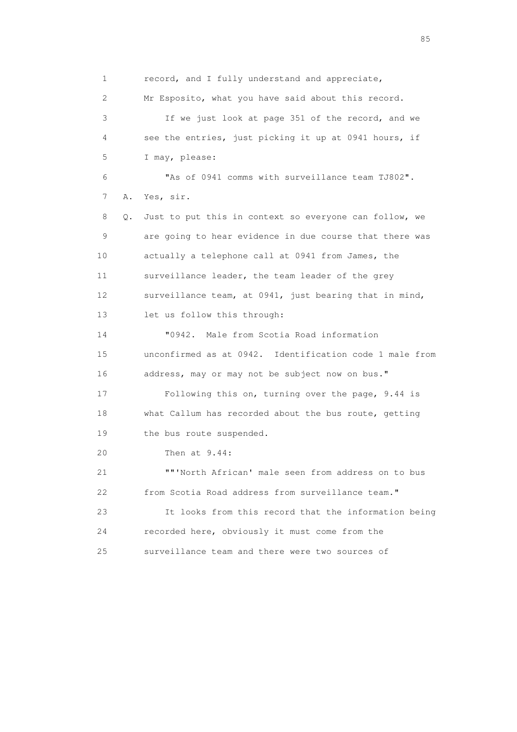1 record, and I fully understand and appreciate,

2 Mr Esposito, what you have said about this record.

3 If we just look at page 351 of the record, and we

4 see the entries, just picking it up at 0941 hours, if

5 I may, please:

6 "As of 0941 comms with surveillance team TJ802".

7 A. Yes, sir.

8 Q. Just to put this in context so everyone can follow, we

9 are going to hear evidence in due course that there was

10 actually a telephone call at 0941 from James, the

11 surveillance leader, the team leader of the grey

12 surveillance team, at 0941, just bearing that in mind,

13 let us follow this through:

14 "0942. Male from Scotia Road information

15 unconfirmed as at 0942. Identification code 1 male from

16 address, may or may not be subject now on bus."

17 Following this on, turning over the page, 9.44 is

18 what Callum has recorded about the bus route, getting

19 the bus route suspended.

20 Then at 9.44:

21 ""'North African' male seen from address on to bus

22 from Scotia Road address from surveillance team."

23 It looks from this record that the information being

24 recorded here, obviously it must come from the

25 surveillance team and there were two sources of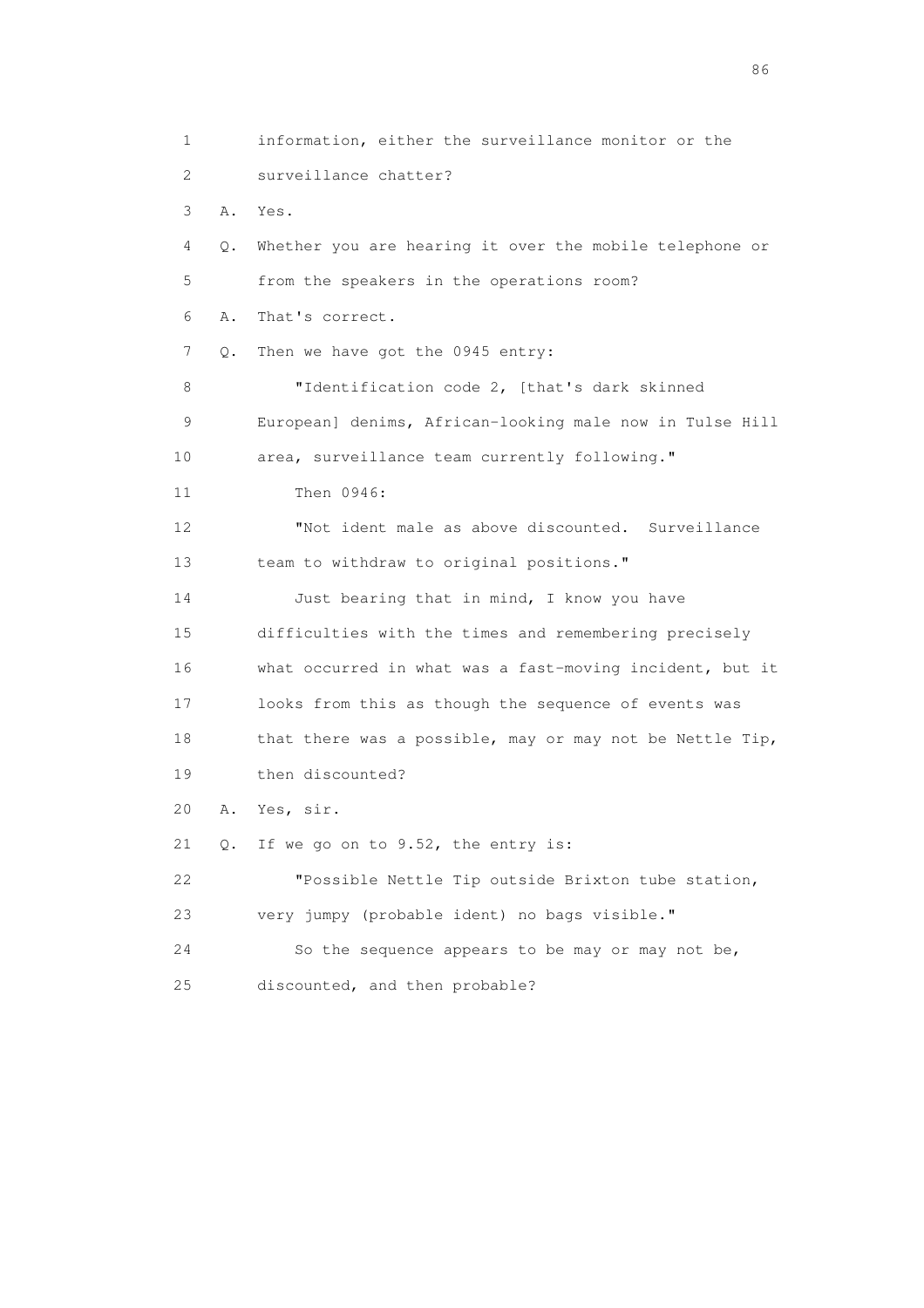1 information, either the surveillance monitor or the

2 surveillance chatter?

3 A. Yes.

4 Q. Whether you are hearing it over the mobile telephone or

5 from the speakers in the operations room?

6 A. That's correct.

7 Q. Then we have got the 0945 entry:

8 "Identification code 2, [that's dark skinned

9 European] denims, African-looking male now in Tulse Hill

10 area, surveillance team currently following."

11 Then 0946:

12 "Not ident male as above discounted. Surveillance

13 team to withdraw to original positions."

14 Just bearing that in mind, I know you have

15 difficulties with the times and remembering precisely

16 what occurred in what was a fast-moving incident, but it

17 looks from this as though the sequence of events was

18 that there was a possible, may or may not be Nettle Tip,

19 then discounted?

20 A. Yes, sir.

21 Q. If we go on to 9.52, the entry is:

22 "Possible Nettle Tip outside Brixton tube station,

23 very jumpy (probable ident) no bags visible."

24 So the sequence appears to be may or may not be,

25 discounted, and then probable?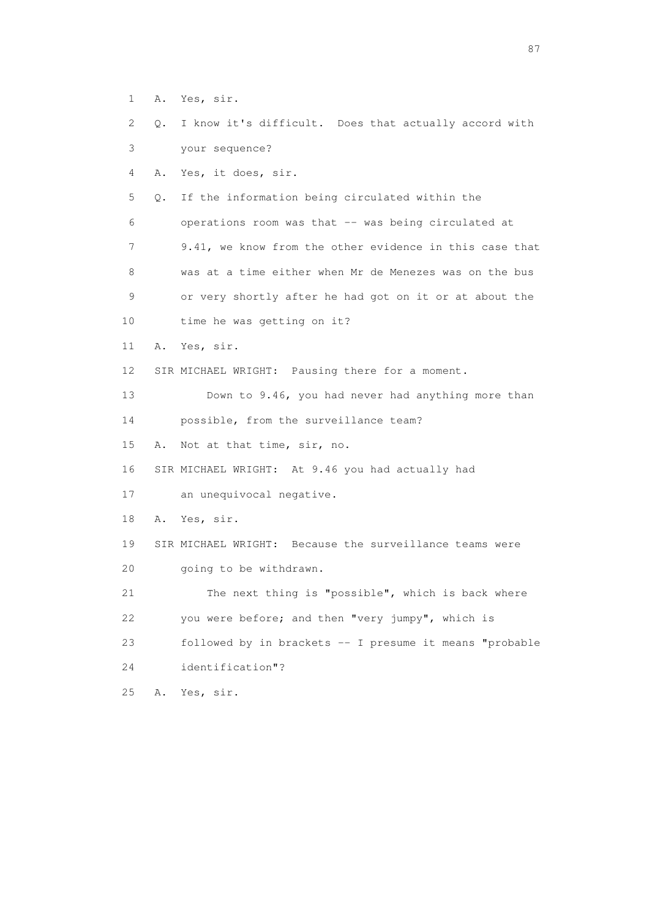1 A. Yes, sir.

2 Q. I know it's difficult. Does that actually accord with

3 your sequence?

4 A. Yes, it does, sir.

5 Q. If the information being circulated within the

6 operations room was that -- was being circulated at

7 9.41, we know from the other evidence in this case that

8 was at a time either when Mr de Menezes was on the bus

9 or very shortly after he had got on it or at about the

10 time he was getting on it?

11 A. Yes, sir.

12 SIR MICHAEL WRIGHT: Pausing there for a moment.

13 Down to 9.46, you had never had anything more than

14 possible, from the surveillance team?

15 A. Not at that time, sir, no.

16 SIR MICHAEL WRIGHT: At 9.46 you had actually had

17 an unequivocal negative.

18 A. Yes, sir.

19 SIR MICHAEL WRIGHT: Because the surveillance teams were

20 going to be withdrawn.

21 The next thing is "possible", which is back where

22 you were before; and then "very jumpy", which is

23 followed by in brackets -- I presume it means "probable

24 identification"?

25 A. Yes, sir.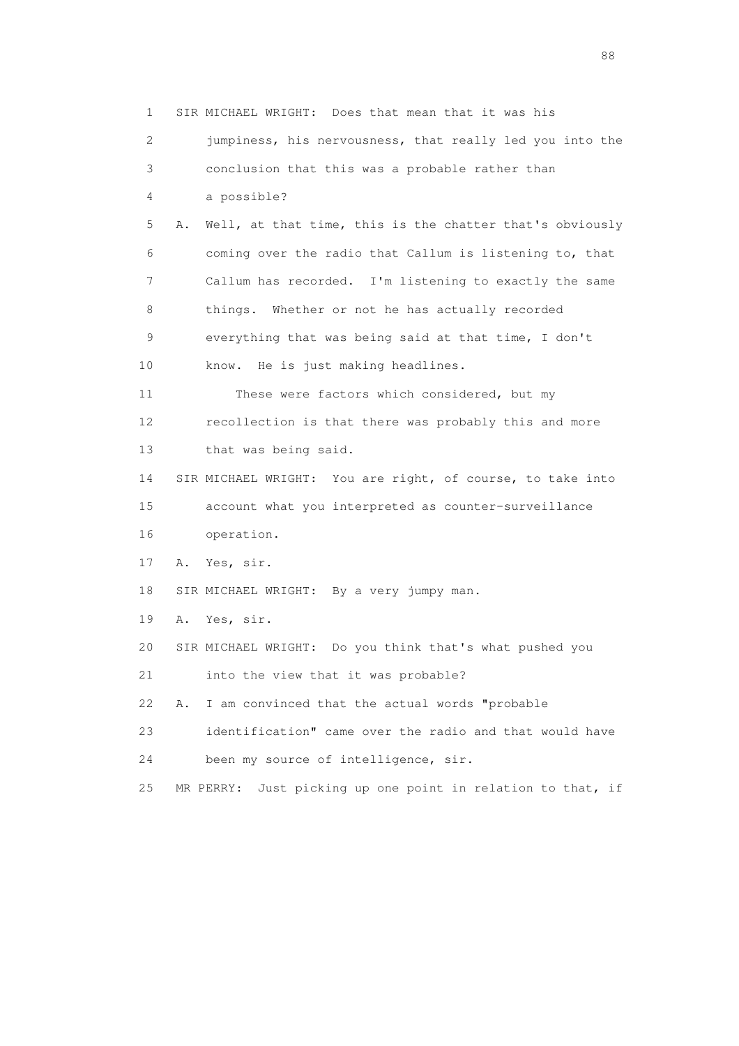1 SIR MICHAEL WRIGHT: Does that mean that it was his
2 jumpiness, his nervousness, that really led you into the
3 conclusion that this was a probable rather than
4 a possible?
5 A. Well, at that time, this is the chatter that's obviously
6 coming over the radio that Callum is listening to, that
7 Callum has recorded. I'm listening to exactly the same
8 things. Whether or not he has actually recorded
9 everything that was being said at that time, I don't
10 know. He is just making headlines.
11 These were factors which considered, but my
12 recollection is that there was probably this and more
13 that was being said.
14 SIR MICHAEL WRIGHT: You are right, of course, to take into
15 account what you interpreted as counter-surveillance
16 operation.
17 A. Yes, sir.
18 SIR MICHAEL WRIGHT: By a very jumpy man.
19 A. Yes, sir.
20 SIR MICHAEL WRIGHT: Do you think that's what pushed you
21 into the view that it was probable?
22 A. I am convinced that the actual words "probable
23 identification" came over the radio and that would have
24 been my source of intelligence, sir.
25 MR PERRY: Just picking up one point in relation to that, if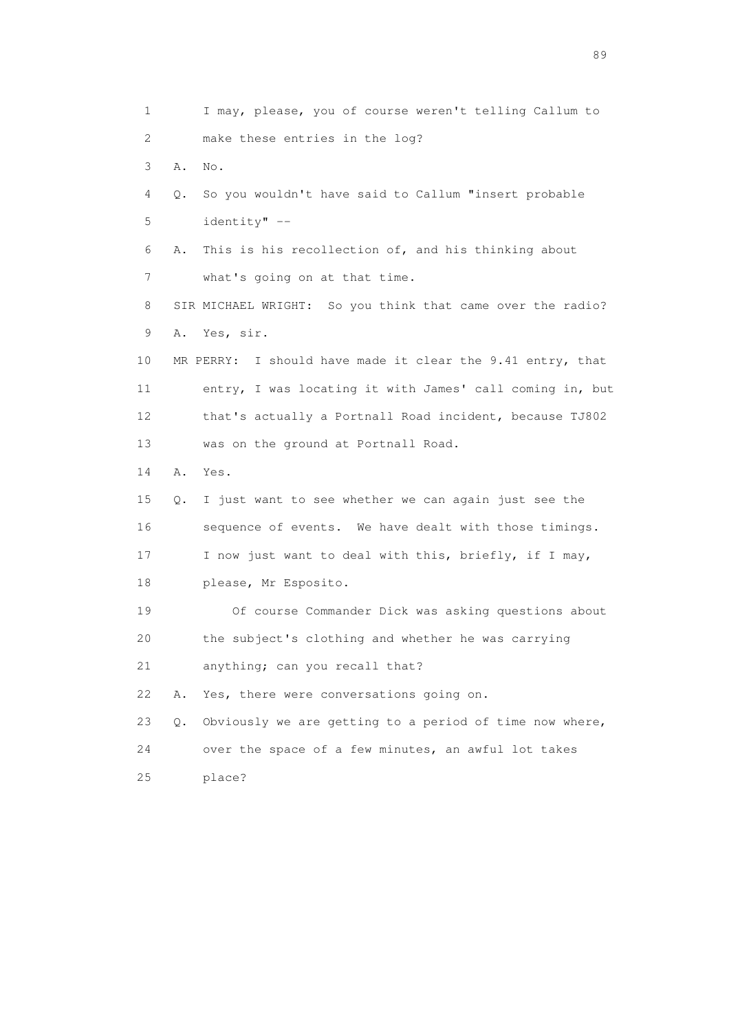1 I may, please, you of course weren't telling Callum to
2 make these entries in the log?
3 A. No.
4 Q. So you wouldn't have said to Callum "insert probable
5 identity" --
6 A. This is his recollection of, and his thinking about
7 what's going on at that time.
8 SIR MICHAEL WRIGHT: So you think that came over the radio?
9 A. Yes, sir.
10 MR PERRY: I should have made it clear the 9.41 entry, that
11 entry, I was locating it with James' call coming in, but
12 that's actually a Portnall Road incident, because TJ802
13 was on the ground at Portnall Road.
14 A. Yes.
15 Q. I just want to see whether we can again just see the
16 sequence of events. We have dealt with those timings.
17 I now just want to deal with this, briefly, if I may,
18 please, Mr Esposito.
19 Of course Commander Dick was asking questions about
20 the subject's clothing and whether he was carrying
21 anything; can you recall that?
22 A. Yes, there were conversations going on.
23 Q. Obviously we are getting to a period of time now where,
24 over the space of a few minutes, an awful lot takes
25 place?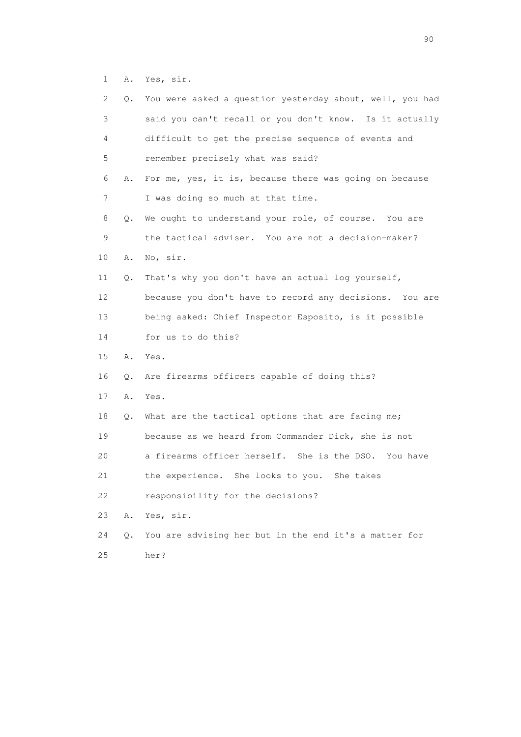1 A. Yes, sir.

2 Q. You were asked a question yesterday about, well, you had

3 said you can't recall or you don't know. Is it actually

4 difficult to get the precise sequence of events and

5 remember precisely what was said?

6 A. For me, yes, it is, because there was going on because

7 I was doing so much at that time.

8 Q. We ought to understand your role, of course. You are

9 the tactical adviser. You are not a decision-maker?

10 A. No, sir.

11 Q. That's why you don't have an actual log yourself,

12 because you don't have to record any decisions. You are

13 being asked: Chief Inspector Esposito, is it possible

14 for us to do this?

15 A. Yes.

16 Q. Are firearms officers capable of doing this?

17 A. Yes.

18 Q. What are the tactical options that are facing me;

19 because as we heard from Commander Dick, she is not

20 a firearms officer herself. She is the DSO. You have

21 the experience. She looks to you. She takes

22 responsibility for the decisions?

23 A. Yes, sir.

24 Q. You are advising her but in the end it's a matter for

25 her?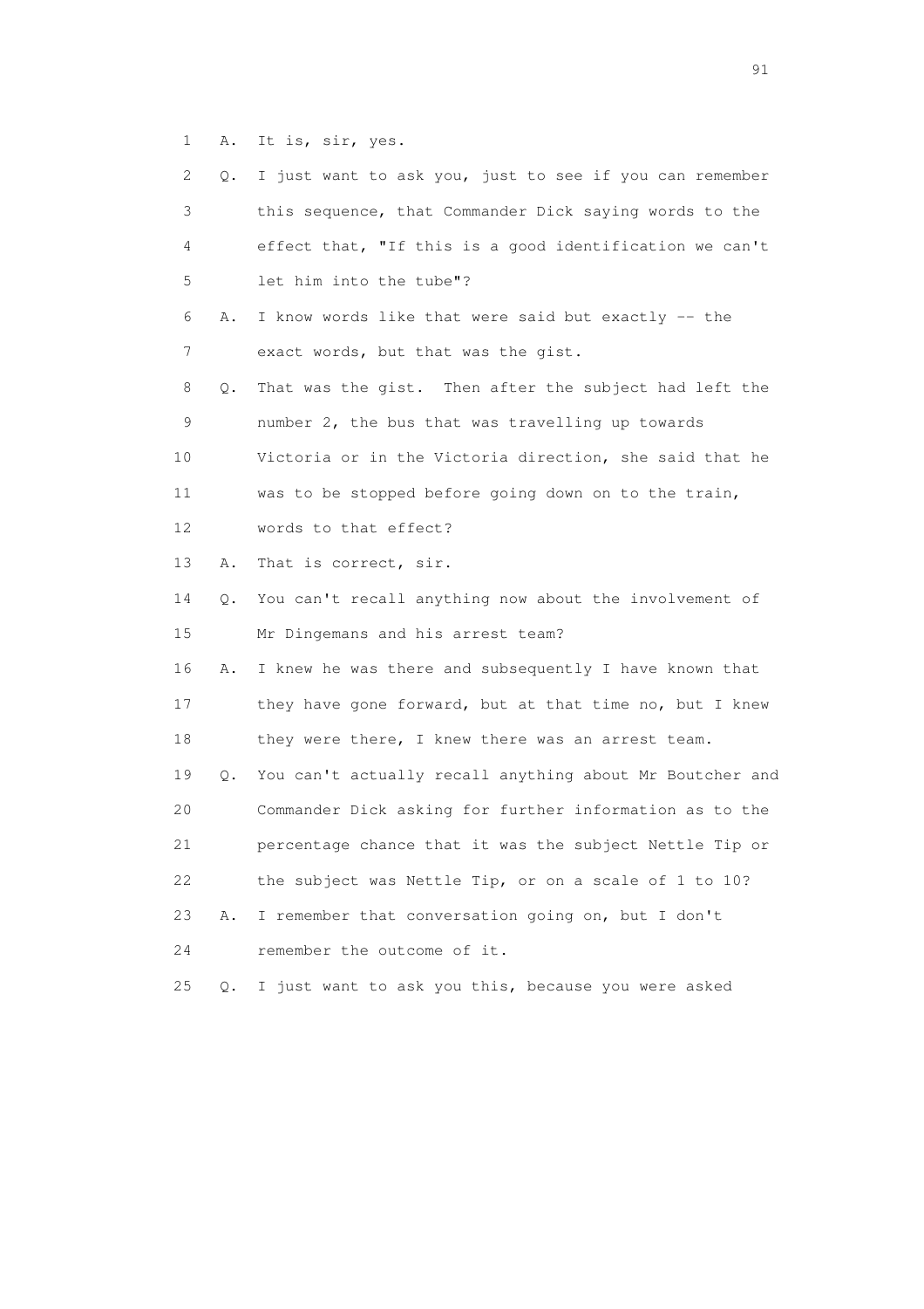1 A. It is, sir, yes.

2 Q. I just want to ask you, just to see if you can remember

3 this sequence, that Commander Dick saying words to the

4 effect that, "If this is a good identification we can't

5 let him into the tube"?

6 A. I know words like that were said but exactly -- the

7 exact words, but that was the gist.

8 Q. That was the gist. Then after the subject had left the

9 number 2, the bus that was travelling up towards

10 Victoria or in the Victoria direction, she said that he

11 was to be stopped before going down on to the train,

12 words to that effect?

13 A. That is correct, sir.

14 Q. You can't recall anything now about the involvement of

15 Mr Dingemans and his arrest team?

16 A. I knew he was there and subsequently I have known that

17 they have gone forward, but at that time no, but I knew

18 they were there, I knew there was an arrest team.

19 Q. You can't actually recall anything about Mr Boutcher and

20 Commander Dick asking for further information as to the

21 percentage chance that it was the subject Nettle Tip or

22 the subject was Nettle Tip, or on a scale of 1 to 10?

23 A. I remember that conversation going on, but I don't

24 remember the outcome of it.

25 Q. I just want to ask you this, because you were asked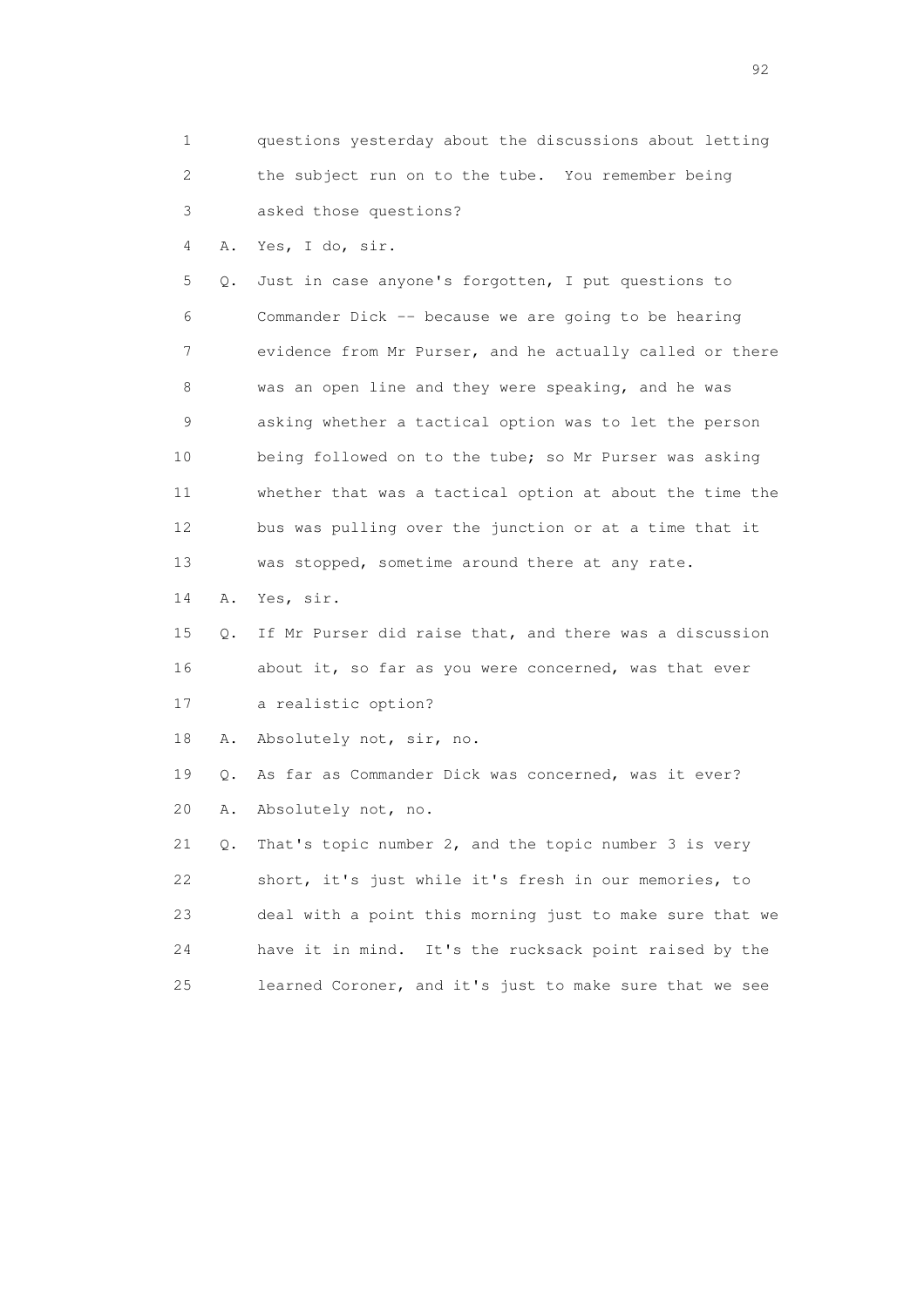1 questions yesterday about the discussions about letting
2 the subject run on to the tube. You remember being
3 asked those questions?

4 A. Yes, I do, sir.

5 Q. Just in case anyone's forgotten, I put questions to
6 Commander Dick -- because we are going to be hearing
7 evidence from Mr Purser, and he actually called or there
8 was an open line and they were speaking, and he was
9 asking whether a tactical option was to let the person
10 being followed on to the tube; so Mr Purser was asking
11 whether that was a tactical option at about the time the
12 bus was pulling over the junction or at a time that it
13 was stopped, sometime around there at any rate.

14 A. Yes, sir.

15 Q. If Mr Purser did raise that, and there was a discussion
16 about it, so far as you were concerned, was that ever
17 a realistic option?

18 A. Absolutely not, sir, no.

19 Q. As far as Commander Dick was concerned, was it ever?

20 A. Absolutely not, no.

21 Q. That's topic number 2, and the topic number 3 is very
22 short, it's just while it's fresh in our memories, to
23 deal with a point this morning just to make sure that we
24 have it in mind. It's the rucksack point raised by the
25 learned Coroner, and it's just to make sure that we see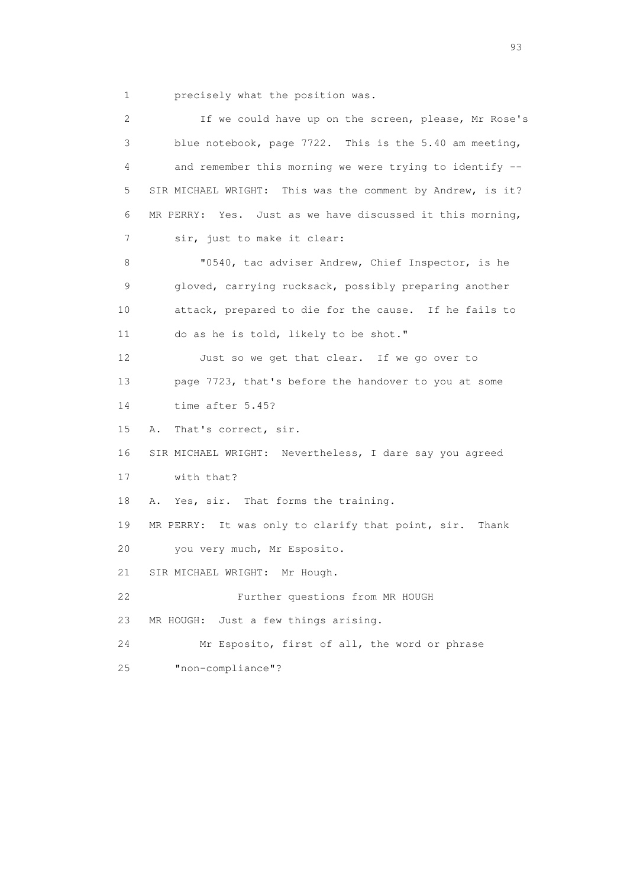1 precisely what the position was.

2 If we could have up on the screen, please, Mr Rose's

3 blue notebook, page 7722. This is the 5.40 am meeting,

4 and remember this morning we were trying to identify --

5 SIR MICHAEL WRIGHT: This was the comment by Andrew, is it?

6 MR PERRY: Yes. Just as we have discussed it this morning,

7 sir, just to make it clear:

8 "0540, tac adviser Andrew, Chief Inspector, is he

9 gloved, carrying rucksack, possibly preparing another

10 attack, prepared to die for the cause. If he fails to

11 do as he is told, likely to be shot."

12 Just so we get that clear. If we go over to

13 page 7723, that's before the handover to you at some

14 time after 5.45?

15 A. That's correct, sir.

16 SIR MICHAEL WRIGHT: Nevertheless, I dare say you agreed

17 with that?

18 A. Yes, sir. That forms the training.

19 MR PERRY: It was only to clarify that point, sir. Thank

20 you very much, Mr Esposito.

21 SIR MICHAEL WRIGHT: Mr Hough.

22 Further questions from MR HOUGH

23 MR HOUGH: Just a few things arising.

24 Mr Esposito, first of all, the word or phrase

25 "non-compliance"?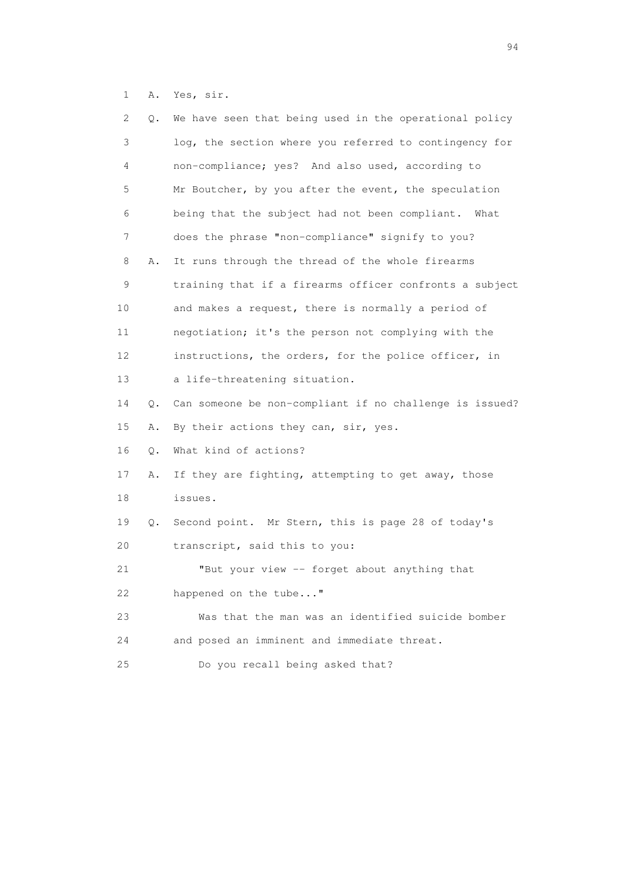1 A. Yes, sir.

2 Q. We have seen that being used in the operational policy

3 log, the section where you referred to contingency for

4 non-compliance; yes? And also used, according to

5 Mr Boutcher, by you after the event, the speculation

6 being that the subject had not been compliant. What

7 does the phrase "non-compliance" signify to you?

8 A. It runs through the thread of the whole firearms

9 training that if a firearms officer confronts a subject

10 and makes a request, there is normally a period of

11 negotiation; it's the person not complying with the

12 instructions, the orders, for the police officer, in

13 a life-threatening situation.

14 Q. Can someone be non-compliant if no challenge is issued?

15 A. By their actions they can, sir, yes.

16 Q. What kind of actions?

17 A. If they are fighting, attempting to get away, those

18 issues.

19 Q. Second point. Mr Stern, this is page 28 of today's

20 transcript, said this to you:

21 "But your view -- forget about anything that

22 happened on the tube..."

23 Was that the man was an identified suicide bomber

24 and posed an imminent and immediate threat.

25 Do you recall being asked that?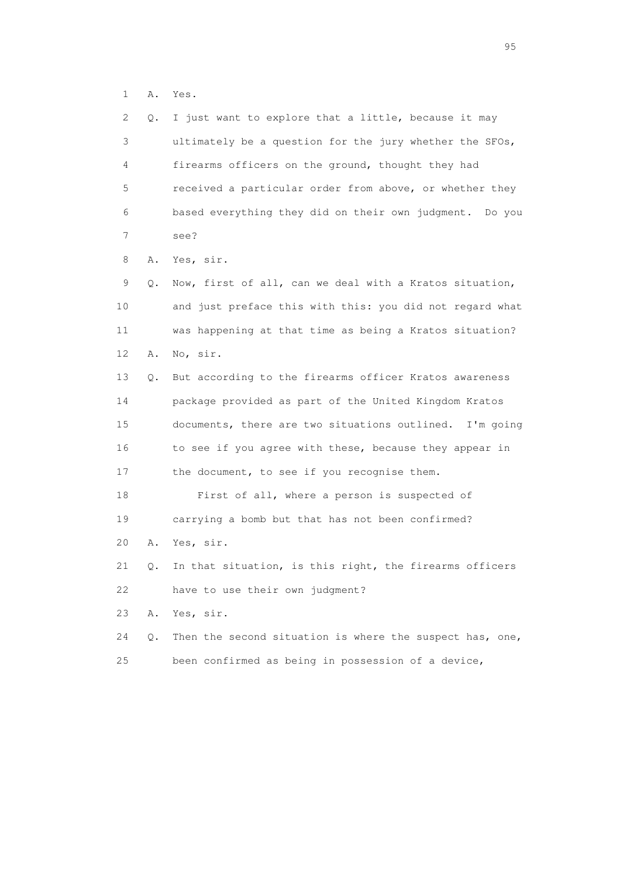1 A. Yes.

2 Q. I just want to explore that a little, because it may

3 ultimately be a question for the jury whether the SFOs,

4 firearms officers on the ground, thought they had

5 received a particular order from above, or whether they

6 based everything they did on their own judgment. Do you

7 see?

8 A. Yes, sir.

9 Q. Now, first of all, can we deal with a Kratos situation,

10 and just preface this with this: you did not regard what

11 was happening at that time as being a Kratos situation?

12 A. No, sir.

13 Q. But according to the firearms officer Kratos awareness

14 package provided as part of the United Kingdom Kratos

15 documents, there are two situations outlined. I'm going

16 to see if you agree with these, because they appear in

17 the document, to see if you recognise them.

18 First of all, where a person is suspected of

19 carrying a bomb but that has not been confirmed?

20 A. Yes, sir.

21 Q. In that situation, is this right, the firearms officers

22 have to use their own judgment?

23 A. Yes, sir.

24 Q. Then the second situation is where the suspect has, one,

25 been confirmed as being in possession of a device,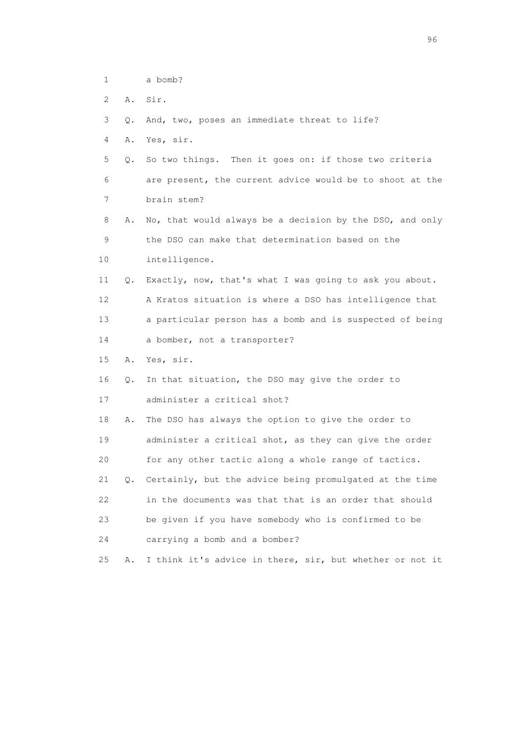1 a bomb?

2 A. Sir.

3 Q. And, two, poses an immediate threat to life?

4 A. Yes, sir.

5 Q. So two things. Then it goes on: if those two criteria

6 are present, the current advice would be to shoot at the

7 brain stem?

8 A. No, that would always be a decision by the DSO, and only

9 the DSO can make that determination based on the

10 intelligence.

11 Q. Exactly, now, that's what I was going to ask you about.

12 A Kratos situation is where a DSO has intelligence that

13 a particular person has a bomb and is suspected of being

14 a bomber, not a transporter?

15 A. Yes, sir.

16 Q. In that situation, the DSO may give the order to

17 administer a critical shot?

18 A. The DSO has always the option to give the order to

19 administer a critical shot, as they can give the order

20 for any other tactic along a whole range of tactics.

21 Q. Certainly, but the advice being promulgated at the time

22 in the documents was that that is an order that should

23 be given if you have somebody who is confirmed to be

24 carrying a bomb and a bomber?

25 A. I think it's advice in there, sir, but whether or not it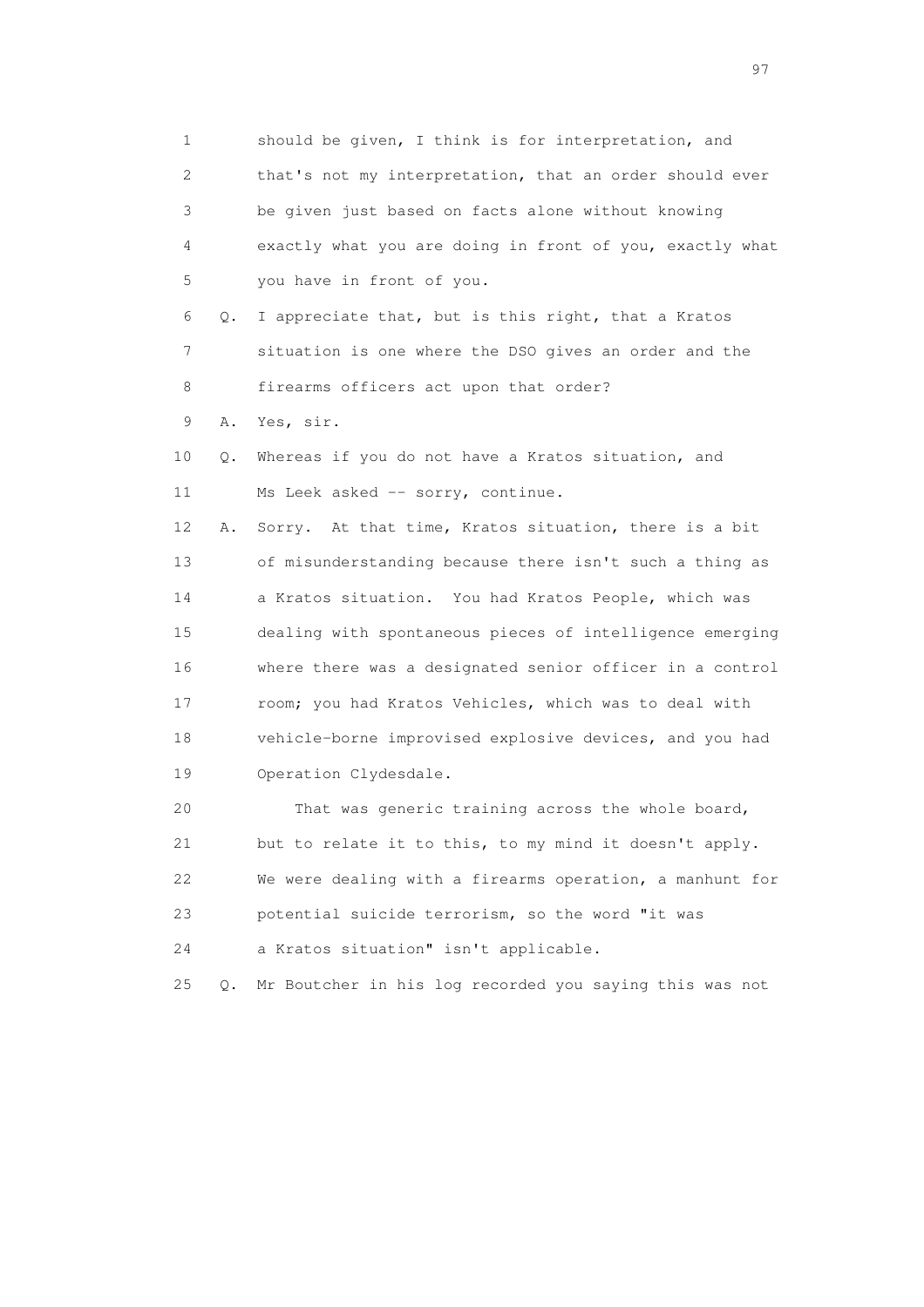1 should be given, I think is for interpretation, and
2 that's not my interpretation, that an order should ever
3 be given just based on facts alone without knowing
4 exactly what you are doing in front of you, exactly what
5 you have in front of you.

6 Q. I appreciate that, but is this right, that a Kratos
7 situation is one where the DSO gives an order and the
8 firearms officers act upon that order?

9 A. Yes, sir.

10 Q. Whereas if you do not have a Kratos situation, and
11 Ms Leek asked -- sorry, continue.

12 A. Sorry. At that time, Kratos situation, there is a bit
13 of misunderstanding because there isn't such a thing as
14 a Kratos situation. You had Kratos People, which was
15 dealing with spontaneous pieces of intelligence emerging
16 where there was a designated senior officer in a control
17 room; you had Kratos Vehicles, which was to deal with
18 vehicle-borne improvised explosive devices, and you had
19 Operation Clydesdale.

20 That was generic training across the whole board,
21 but to relate it to this, to my mind it doesn't apply.
22 We were dealing with a firearms operation, a manhunt for
23 potential suicide terrorism, so the word "it was
24 a Kratos situation" isn't applicable.

25 Q. Mr Boutcher in his log recorded you saying this was not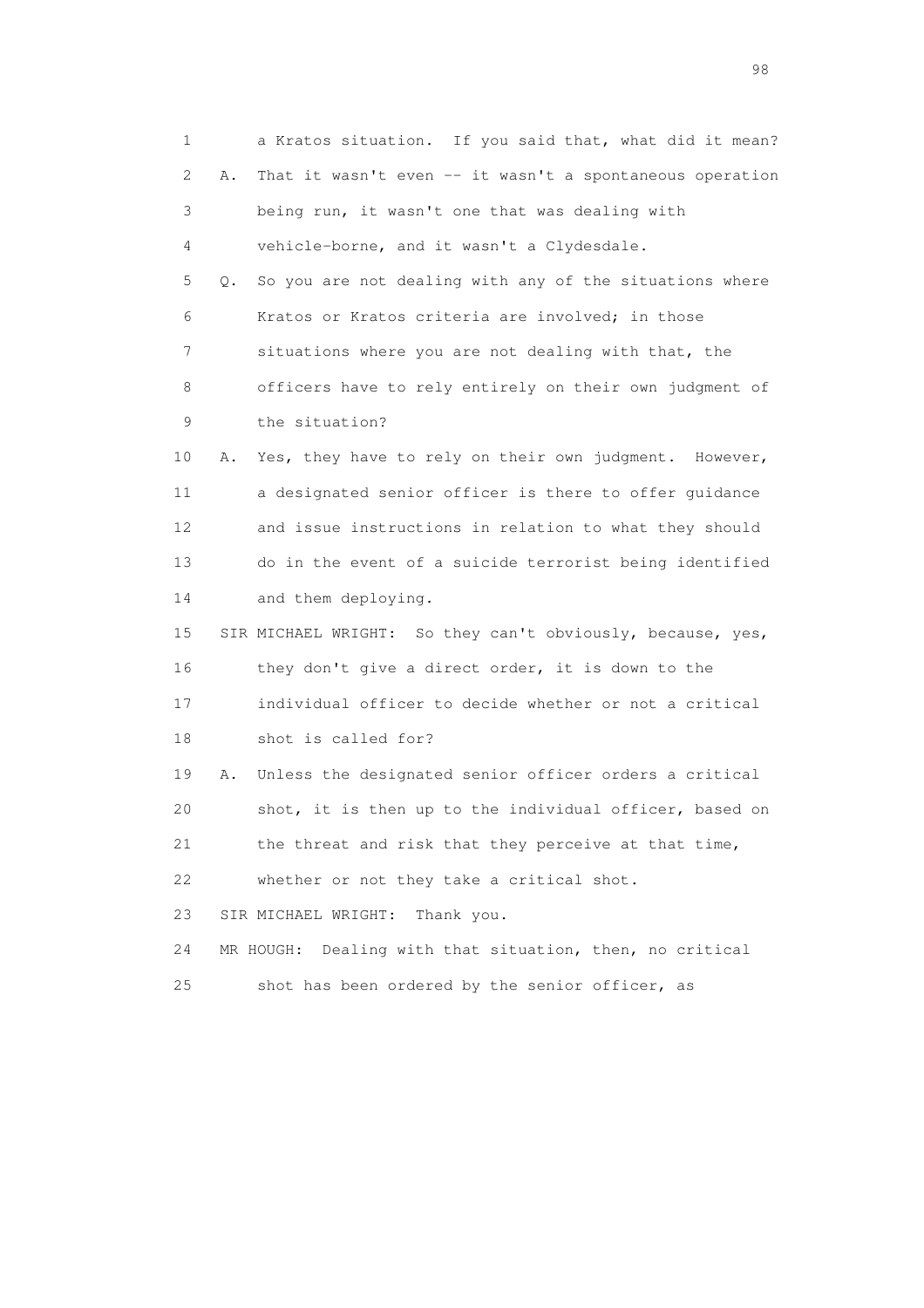1 a Kratos situation. If you said that, what did it mean?

2 A. That it wasn't even -- it wasn't a spontaneous operation

3 being run, it wasn't one that was dealing with

4 vehicle-borne, and it wasn't a Clydesdale.

5 Q. So you are not dealing with any of the situations where

6 Kratos or Kratos criteria are involved; in those

7 situations where you are not dealing with that, the

8 officers have to rely entirely on their own judgment of

9 the situation?

10 A. Yes, they have to rely on their own judgment. However,

11 a designated senior officer is there to offer guidance

12 and issue instructions in relation to what they should

13 do in the event of a suicide terrorist being identified

14 and them deploying.

15 SIR MICHAEL WRIGHT: So they can't obviously, because, yes,

16 they don't give a direct order, it is down to the

17 individual officer to decide whether or not a critical

18 shot is called for?

19 A. Unless the designated senior officer orders a critical

20 shot, it is then up to the individual officer, based on

21 the threat and risk that they perceive at that time,

22 whether or not they take a critical shot.

23 SIR MICHAEL WRIGHT: Thank you.

24 MR HOUGH: Dealing with that situation, then, no critical

25 shot has been ordered by the senior officer, as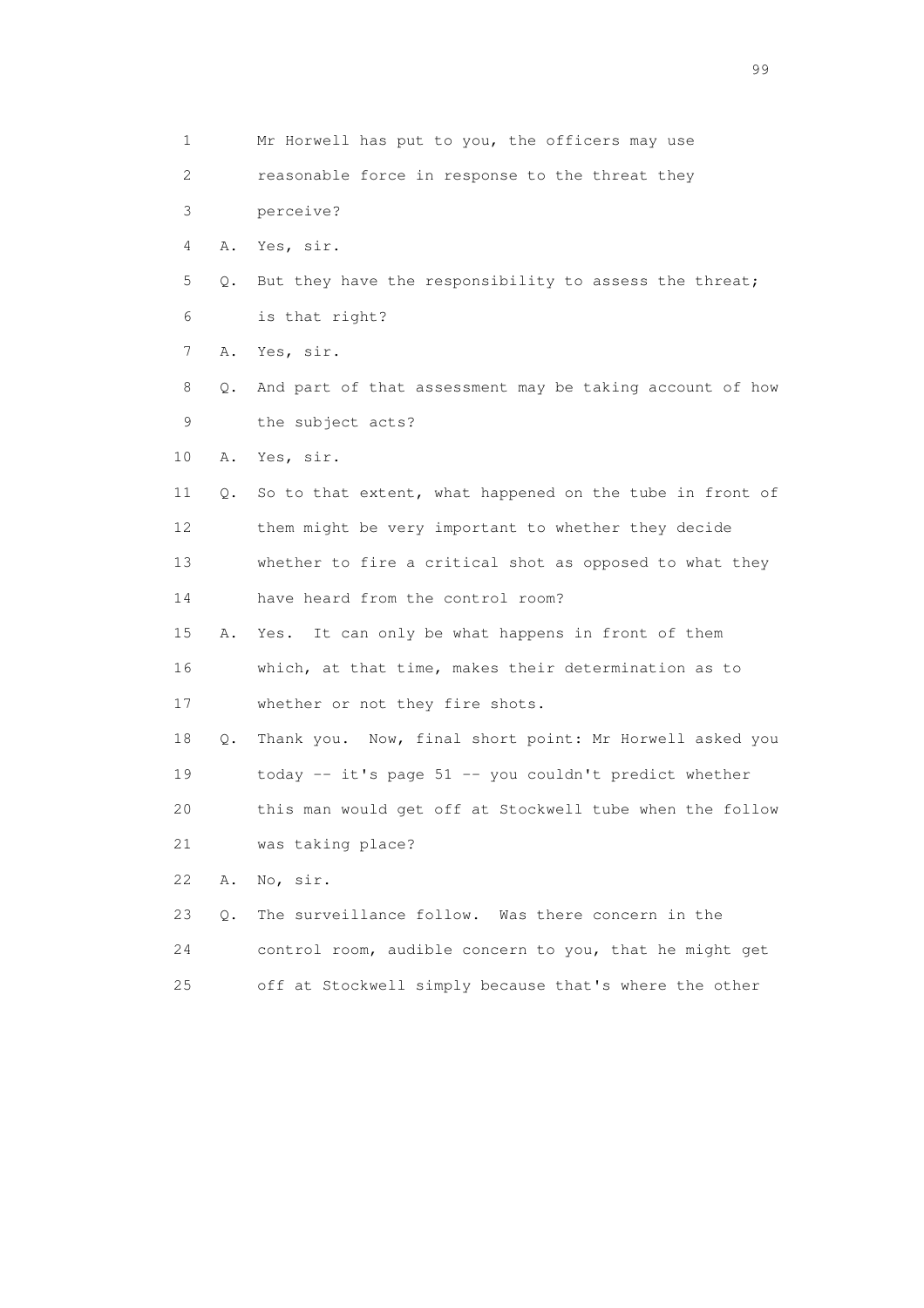1 Mr Horwell has put to you, the officers may use
2 reasonable force in response to the threat they
3 perceive?
4 A. Yes, sir.
5 Q. But they have the responsibility to assess the threat;
6 is that right?
7 A. Yes, sir.
8 Q. And part of that assessment may be taking account of how
9 the subject acts?
10 A. Yes, sir.
11 Q. So to that extent, what happened on the tube in front of
12 them might be very important to whether they decide
13 whether to fire a critical shot as opposed to what they
14 have heard from the control room?
15 A. Yes. It can only be what happens in front of them
16 which, at that time, makes their determination as to
17 whether or not they fire shots.
18 Q. Thank you. Now, final short point: Mr Horwell asked you
19 today -- it's page 51 -- you couldn't predict whether
20 this man would get off at Stockwell tube when the follow
21 was taking place?
22 A. No, sir.
23 Q. The surveillance follow. Was there concern in the
24 control room, audible concern to you, that he might get
25 off at Stockwell simply because that's where the other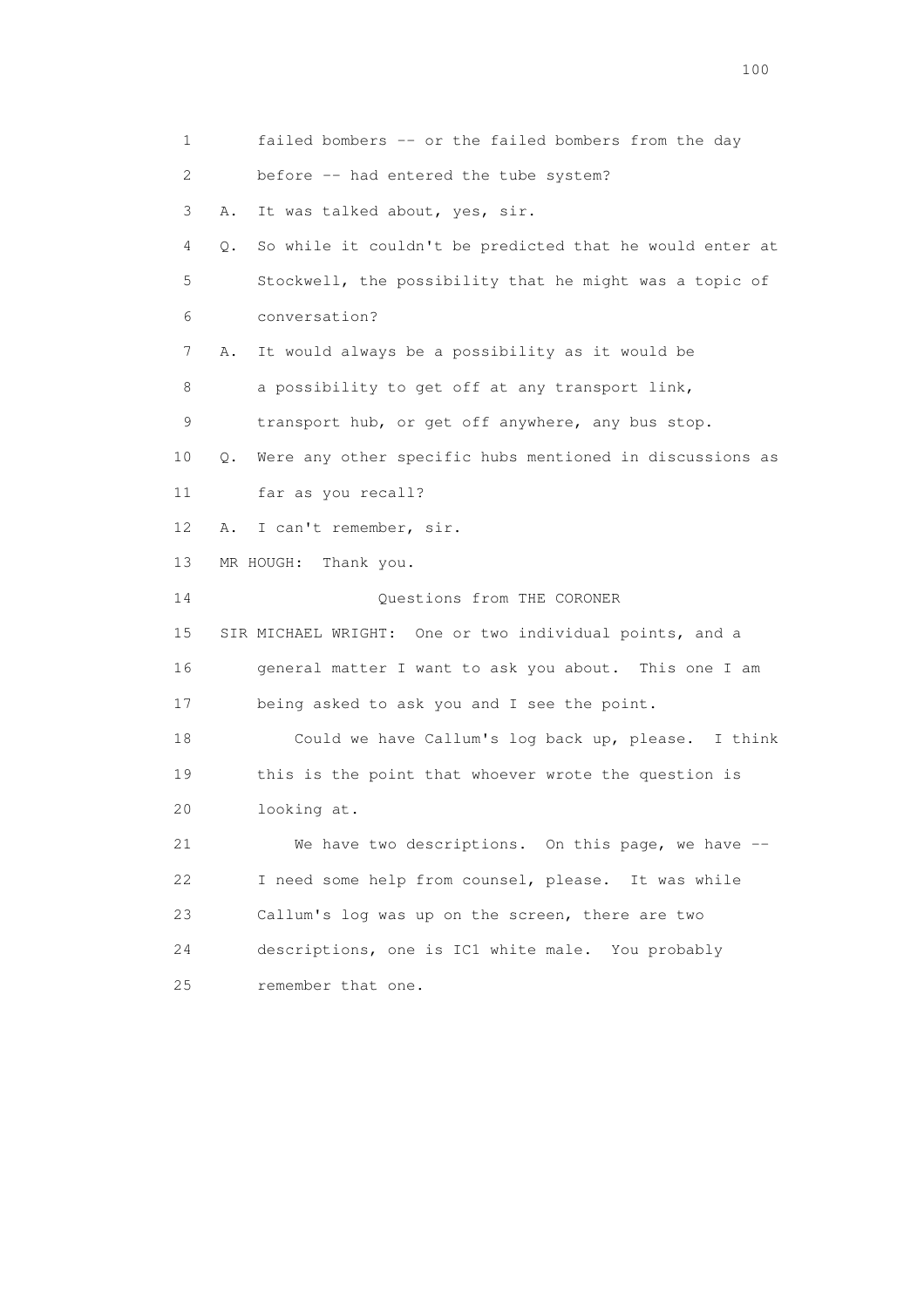1 failed bombers -- or the failed bombers from the day
2 before -- had entered the tube system?
3 A. It was talked about, yes, sir.
4 Q. So while it couldn't be predicted that he would enter at
5 Stockwell, the possibility that he might was a topic of
6 conversation?
7 A. It would always be a possibility as it would be
8 a possibility to get off at any transport link,
9 transport hub, or get off anywhere, any bus stop.
10 Q. Were any other specific hubs mentioned in discussions as
11 far as you recall?
12 A. I can't remember, sir.
13 MR HOUGH: Thank you.
14 Questions from THE CORONER
15 SIR MICHAEL WRIGHT: One or two individual points, and a
16 general matter I want to ask you about. This one I am
17 being asked to ask you and I see the point.
18 Could we have Callum's log back up, please. I think
19 this is the point that whoever wrote the question is
20 looking at.
21 We have two descriptions. On this page, we have --
22 I need some help from counsel, please. It was while
23 Callum's log was up on the screen, there are two
24 descriptions, one is IC1 white male. You probably
25 remember that one.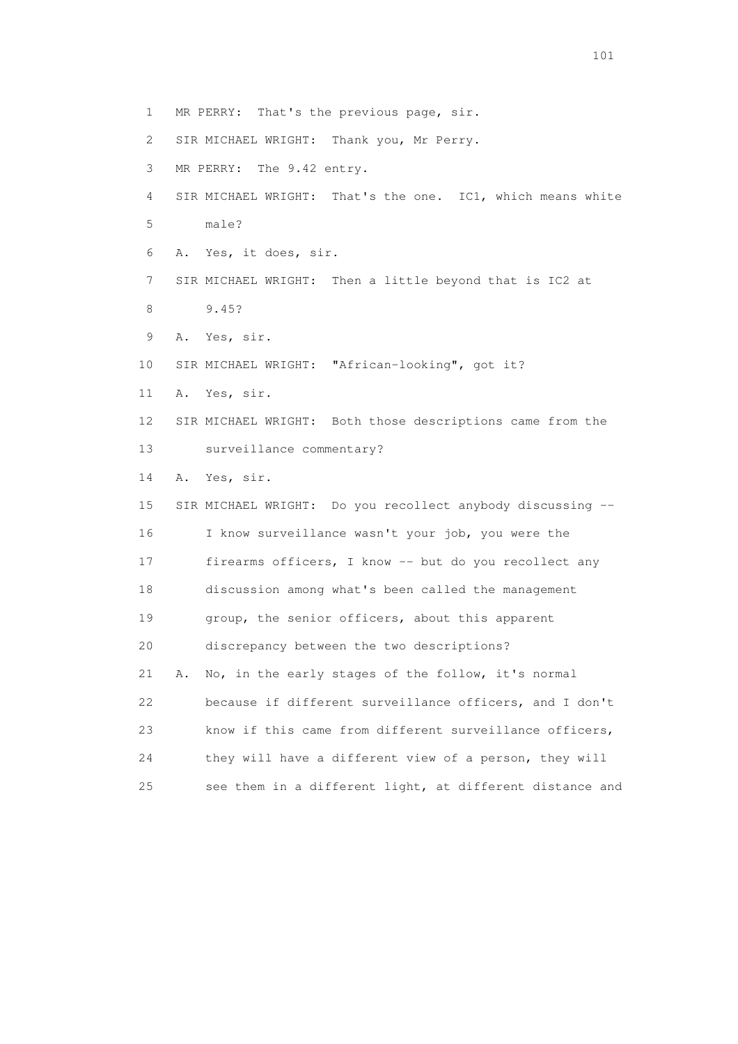1 MR PERRY: That's the previous page, sir.

2 SIR MICHAEL WRIGHT: Thank you, Mr Perry.

3 MR PERRY: The 9.42 entry.

4 SIR MICHAEL WRIGHT: That's the one. IC1, which means white

5 male?

6 A. Yes, it does, sir.

7 SIR MICHAEL WRIGHT: Then a little beyond that is IC2 at

8 9.45?

9 A. Yes, sir.

10 SIR MICHAEL WRIGHT: "African-looking", got it?

11 A. Yes, sir.

12 SIR MICHAEL WRIGHT: Both those descriptions came from the

13 surveillance commentary?

14 A. Yes, sir.

15 SIR MICHAEL WRIGHT: Do you recollect anybody discussing --

16 I know surveillance wasn't your job, you were the

17 firearms officers, I know -- but do you recollect any

18 discussion among what's been called the management

19 group, the senior officers, about this apparent

20 discrepancy between the two descriptions?

21 A. No, in the early stages of the follow, it's normal

22 because if different surveillance officers, and I don't

23 know if this came from different surveillance officers,

24 they will have a different view of a person, they will

25 see them in a different light, at different distance and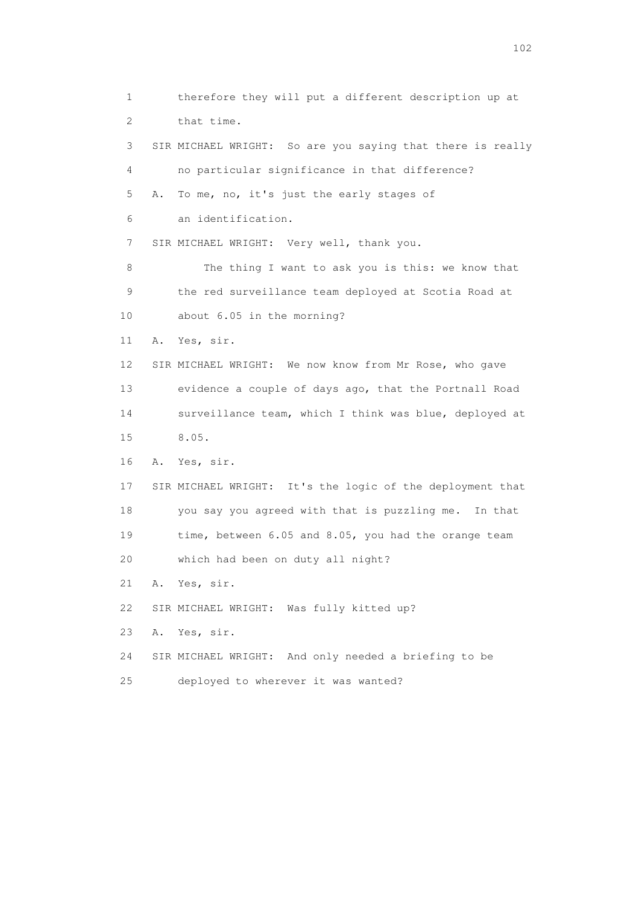1 therefore they will put a different description up at
2 that time.
3 SIR MICHAEL WRIGHT: So are you saying that there is really
4 no particular significance in that difference?
5 A. To me, no, it's just the early stages of
6 an identification.
7 SIR MICHAEL WRIGHT: Very well, thank you.
8 The thing I want to ask you is this: we know that
9 the red surveillance team deployed at Scotia Road at
10 about 6.05 in the morning?
11 A. Yes, sir.
12 SIR MICHAEL WRIGHT: We now know from Mr Rose, who gave
13 evidence a couple of days ago, that the Portnall Road
14 surveillance team, which I think was blue, deployed at
15 8.05.
16 A. Yes, sir.
17 SIR MICHAEL WRIGHT: It's the logic of the deployment that
18 you say you agreed with that is puzzling me. In that
19 time, between 6.05 and 8.05, you had the orange team
20 which had been on duty all night?
21 A. Yes, sir.
22 SIR MICHAEL WRIGHT: Was fully kitted up?
23 A. Yes, sir.
24 SIR MICHAEL WRIGHT: And only needed a briefing to be
25 deployed to wherever it was wanted?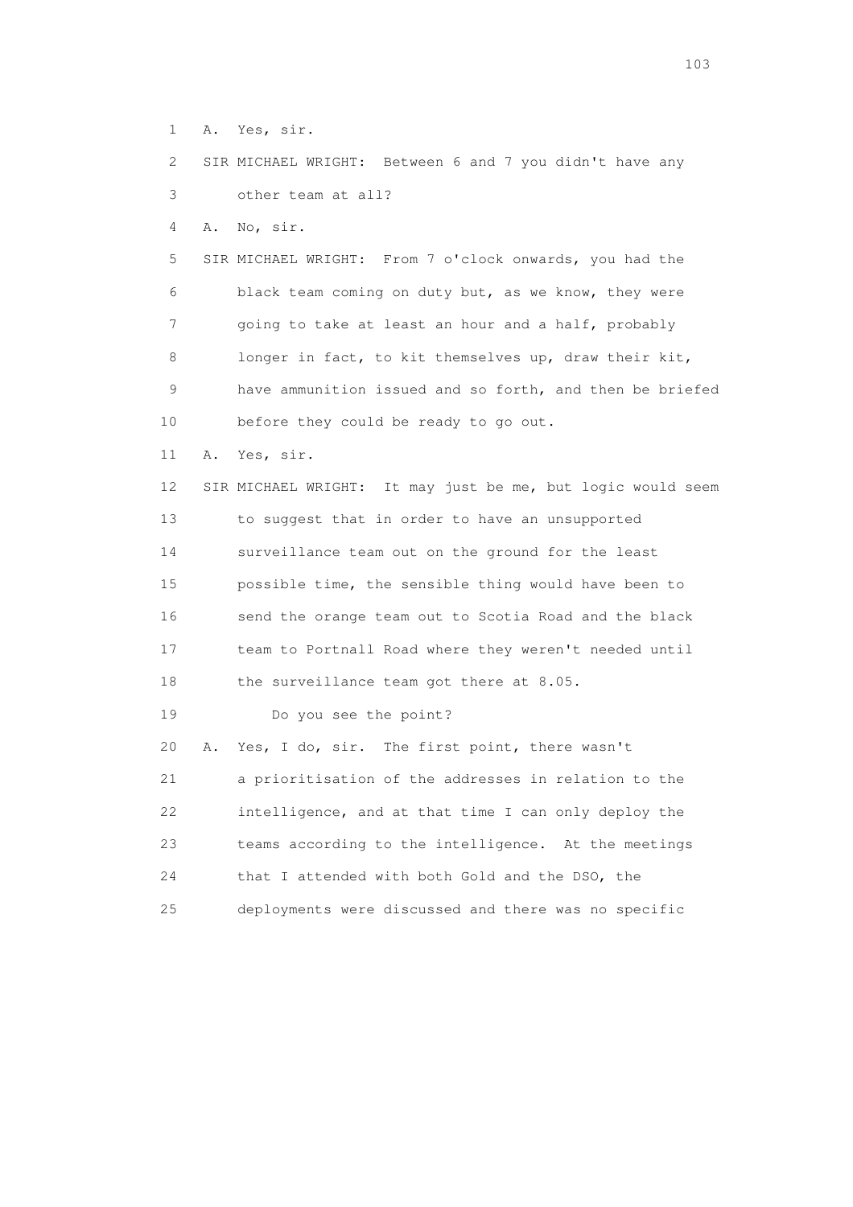1 A. Yes, sir.

2 SIR MICHAEL WRIGHT: Between 6 and 7 you didn't have any

3 other team at all?

4 A. No, sir.

5 SIR MICHAEL WRIGHT: From 7 o'clock onwards, you had the

6 black team coming on duty but, as we know, they were

7 going to take at least an hour and a half, probably

8 longer in fact, to kit themselves up, draw their kit,

9 have ammunition issued and so forth, and then be briefed

10 before they could be ready to go out.

11 A. Yes, sir.

12 SIR MICHAEL WRIGHT: It may just be me, but logic would seem

13 to suggest that in order to have an unsupported

14 surveillance team out on the ground for the least

15 possible time, the sensible thing would have been to

16 send the orange team out to Scotia Road and the black

17 team to Portnall Road where they weren't needed until

18 the surveillance team got there at 8.05.

19 Do you see the point?

20 A. Yes, I do, sir. The first point, there wasn't

21 a prioritisation of the addresses in relation to the

22 intelligence, and at that time I can only deploy the

23 teams according to the intelligence. At the meetings

24 that I attended with both Gold and the DSO, the

25 deployments were discussed and there was no specific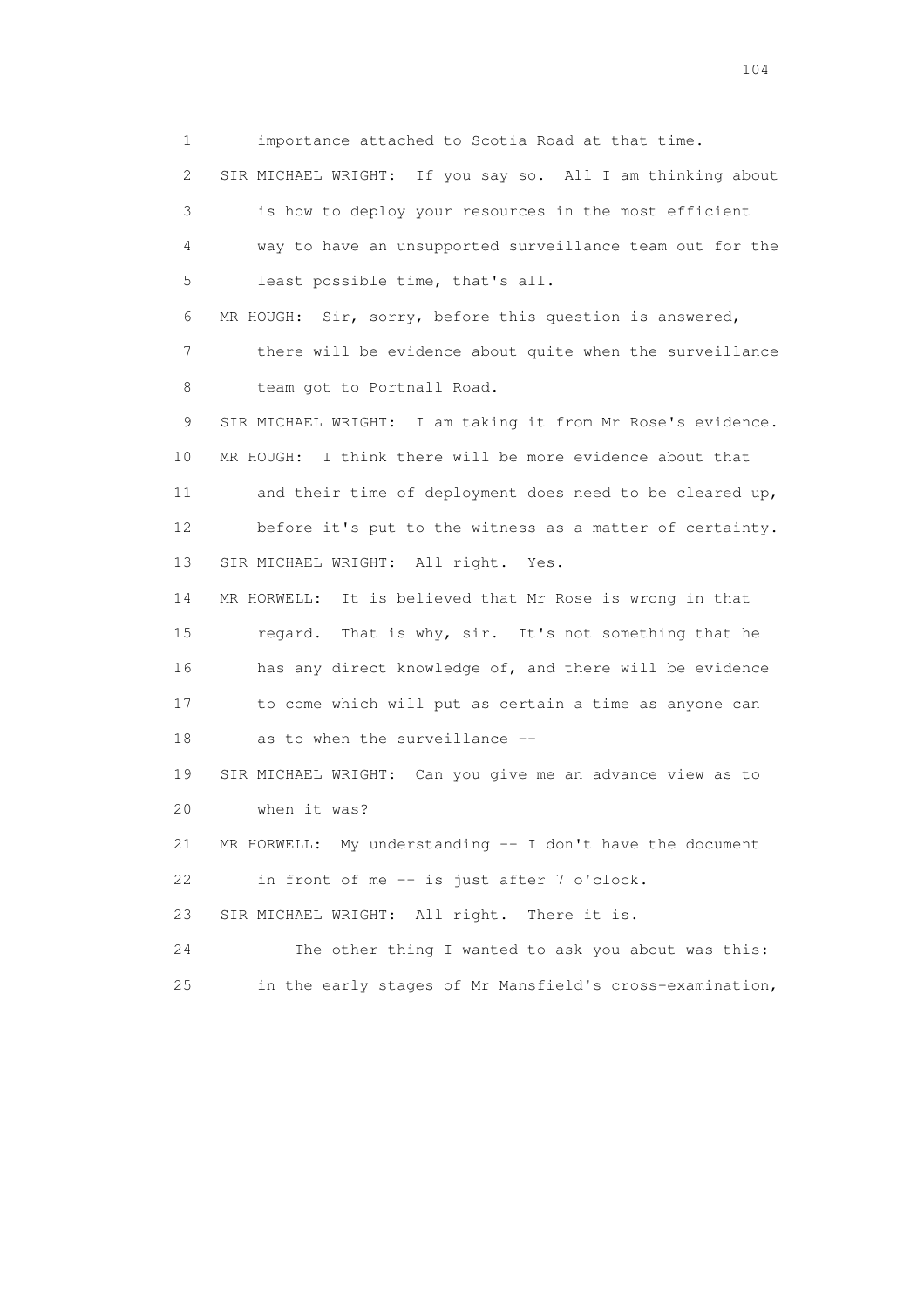1 importance attached to Scotia Road at that time.

2 SIR MICHAEL WRIGHT: If you say so. All I am thinking about

3 is how to deploy your resources in the most efficient

4 way to have an unsupported surveillance team out for the

5 least possible time, that's all.

6 MR HOUGH: Sir, sorry, before this question is answered,

7 there will be evidence about quite when the surveillance

8 team got to Portnall Road.

9 SIR MICHAEL WRIGHT: I am taking it from Mr Rose's evidence.

10 MR HOUGH: I think there will be more evidence about that

11 and their time of deployment does need to be cleared up,

12 before it's put to the witness as a matter of certainty.

13 SIR MICHAEL WRIGHT: All right. Yes.

14 MR HORWELL: It is believed that Mr Rose is wrong in that

15 regard. That is why, sir. It's not something that he

16 has any direct knowledge of, and there will be evidence

17 to come which will put as certain a time as anyone can

18 as to when the surveillance --

19 SIR MICHAEL WRIGHT: Can you give me an advance view as to

20 when it was?

21 MR HORWELL: My understanding -- I don't have the document

22 in front of me -- is just after 7 o'clock.

23 SIR MICHAEL WRIGHT: All right. There it is.

24 The other thing I wanted to ask you about was this:

25 in the early stages of Mr Mansfield's cross-examination,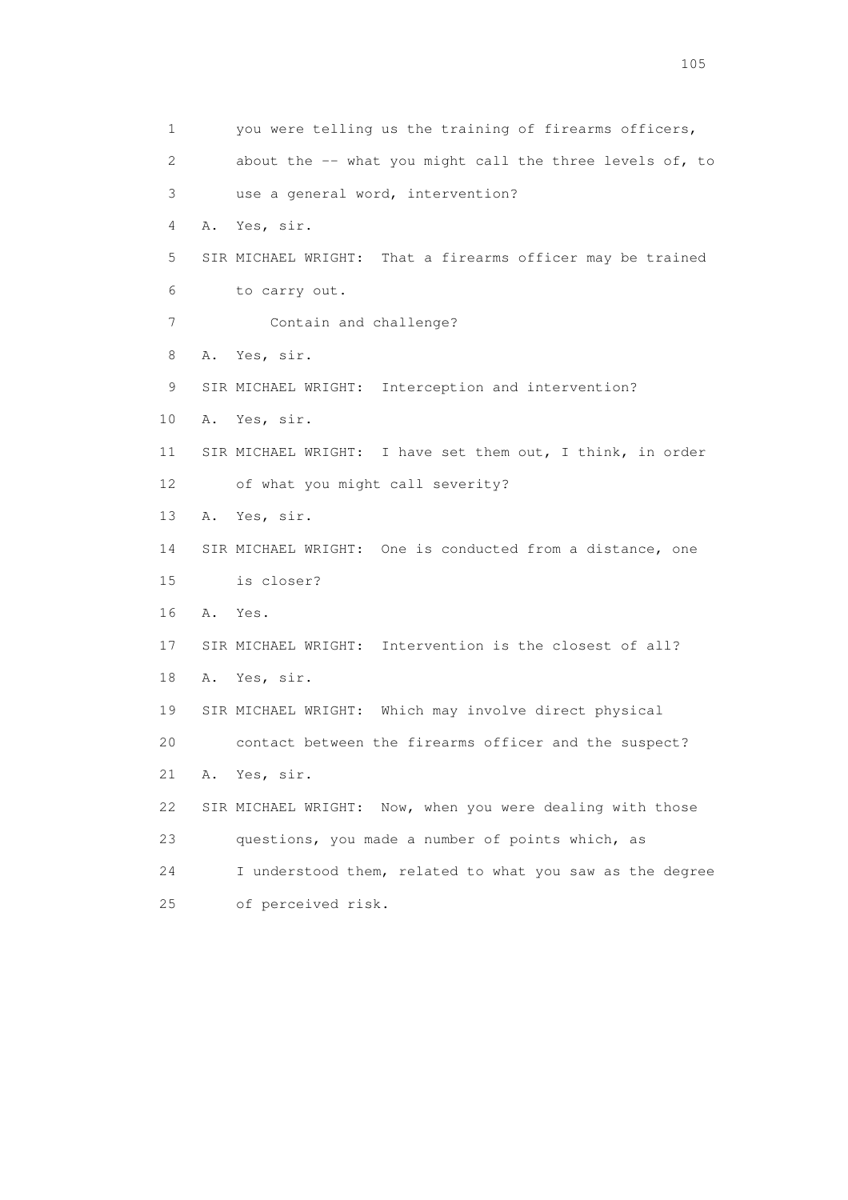1 you were telling us the training of firearms officers,

2 about the -- what you might call the three levels of, to

3 use a general word, intervention?

4 A. Yes, sir.

5 SIR MICHAEL WRIGHT: That a firearms officer may be trained

6 to carry out.

7 Contain and challenge?

8 A. Yes, sir.

9 SIR MICHAEL WRIGHT: Interception and intervention?

10 A. Yes, sir.

11 SIR MICHAEL WRIGHT: I have set them out, I think, in order

12 of what you might call severity?

13 A. Yes, sir.

14 SIR MICHAEL WRIGHT: One is conducted from a distance, one

15 is closer?

16 A. Yes.

17 SIR MICHAEL WRIGHT: Intervention is the closest of all?

18 A. Yes, sir.

19 SIR MICHAEL WRIGHT: Which may involve direct physical

20 contact between the firearms officer and the suspect?

21 A. Yes, sir.

22 SIR MICHAEL WRIGHT: Now, when you were dealing with those

23 questions, you made a number of points which, as

24 I understood them, related to what you saw as the degree

25 of perceived risk.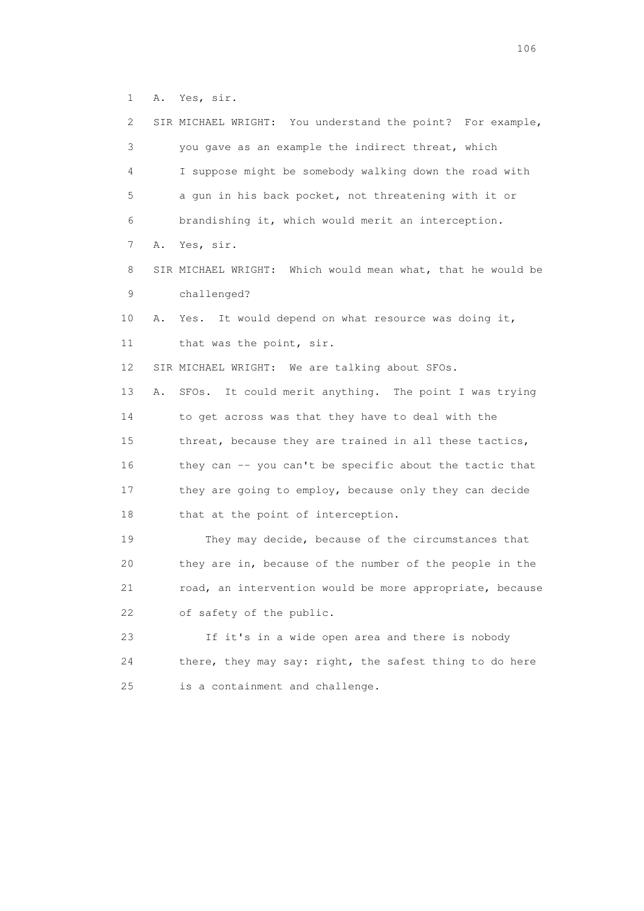1 A. Yes, sir.

2 SIR MICHAEL WRIGHT: You understand the point? For example,

3 you gave as an example the indirect threat, which

4 I suppose might be somebody walking down the road with

5 a gun in his back pocket, not threatening with it or

6 brandishing it, which would merit an interception.

7 A. Yes, sir.

8 SIR MICHAEL WRIGHT: Which would mean what, that he would be

9 challenged?

10 A. Yes. It would depend on what resource was doing it,

11 that was the point, sir.

12 SIR MICHAEL WRIGHT: We are talking about SFOs.

13 A. SFOs. It could merit anything. The point I was trying

14 to get across was that they have to deal with the

15 threat, because they are trained in all these tactics,

16 they can -- you can't be specific about the tactic that

17 they are going to employ, because only they can decide

18 that at the point of interception.

19 They may decide, because of the circumstances that

20 they are in, because of the number of the people in the

21 road, an intervention would be more appropriate, because

22 of safety of the public.

23 If it's in a wide open area and there is nobody

24 there, they may say: right, the safest thing to do here

25 is a containment and challenge.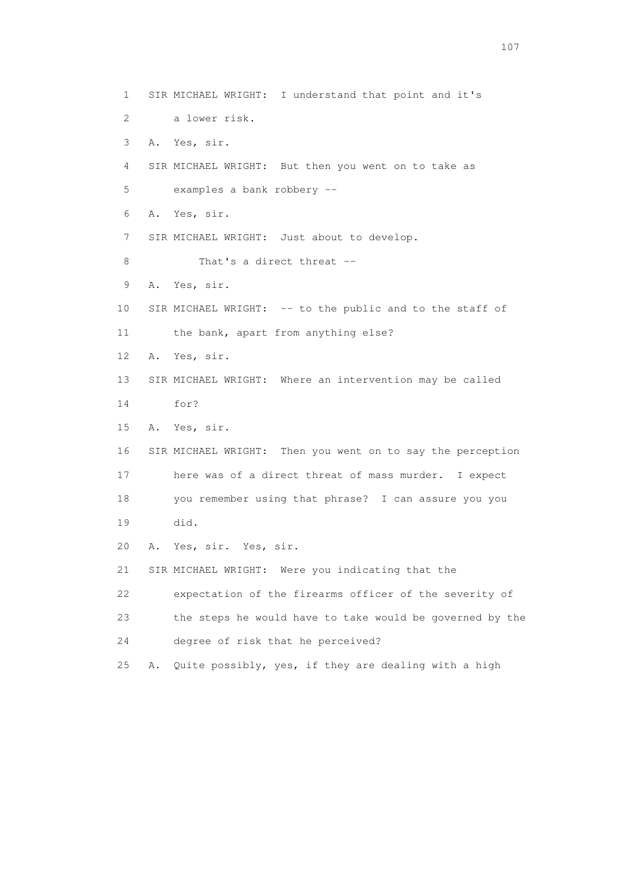1 SIR MICHAEL WRIGHT: I understand that point and it's

2 a lower risk.

3 A. Yes, sir.

4 SIR MICHAEL WRIGHT: But then you went on to take as

5 examples a bank robbery --

6 A. Yes, sir.

7 SIR MICHAEL WRIGHT: Just about to develop.

8 That's a direct threat --

9 A. Yes, sir.

10 SIR MICHAEL WRIGHT: -- to the public and to the staff of

11 the bank, apart from anything else?

12 A. Yes, sir.

13 SIR MICHAEL WRIGHT: Where an intervention may be called

14 for?

15 A. Yes, sir.

16 SIR MICHAEL WRIGHT: Then you went on to say the perception

17 here was of a direct threat of mass murder. I expect

18 you remember using that phrase? I can assure you you

19 did.

20 A. Yes, sir. Yes, sir.

21 SIR MICHAEL WRIGHT: Were you indicating that the

22 expectation of the firearms officer of the severity of

23 the steps he would have to take would be governed by the

24 degree of risk that he perceived?

25 A. Quite possibly, yes, if they are dealing with a high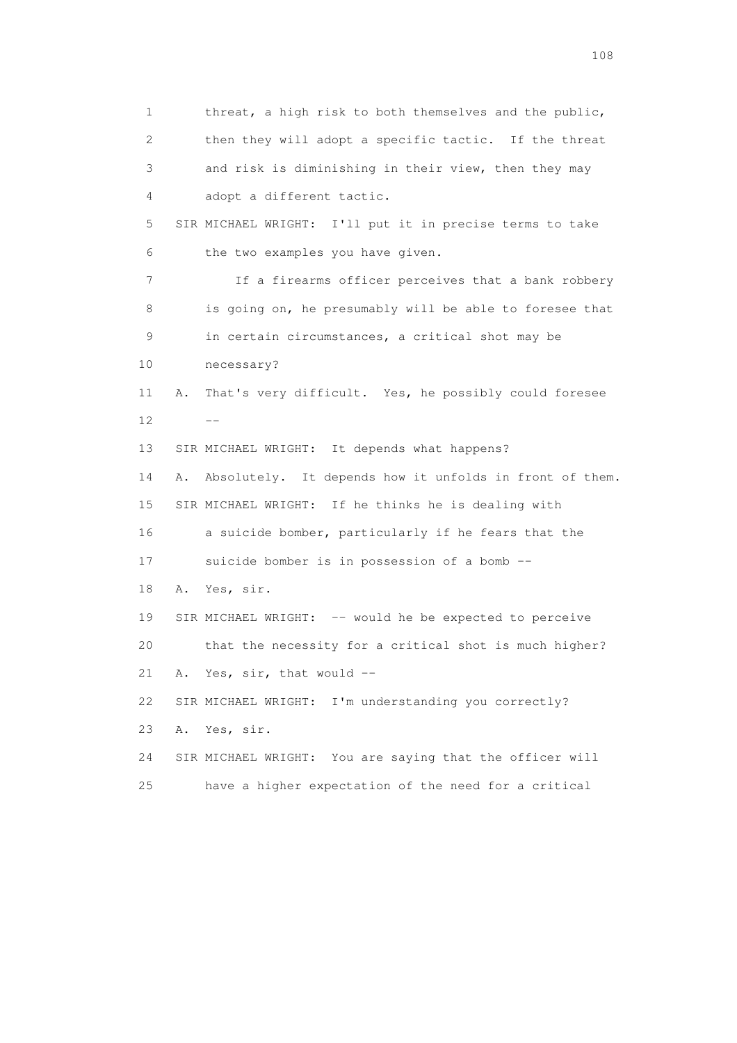1 threat, a high risk to both themselves and the public,
2 then they will adopt a specific tactic. If the threat
3 and risk is diminishing in their view, then they may
4 adopt a different tactic.
5 SIR MICHAEL WRIGHT: I'll put it in precise terms to take
6 the two examples you have given.
7 If a firearms officer perceives that a bank robbery
8 is going on, he presumably will be able to foresee that
9 in certain circumstances, a critical shot may be
10 necessary?
11 A. That's very difficult. Yes, he possibly could foresee
12 --
13 SIR MICHAEL WRIGHT: It depends what happens?
14 A. Absolutely. It depends how it unfolds in front of them.
15 SIR MICHAEL WRIGHT: If he thinks he is dealing with
16 a suicide bomber, particularly if he fears that the
17 suicide bomber is in possession of a bomb --
18 A. Yes, sir.
19 SIR MICHAEL WRIGHT: -- would he be expected to perceive
20 that the necessity for a critical shot is much higher?
21 A. Yes, sir, that would --
22 SIR MICHAEL WRIGHT: I'm understanding you correctly?
23 A. Yes, sir.
24 SIR MICHAEL WRIGHT: You are saying that the officer will
25 have a higher expectation of the need for a critical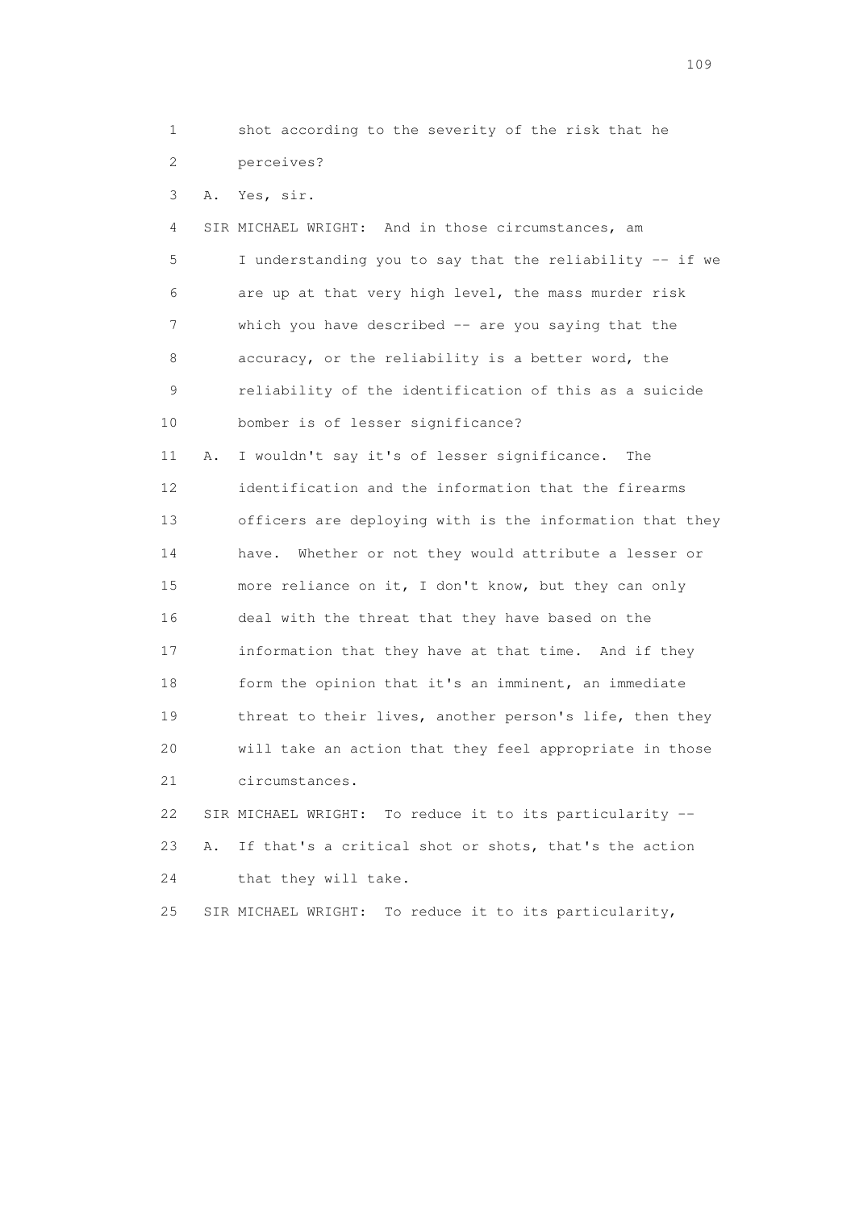1 shot according to the severity of the risk that he
2 perceives?
3 A. Yes, sir.
4 SIR MICHAEL WRIGHT: And in those circumstances, am
5 I understanding you to say that the reliability -- if we
6 are up at that very high level, the mass murder risk
7 which you have described -- are you saying that the
8 accuracy, or the reliability is a better word, the
9 reliability of the identification of this as a suicide
10 bomber is of lesser significance?
11 A. I wouldn't say it's of lesser significance. The
12 identification and the information that the firearms
13 officers are deploying with is the information that they
14 have. Whether or not they would attribute a lesser or
15 more reliance on it, I don't know, but they can only
16 deal with the threat that they have based on the
17 information that they have at that time. And if they
18 form the opinion that it's an imminent, an immediate
19 threat to their lives, another person's life, then they
20 will take an action that they feel appropriate in those
21 circumstances.
22 SIR MICHAEL WRIGHT: To reduce it to its particularity --
23 A. If that's a critical shot or shots, that's the action
24 that they will take.
25 SIR MICHAEL WRIGHT: To reduce it to its particularity,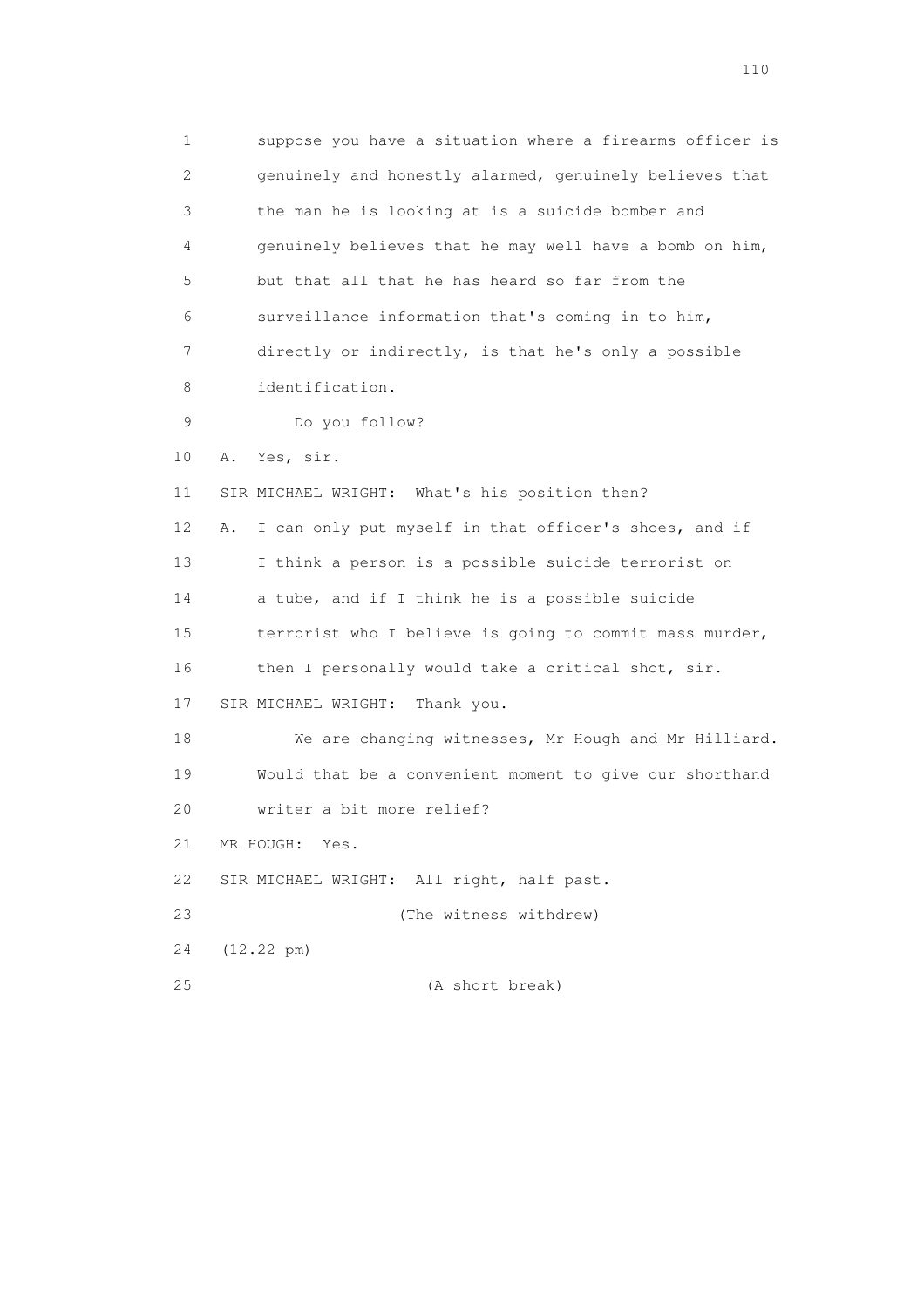1 suppose you have a situation where a firearms officer is
2 genuinely and honestly alarmed, genuinely believes that
3 the man he is looking at is a suicide bomber and
4 genuinely believes that he may well have a bomb on him,
5 but that all that he has heard so far from the
6 surveillance information that's coming in to him,
7 directly or indirectly, is that he's only a possible
8 identification.
9 Do you follow?
10 A. Yes, sir.
11 SIR MICHAEL WRIGHT: What's his position then?
12 A. I can only put myself in that officer's shoes, and if
13 I think a person is a possible suicide terrorist on
14 a tube, and if I think he is a possible suicide
15 terrorist who I believe is going to commit mass murder,
16 then I personally would take a critical shot, sir.
17 SIR MICHAEL WRIGHT: Thank you.
18 We are changing witnesses, Mr Hough and Mr Hilliard.
19 Would that be a convenient moment to give our shorthand
20 writer a bit more relief?
21 MR HOUGH: Yes.
22 SIR MICHAEL WRIGHT: All right, half past.
23 (The witness withdrew)
24 (12.22 pm)
25 (A short break)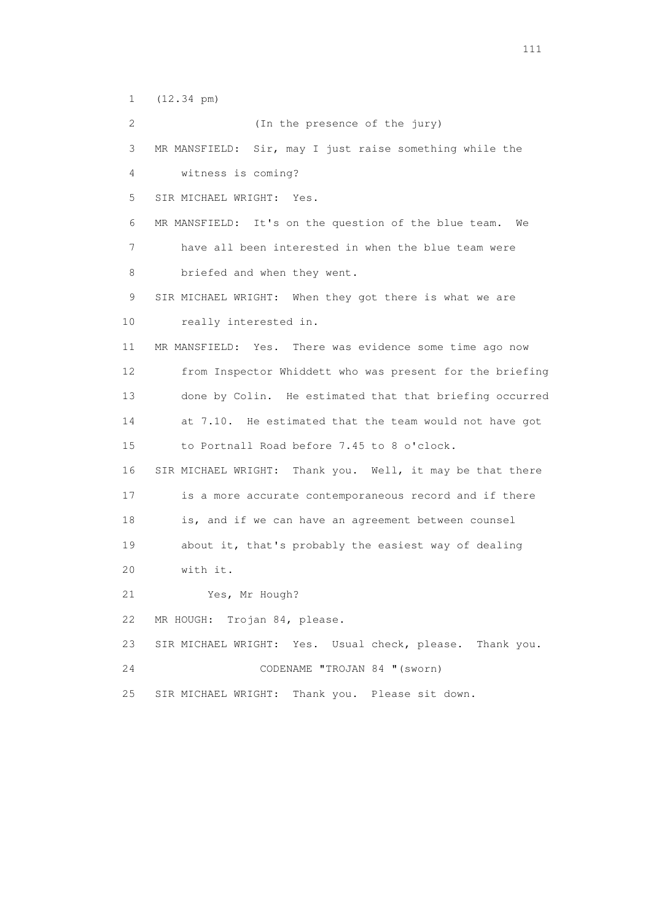1 (12.34 pm)

2 (In the presence of the jury)

3 MR MANSFIELD: Sir, may I just raise something while the

4 witness is coming?

5 SIR MICHAEL WRIGHT: Yes.

6 MR MANSFIELD: It's on the question of the blue team. We

7 have all been interested in when the blue team were

8 briefed and when they went.

9 SIR MICHAEL WRIGHT: When they got there is what we are

10 really interested in.

11 MR MANSFIELD: Yes. There was evidence some time ago now

12 from Inspector Whiddett who was present for the briefing

13 done by Colin. He estimated that that briefing occurred

14 at 7.10. He estimated that the team would not have got

15 to Portnall Road before 7.45 to 8 o'clock.

16 SIR MICHAEL WRIGHT: Thank you. Well, it may be that there

17 is a more accurate contemporaneous record and if there

18 is, and if we can have an agreement between counsel

19 about it, that's probably the easiest way of dealing

20 with it.

21 Yes, Mr Hough?

22 MR HOUGH: Trojan 84, please.

23 SIR MICHAEL WRIGHT: Yes. Usual check, please. Thank you.

24 CODENAME "TROJAN 84 "(sworn)

25 SIR MICHAEL WRIGHT: Thank you. Please sit down.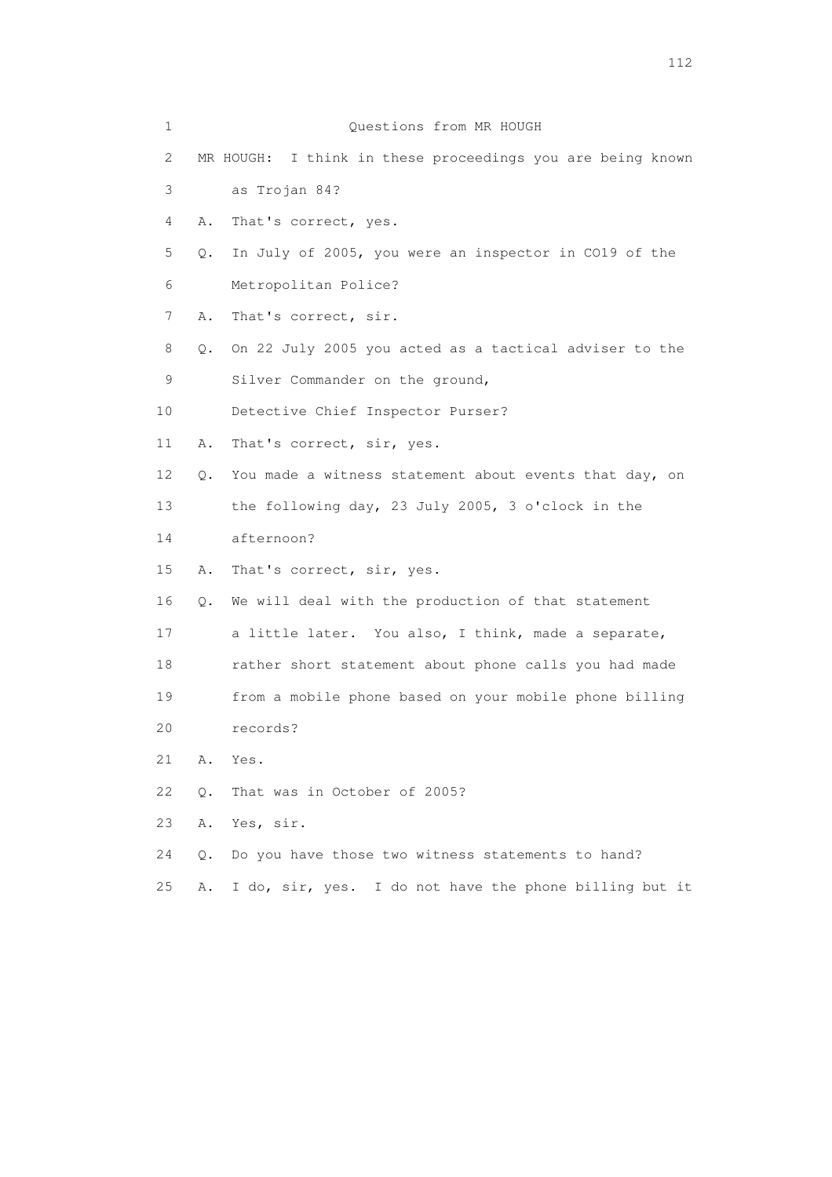Questions from MR HOUGH

MR HOUGH: I think in these proceedings you are being known as Trojan 84?

A. That's correct, yes.

Q. In July of 2005, you were an inspector in CO19 of the Metropolitan Police?

A. That's correct, sir.

Q. On 22 July 2005 you acted as a tactical adviser to the Silver Commander on the ground, Detective Chief Inspector Purser?

A. That's correct, sir, yes.

Q. You made a witness statement about events that day, on the following day, 23 July 2005, 3 o'clock in the afternoon?

A. That's correct, sir, yes.

Q. We will deal with the production of that statement a little later. You also, I think, made a separate, rather short statement about phone calls you had made from a mobile phone based on your mobile phone billing records?

A. Yes.

Q. That was in October of 2005?

A. Yes, sir.

Q. Do you have those two witness statements to hand?

A. I do, sir, yes. I do not have the phone billing but it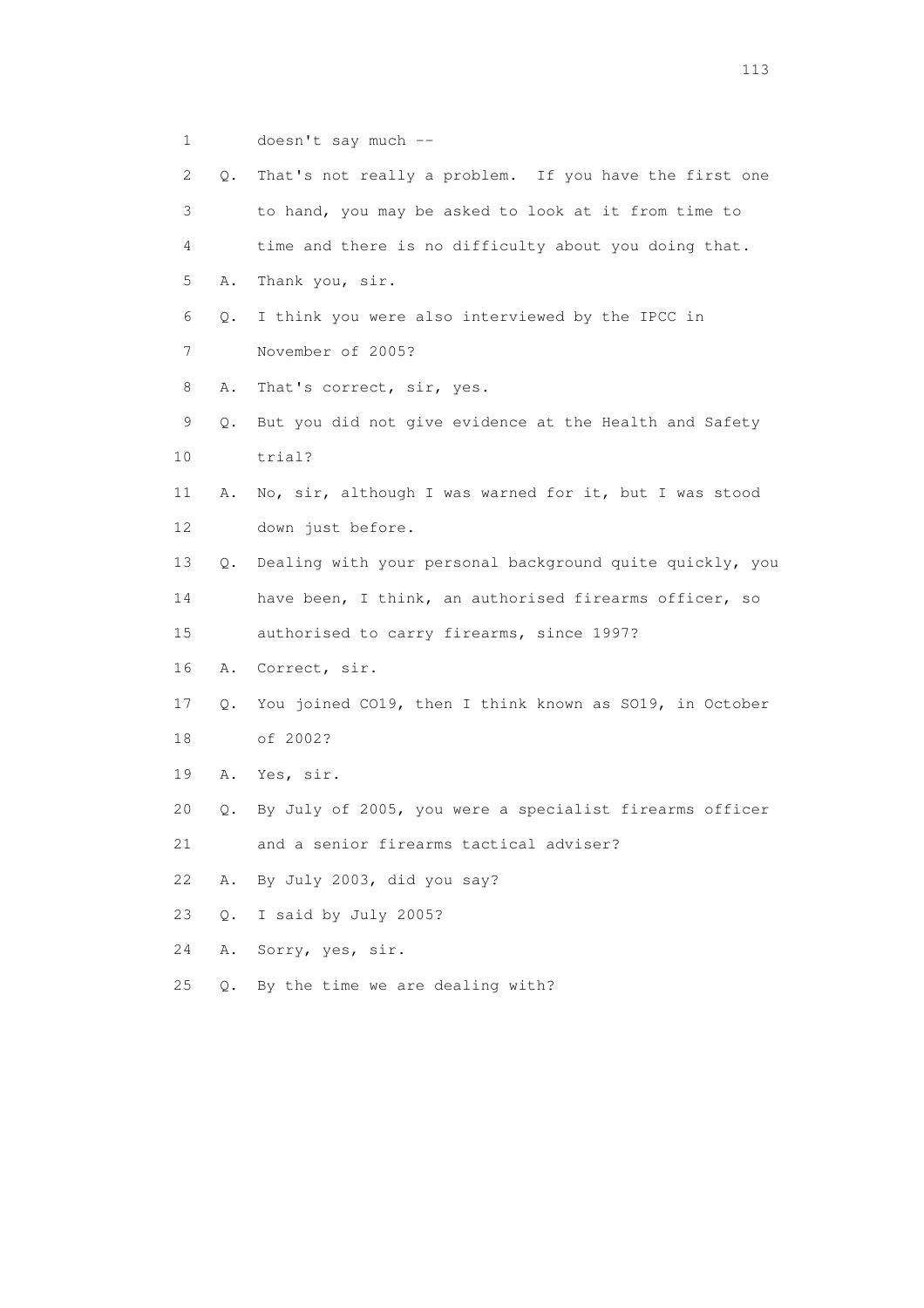1 doesn't say much --

2 Q. That's not really a problem. If you have the first one

3 to hand, you may be asked to look at it from time to

4 time and there is no difficulty about you doing that.

5 A. Thank you, sir.

6 Q. I think you were also interviewed by the IPCC in

7 November of 2005?

8 A. That's correct, sir, yes.

9 Q. But you did not give evidence at the Health and Safety

10 trial?

11 A. No, sir, although I was warned for it, but I was stood

12 down just before.

13 Q. Dealing with your personal background quite quickly, you

14 have been, I think, an authorised firearms officer, so

15 authorised to carry firearms, since 1997?

16 A. Correct, sir.

17 Q. You joined CO19, then I think known as SO19, in October

18 of 2002?

19 A. Yes, sir.

20 Q. By July of 2005, you were a specialist firearms officer

21 and a senior firearms tactical adviser?

22 A. By July 2003, did you say?

23 Q. I said by July 2005?

24 A. Sorry, yes, sir.

25 Q. By the time we are dealing with?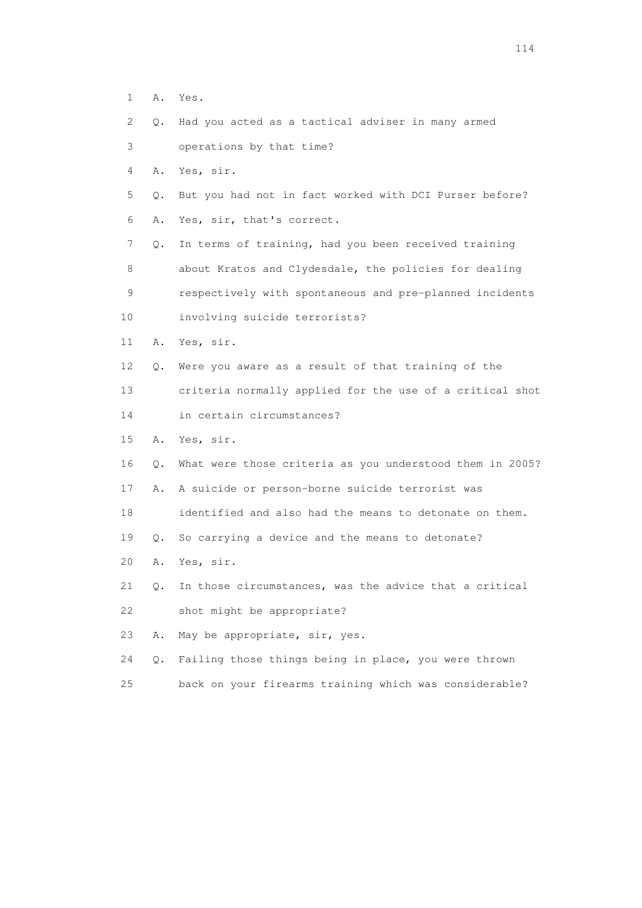1 A. Yes.

2 Q. Had you acted as a tactical adviser in many armed

3 operations by that time?

4 A. Yes, sir.

5 Q. But you had not in fact worked with DCI Purser before?

6 A. Yes, sir, that's correct.

7 Q. In terms of training, had you been received training

8 about Kratos and Clydesdale, the policies for dealing

9 respectively with spontaneous and pre-planned incidents

10 involving suicide terrorists?

11 A. Yes, sir.

12 Q. Were you aware as a result of that training of the

13 criteria normally applied for the use of a critical shot

14 in certain circumstances?

15 A. Yes, sir.

16 Q. What were those criteria as you understood them in 2005?

17 A. A suicide or person-borne suicide terrorist was

18 identified and also had the means to detonate on them.

19 Q. So carrying a device and the means to detonate?

20 A. Yes, sir.

21 Q. In those circumstances, was the advice that a critical

22 shot might be appropriate?

23 A. May be appropriate, sir, yes.

24 Q. Failing those things being in place, you were thrown

25 back on your firearms training which was considerable?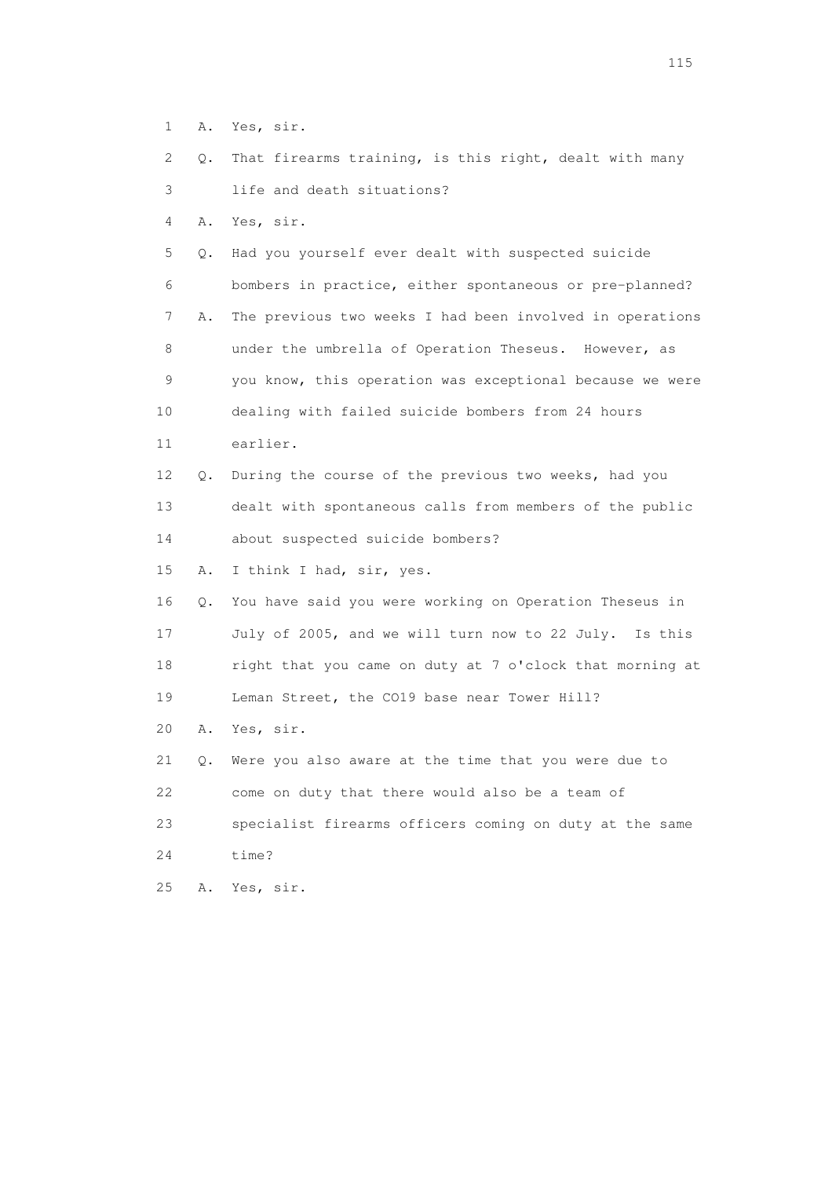1 A. Yes, sir.

2 Q. That firearms training, is this right, dealt with many

3 life and death situations?

4 A. Yes, sir.

5 Q. Had you yourself ever dealt with suspected suicide

6 bombers in practice, either spontaneous or pre-planned?

7 A. The previous two weeks I had been involved in operations

8 under the umbrella of Operation Theseus. However, as

9 you know, this operation was exceptional because we were

10 dealing with failed suicide bombers from 24 hours

11 earlier.

12 Q. During the course of the previous two weeks, had you

13 dealt with spontaneous calls from members of the public

14 about suspected suicide bombers?

15 A. I think I had, sir, yes.

16 Q. You have said you were working on Operation Theseus in

17 July of 2005, and we will turn now to 22 July. Is this

18 right that you came on duty at 7 o'clock that morning at

19 Leman Street, the CO19 base near Tower Hill?

20 A. Yes, sir.

21 Q. Were you also aware at the time that you were due to

22 come on duty that there would also be a team of

23 specialist firearms officers coming on duty at the same

24 time?

25 A. Yes, sir.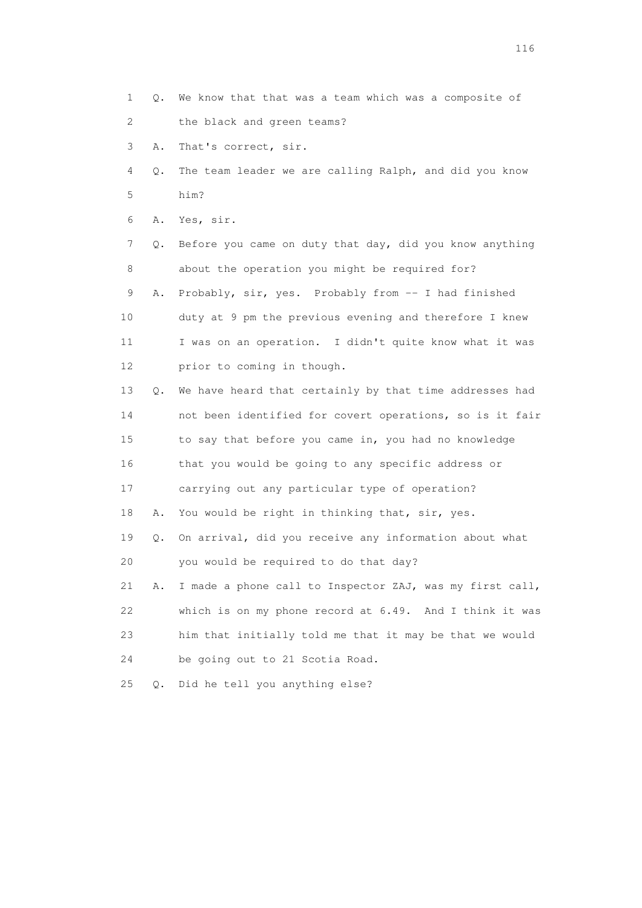1 Q. We know that that was a team which was a composite of
2 the black and green teams?
3 A. That's correct, sir.
4 Q. The team leader we are calling Ralph, and did you know
5 him?
6 A. Yes, sir.
7 Q. Before you came on duty that day, did you know anything
8 about the operation you might be required for?
9 A. Probably, sir, yes. Probably from -- I had finished
10 duty at 9 pm the previous evening and therefore I knew
11 I was on an operation. I didn't quite know what it was
12 prior to coming in though.
13 Q. We have heard that certainly by that time addresses had
14 not been identified for covert operations, so is it fair
15 to say that before you came in, you had no knowledge
16 that you would be going to any specific address or
17 carrying out any particular type of operation?
18 A. You would be right in thinking that, sir, yes.
19 Q. On arrival, did you receive any information about what
20 you would be required to do that day?
21 A. I made a phone call to Inspector ZAJ, was my first call,
22 which is on my phone record at 6.49. And I think it was
23 him that initially told me that it may be that we would
24 be going out to 21 Scotia Road.
25 Q. Did he tell you anything else?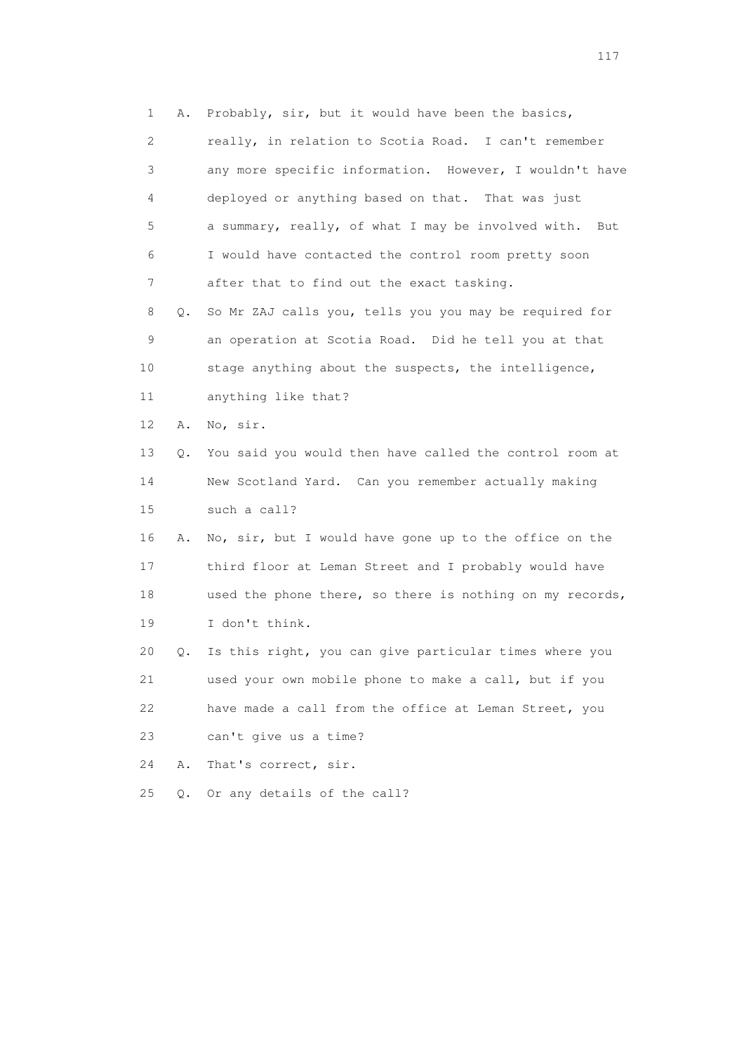1 A. Probably, sir, but it would have been the basics,
2 really, in relation to Scotia Road. I can't remember
3 any more specific information. However, I wouldn't have
4 deployed or anything based on that. That was just
5 a summary, really, of what I may be involved with. But
6 I would have contacted the control room pretty soon
7 after that to find out the exact tasking.
8 Q. So Mr ZAJ calls you, tells you you may be required for
9 an operation at Scotia Road. Did he tell you at that
10 stage anything about the suspects, the intelligence,
11 anything like that?
12 A. No, sir.
13 Q. You said you would then have called the control room at
14 New Scotland Yard. Can you remember actually making
15 such a call?
16 A. No, sir, but I would have gone up to the office on the
17 third floor at Leman Street and I probably would have
18 used the phone there, so there is nothing on my records,
19 I don't think.
20 Q. Is this right, you can give particular times where you
21 used your own mobile phone to make a call, but if you
22 have made a call from the office at Leman Street, you
23 can't give us a time?
24 A. That's correct, sir.
25 Q. Or any details of the call?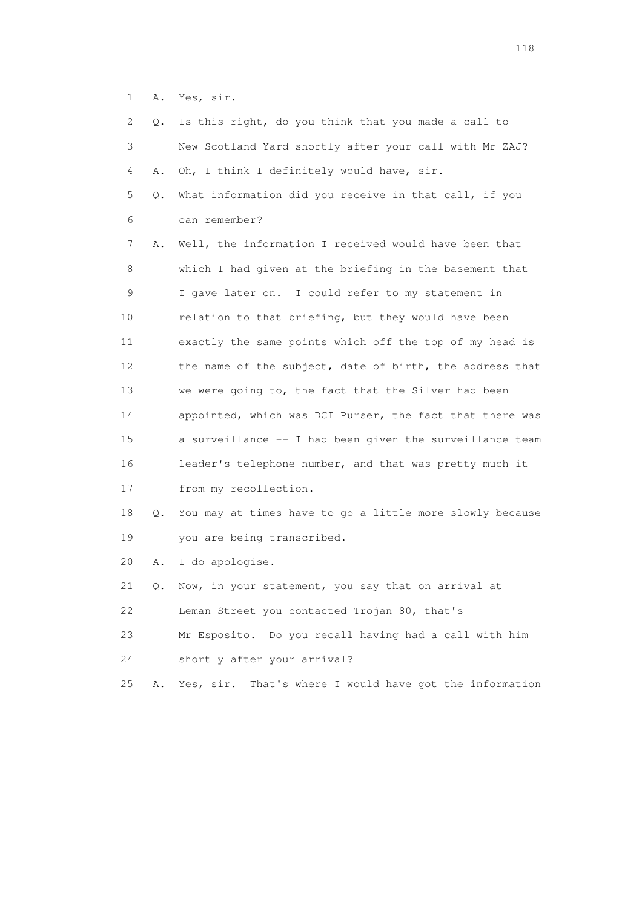1 A. Yes, sir.

2 Q. Is this right, do you think that you made a call to

3 New Scotland Yard shortly after your call with Mr ZAJ?

4 A. Oh, I think I definitely would have, sir.

5 Q. What information did you receive in that call, if you

6 can remember?

7 A. Well, the information I received would have been that

8 which I had given at the briefing in the basement that

9 I gave later on. I could refer to my statement in

10 relation to that briefing, but they would have been

11 exactly the same points which off the top of my head is

12 the name of the subject, date of birth, the address that

13 we were going to, the fact that the Silver had been

14 appointed, which was DCI Purser, the fact that there was

15 a surveillance -- I had been given the surveillance team

16 leader's telephone number, and that was pretty much it

17 from my recollection.

18 Q. You may at times have to go a little more slowly because

19 you are being transcribed.

20 A. I do apologise.

21 Q. Now, in your statement, you say that on arrival at

22 Leman Street you contacted Trojan 80, that's

23 Mr Esposito. Do you recall having had a call with him

24 shortly after your arrival?

25 A. Yes, sir. That's where I would have got the information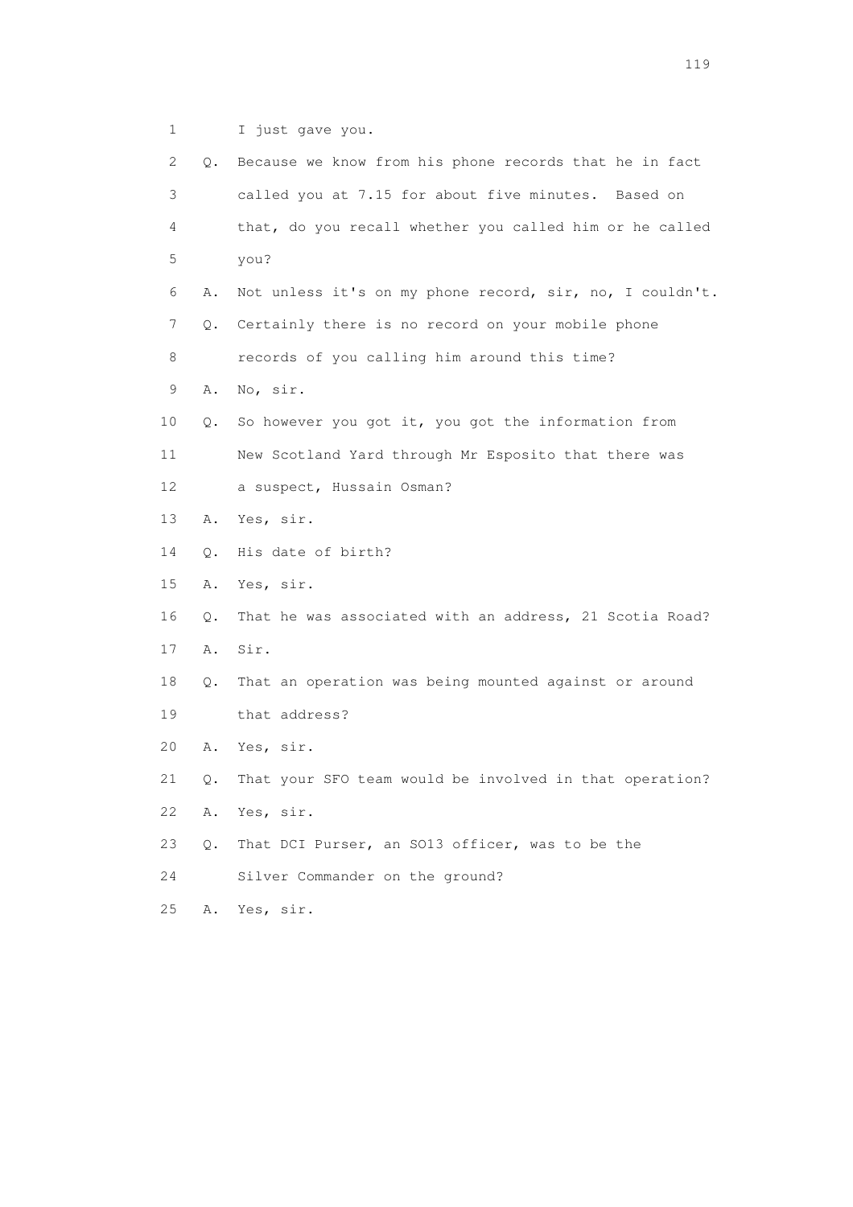1 I just gave you.

2 Q. Because we know from his phone records that he in fact

3 called you at 7.15 for about five minutes. Based on

4 that, do you recall whether you called him or he called

5 you?

6 A. Not unless it's on my phone record, sir, no, I couldn't.

7 Q. Certainly there is no record on your mobile phone

8 records of you calling him around this time?

9 A. No, sir.

10 Q. So however you got it, you got the information from

11 New Scotland Yard through Mr Esposito that there was

12 a suspect, Hussain Osman?

13 A. Yes, sir.

14 Q. His date of birth?

15 A. Yes, sir.

16 Q. That he was associated with an address, 21 Scotia Road?

17 A. Sir.

18 Q. That an operation was being mounted against or around

19 that address?

20 A. Yes, sir.

21 Q. That your SFO team would be involved in that operation?

22 A. Yes, sir.

23 Q. That DCI Purser, an SO13 officer, was to be the

24 Silver Commander on the ground?

25 A. Yes, sir.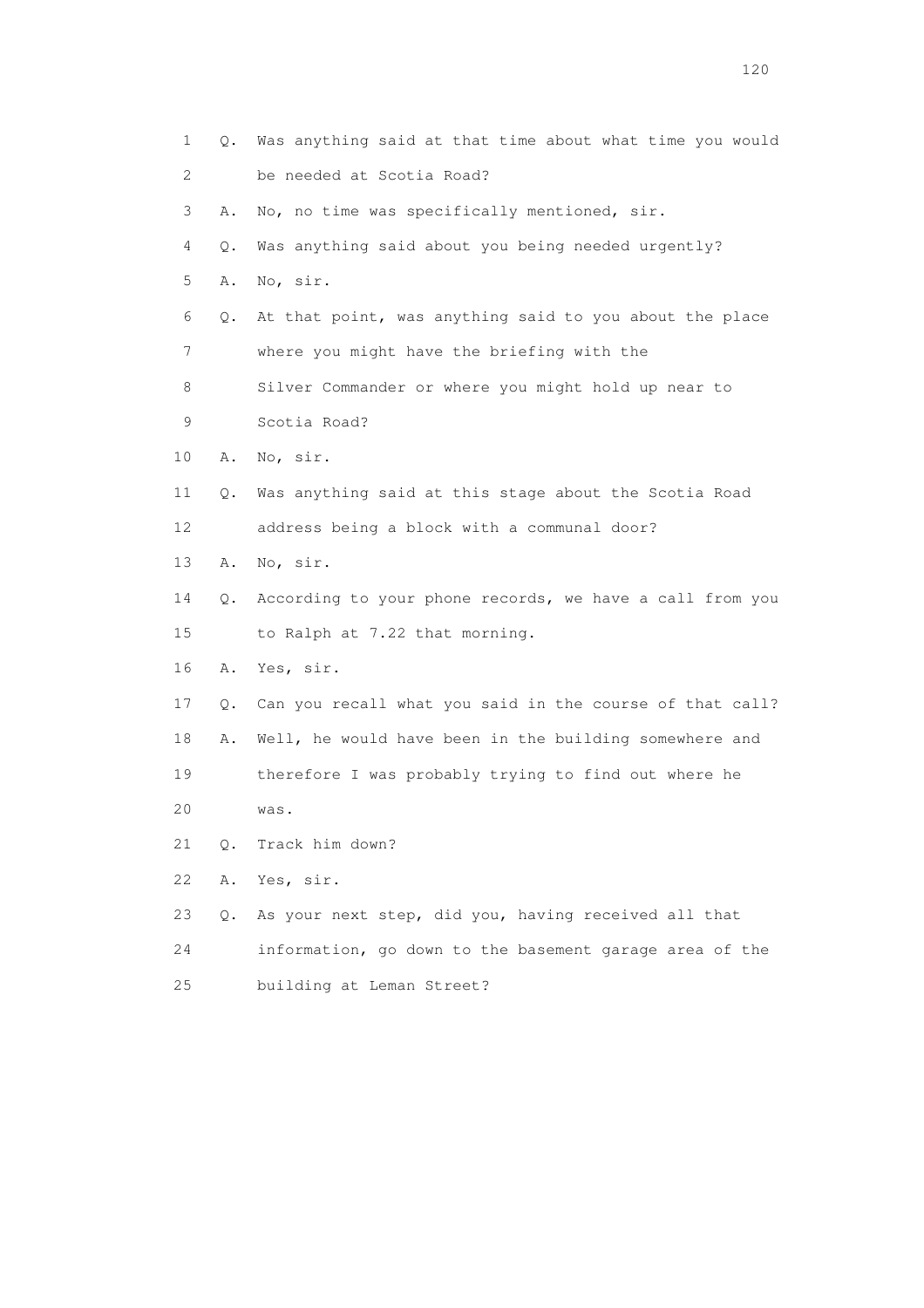1 Q. Was anything said at that time about what time you would
2 be needed at Scotia Road?
3 A. No, no time was specifically mentioned, sir.
4 Q. Was anything said about you being needed urgently?
5 A. No, sir.
6 Q. At that point, was anything said to you about the place
7 where you might have the briefing with the
8 Silver Commander or where you might hold up near to
9 Scotia Road?
10 A. No, sir.
11 Q. Was anything said at this stage about the Scotia Road
12 address being a block with a communal door?
13 A. No, sir.
14 Q. According to your phone records, we have a call from you
15 to Ralph at 7.22 that morning.
16 A. Yes, sir.
17 Q. Can you recall what you said in the course of that call?
18 A. Well, he would have been in the building somewhere and
19 therefore I was probably trying to find out where he
20 was.
21 Q. Track him down?
22 A. Yes, sir.
23 Q. As your next step, did you, having received all that
24 information, go down to the basement garage area of the
25 building at Leman Street?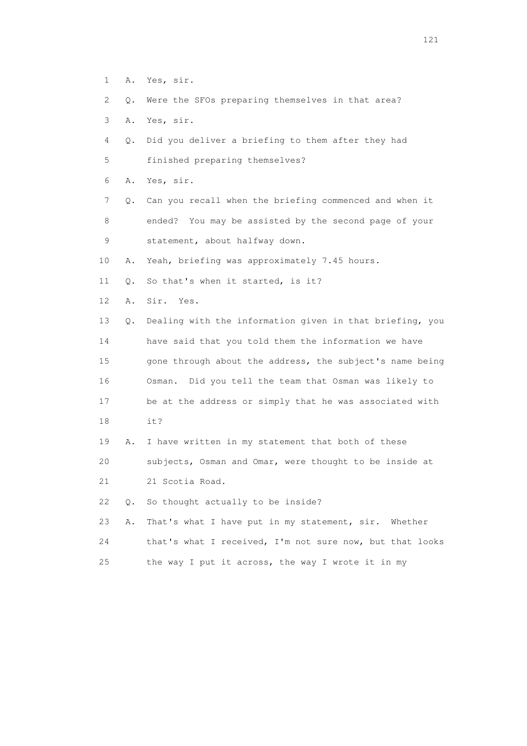1 A. Yes, sir.

2 Q. Were the SFOs preparing themselves in that area?

3 A. Yes, sir.

4 Q. Did you deliver a briefing to them after they had

5 finished preparing themselves?

6 A. Yes, sir.

7 Q. Can you recall when the briefing commenced and when it

8 ended? You may be assisted by the second page of your

9 statement, about halfway down.

10 A. Yeah, briefing was approximately 7.45 hours.

11 Q. So that's when it started, is it?

12 A. Sir. Yes.

13 Q. Dealing with the information given in that briefing, you

14 have said that you told them the information we have

15 gone through about the address, the subject's name being

16 Osman. Did you tell the team that Osman was likely to

17 be at the address or simply that he was associated with

18 it?

19 A. I have written in my statement that both of these

20 subjects, Osman and Omar, were thought to be inside at

21 21 Scotia Road.

22 Q. So thought actually to be inside?

23 A. That's what I have put in my statement, sir. Whether

24 that's what I received, I'm not sure now, but that looks

25 the way I put it across, the way I wrote it in my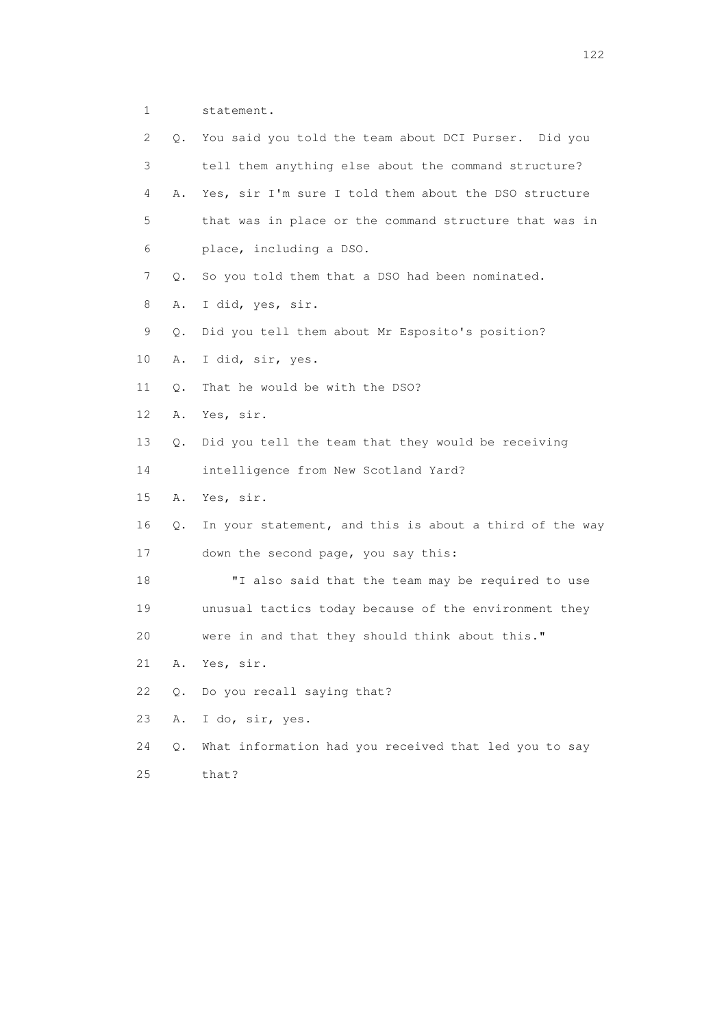1 statement.

2 Q. You said you told the team about DCI Purser. Did you

3 tell them anything else about the command structure?

4 A. Yes, sir I'm sure I told them about the DSO structure

5 that was in place or the command structure that was in

6 place, including a DSO.

7 Q. So you told them that a DSO had been nominated.

8 A. I did, yes, sir.

9 Q. Did you tell them about Mr Esposito's position?

10 A. I did, sir, yes.

11 Q. That he would be with the DSO?

12 A. Yes, sir.

13 Q. Did you tell the team that they would be receiving

14 intelligence from New Scotland Yard?

15 A. Yes, sir.

16 Q. In your statement, and this is about a third of the way

17 down the second page, you say this:

18 "I also said that the team may be required to use

19 unusual tactics today because of the environment they

20 were in and that they should think about this."

21 A. Yes, sir.

22 Q. Do you recall saying that?

23 A. I do, sir, yes.

24 Q. What information had you received that led you to say

25 that?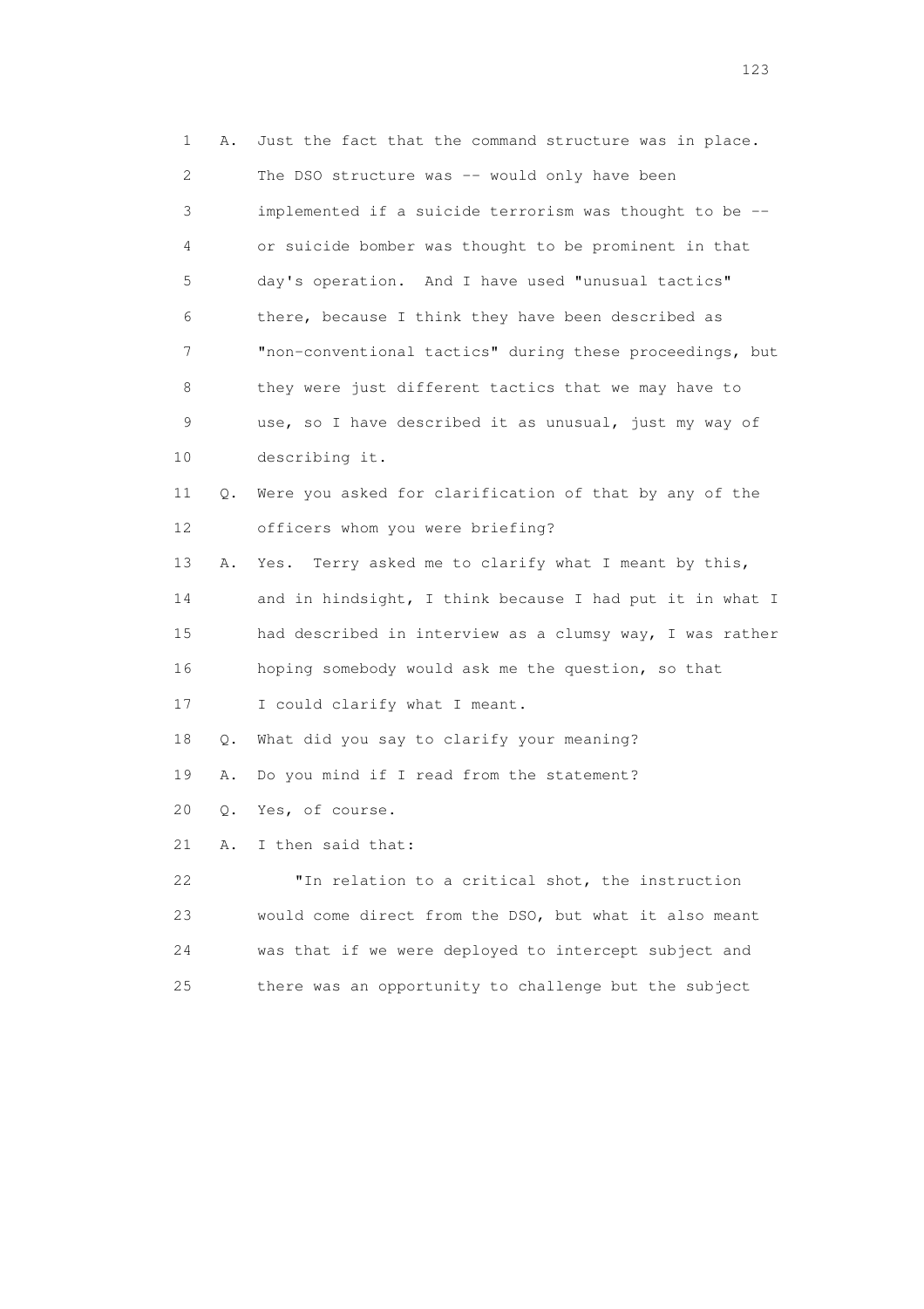1 A. Just the fact that the command structure was in place.
2 The DSO structure was -- would only have been
3 implemented if a suicide terrorism was thought to be --
4 or suicide bomber was thought to be prominent in that
5 day's operation. And I have used "unusual tactics"
6 there, because I think they have been described as
7 "non-conventional tactics" during these proceedings, but
8 they were just different tactics that we may have to
9 use, so I have described it as unusual, just my way of
10 describing it.

11 Q. Were you asked for clarification of that by any of the
12 officers whom you were briefing?

13 A. Yes. Terry asked me to clarify what I meant by this,
14 and in hindsight, I think because I had put it in what I
15 had described in interview as a clumsy way, I was rather
16 hoping somebody would ask me the question, so that
17 I could clarify what I meant.

18 Q. What did you say to clarify your meaning?

19 A. Do you mind if I read from the statement?

20 Q. Yes, of course.

21 A. I then said that:

22 "In relation to a critical shot, the instruction
23 would come direct from the DSO, but what it also meant
24 was that if we were deployed to intercept subject and
25 there was an opportunity to challenge but the subject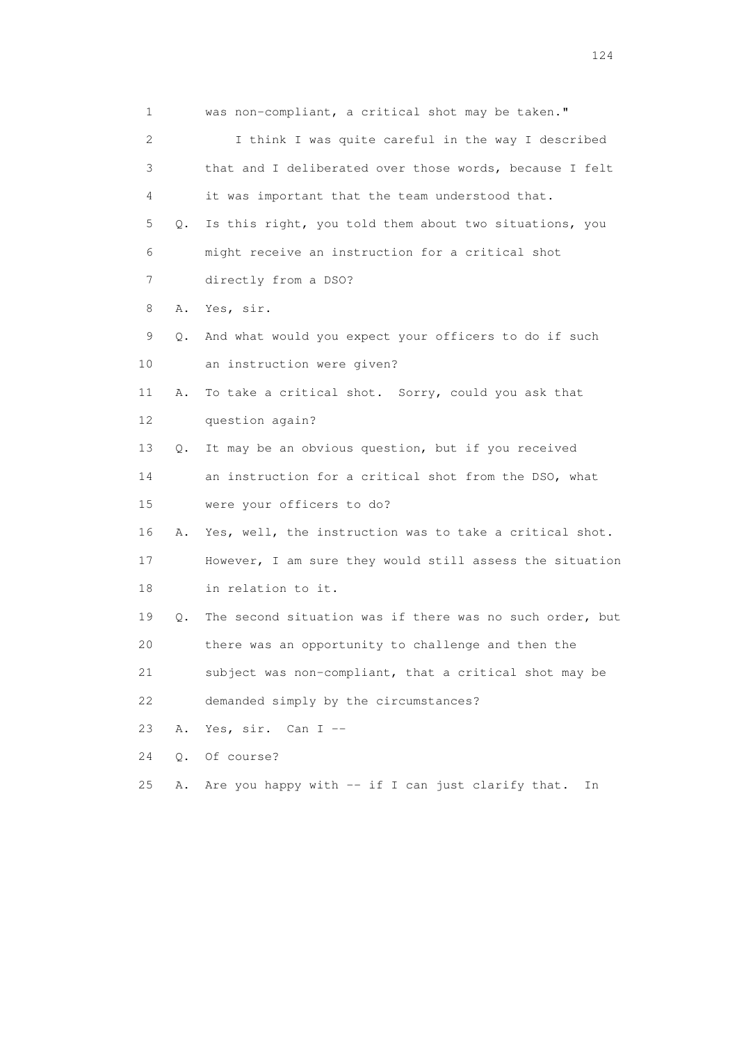1 was non-compliant, a critical shot may be taken."

2 I think I was quite careful in the way I described

3 that and I deliberated over those words, because I felt

4 it was important that the team understood that.

5 Q. Is this right, you told them about two situations, you

6 might receive an instruction for a critical shot

7 directly from a DSO?

8 A. Yes, sir.

9 Q. And what would you expect your officers to do if such

10 an instruction were given?

11 A. To take a critical shot. Sorry, could you ask that

12 question again?

13 Q. It may be an obvious question, but if you received

14 an instruction for a critical shot from the DSO, what

15 were your officers to do?

16 A. Yes, well, the instruction was to take a critical shot.

17 However, I am sure they would still assess the situation

18 in relation to it.

19 Q. The second situation was if there was no such order, but

20 there was an opportunity to challenge and then the

21 subject was non-compliant, that a critical shot may be

22 demanded simply by the circumstances?

23 A. Yes, sir. Can I --

24 Q. Of course?

25 A. Are you happy with -- if I can just clarify that. In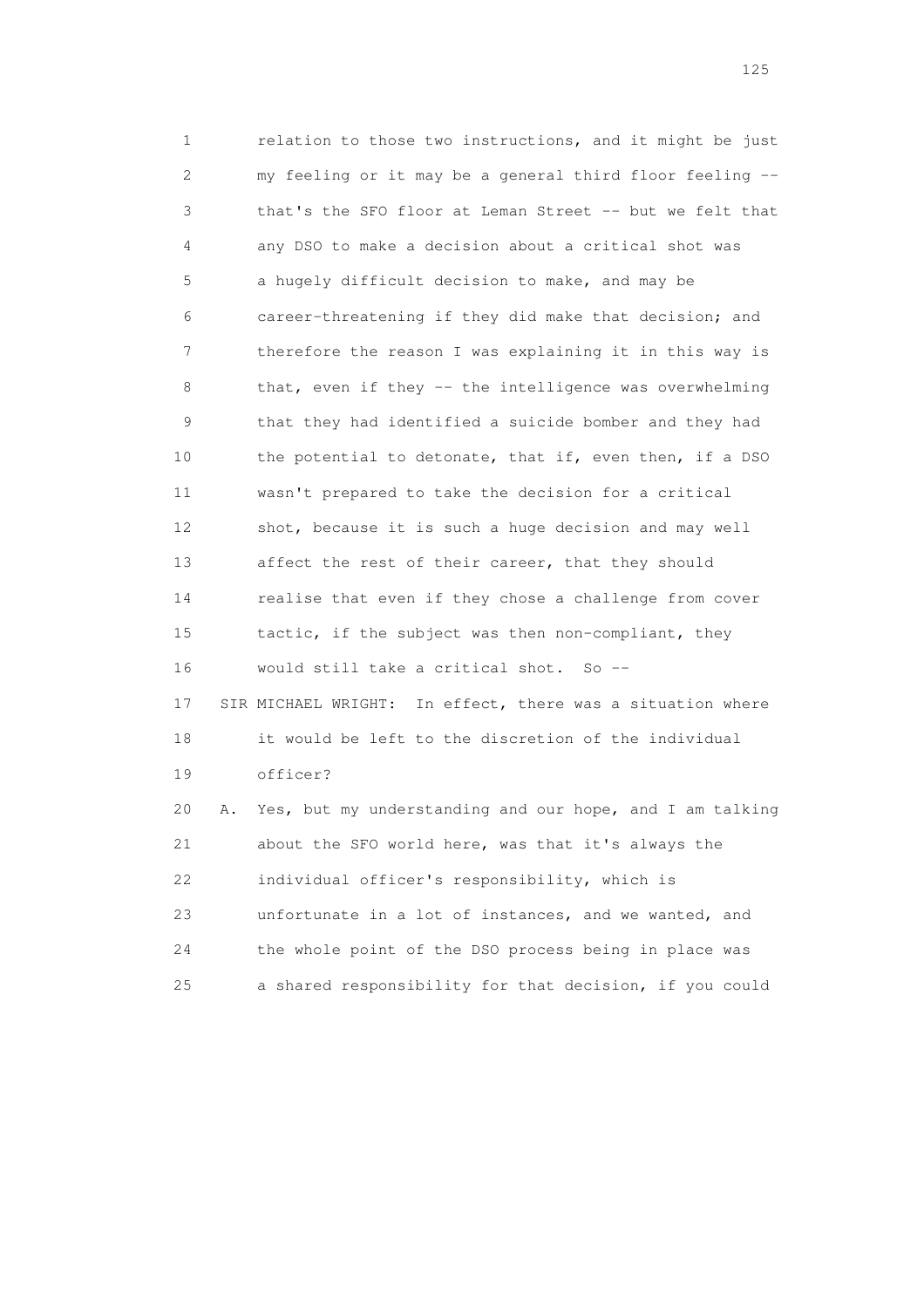1 relation to those two instructions, and it might be just
2 my feeling or it may be a general third floor feeling --
3 that's the SFO floor at Leman Street -- but we felt that
4 any DSO to make a decision about a critical shot was
5 a hugely difficult decision to make, and may be
6 career-threatening if they did make that decision; and
7 therefore the reason I was explaining it in this way is
8 that, even if they -- the intelligence was overwhelming
9 that they had identified a suicide bomber and they had
10 the potential to detonate, that if, even then, if a DSO
11 wasn't prepared to take the decision for a critical
12 shot, because it is such a huge decision and may well
13 affect the rest of their career, that they should
14 realise that even if they chose a challenge from cover
15 tactic, if the subject was then non-compliant, they
16 would still take a critical shot. So --
17 SIR MICHAEL WRIGHT: In effect, there was a situation where
18 it would be left to the discretion of the individual
19 officer?
20 A. Yes, but my understanding and our hope, and I am talking
21 about the SFO world here, was that it's always the
22 individual officer's responsibility, which is
23 unfortunate in a lot of instances, and we wanted, and
24 the whole point of the DSO process being in place was
25 a shared responsibility for that decision, if you could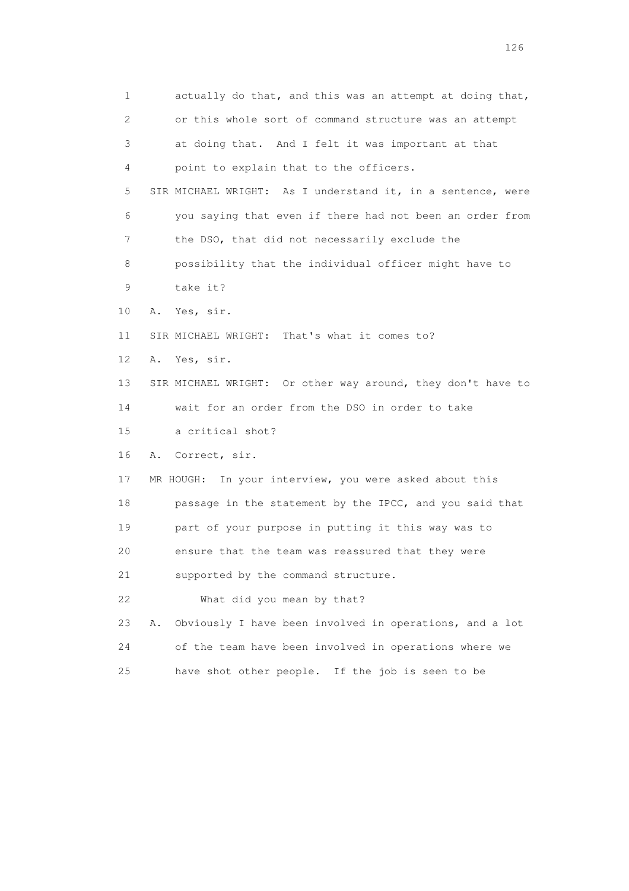1 actually do that, and this was an attempt at doing that,
2 or this whole sort of command structure was an attempt
3 at doing that. And I felt it was important at that
4 point to explain that to the officers.
5 SIR MICHAEL WRIGHT: As I understand it, in a sentence, were
6 you saying that even if there had not been an order from
7 the DSO, that did not necessarily exclude the
8 possibility that the individual officer might have to
9 take it?
10 A. Yes, sir.
11 SIR MICHAEL WRIGHT: That's what it comes to?
12 A. Yes, sir.
13 SIR MICHAEL WRIGHT: Or other way around, they don't have to
14 wait for an order from the DSO in order to take
15 a critical shot?
16 A. Correct, sir.
17 MR HOUGH: In your interview, you were asked about this
18 passage in the statement by the IPCC, and you said that
19 part of your purpose in putting it this way was to
20 ensure that the team was reassured that they were
21 supported by the command structure.
22 What did you mean by that?
23 A. Obviously I have been involved in operations, and a lot
24 of the team have been involved in operations where we
25 have shot other people. If the job is seen to be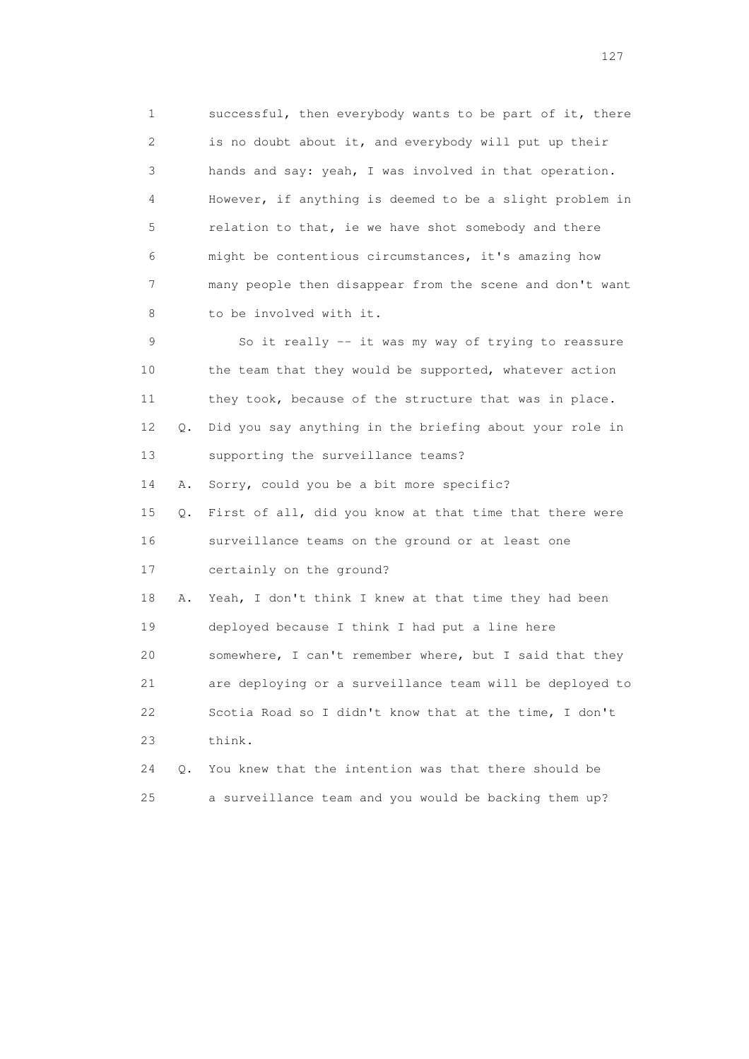1 successful, then everybody wants to be part of it, there
2 is no doubt about it, and everybody will put up their
3 hands and say: yeah, I was involved in that operation.
4 However, if anything is deemed to be a slight problem in
5 relation to that, ie we have shot somebody and there
6 might be contentious circumstances, it's amazing how
7 many people then disappear from the scene and don't want
8 to be involved with it.

9 So it really -- it was my way of trying to reassure
10 the team that they would be supported, whatever action
11 they took, because of the structure that was in place.

12 Q. Did you say anything in the briefing about your role in
13 supporting the surveillance teams?

14 A. Sorry, could you be a bit more specific?

15 Q. First of all, did you know at that time that there were
16 surveillance teams on the ground or at least one
17 certainly on the ground?

18 A. Yeah, I don't think I knew at that time they had been
19 deployed because I think I had put a line here
20 somewhere, I can't remember where, but I said that they
21 are deploying or a surveillance team will be deployed to
22 Scotia Road so I didn't know that at the time, I don't
23 think.

24 Q. You knew that the intention was that there should be
25 a surveillance team and you would be backing them up?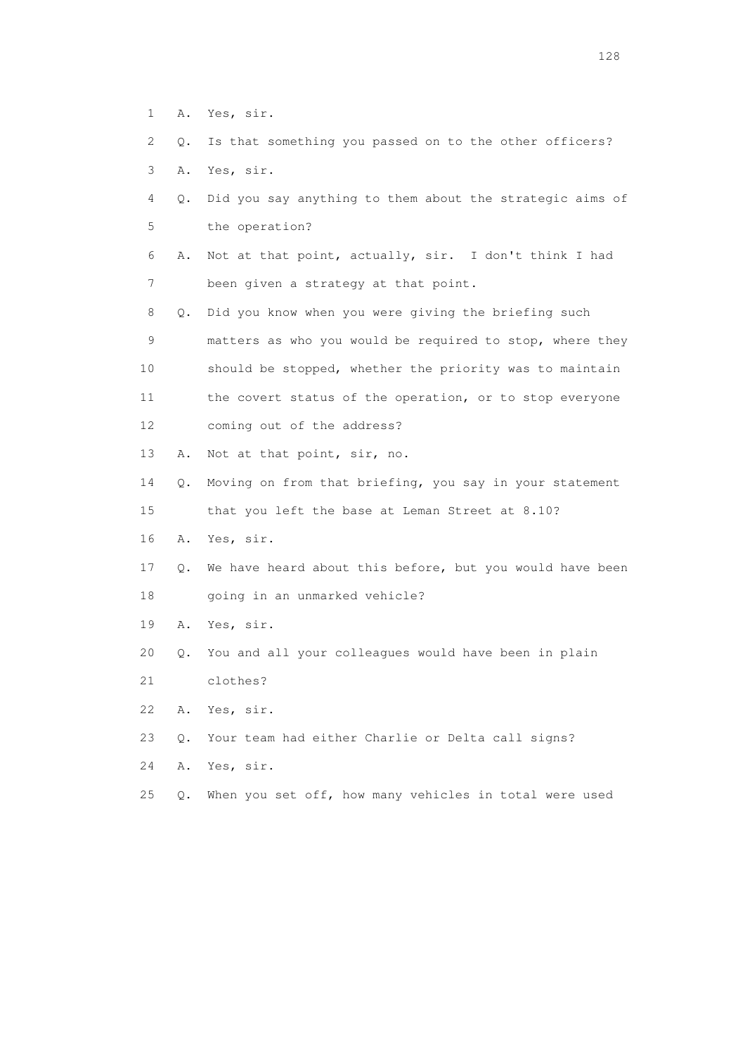1 A. Yes, sir.

2 Q. Is that something you passed on to the other officers?

3 A. Yes, sir.

4 Q. Did you say anything to them about the strategic aims of

5 the operation?

6 A. Not at that point, actually, sir. I don't think I had

7 been given a strategy at that point.

8 Q. Did you know when you were giving the briefing such

9 matters as who you would be required to stop, where they

10 should be stopped, whether the priority was to maintain

11 the covert status of the operation, or to stop everyone

12 coming out of the address?

13 A. Not at that point, sir, no.

14 Q. Moving on from that briefing, you say in your statement

15 that you left the base at Leman Street at 8.10?

16 A. Yes, sir.

17 Q. We have heard about this before, but you would have been

18 going in an unmarked vehicle?

19 A. Yes, sir.

20 Q. You and all your colleagues would have been in plain

21 clothes?

22 A. Yes, sir.

23 Q. Your team had either Charlie or Delta call signs?

24 A. Yes, sir.

25 Q. When you set off, how many vehicles in total were used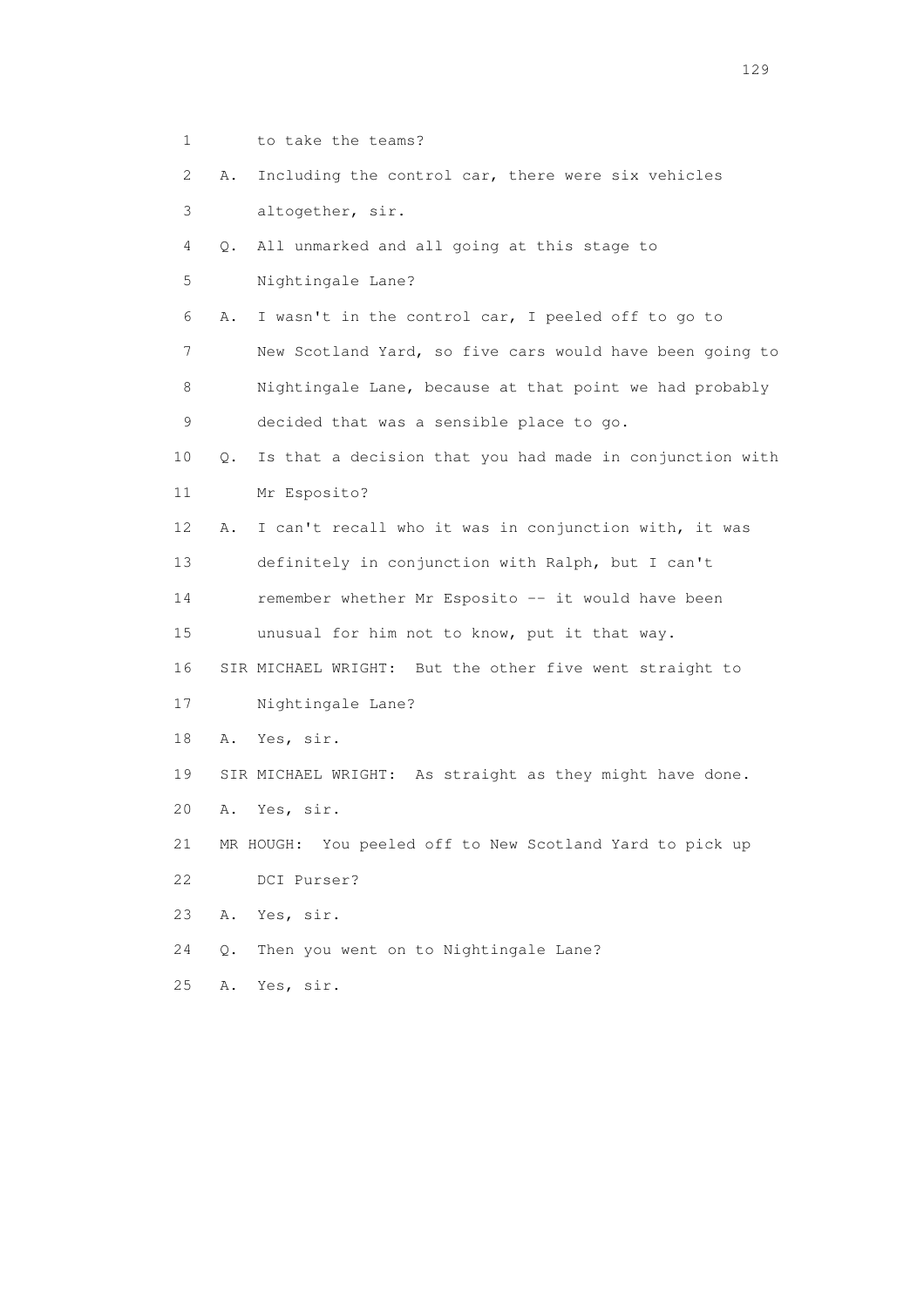1 to take the teams?

2 A. Including the control car, there were six vehicles

3 altogether, sir.

4 Q. All unmarked and all going at this stage to

5 Nightingale Lane?

6 A. I wasn't in the control car, I peeled off to go to

7 New Scotland Yard, so five cars would have been going to

8 Nightingale Lane, because at that point we had probably

9 decided that was a sensible place to go.

10 Q. Is that a decision that you had made in conjunction with

11 Mr Esposito?

12 A. I can't recall who it was in conjunction with, it was

13 definitely in conjunction with Ralph, but I can't

14 remember whether Mr Esposito -- it would have been

15 unusual for him not to know, put it that way.

16 SIR MICHAEL WRIGHT: But the other five went straight to

17 Nightingale Lane?

18 A. Yes, sir.

19 SIR MICHAEL WRIGHT: As straight as they might have done.

20 A. Yes, sir.

21 MR HOUGH: You peeled off to New Scotland Yard to pick up

22 DCI Purser?

23 A. Yes, sir.

24 Q. Then you went on to Nightingale Lane?

25 A. Yes, sir.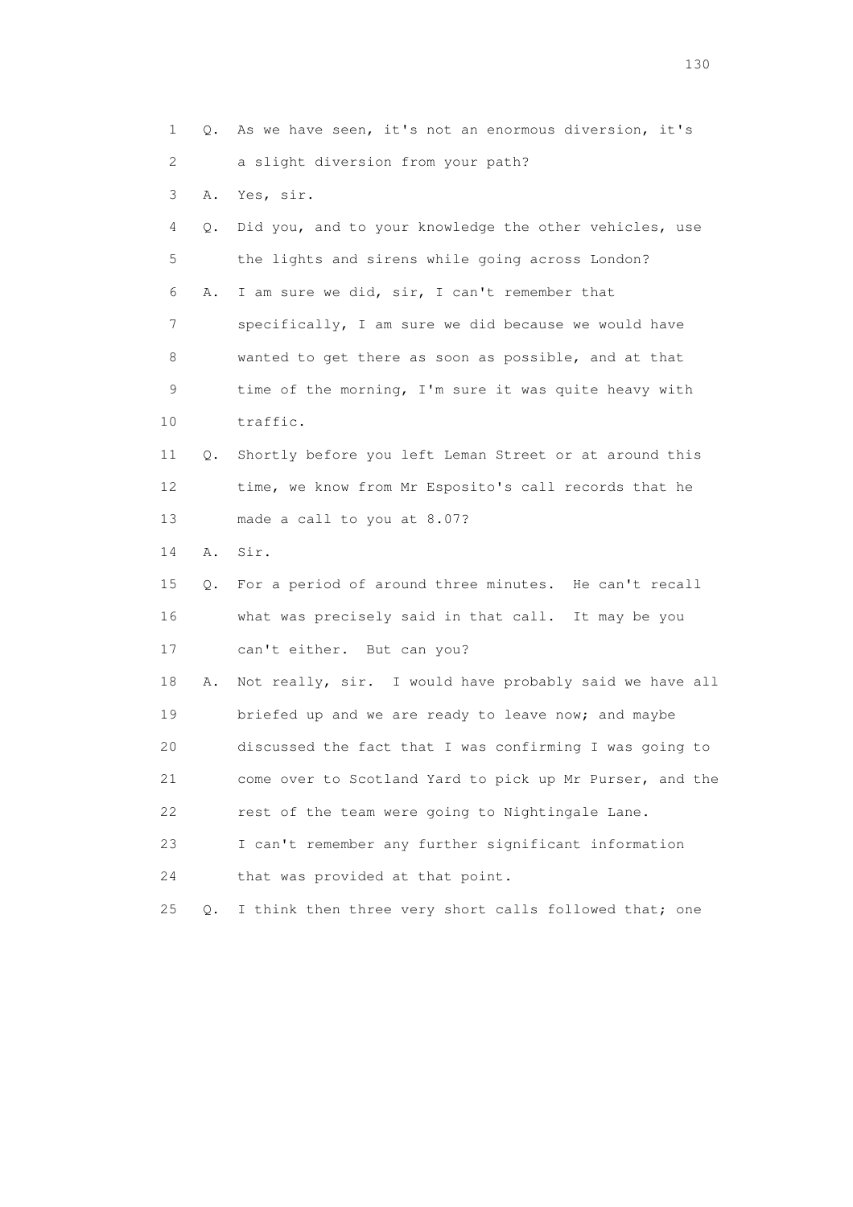1 Q. As we have seen, it's not an enormous diversion, it's
2 a slight diversion from your path?
3 A. Yes, sir.
4 Q. Did you, and to your knowledge the other vehicles, use
5 the lights and sirens while going across London?
6 A. I am sure we did, sir, I can't remember that
7 specifically, I am sure we did because we would have
8 wanted to get there as soon as possible, and at that
9 time of the morning, I'm sure it was quite heavy with
10 traffic.
11 Q. Shortly before you left Leman Street or at around this
12 time, we know from Mr Esposito's call records that he
13 made a call to you at 8.07?
14 A. Sir.
15 Q. For a period of around three minutes. He can't recall
16 what was precisely said in that call. It may be you
17 can't either. But can you?
18 A. Not really, sir. I would have probably said we have all
19 briefed up and we are ready to leave now; and maybe
20 discussed the fact that I was confirming I was going to
21 come over to Scotland Yard to pick up Mr Purser, and the
22 rest of the team were going to Nightingale Lane.
23 I can't remember any further significant information
24 that was provided at that point.
25 Q. I think then three very short calls followed that; one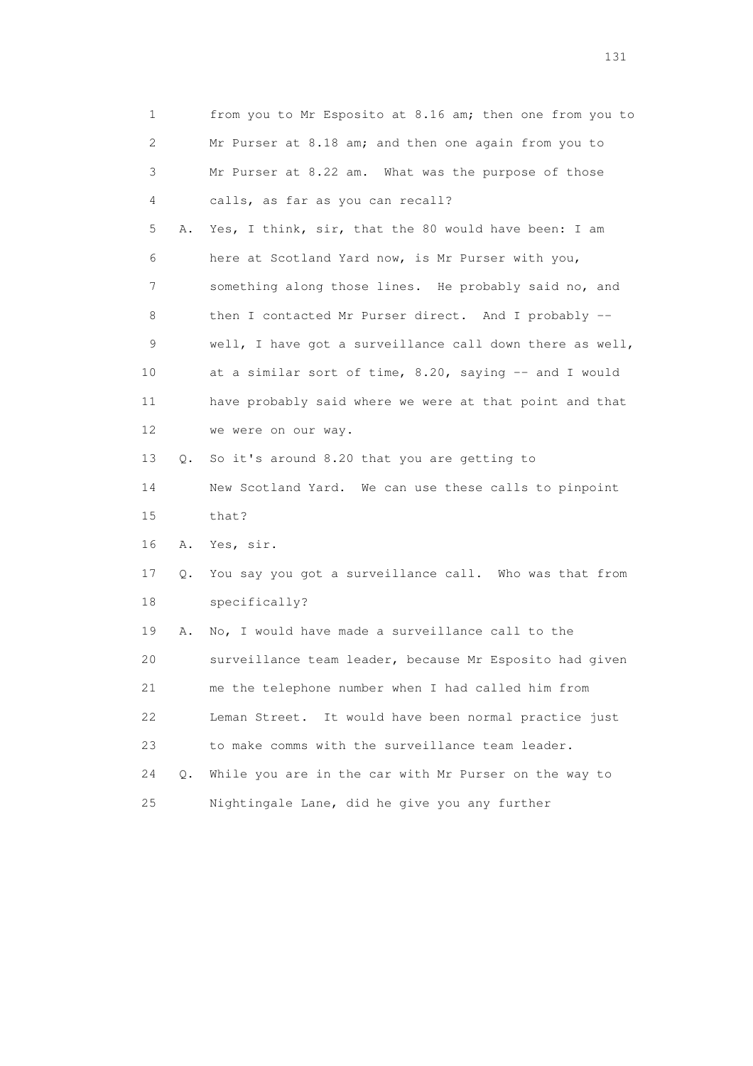1 from you to Mr Esposito at 8.16 am; then one from you to
2 Mr Purser at 8.18 am; and then one again from you to
3 Mr Purser at 8.22 am. What was the purpose of those
4 calls, as far as you can recall?

5 A. Yes, I think, sir, that the 80 would have been: I am
6 here at Scotland Yard now, is Mr Purser with you,
7 something along those lines. He probably said no, and
8 then I contacted Mr Purser direct. And I probably --
9 well, I have got a surveillance call down there as well,
10 at a similar sort of time, 8.20, saying -- and I would
11 have probably said where we were at that point and that
12 we were on our way.

13 Q. So it's around 8.20 that you are getting to
14 New Scotland Yard. We can use these calls to pinpoint
15 that?

16 A. Yes, sir.

17 Q. You say you got a surveillance call. Who was that from
18 specifically?

19 A. No, I would have made a surveillance call to the
20 surveillance team leader, because Mr Esposito had given
21 me the telephone number when I had called him from
22 Leman Street. It would have been normal practice just
23 to make comms with the surveillance team leader.

24 Q. While you are in the car with Mr Purser on the way to
25 Nightingale Lane, did he give you any further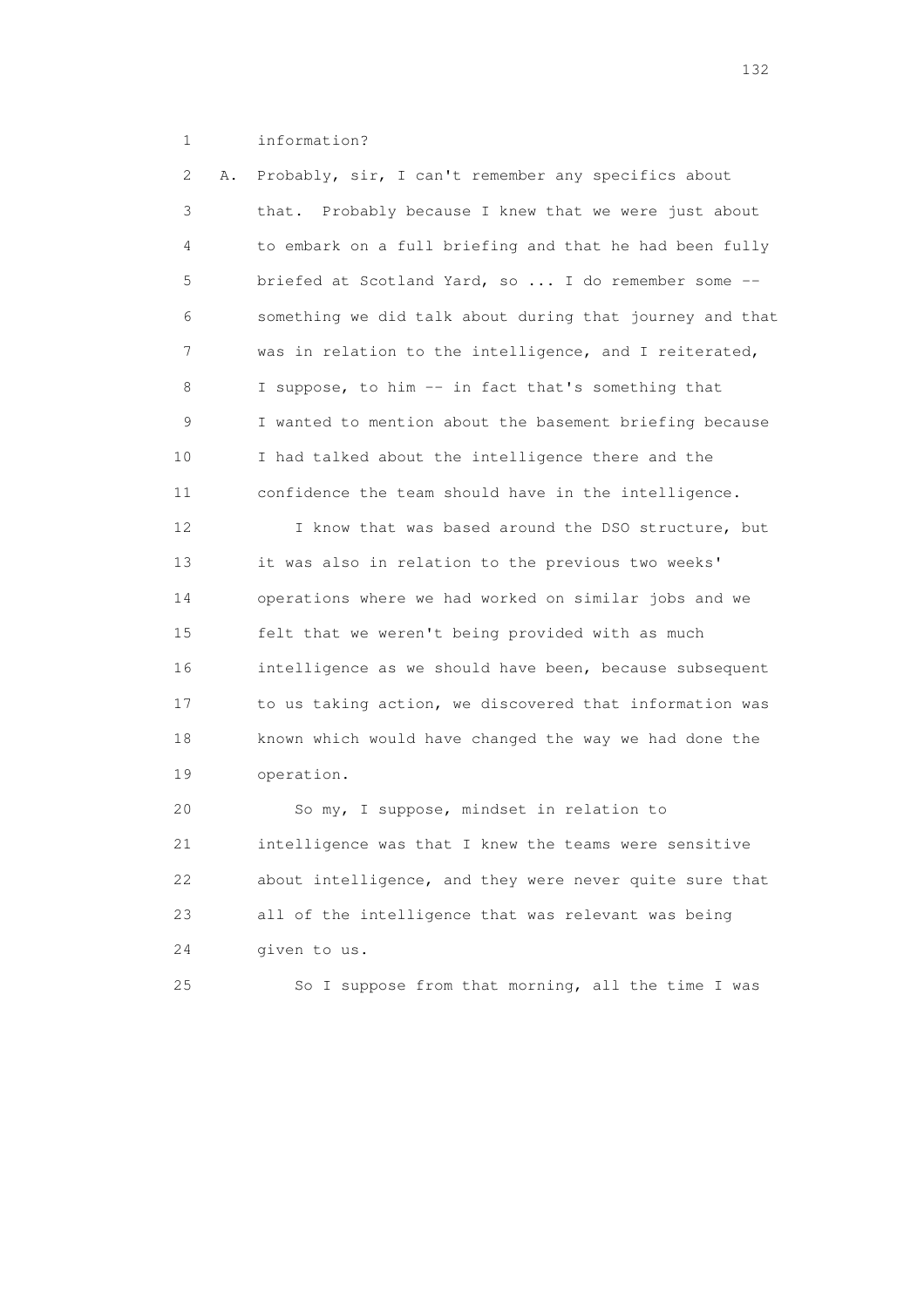1 information?

2 A. Probably, sir, I can't remember any specifics about
3 that. Probably because I knew that we were just about
4 to embark on a full briefing and that he had been fully
5 briefed at Scotland Yard, so ... I do remember some --
6 something we did talk about during that journey and that
7 was in relation to the intelligence, and I reiterated,
8 I suppose, to him -- in fact that's something that
9 I wanted to mention about the basement briefing because
10 I had talked about the intelligence there and the
11 confidence the team should have in the intelligence.

12 I know that was based around the DSO structure, but
13 it was also in relation to the previous two weeks'
14 operations where we had worked on similar jobs and we
15 felt that we weren't being provided with as much
16 intelligence as we should have been, because subsequent
17 to us taking action, we discovered that information was
18 known which would have changed the way we had done the
19 operation.

20 So my, I suppose, mindset in relation to
21 intelligence was that I knew the teams were sensitive
22 about intelligence, and they were never quite sure that
23 all of the intelligence that was relevant was being
24 given to us.

25 So I suppose from that morning, all the time I was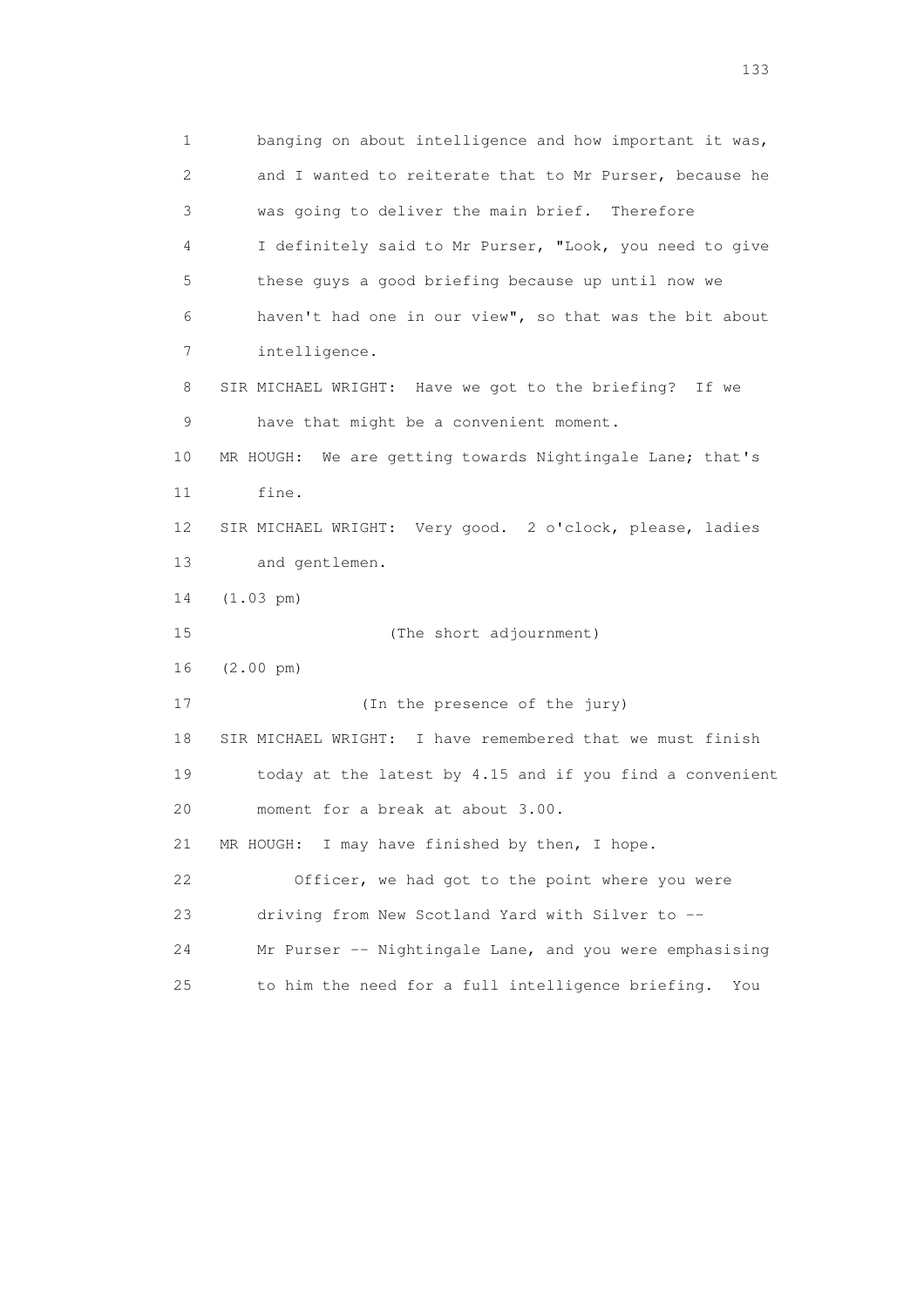1 banging on about intelligence and how important it was,
2 and I wanted to reiterate that to Mr Purser, because he
3 was going to deliver the main brief. Therefore
4 I definitely said to Mr Purser, "Look, you need to give
5 these guys a good briefing because up until now we
6 haven't had one in our view", so that was the bit about
7 intelligence.
8 SIR MICHAEL WRIGHT: Have we got to the briefing? If we
9 have that might be a convenient moment.
10 MR HOUGH: We are getting towards Nightingale Lane; that's
11 fine.
12 SIR MICHAEL WRIGHT: Very good. 2 o'clock, please, ladies
13 and gentlemen.
14 (1.03 pm)
15 (The short adjournment)
16 (2.00 pm)
17 (In the presence of the jury)
18 SIR MICHAEL WRIGHT: I have remembered that we must finish
19 today at the latest by 4.15 and if you find a convenient
20 moment for a break at about 3.00.
21 MR HOUGH: I may have finished by then, I hope.
22 Officer, we had got to the point where you were
23 driving from New Scotland Yard with Silver to --
24 Mr Purser -- Nightingale Lane, and you were emphasising
25 to him the need for a full intelligence briefing. You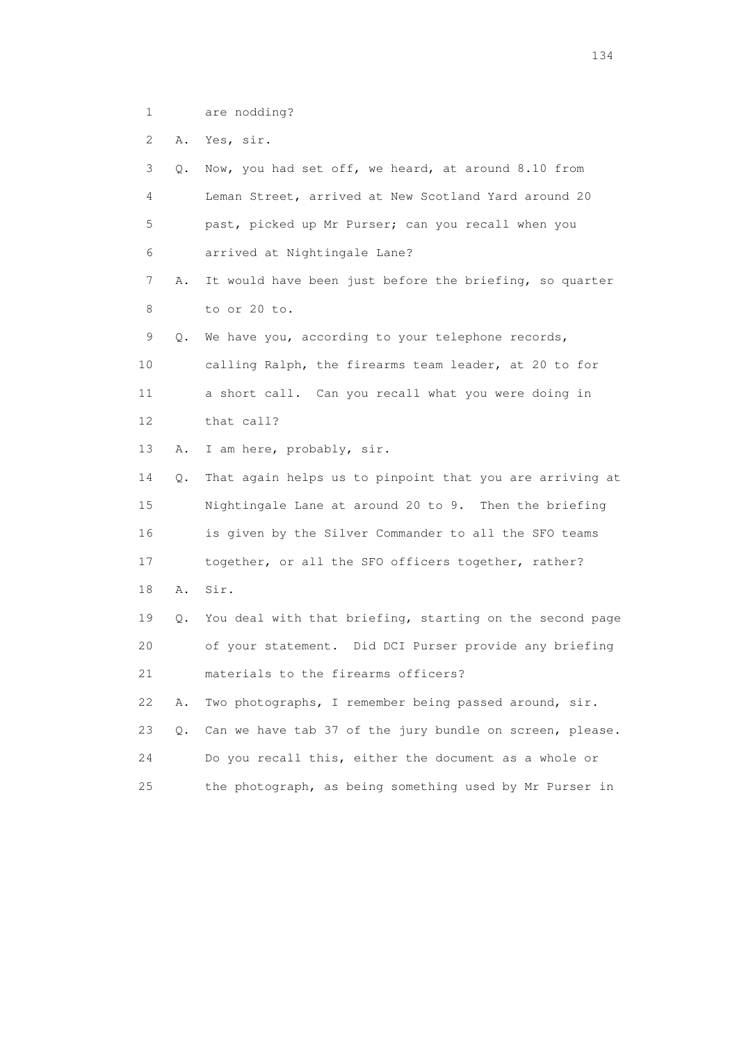1 are nodding?

2 A. Yes, sir.

3 Q. Now, you had set off, we heard, at around 8.10 from

4 Leman Street, arrived at New Scotland Yard around 20

5 past, picked up Mr Purser; can you recall when you

6 arrived at Nightingale Lane?

7 A. It would have been just before the briefing, so quarter

8 to or 20 to.

9 Q. We have you, according to your telephone records,

10 calling Ralph, the firearms team leader, at 20 to for

11 a short call. Can you recall what you were doing in

12 that call?

13 A. I am here, probably, sir.

14 Q. That again helps us to pinpoint that you are arriving at

15 Nightingale Lane at around 20 to 9. Then the briefing

16 is given by the Silver Commander to all the SFO teams

17 together, or all the SFO officers together, rather?

18 A. Sir.

19 Q. You deal with that briefing, starting on the second page

20 of your statement. Did DCI Purser provide any briefing

21 materials to the firearms officers?

22 A. Two photographs, I remember being passed around, sir.

23 Q. Can we have tab 37 of the jury bundle on screen, please.

24 Do you recall this, either the document as a whole or

25 the photograph, as being something used by Mr Purser in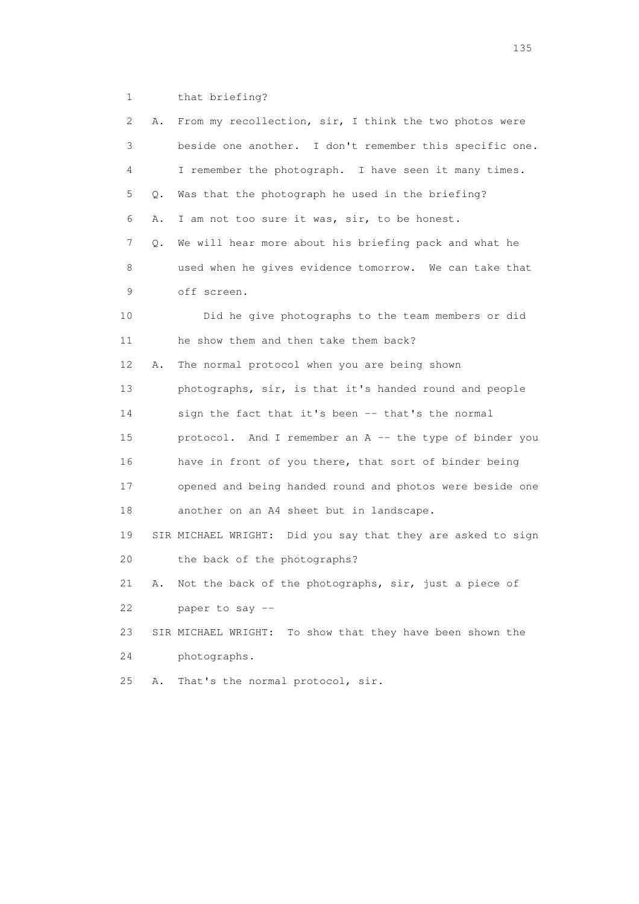1 that briefing?

2 A. From my recollection, sir, I think the two photos were

3 beside one another. I don't remember this specific one.

4 I remember the photograph. I have seen it many times.

5 Q. Was that the photograph he used in the briefing?

6 A. I am not too sure it was, sir, to be honest.

7 Q. We will hear more about his briefing pack and what he

8 used when he gives evidence tomorrow. We can take that

9 off screen.

10 Did he give photographs to the team members or did

11 he show them and then take them back?

12 A. The normal protocol when you are being shown

13 photographs, sir, is that it's handed round and people

14 sign the fact that it's been -- that's the normal

15 protocol. And I remember an A -- the type of binder you

16 have in front of you there, that sort of binder being

17 opened and being handed round and photos were beside one

18 another on an A4 sheet but in landscape.

19 SIR MICHAEL WRIGHT: Did you say that they are asked to sign

20 the back of the photographs?

21 A. Not the back of the photographs, sir, just a piece of

22 paper to say --

23 SIR MICHAEL WRIGHT: To show that they have been shown the

24 photographs.

25 A. That's the normal protocol, sir.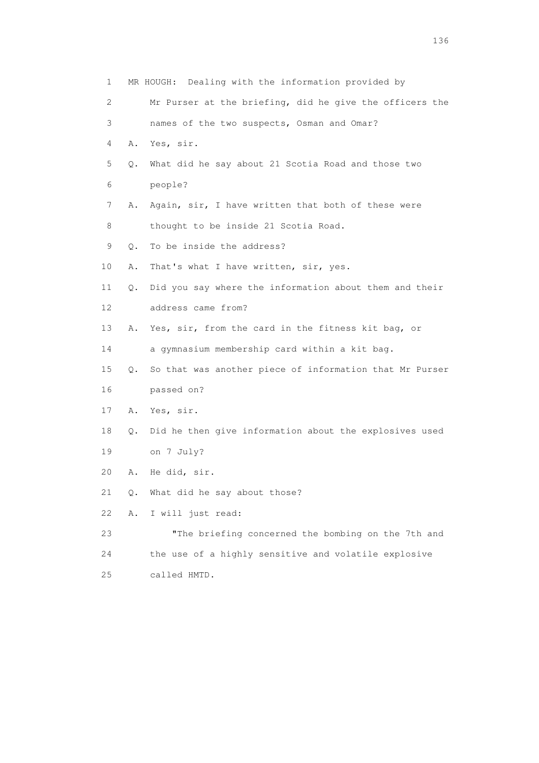1 MR HOUGH: Dealing with the information provided by
2 Mr Purser at the briefing, did he give the officers the
3 names of the two suspects, Osman and Omar?
4 A. Yes, sir.
5 Q. What did he say about 21 Scotia Road and those two
6 people?
7 A. Again, sir, I have written that both of these were
8 thought to be inside 21 Scotia Road.
9 Q. To be inside the address?
10 A. That's what I have written, sir, yes.
11 Q. Did you say where the information about them and their
12 address came from?
13 A. Yes, sir, from the card in the fitness kit bag, or
14 a gymnasium membership card within a kit bag.
15 Q. So that was another piece of information that Mr Purser
16 passed on?
17 A. Yes, sir.
18 Q. Did he then give information about the explosives used
19 on 7 July?
20 A. He did, sir.
21 Q. What did he say about those?
22 A. I will just read:
23 "The briefing concerned the bombing on the 7th and
24 the use of a highly sensitive and volatile explosive
25 called HMTD.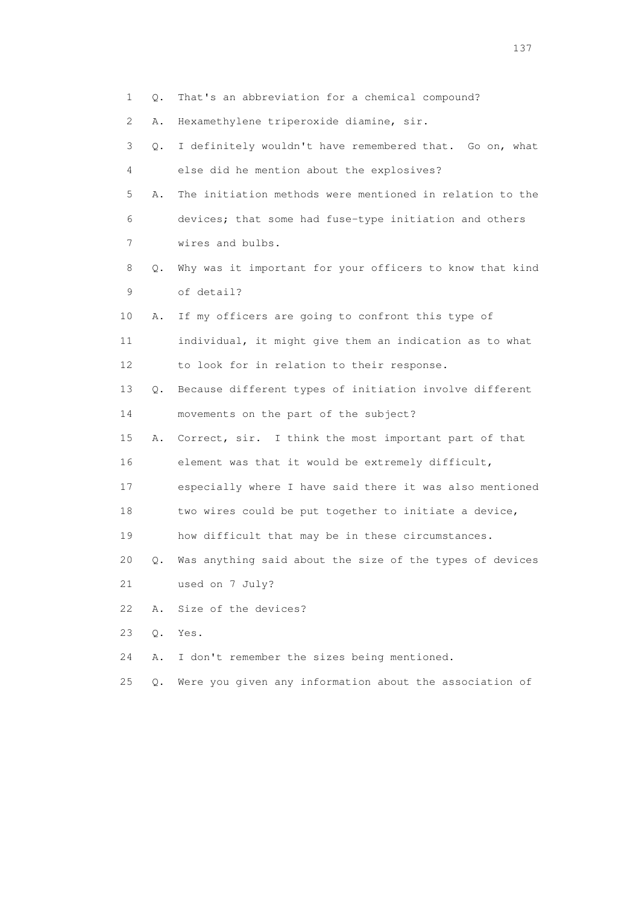1 Q. That's an abbreviation for a chemical compound?

2 A. Hexamethylene triperoxide diamine, sir.

3 Q. I definitely wouldn't have remembered that. Go on, what

4 else did he mention about the explosives?

5 A. The initiation methods were mentioned in relation to the

6 devices; that some had fuse-type initiation and others

7 wires and bulbs.

8 Q. Why was it important for your officers to know that kind

9 of detail?

10 A. If my officers are going to confront this type of

11 individual, it might give them an indication as to what

12 to look for in relation to their response.

13 Q. Because different types of initiation involve different

14 movements on the part of the subject?

15 A. Correct, sir. I think the most important part of that

16 element was that it would be extremely difficult,

17 especially where I have said there it was also mentioned

18 two wires could be put together to initiate a device,

19 how difficult that may be in these circumstances.

20 Q. Was anything said about the size of the types of devices

21 used on 7 July?

22 A. Size of the devices?

23 Q. Yes.

24 A. I don't remember the sizes being mentioned.

25 Q. Were you given any information about the association of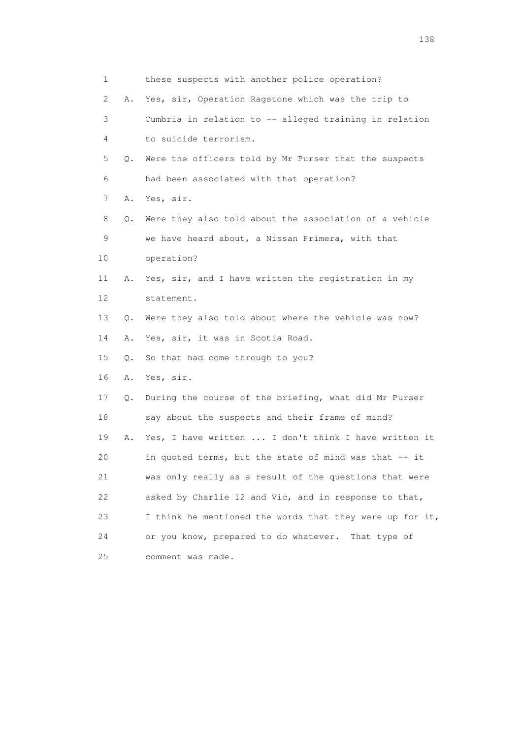1 these suspects with another police operation?

2 A. Yes, sir, Operation Ragstone which was the trip to

3 Cumbria in relation to -- alleged training in relation

4 to suicide terrorism.

5 Q. Were the officers told by Mr Purser that the suspects

6 had been associated with that operation?

7 A. Yes, sir.

8 Q. Were they also told about the association of a vehicle

9 we have heard about, a Nissan Primera, with that

10 operation?

11 A. Yes, sir, and I have written the registration in my

12 statement.

13 Q. Were they also told about where the vehicle was now?

14 A. Yes, sir, it was in Scotia Road.

15 Q. So that had come through to you?

16 A. Yes, sir.

17 Q. During the course of the briefing, what did Mr Purser

18 say about the suspects and their frame of mind?

19 A. Yes, I have written ... I don't think I have written it

20 in quoted terms, but the state of mind was that -- it

21 was only really as a result of the questions that were

22 asked by Charlie 12 and Vic, and in response to that,

23 I think he mentioned the words that they were up for it,

24 or you know, prepared to do whatever. That type of

25 comment was made.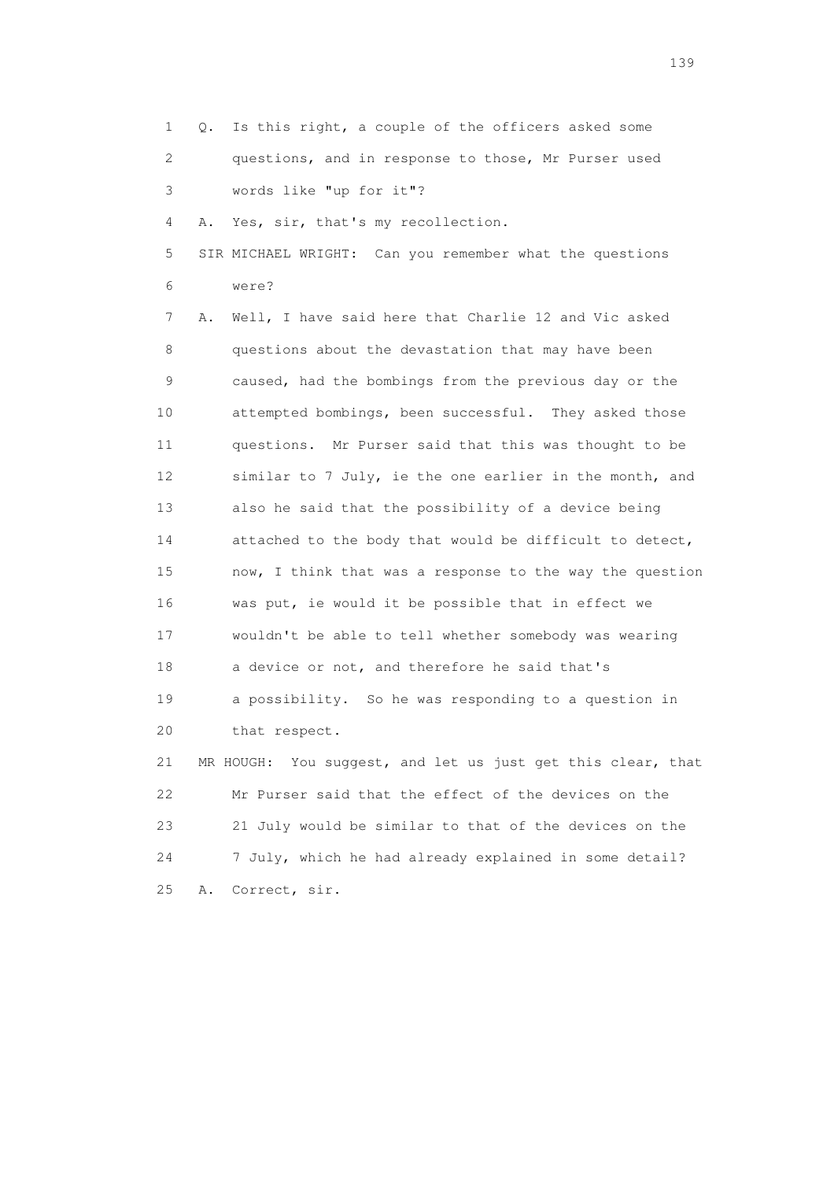1 Q. Is this right, a couple of the officers asked some
2 questions, and in response to those, Mr Purser used
3 words like "up for it"?
4 A. Yes, sir, that's my recollection.
5 SIR MICHAEL WRIGHT: Can you remember what the questions
6 were?
7 A. Well, I have said here that Charlie 12 and Vic asked
8 questions about the devastation that may have been
9 caused, had the bombings from the previous day or the
10 attempted bombings, been successful. They asked those
11 questions. Mr Purser said that this was thought to be
12 similar to 7 July, ie the one earlier in the month, and
13 also he said that the possibility of a device being
14 attached to the body that would be difficult to detect,
15 now, I think that was a response to the way the question
16 was put, ie would it be possible that in effect we
17 wouldn't be able to tell whether somebody was wearing
18 a device or not, and therefore he said that's
19 a possibility. So he was responding to a question in
20 that respect.
21 MR HOUGH: You suggest, and let us just get this clear, that
22 Mr Purser said that the effect of the devices on the
23 21 July would be similar to that of the devices on the
24 7 July, which he had already explained in some detail?
25 A. Correct, sir.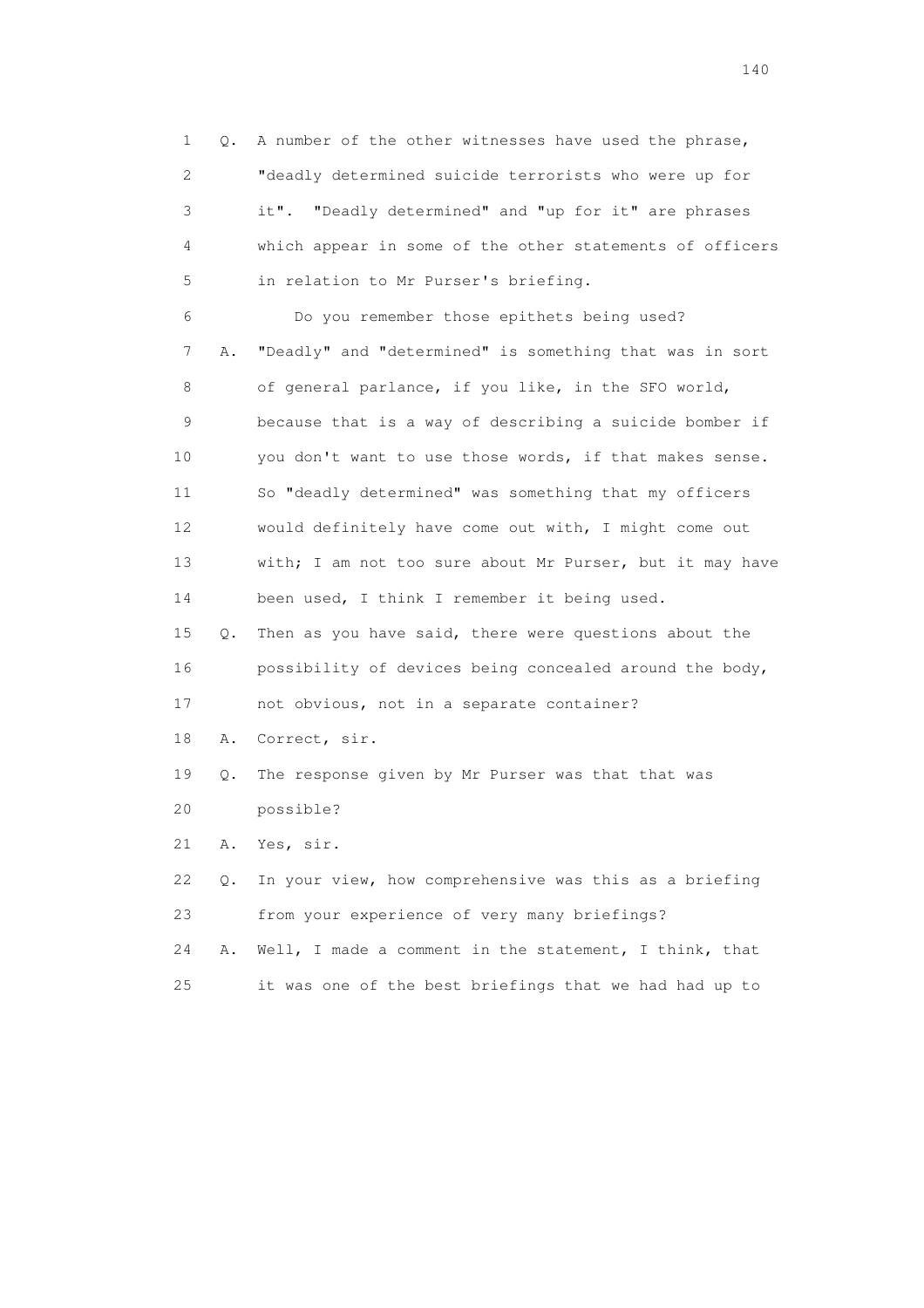1 Q. A number of the other witnesses have used the phrase,
2 "deadly determined suicide terrorists who were up for
3 it". "Deadly determined" and "up for it" are phrases
4 which appear in some of the other statements of officers
5 in relation to Mr Purser's briefing.
6 Do you remember those epithets being used?
7 A. "Deadly" and "determined" is something that was in sort
8 of general parlance, if you like, in the SFO world,
9 because that is a way of describing a suicide bomber if
10 you don't want to use those words, if that makes sense.
11 So "deadly determined" was something that my officers
12 would definitely have come out with, I might come out
13 with; I am not too sure about Mr Purser, but it may have
14 been used, I think I remember it being used.
15 Q. Then as you have said, there were questions about the
16 possibility of devices being concealed around the body,
17 not obvious, not in a separate container?
18 A. Correct, sir.
19 Q. The response given by Mr Purser was that that was
20 possible?
21 A. Yes, sir.
22 Q. In your view, how comprehensive was this as a briefing
23 from your experience of very many briefings?
24 A. Well, I made a comment in the statement, I think, that
25 it was one of the best briefings that we had had up to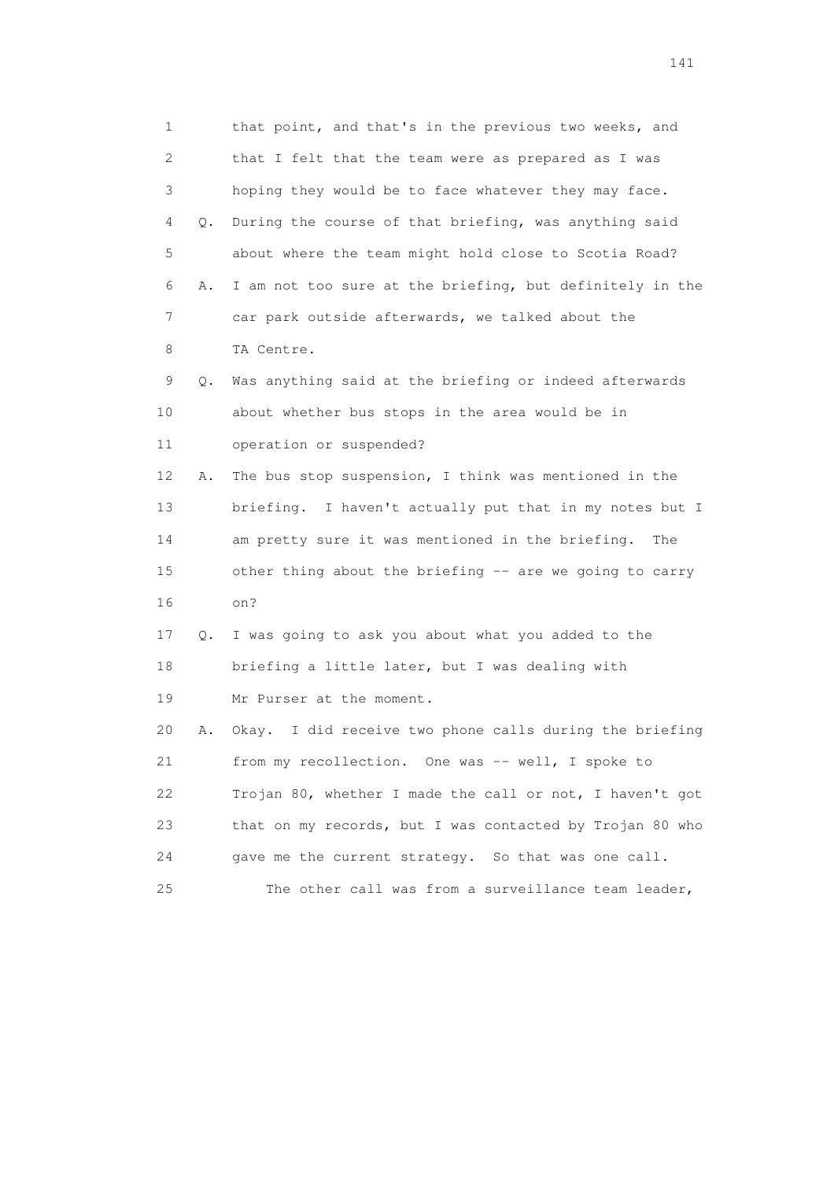1 that point, and that's in the previous two weeks, and
2 that I felt that the team were as prepared as I was
3 hoping they would be to face whatever they may face.
4 Q. During the course of that briefing, was anything said
5 about where the team might hold close to Scotia Road?
6 A. I am not too sure at the briefing, but definitely in the
7 car park outside afterwards, we talked about the
8 TA Centre.
9 Q. Was anything said at the briefing or indeed afterwards
10 about whether bus stops in the area would be in
11 operation or suspended?
12 A. The bus stop suspension, I think was mentioned in the
13 briefing. I haven't actually put that in my notes but I
14 am pretty sure it was mentioned in the briefing. The
15 other thing about the briefing -- are we going to carry
16 on?
17 Q. I was going to ask you about what you added to the
18 briefing a little later, but I was dealing with
19 Mr Purser at the moment.
20 A. Okay. I did receive two phone calls during the briefing
21 from my recollection. One was -- well, I spoke to
22 Trojan 80, whether I made the call or not, I haven't got
23 that on my records, but I was contacted by Trojan 80 who
24 gave me the current strategy. So that was one call.
25 The other call was from a surveillance team leader,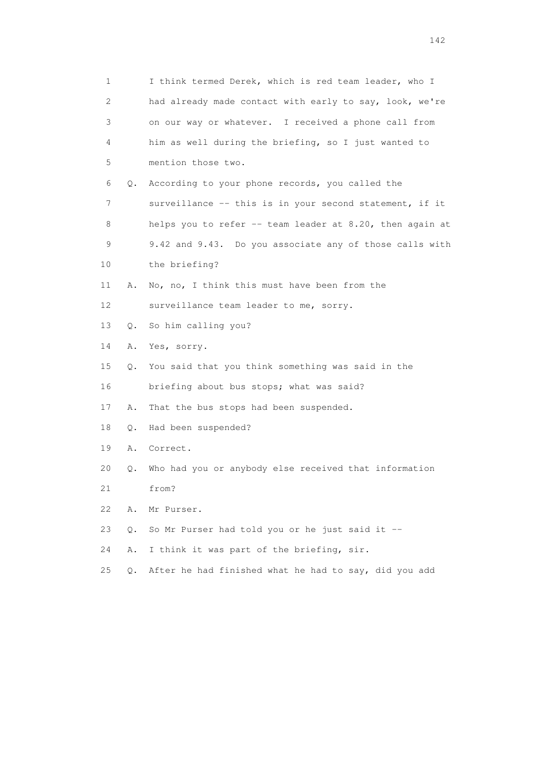1 I think termed Derek, which is red team leader, who I
2 had already made contact with early to say, look, we're
3 on our way or whatever. I received a phone call from
4 him as well during the briefing, so I just wanted to
5 mention those two.
6 Q. According to your phone records, you called the
7 surveillance -- this is in your second statement, if it
8 helps you to refer -- team leader at 8.20, then again at
9 9.42 and 9.43. Do you associate any of those calls with
10 the briefing?
11 A. No, no, I think this must have been from the
12 surveillance team leader to me, sorry.
13 Q. So him calling you?
14 A. Yes, sorry.
15 Q. You said that you think something was said in the
16 briefing about bus stops; what was said?
17 A. That the bus stops had been suspended.
18 Q. Had been suspended?
19 A. Correct.
20 Q. Who had you or anybody else received that information
21 from?
22 A. Mr Purser.
23 Q. So Mr Purser had told you or he just said it --
24 A. I think it was part of the briefing, sir.
25 Q. After he had finished what he had to say, did you add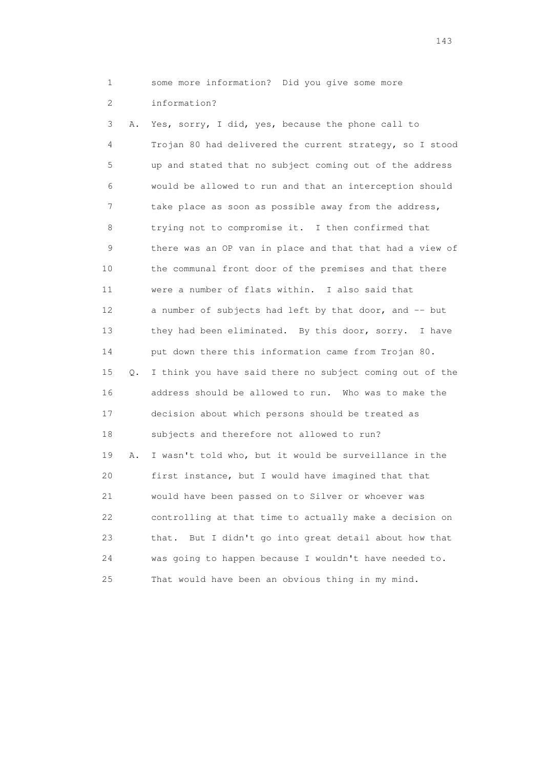1 some more information? Did you give some more
2 information?
3 A. Yes, sorry, I did, yes, because the phone call to
4 Trojan 80 had delivered the current strategy, so I stood
5 up and stated that no subject coming out of the address
6 would be allowed to run and that an interception should
7 take place as soon as possible away from the address,
8 trying not to compromise it. I then confirmed that
9 there was an OP van in place and that that had a view of
10 the communal front door of the premises and that there
11 were a number of flats within. I also said that
12 a number of subjects had left by that door, and -- but
13 they had been eliminated. By this door, sorry. I have
14 put down there this information came from Trojan 80.
15 Q. I think you have said there no subject coming out of the
16 address should be allowed to run. Who was to make the
17 decision about which persons should be treated as
18 subjects and therefore not allowed to run?
19 A. I wasn't told who, but it would be surveillance in the
20 first instance, but I would have imagined that that
21 would have been passed on to Silver or whoever was
22 controlling at that time to actually make a decision on
23 that. But I didn't go into great detail about how that
24 was going to happen because I wouldn't have needed to.
25 That would have been an obvious thing in my mind.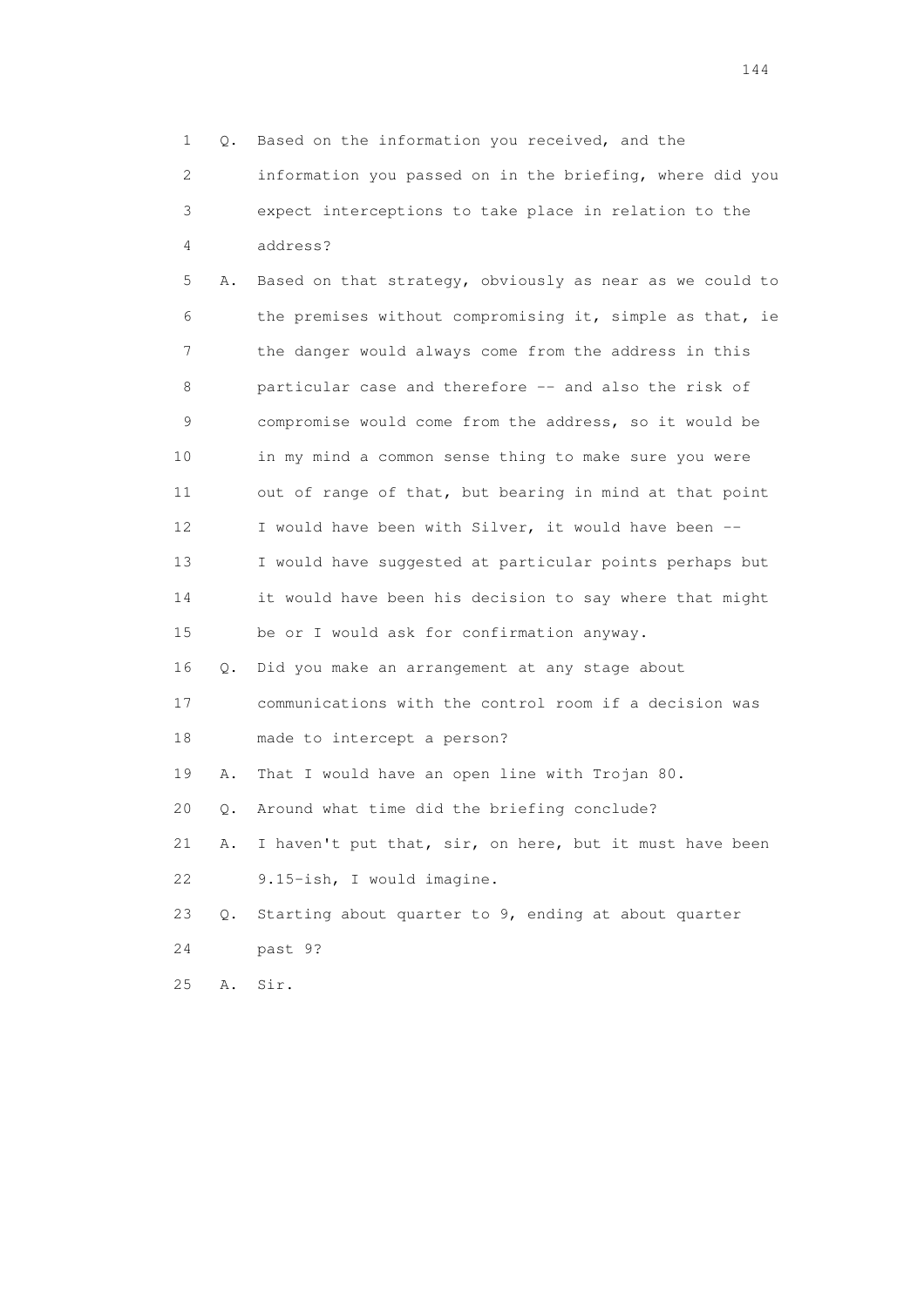1 Q. Based on the information you received, and the
2 information you passed on in the briefing, where did you
3 expect interceptions to take place in relation to the
4 address?
5 A. Based on that strategy, obviously as near as we could to
6 the premises without compromising it, simple as that, ie
7 the danger would always come from the address in this
8 particular case and therefore -- and also the risk of
9 compromise would come from the address, so it would be
10 in my mind a common sense thing to make sure you were
11 out of range of that, but bearing in mind at that point
12 I would have been with Silver, it would have been --
13 I would have suggested at particular points perhaps but
14 it would have been his decision to say where that might
15 be or I would ask for confirmation anyway.
16 Q. Did you make an arrangement at any stage about
17 communications with the control room if a decision was
18 made to intercept a person?
19 A. That I would have an open line with Trojan 80.
20 Q. Around what time did the briefing conclude?
21 A. I haven't put that, sir, on here, but it must have been
22 9.15-ish, I would imagine.
23 Q. Starting about quarter to 9, ending at about quarter
24 past 9?
25 A. Sir.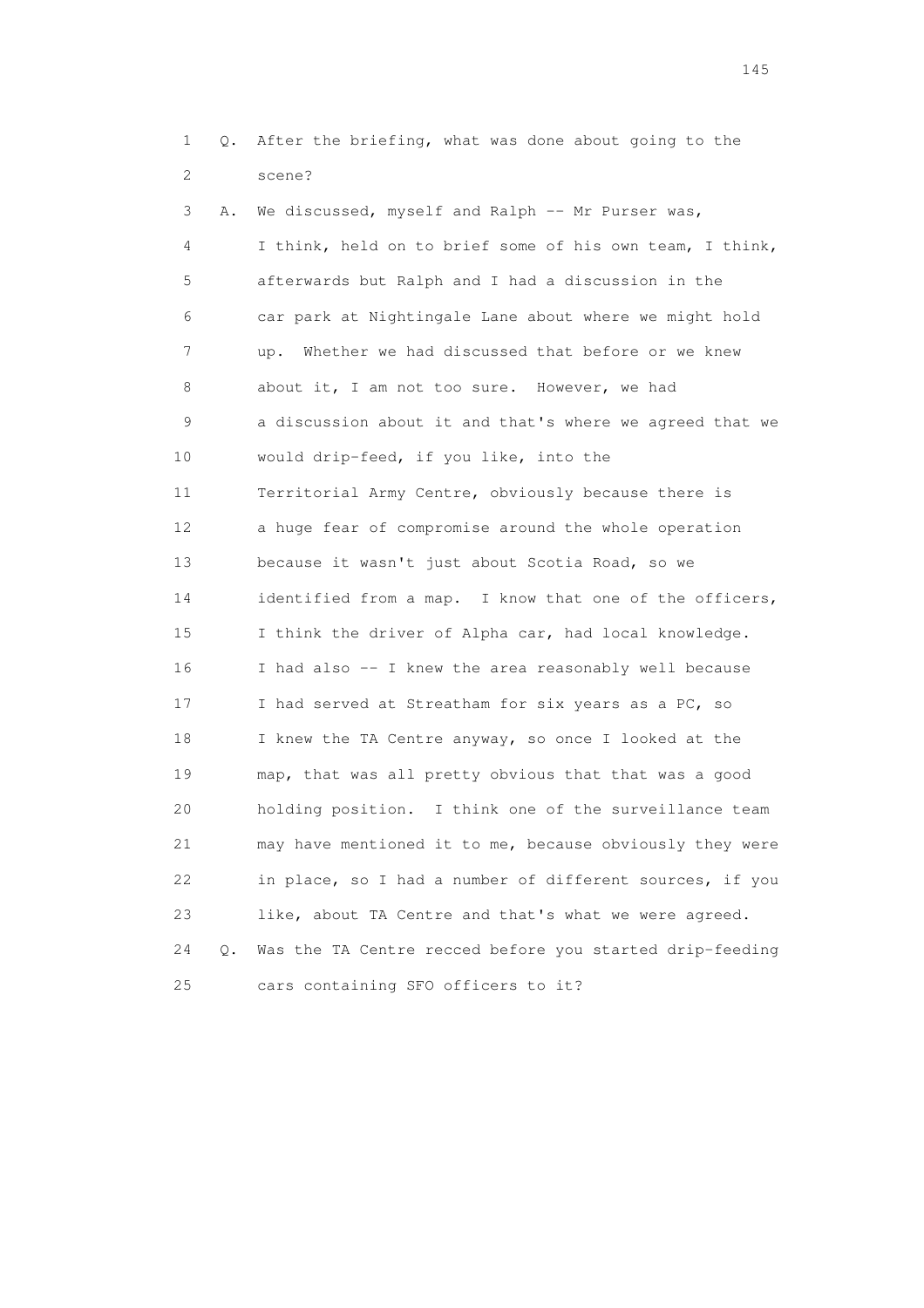1 Q. After the briefing, what was done about going to the
2 scene?
3 A. We discussed, myself and Ralph -- Mr Purser was,
4 I think, held on to brief some of his own team, I think,
5 afterwards but Ralph and I had a discussion in the
6 car park at Nightingale Lane about where we might hold
7 up. Whether we had discussed that before or we knew
8 about it, I am not too sure. However, we had
9 a discussion about it and that's where we agreed that we
10 would drip-feed, if you like, into the
11 Territorial Army Centre, obviously because there is
12 a huge fear of compromise around the whole operation
13 because it wasn't just about Scotia Road, so we
14 identified from a map. I know that one of the officers,
15 I think the driver of Alpha car, had local knowledge.
16 I had also -- I knew the area reasonably well because
17 I had served at Streatham for six years as a PC, so
18 I knew the TA Centre anyway, so once I looked at the
19 map, that was all pretty obvious that that was a good
20 holding position. I think one of the surveillance team
21 may have mentioned it to me, because obviously they were
22 in place, so I had a number of different sources, if you
23 like, about TA Centre and that's what we were agreed.
24 Q. Was the TA Centre recced before you started drip-feeding
25 cars containing SFO officers to it?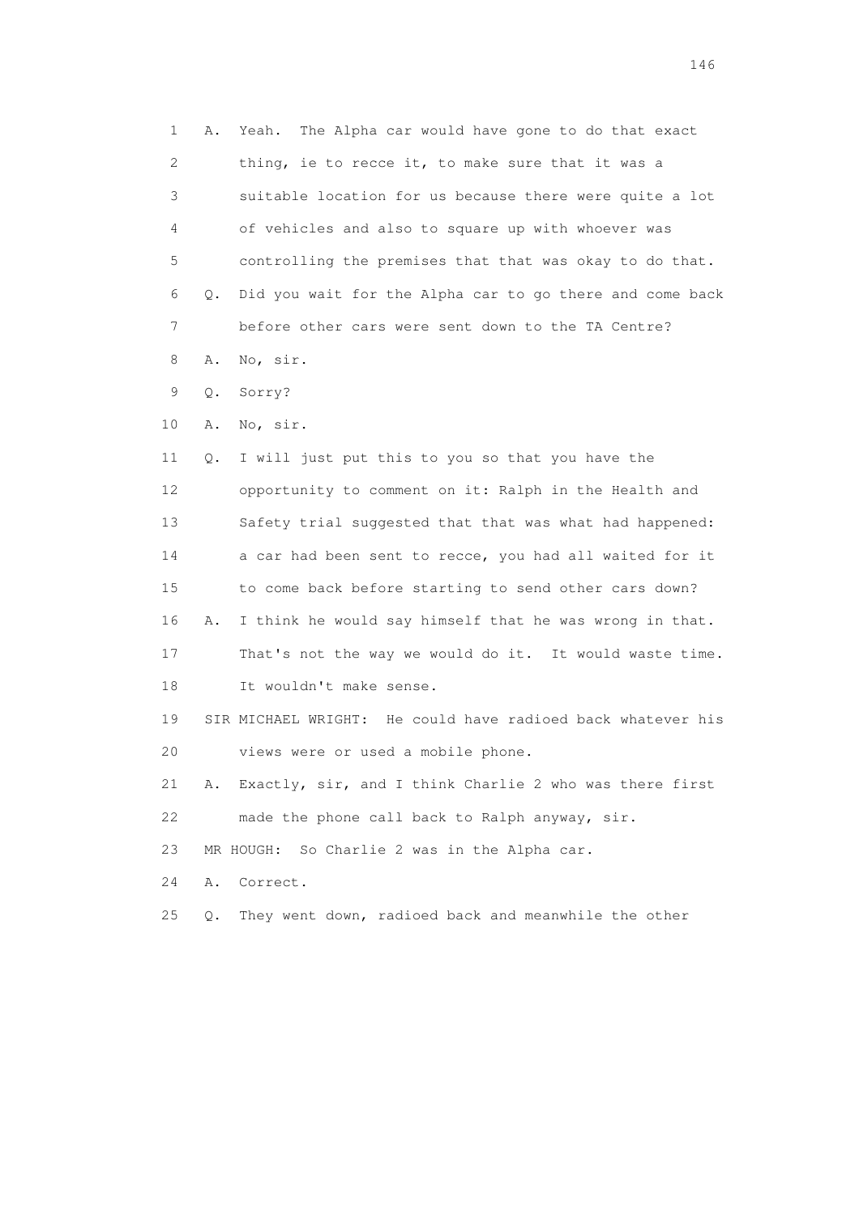1 A. Yeah. The Alpha car would have gone to do that exact
2 thing, ie to recce it, to make sure that it was a
3 suitable location for us because there were quite a lot
4 of vehicles and also to square up with whoever was
5 controlling the premises that that was okay to do that.
6 Q. Did you wait for the Alpha car to go there and come back
7 before other cars were sent down to the TA Centre?
8 A. No, sir.
9 Q. Sorry?
10 A. No, sir.
11 Q. I will just put this to you so that you have the
12 opportunity to comment on it: Ralph in the Health and
13 Safety trial suggested that that was what had happened:
14 a car had been sent to recce, you had all waited for it
15 to come back before starting to send other cars down?
16 A. I think he would say himself that he was wrong in that.
17 That's not the way we would do it. It would waste time.
18 It wouldn't make sense.
19 SIR MICHAEL WRIGHT: He could have radioed back whatever his
20 views were or used a mobile phone.
21 A. Exactly, sir, and I think Charlie 2 who was there first
22 made the phone call back to Ralph anyway, sir.
23 MR HOUGH: So Charlie 2 was in the Alpha car.
24 A. Correct.
25 Q. They went down, radioed back and meanwhile the other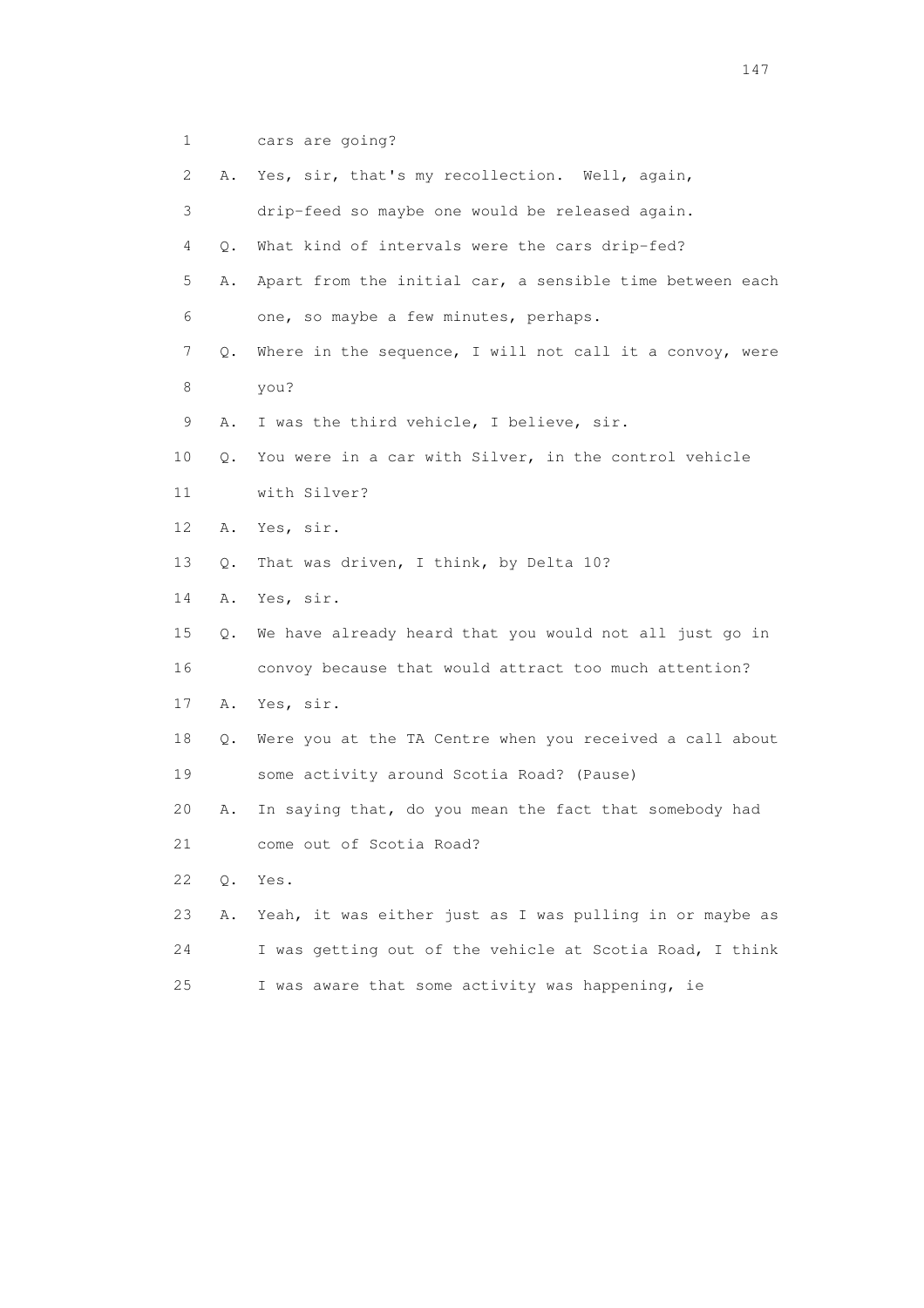1 cars are going?

2 A. Yes, sir, that's my recollection. Well, again,

3 drip-feed so maybe one would be released again.

4 Q. What kind of intervals were the cars drip-fed?

5 A. Apart from the initial car, a sensible time between each

6 one, so maybe a few minutes, perhaps.

7 Q. Where in the sequence, I will not call it a convoy, were

8 you?

9 A. I was the third vehicle, I believe, sir.

10 Q. You were in a car with Silver, in the control vehicle

11 with Silver?

12 A. Yes, sir.

13 Q. That was driven, I think, by Delta 10?

14 A. Yes, sir.

15 Q. We have already heard that you would not all just go in

16 convoy because that would attract too much attention?

17 A. Yes, sir.

18 Q. Were you at the TA Centre when you received a call about

19 some activity around Scotia Road? (Pause)

20 A. In saying that, do you mean the fact that somebody had

21 come out of Scotia Road?

22 Q. Yes.

23 A. Yeah, it was either just as I was pulling in or maybe as

24 I was getting out of the vehicle at Scotia Road, I think

25 I was aware that some activity was happening, ie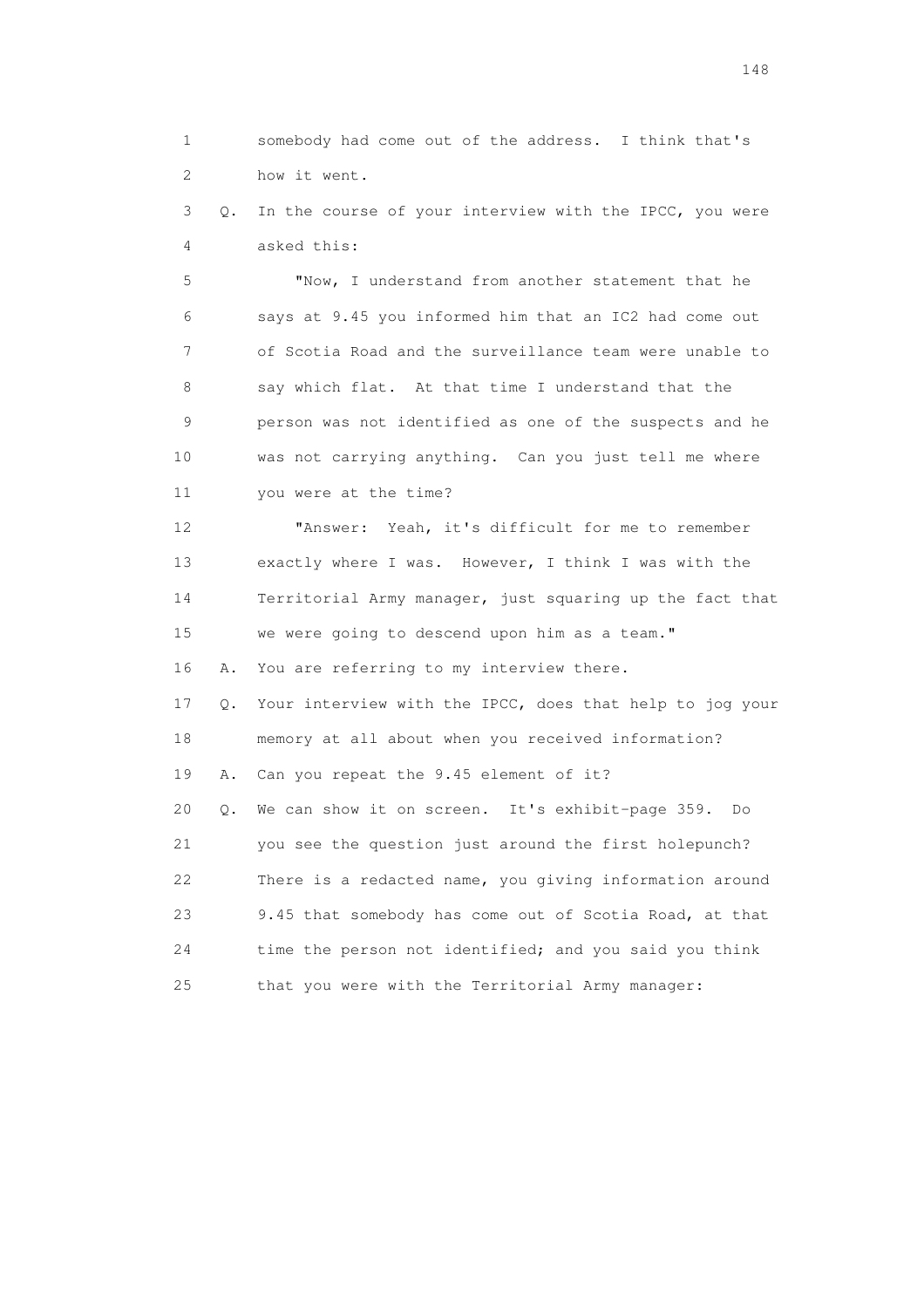1 somebody had come out of the address. I think that's
2 how it went.

3 Q. In the course of your interview with the IPCC, you were
4 asked this:

5 "Now, I understand from another statement that he
6 says at 9.45 you informed him that an IC2 had come out
7 of Scotia Road and the surveillance team were unable to
8 say which flat. At that time I understand that the
9 person was not identified as one of the suspects and he
10 was not carrying anything. Can you just tell me where
11 you were at the time?

12 "Answer: Yeah, it's difficult for me to remember
13 exactly where I was. However, I think I was with the
14 Territorial Army manager, just squaring up the fact that
15 we were going to descend upon him as a team."

16 A. You are referring to my interview there.

17 Q. Your interview with the IPCC, does that help to jog your
18 memory at all about when you received information?

19 A. Can you repeat the 9.45 element of it?

20 Q. We can show it on screen. It's exhibit-page 359. Do
21 you see the question just around the first holepunch?
22 There is a redacted name, you giving information around
23 9.45 that somebody has come out of Scotia Road, at that
24 time the person not identified; and you said you think
25 that you were with the Territorial Army manager: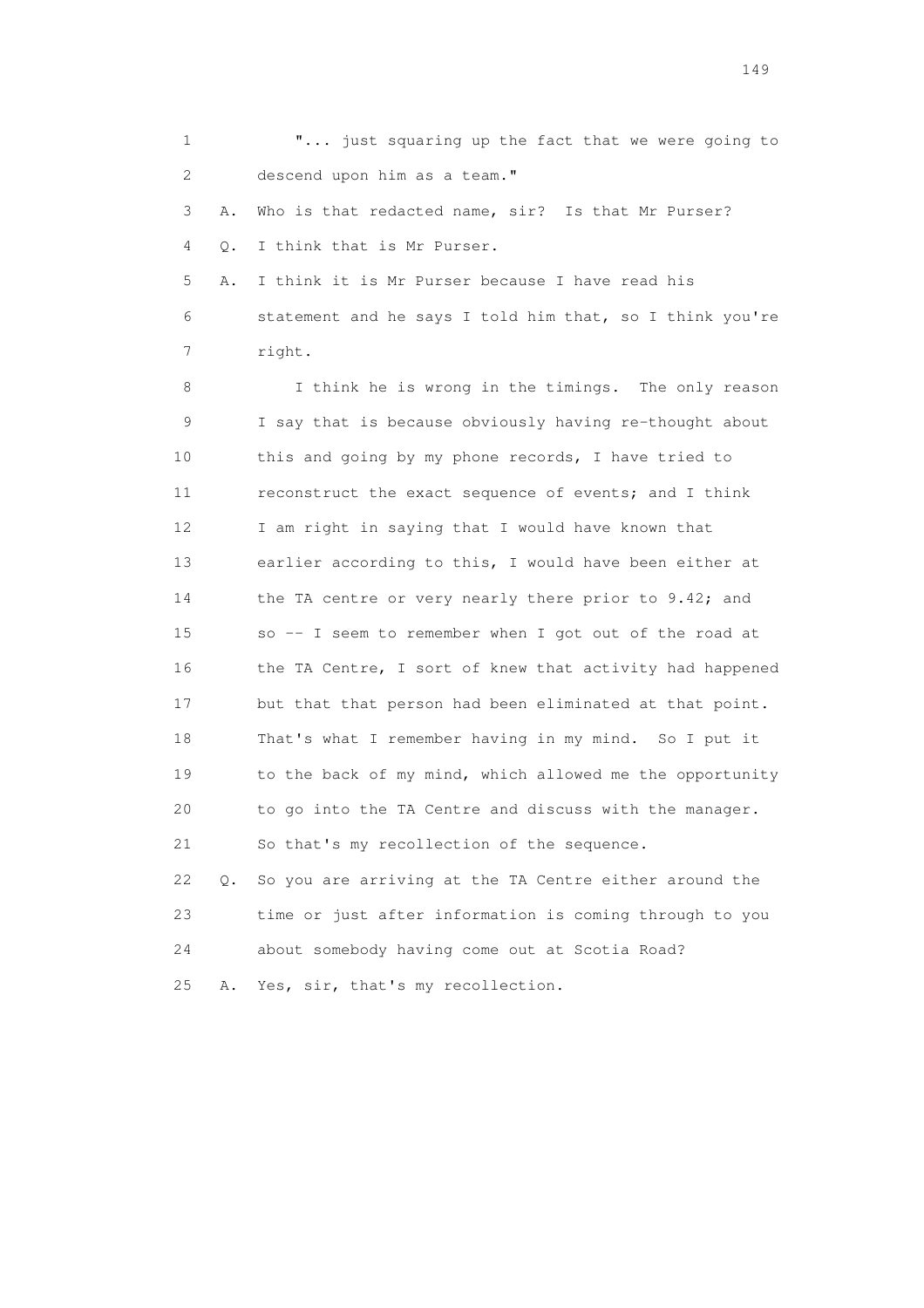1 "... just squaring up the fact that we were going to
2 descend upon him as a team."

3 A. Who is that redacted name, sir? Is that Mr Purser?

4 Q. I think that is Mr Purser.

5 A. I think it is Mr Purser because I have read his
6 statement and he says I told him that, so I think you're
7 right.

8 I think he is wrong in the timings. The only reason
9 I say that is because obviously having re-thought about
10 this and going by my phone records, I have tried to
11 reconstruct the exact sequence of events; and I think
12 I am right in saying that I would have known that
13 earlier according to this, I would have been either at
14 the TA centre or very nearly there prior to 9.42; and
15 so -- I seem to remember when I got out of the road at
16 the TA Centre, I sort of knew that activity had happened
17 but that that person had been eliminated at that point.
18 That's what I remember having in my mind. So I put it
19 to the back of my mind, which allowed me the opportunity
20 to go into the TA Centre and discuss with the manager.
21 So that's my recollection of the sequence.

22 Q. So you are arriving at the TA Centre either around the
23 time or just after information is coming through to you
24 about somebody having come out at Scotia Road?

25 A. Yes, sir, that's my recollection.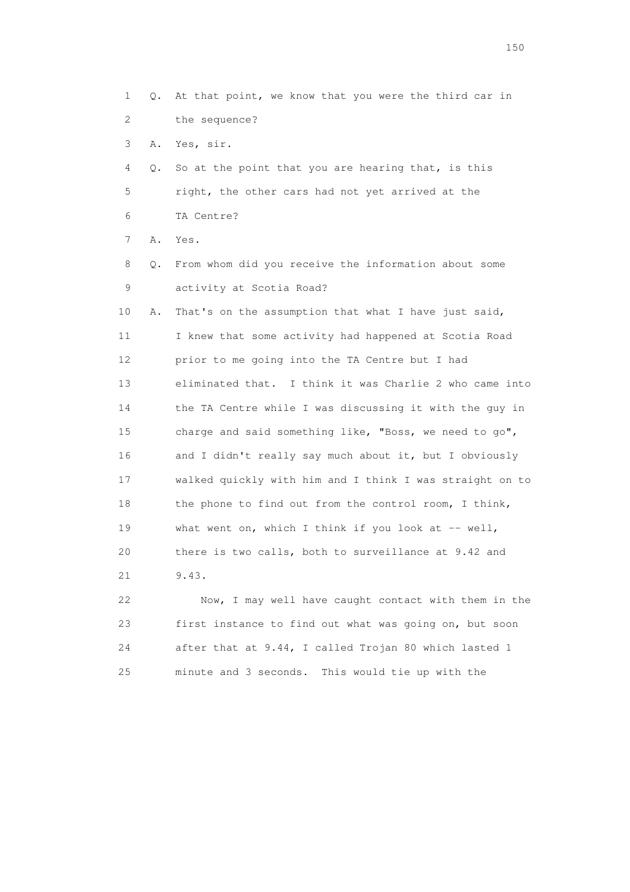1 Q. At that point, we know that you were the third car in
2 the sequence?
3 A. Yes, sir.
4 Q. So at the point that you are hearing that, is this
5 right, the other cars had not yet arrived at the
6 TA Centre?
7 A. Yes.
8 Q. From whom did you receive the information about some
9 activity at Scotia Road?
10 A. That's on the assumption that what I have just said,
11 I knew that some activity had happened at Scotia Road
12 prior to me going into the TA Centre but I had
13 eliminated that. I think it was Charlie 2 who came into
14 the TA Centre while I was discussing it with the guy in
15 charge and said something like, "Boss, we need to go",
16 and I didn't really say much about it, but I obviously
17 walked quickly with him and I think I was straight on to
18 the phone to find out from the control room, I think,
19 what went on, which I think if you look at -- well,
20 there is two calls, both to surveillance at 9.42 and
21 9.43.
22 Now, I may well have caught contact with them in the
23 first instance to find out what was going on, but soon
24 after that at 9.44, I called Trojan 80 which lasted 1
25 minute and 3 seconds. This would tie up with the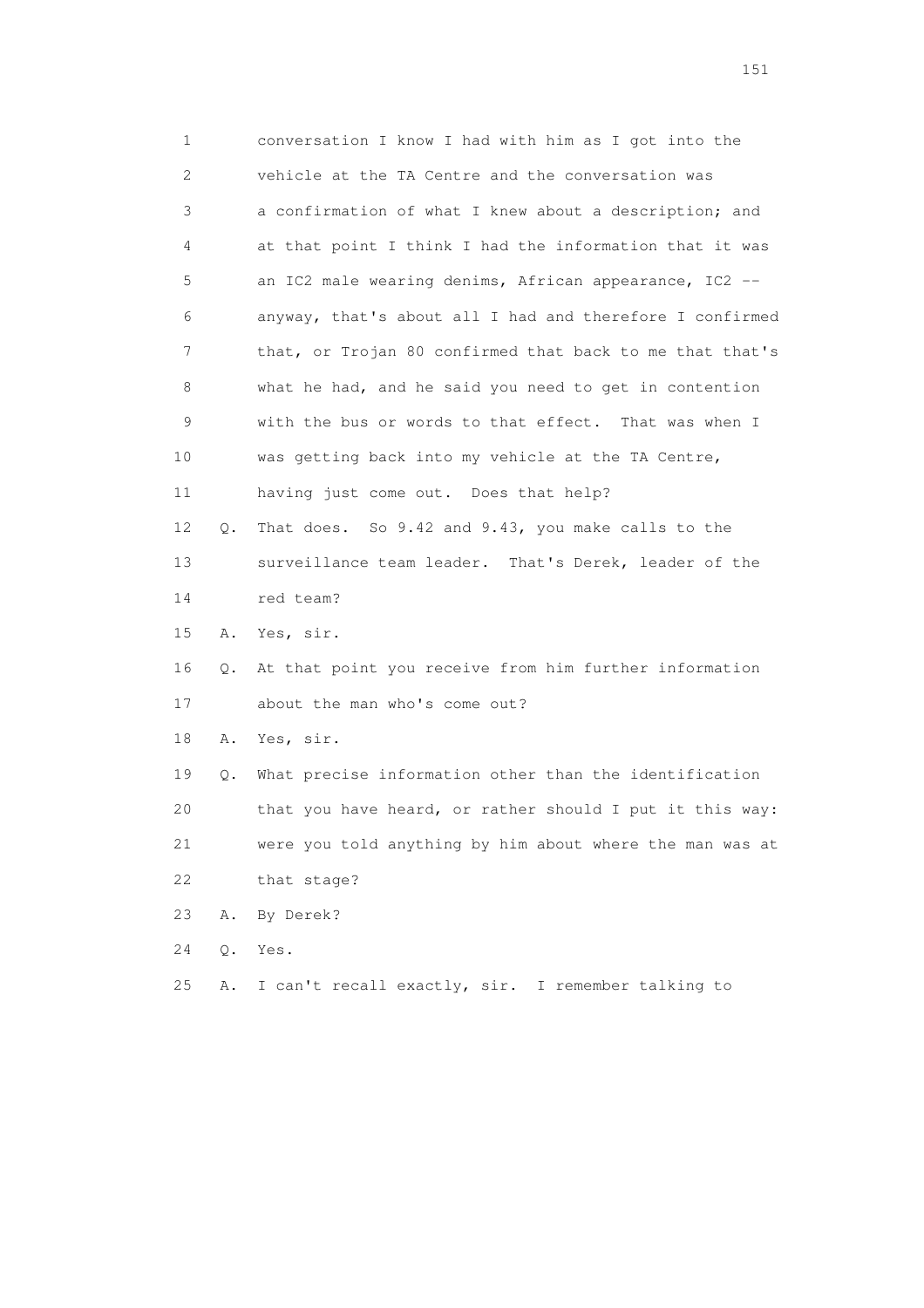1 conversation I know I had with him as I got into the
2 vehicle at the TA Centre and the conversation was
3 a confirmation of what I knew about a description; and
4 at that point I think I had the information that it was
5 an IC2 male wearing denims, African appearance, IC2 --
6 anyway, that's about all I had and therefore I confirmed
7 that, or Trojan 80 confirmed that back to me that that's
8 what he had, and he said you need to get in contention
9 with the bus or words to that effect. That was when I
10 was getting back into my vehicle at the TA Centre,
11 having just come out. Does that help?

12 Q. That does. So 9.42 and 9.43, you make calls to the
13 surveillance team leader. That's Derek, leader of the
14 red team?

15 A. Yes, sir.

16 Q. At that point you receive from him further information
17 about the man who's come out?

18 A. Yes, sir.

19 Q. What precise information other than the identification
20 that you have heard, or rather should I put it this way:
21 were you told anything by him about where the man was at
22 that stage?

23 A. By Derek?

24 Q. Yes.

25 A. I can't recall exactly, sir. I remember talking to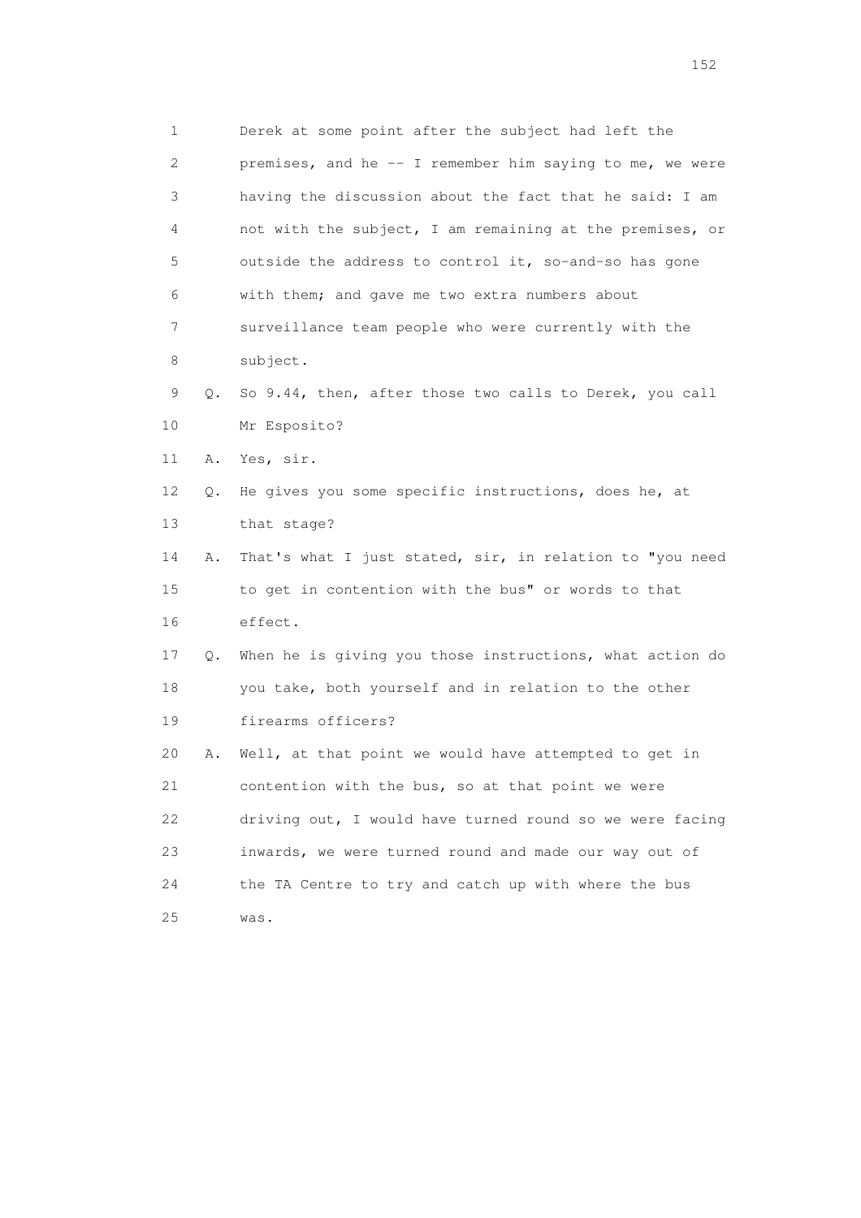1 Derek at some point after the subject had left the
2 premises, and he -- I remember him saying to me, we were
3 having the discussion about the fact that he said: I am
4 not with the subject, I am remaining at the premises, or
5 outside the address to control it, so-and-so has gone
6 with them; and gave me two extra numbers about
7 surveillance team people who were currently with the
8 subject.

9 Q. So 9.44, then, after those two calls to Derek, you call
10 Mr Esposito?

11 A. Yes, sir.

12 Q. He gives you some specific instructions, does he, at
13 that stage?

14 A. That's what I just stated, sir, in relation to "you need
15 to get in contention with the bus" or words to that
16 effect.

17 Q. When he is giving you those instructions, what action do
18 you take, both yourself and in relation to the other
19 firearms officers?

20 A. Well, at that point we would have attempted to get in
21 contention with the bus, so at that point we were
22 driving out, I would have turned round so we were facing
23 inwards, we were turned round and made our way out of
24 the TA Centre to try and catch up with where the bus
25 was.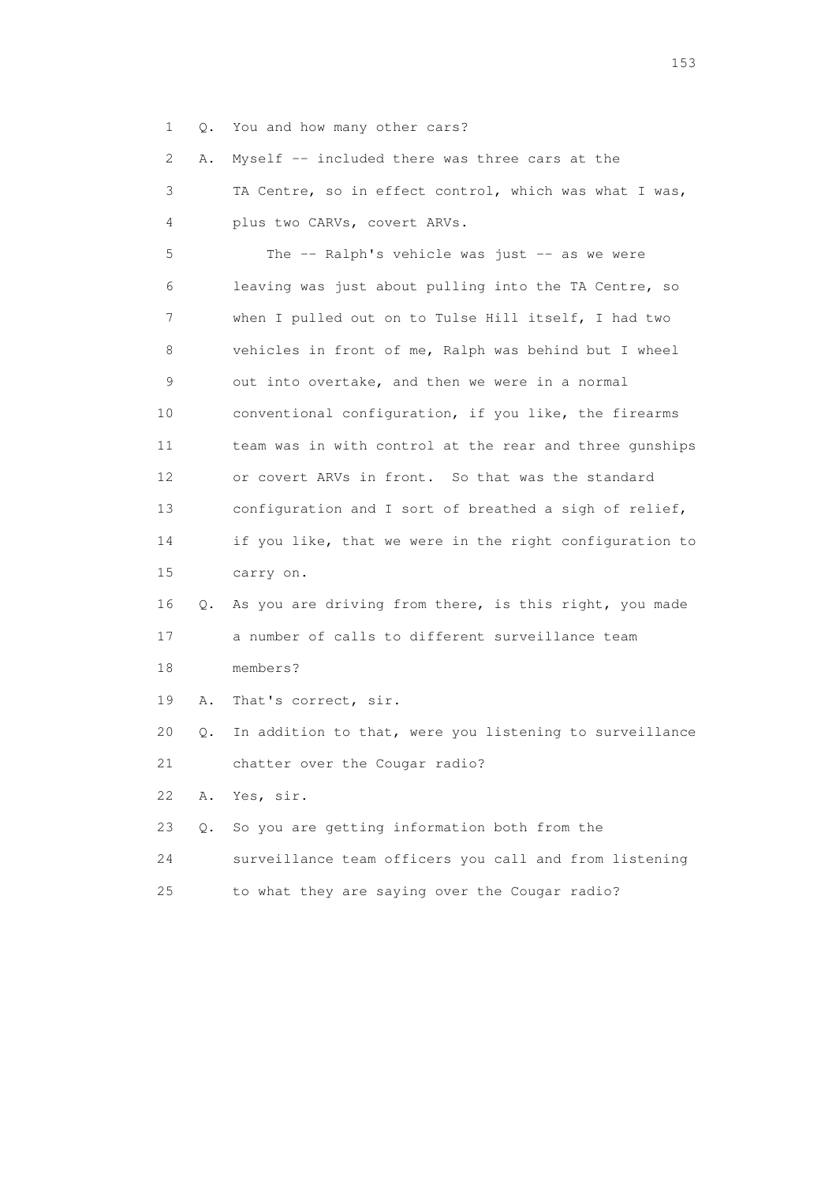1 Q. You and how many other cars?

2 A. Myself -- included there was three cars at the

3 TA Centre, so in effect control, which was what I was,

4 plus two CARVs, covert ARVs.

5 The -- Ralph's vehicle was just -- as we were

6 leaving was just about pulling into the TA Centre, so

7 when I pulled out on to Tulse Hill itself, I had two

8 vehicles in front of me, Ralph was behind but I wheel

9 out into overtake, and then we were in a normal

10 conventional configuration, if you like, the firearms

11 team was in with control at the rear and three gunships

12 or covert ARVs in front. So that was the standard

13 configuration and I sort of breathed a sigh of relief,

14 if you like, that we were in the right configuration to

15 carry on.

16 Q. As you are driving from there, is this right, you made

17 a number of calls to different surveillance team

18 members?

19 A. That's correct, sir.

20 Q. In addition to that, were you listening to surveillance

21 chatter over the Cougar radio?

22 A. Yes, sir.

23 Q. So you are getting information both from the

24 surveillance team officers you call and from listening

25 to what they are saying over the Cougar radio?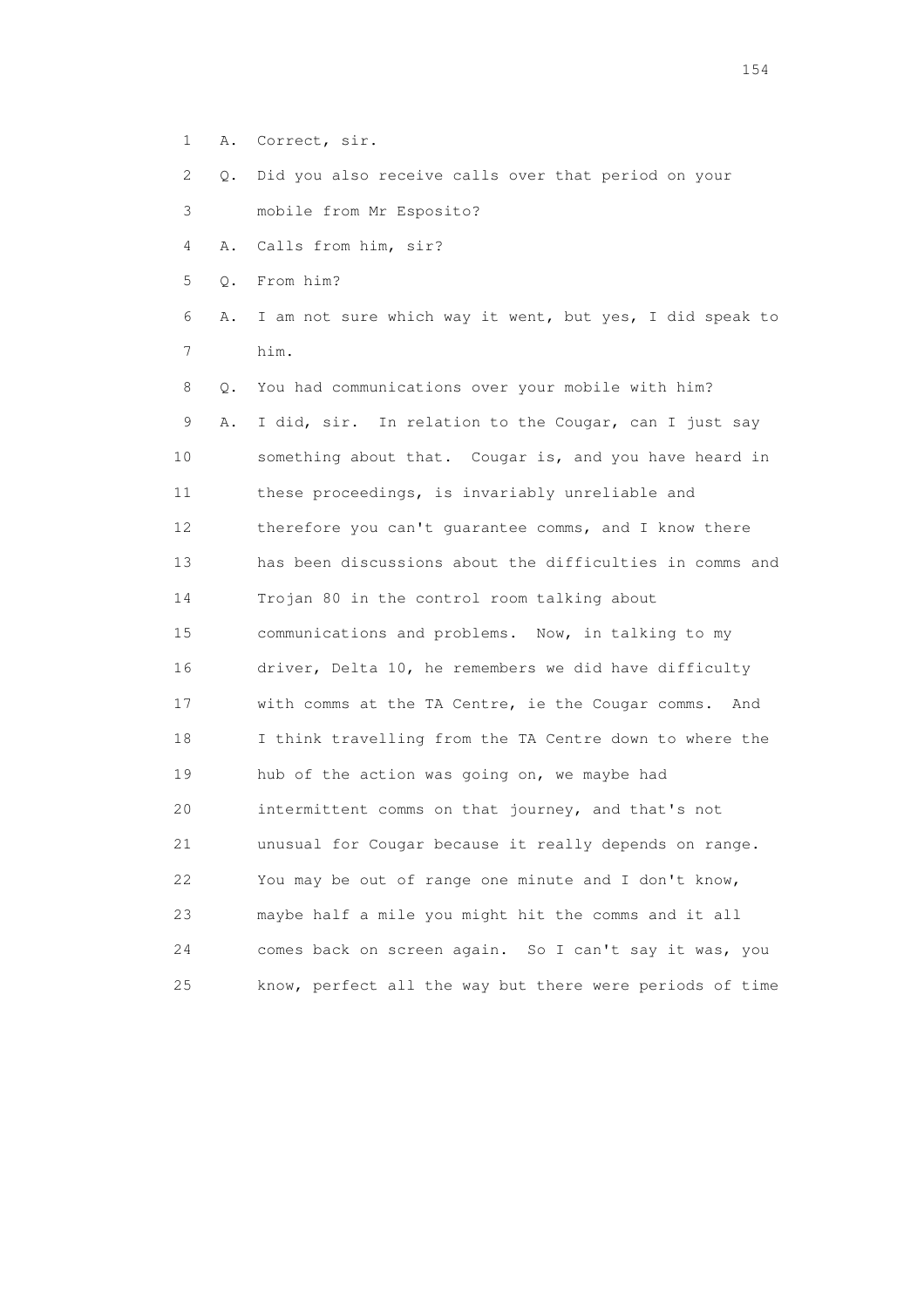1 A. Correct, sir.

2 Q. Did you also receive calls over that period on your

3 mobile from Mr Esposito?

4 A. Calls from him, sir?

5 Q. From him?

6 A. I am not sure which way it went, but yes, I did speak to

7 him.

8 Q. You had communications over your mobile with him?

9 A. I did, sir. In relation to the Cougar, can I just say

10 something about that. Cougar is, and you have heard in

11 these proceedings, is invariably unreliable and

12 therefore you can't guarantee comms, and I know there

13 has been discussions about the difficulties in comms and

14 Trojan 80 in the control room talking about

15 communications and problems. Now, in talking to my

16 driver, Delta 10, he remembers we did have difficulty

17 with comms at the TA Centre, ie the Cougar comms. And

18 I think travelling from the TA Centre down to where the

19 hub of the action was going on, we maybe had

20 intermittent comms on that journey, and that's not

21 unusual for Cougar because it really depends on range.

22 You may be out of range one minute and I don't know,

23 maybe half a mile you might hit the comms and it all

24 comes back on screen again. So I can't say it was, you

25 know, perfect all the way but there were periods of time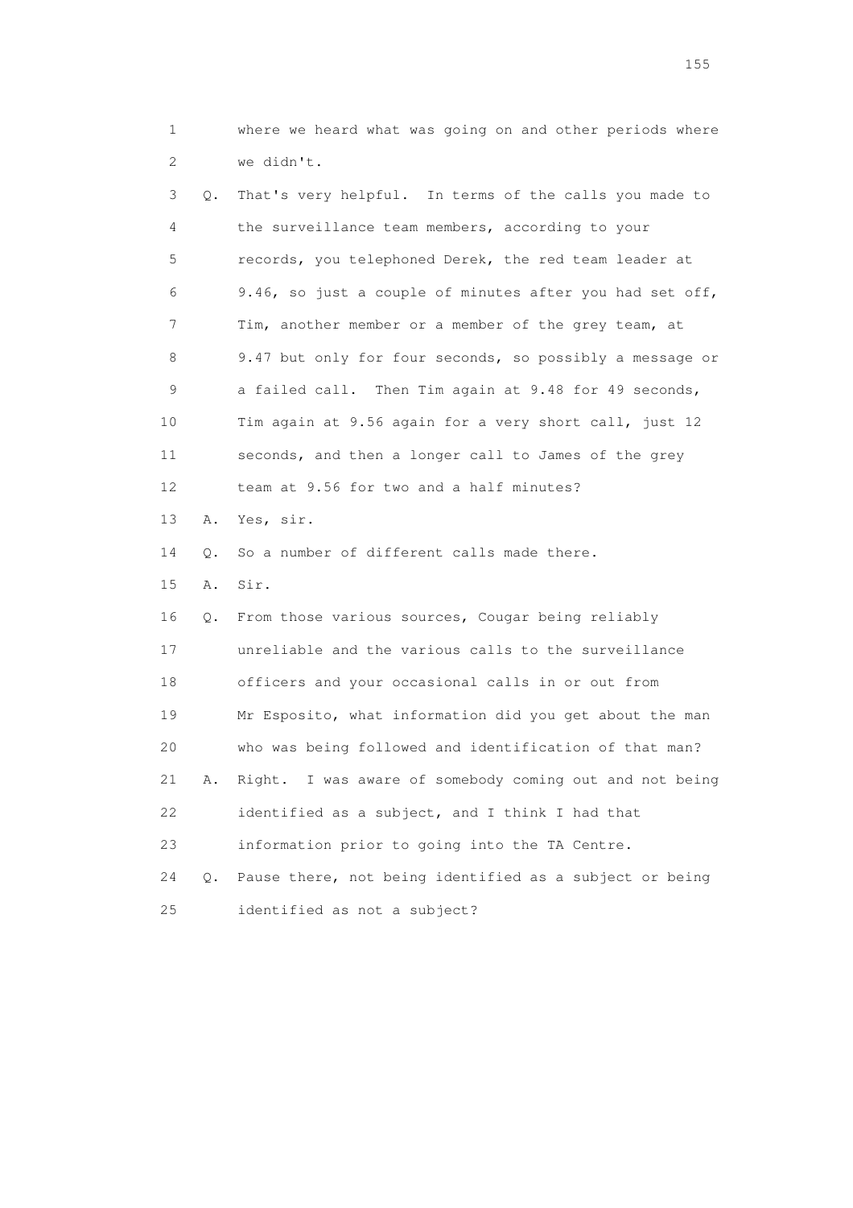1 where we heard what was going on and other periods where
2 we didn't.

3 Q. That's very helpful. In terms of the calls you made to
4 the surveillance team members, according to your
5 records, you telephoned Derek, the red team leader at
6 9.46, so just a couple of minutes after you had set off,
7 Tim, another member or a member of the grey team, at
8 9.47 but only for four seconds, so possibly a message or
9 a failed call. Then Tim again at 9.48 for 49 seconds,
10 Tim again at 9.56 again for a very short call, just 12
11 seconds, and then a longer call to James of the grey
12 team at 9.56 for two and a half minutes?

13 A. Yes, sir.

14 Q. So a number of different calls made there.

15 A. Sir.

16 Q. From those various sources, Cougar being reliably
17 unreliable and the various calls to the surveillance
18 officers and your occasional calls in or out from
19 Mr Esposito, what information did you get about the man
20 who was being followed and identification of that man?

21 A. Right. I was aware of somebody coming out and not being
22 identified as a subject, and I think I had that
23 information prior to going into the TA Centre.

24 Q. Pause there, not being identified as a subject or being
25 identified as not a subject?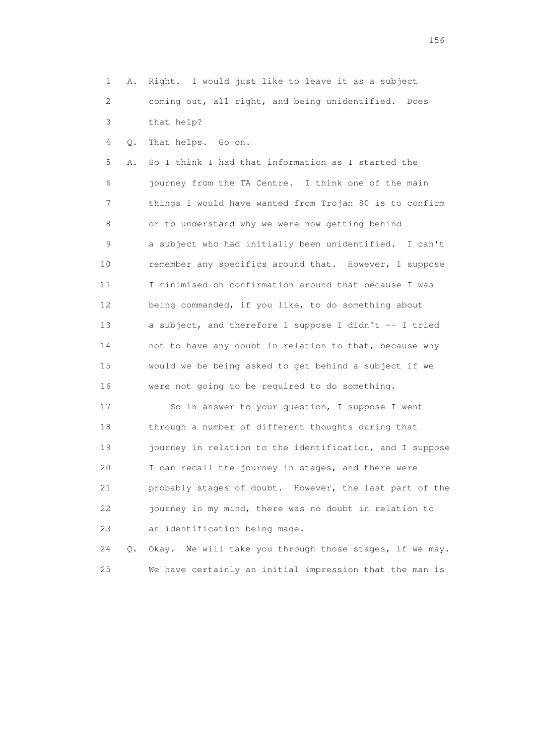1 A. Right. I would just like to leave it as a subject
2 coming out, all right, and being unidentified. Does
3 that help?
4 Q. That helps. Go on.
5 A. So I think I had that information as I started the
6 journey from the TA Centre. I think one of the main
7 things I would have wanted from Trojan 80 is to confirm
8 or to understand why we were now getting behind
9 a subject who had initially been unidentified. I can't
10 remember any specifics around that. However, I suppose
11 I minimised on confirmation around that because I was
12 being commanded, if you like, to do something about
13 a subject, and therefore I suppose I didn't -- I tried
14 not to have any doubt in relation to that, because why
15 would we be being asked to get behind a subject if we
16 were not going to be required to do something.
17 So in answer to your question, I suppose I went
18 through a number of different thoughts during that
19 journey in relation to the identification, and I suppose
20 I can recall the journey in stages, and there were
21 probably stages of doubt. However, the last part of the
22 journey in my mind, there was no doubt in relation to
23 an identification being made.
24 Q. Okay. We will take you through those stages, if we may.
25 We have certainly an initial impression that the man is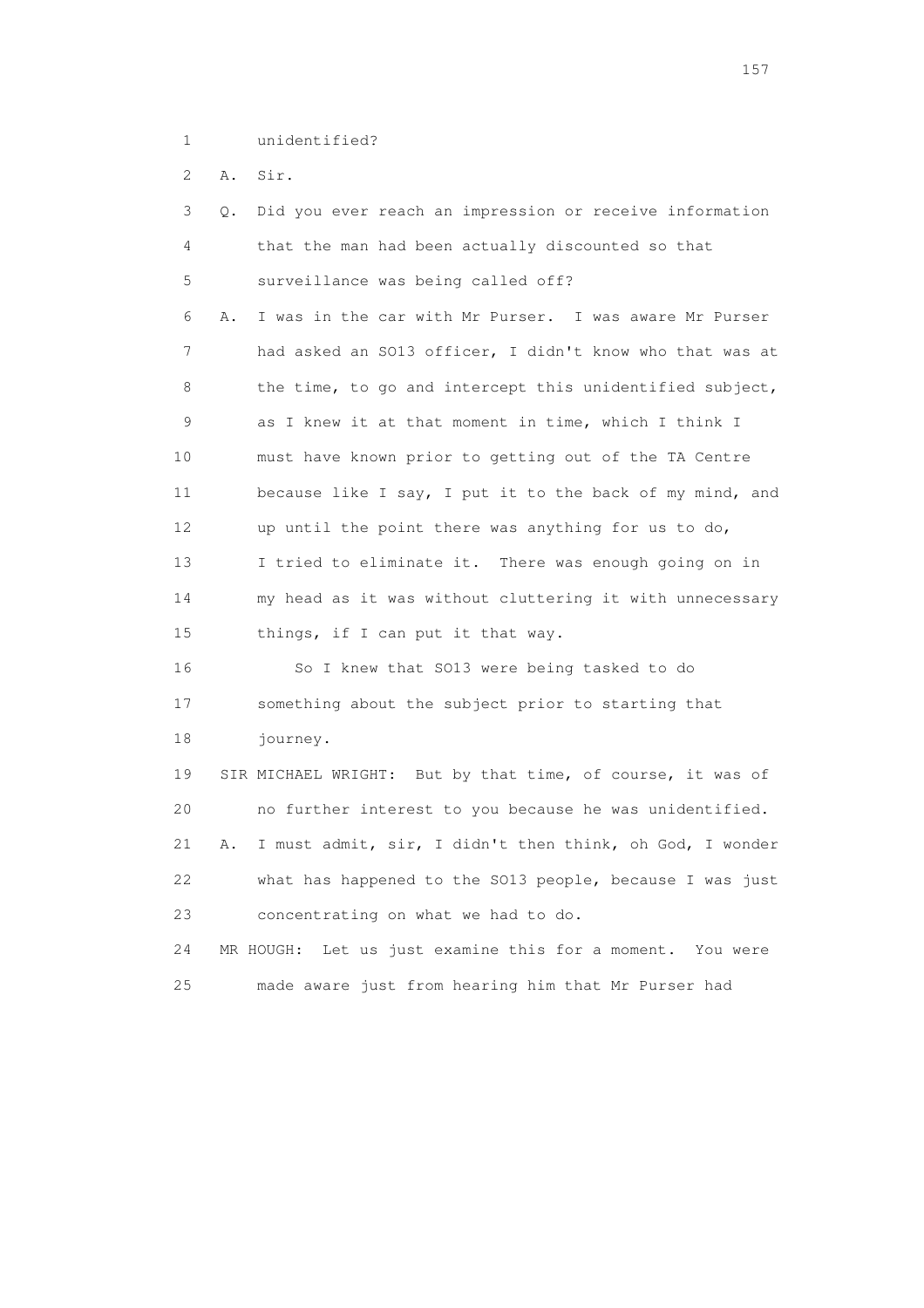1 unidentified?

2 A. Sir.

3 Q. Did you ever reach an impression or receive information

4 that the man had been actually discounted so that

5 surveillance was being called off?

6 A. I was in the car with Mr Purser. I was aware Mr Purser

7 had asked an SO13 officer, I didn't know who that was at

8 the time, to go and intercept this unidentified subject,

9 as I knew it at that moment in time, which I think I

10 must have known prior to getting out of the TA Centre

11 because like I say, I put it to the back of my mind, and

12 up until the point there was anything for us to do,

13 I tried to eliminate it. There was enough going on in

14 my head as it was without cluttering it with unnecessary

15 things, if I can put it that way.

16 So I knew that SO13 were being tasked to do

17 something about the subject prior to starting that

18 journey.

19 SIR MICHAEL WRIGHT: But by that time, of course, it was of

20 no further interest to you because he was unidentified.

21 A. I must admit, sir, I didn't then think, oh God, I wonder

22 what has happened to the SO13 people, because I was just

23 concentrating on what we had to do.

24 MR HOUGH: Let us just examine this for a moment. You were

25 made aware just from hearing him that Mr Purser had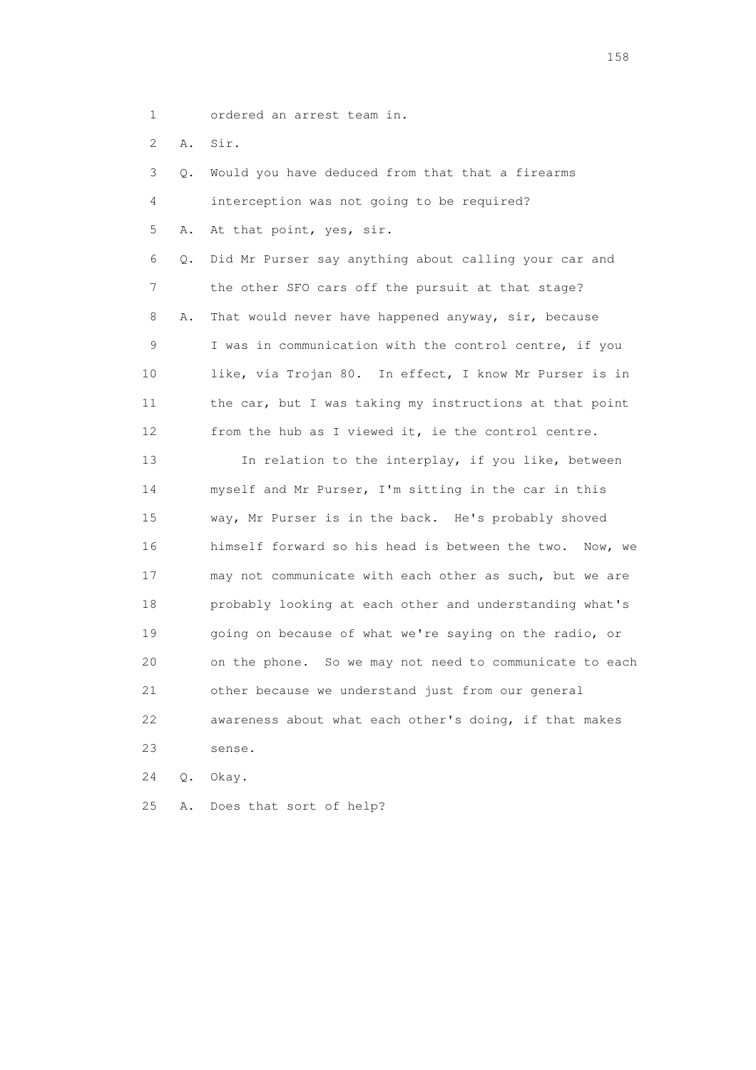1 ordered an arrest team in.

2 A. Sir.

3 Q. Would you have deduced from that that a firearms

4 interception was not going to be required?

5 A. At that point, yes, sir.

6 Q. Did Mr Purser say anything about calling your car and

7 the other SFO cars off the pursuit at that stage?

8 A. That would never have happened anyway, sir, because

9 I was in communication with the control centre, if you

10 like, via Trojan 80. In effect, I know Mr Purser is in

11 the car, but I was taking my instructions at that point

12 from the hub as I viewed it, ie the control centre.

13 In relation to the interplay, if you like, between

14 myself and Mr Purser, I'm sitting in the car in this

15 way, Mr Purser is in the back. He's probably shoved

16 himself forward so his head is between the two. Now, we

17 may not communicate with each other as such, but we are

18 probably looking at each other and understanding what's

19 going on because of what we're saying on the radio, or

20 on the phone. So we may not need to communicate to each

21 other because we understand just from our general

22 awareness about what each other's doing, if that makes

23 sense.

24 Q. Okay.

25 A. Does that sort of help?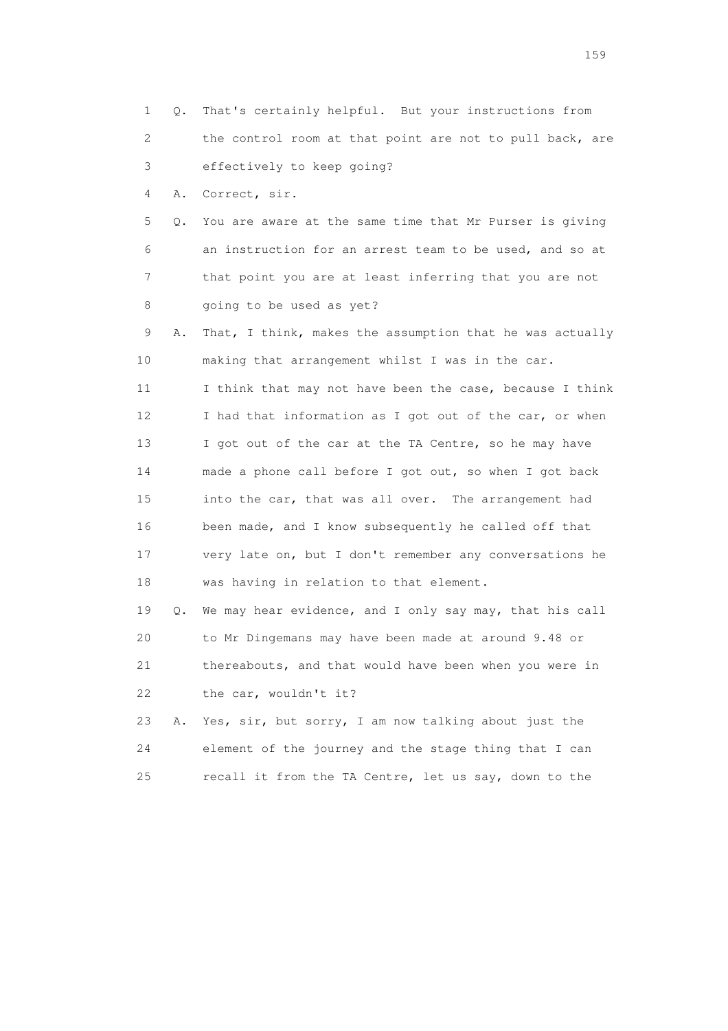1 Q. That's certainly helpful. But your instructions from
2 the control room at that point are not to pull back, are
3 effectively to keep going?

4 A. Correct, sir.

5 Q. You are aware at the same time that Mr Purser is giving
6 an instruction for an arrest team to be used, and so at
7 that point you are at least inferring that you are not
8 going to be used as yet?

9 A. That, I think, makes the assumption that he was actually
10 making that arrangement whilst I was in the car.
11 I think that may not have been the case, because I think
12 I had that information as I got out of the car, or when
13 I got out of the car at the TA Centre, so he may have
14 made a phone call before I got out, so when I got back
15 into the car, that was all over. The arrangement had
16 been made, and I know subsequently he called off that
17 very late on, but I don't remember any conversations he
18 was having in relation to that element.

19 Q. We may hear evidence, and I only say may, that his call
20 to Mr Dingemans may have been made at around 9.48 or
21 thereabouts, and that would have been when you were in
22 the car, wouldn't it?

23 A. Yes, sir, but sorry, I am now talking about just the
24 element of the journey and the stage thing that I can
25 recall it from the TA Centre, let us say, down to the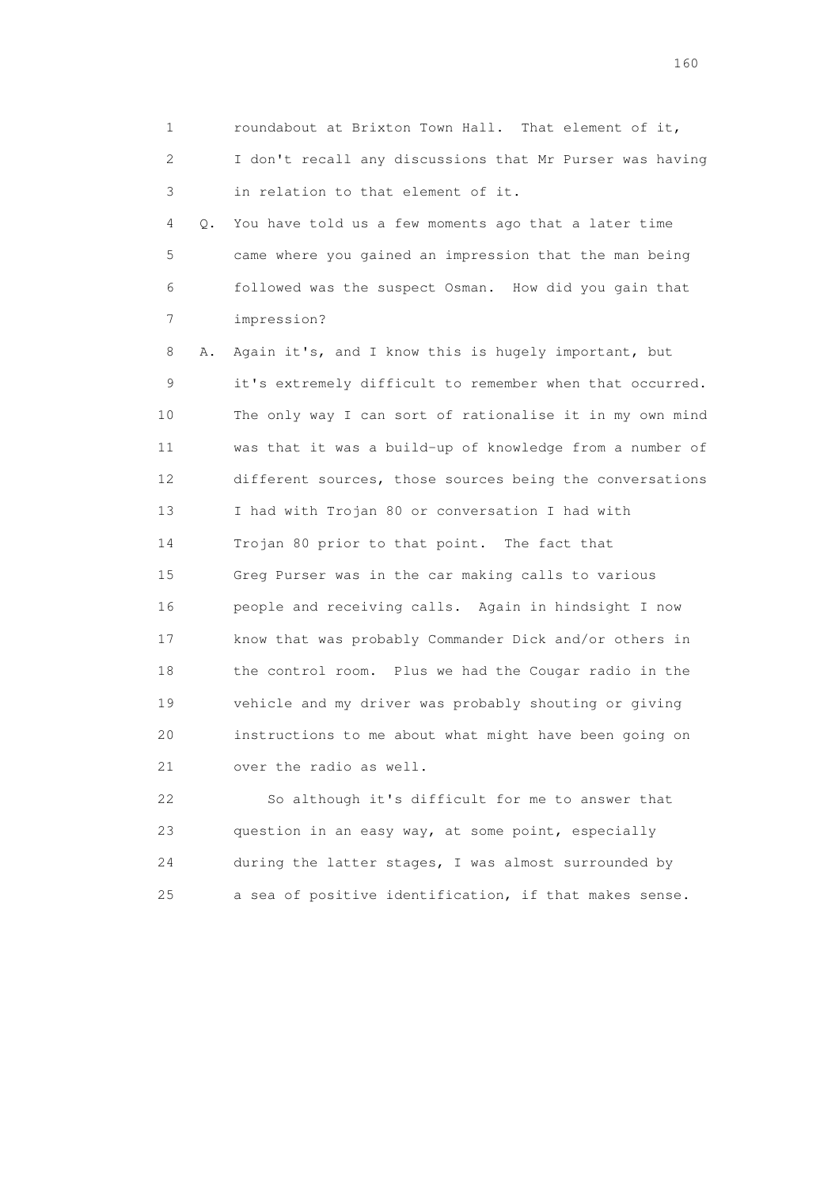1 roundabout at Brixton Town Hall. That element of it,
2 I don't recall any discussions that Mr Purser was having
3 in relation to that element of it.

4 Q. You have told us a few moments ago that a later time
5 came where you gained an impression that the man being
6 followed was the suspect Osman. How did you gain that
7 impression?

8 A. Again it's, and I know this is hugely important, but
9 it's extremely difficult to remember when that occurred.
10 The only way I can sort of rationalise it in my own mind
11 was that it was a build-up of knowledge from a number of
12 different sources, those sources being the conversations
13 I had with Trojan 80 or conversation I had with
14 Trojan 80 prior to that point. The fact that
15 Greg Purser was in the car making calls to various
16 people and receiving calls. Again in hindsight I now
17 know that was probably Commander Dick and/or others in
18 the control room. Plus we had the Cougar radio in the
19 vehicle and my driver was probably shouting or giving
20 instructions to me about what might have been going on
21 over the radio as well.

22 So although it's difficult for me to answer that
23 question in an easy way, at some point, especially
24 during the latter stages, I was almost surrounded by
25 a sea of positive identification, if that makes sense.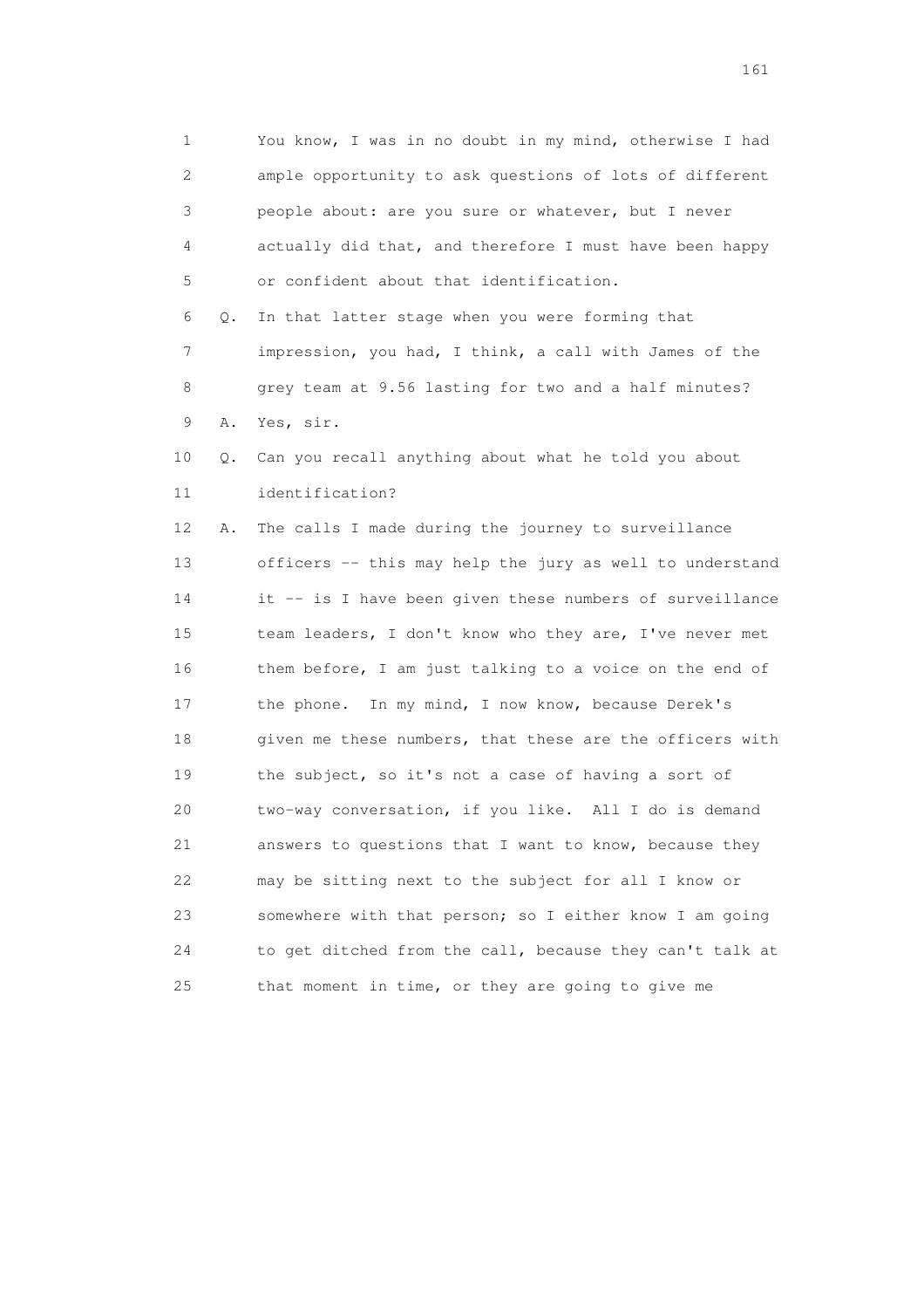1 You know, I was in no doubt in my mind, otherwise I had
2 ample opportunity to ask questions of lots of different
3 people about: are you sure or whatever, but I never
4 actually did that, and therefore I must have been happy
5 or confident about that identification.

6 Q. In that latter stage when you were forming that
7 impression, you had, I think, a call with James of the
8 grey team at 9.56 lasting for two and a half minutes?

9 A. Yes, sir.

10 Q. Can you recall anything about what he told you about
11 identification?

12 A. The calls I made during the journey to surveillance
13 officers -- this may help the jury as well to understand
14 it -- is I have been given these numbers of surveillance
15 team leaders, I don't know who they are, I've never met
16 them before, I am just talking to a voice on the end of
17 the phone. In my mind, I now know, because Derek's
18 given me these numbers, that these are the officers with
19 the subject, so it's not a case of having a sort of
20 two-way conversation, if you like. All I do is demand
21 answers to questions that I want to know, because they
22 may be sitting next to the subject for all I know or
23 somewhere with that person; so I either know I am going
24 to get ditched from the call, because they can't talk at
25 that moment in time, or they are going to give me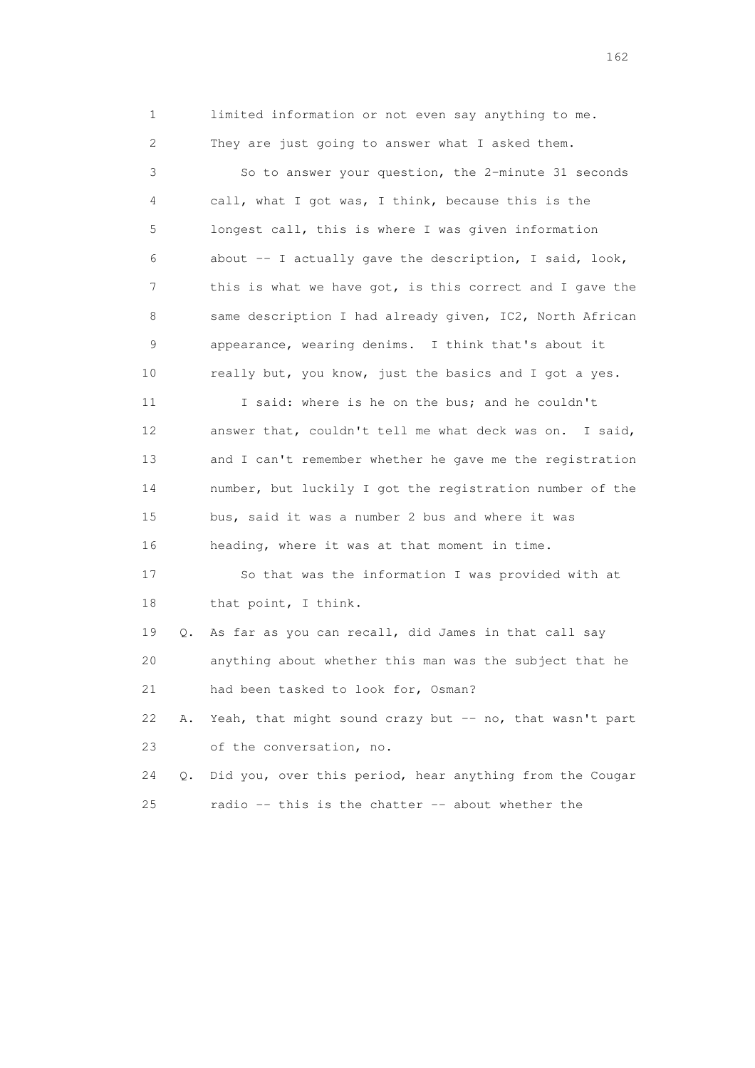1 limited information or not even say anything to me.
2 They are just going to answer what I asked them.

3 So to answer your question, the 2-minute 31 seconds
4 call, what I got was, I think, because this is the
5 longest call, this is where I was given information
6 about -- I actually gave the description, I said, look,
7 this is what we have got, is this correct and I gave the
8 same description I had already given, IC2, North African
9 appearance, wearing denims. I think that's about it
10 really but, you know, just the basics and I got a yes.

11 I said: where is he on the bus; and he couldn't
12 answer that, couldn't tell me what deck was on. I said,
13 and I can't remember whether he gave me the registration
14 number, but luckily I got the registration number of the
15 bus, said it was a number 2 bus and where it was
16 heading, where it was at that moment in time.

17 So that was the information I was provided with at
18 that point, I think.

19 Q. As far as you can recall, did James in that call say
20 anything about whether this man was the subject that he
21 had been tasked to look for, Osman?

22 A. Yeah, that might sound crazy but -- no, that wasn't part
23 of the conversation, no.

24 Q. Did you, over this period, hear anything from the Cougar
25 radio -- this is the chatter -- about whether the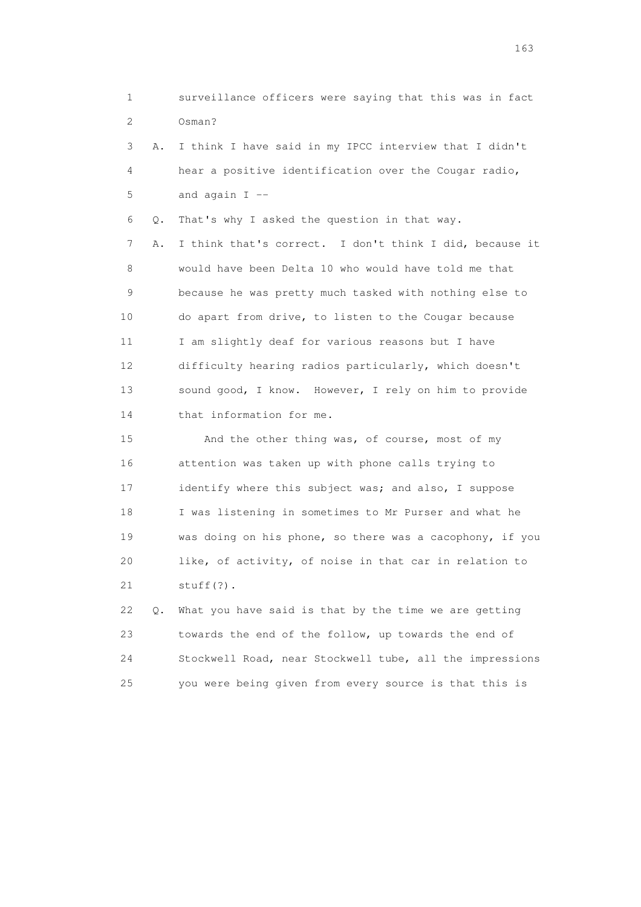1 surveillance officers were saying that this was in fact
2 Osman?

3 A. I think I have said in my IPCC interview that I didn't
4 hear a positive identification over the Cougar radio,
5 and again I --

6 Q. That's why I asked the question in that way.

7 A. I think that's correct. I don't think I did, because it
8 would have been Delta 10 who would have told me that
9 because he was pretty much tasked with nothing else to
10 do apart from drive, to listen to the Cougar because
11 I am slightly deaf for various reasons but I have
12 difficulty hearing radios particularly, which doesn't
13 sound good, I know. However, I rely on him to provide
14 that information for me.

15 And the other thing was, of course, most of my
16 attention was taken up with phone calls trying to
17 identify where this subject was; and also, I suppose
18 I was listening in sometimes to Mr Purser and what he
19 was doing on his phone, so there was a cacophony, if you
20 like, of activity, of noise in that car in relation to
21 stuff(?).

22 Q. What you have said is that by the time we are getting
23 towards the end of the follow, up towards the end of
24 Stockwell Road, near Stockwell tube, all the impressions
25 you were being given from every source is that this is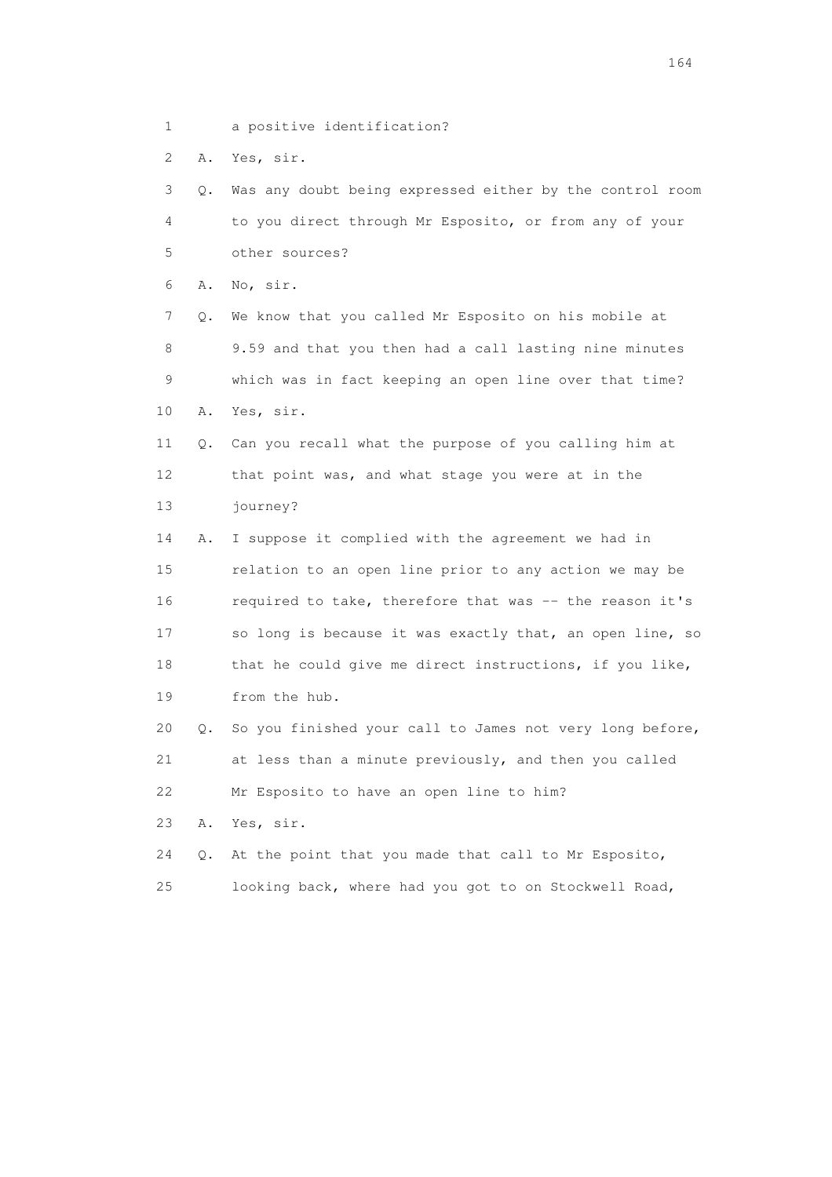1 a positive identification?

2 A. Yes, sir.

3 Q. Was any doubt being expressed either by the control room

4 to you direct through Mr Esposito, or from any of your

5 other sources?

6 A. No, sir.

7 Q. We know that you called Mr Esposito on his mobile at

8 9.59 and that you then had a call lasting nine minutes

9 which was in fact keeping an open line over that time?

10 A. Yes, sir.

11 Q. Can you recall what the purpose of you calling him at

12 that point was, and what stage you were at in the

13 journey?

14 A. I suppose it complied with the agreement we had in

15 relation to an open line prior to any action we may be

16 required to take, therefore that was -- the reason it's

17 so long is because it was exactly that, an open line, so

18 that he could give me direct instructions, if you like,

19 from the hub.

20 Q. So you finished your call to James not very long before,

21 at less than a minute previously, and then you called

22 Mr Esposito to have an open line to him?

23 A. Yes, sir.

24 Q. At the point that you made that call to Mr Esposito,

25 looking back, where had you got to on Stockwell Road,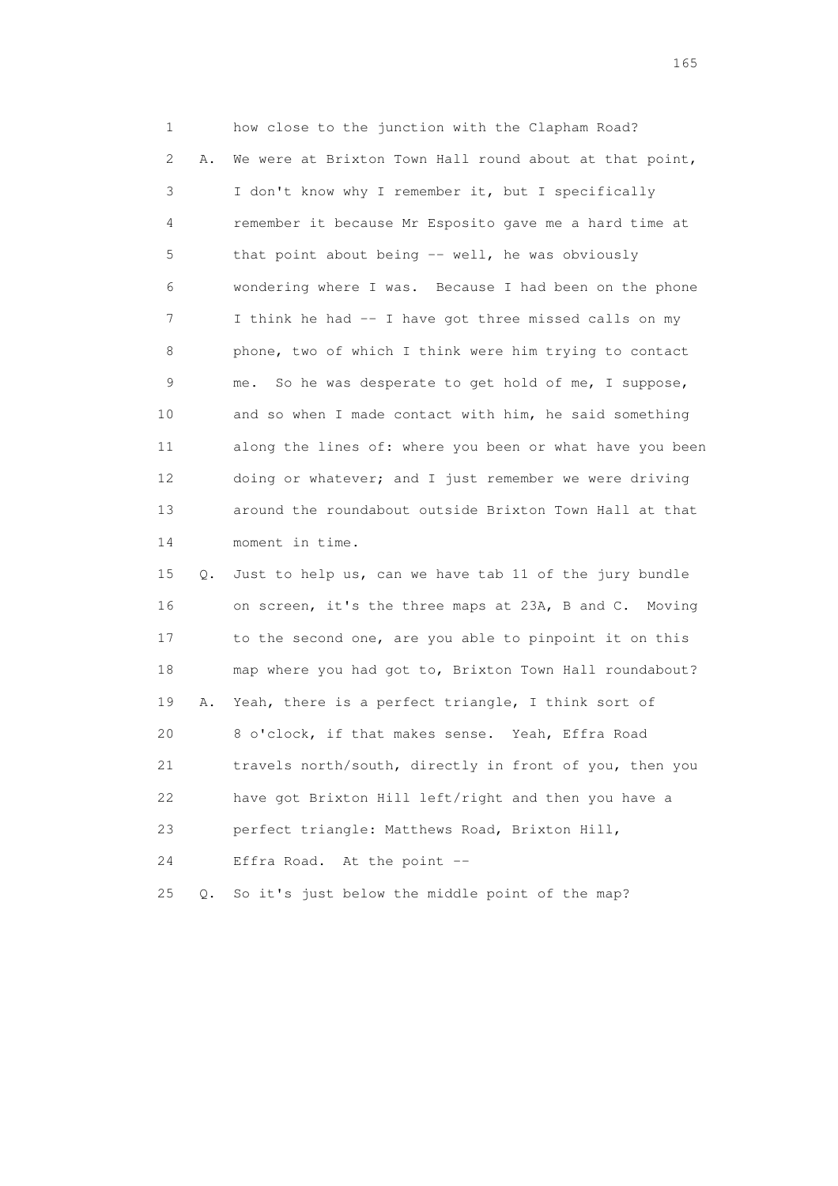1 how close to the junction with the Clapham Road?

2 A. We were at Brixton Town Hall round about at that point,

3 I don't know why I remember it, but I specifically

4 remember it because Mr Esposito gave me a hard time at

5 that point about being -- well, he was obviously

6 wondering where I was. Because I had been on the phone

7 I think he had -- I have got three missed calls on my

8 phone, two of which I think were him trying to contact

9 me. So he was desperate to get hold of me, I suppose,

10 and so when I made contact with him, he said something

11 along the lines of: where you been or what have you been

12 doing or whatever; and I just remember we were driving

13 around the roundabout outside Brixton Town Hall at that

14 moment in time.

15 Q. Just to help us, can we have tab 11 of the jury bundle

16 on screen, it's the three maps at 23A, B and C. Moving

17 to the second one, are you able to pinpoint it on this

18 map where you had got to, Brixton Town Hall roundabout?

19 A. Yeah, there is a perfect triangle, I think sort of

20 8 o'clock, if that makes sense. Yeah, Effra Road

21 travels north/south, directly in front of you, then you

22 have got Brixton Hill left/right and then you have a

23 perfect triangle: Matthews Road, Brixton Hill,

24 Effra Road. At the point --

25 Q. So it's just below the middle point of the map?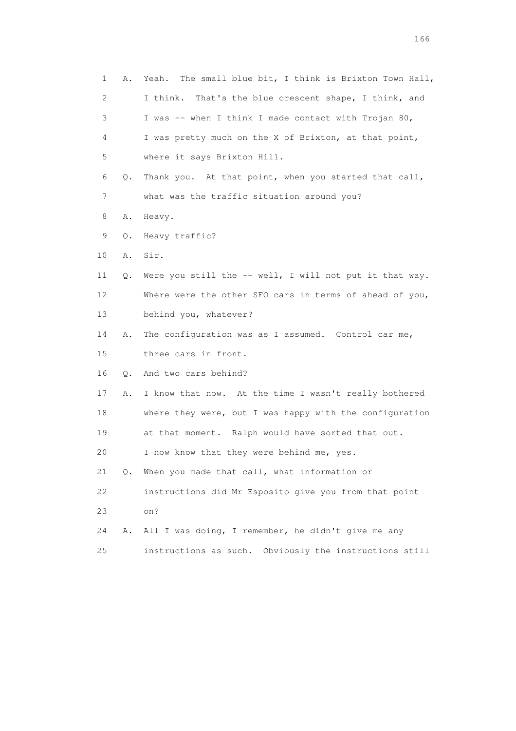1 A. Yeah. The small blue bit, I think is Brixton Town Hall,
2 I think. That's the blue crescent shape, I think, and
3 I was -- when I think I made contact with Trojan 80,
4 I was pretty much on the X of Brixton, at that point,
5 where it says Brixton Hill.
6 Q. Thank you. At that point, when you started that call,
7 what was the traffic situation around you?
8 A. Heavy.
9 Q. Heavy traffic?
10 A. Sir.
11 Q. Were you still the -- well, I will not put it that way.
12 Where were the other SFO cars in terms of ahead of you,
13 behind you, whatever?
14 A. The configuration was as I assumed. Control car me,
15 three cars in front.
16 Q. And two cars behind?
17 A. I know that now. At the time I wasn't really bothered
18 where they were, but I was happy with the configuration
19 at that moment. Ralph would have sorted that out.
20 I now know that they were behind me, yes.
21 Q. When you made that call, what information or
22 instructions did Mr Esposito give you from that point
23 on?
24 A. All I was doing, I remember, he didn't give me any
25 instructions as such. Obviously the instructions still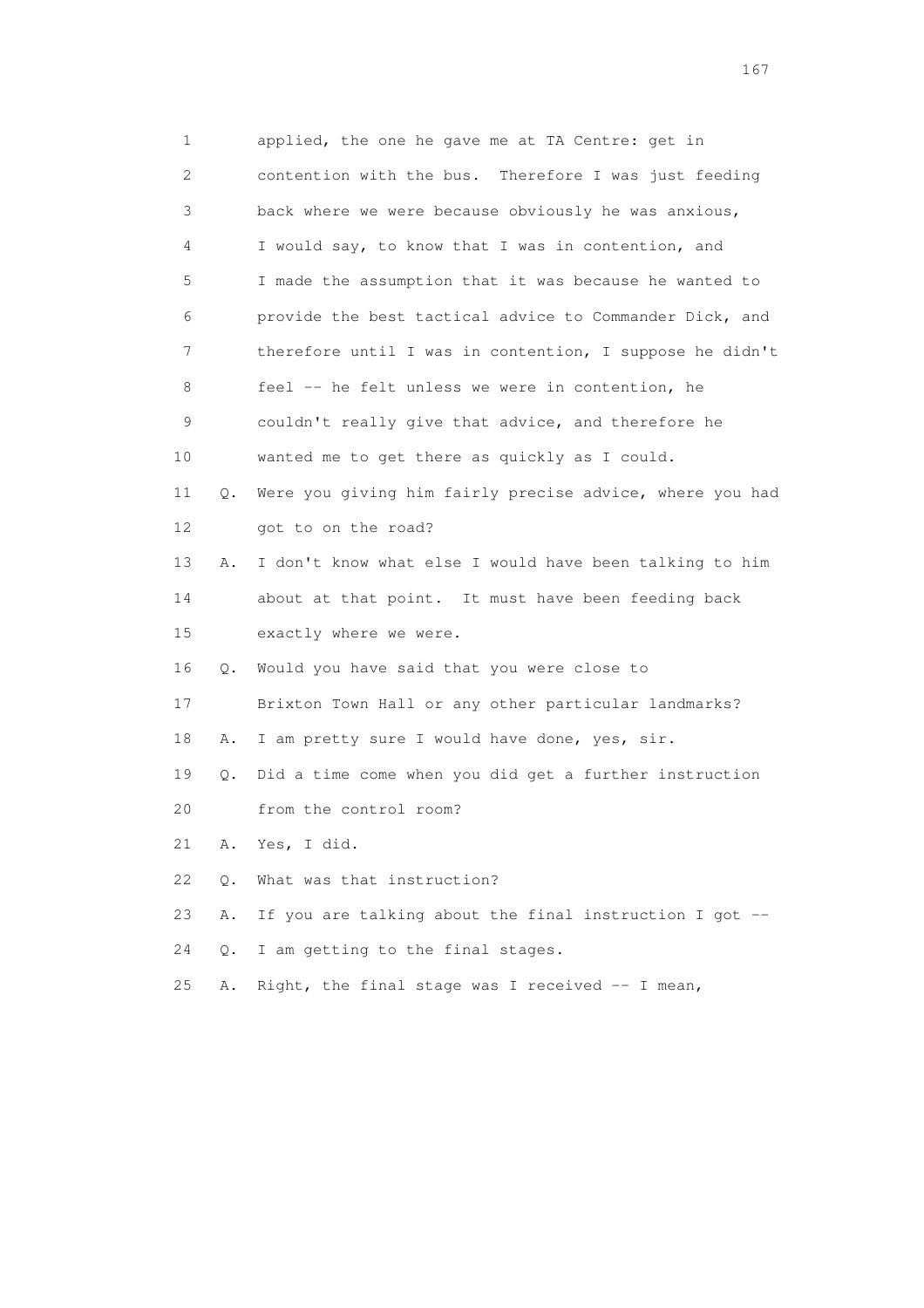1 applied, the one he gave me at TA Centre: get in
2 contention with the bus. Therefore I was just feeding
3 back where we were because obviously he was anxious,
4 I would say, to know that I was in contention, and
5 I made the assumption that it was because he wanted to
6 provide the best tactical advice to Commander Dick, and
7 therefore until I was in contention, I suppose he didn't
8 feel -- he felt unless we were in contention, he
9 couldn't really give that advice, and therefore he
10 wanted me to get there as quickly as I could.
11 Q. Were you giving him fairly precise advice, where you had
12 got to on the road?
13 A. I don't know what else I would have been talking to him
14 about at that point. It must have been feeding back
15 exactly where we were.
16 Q. Would you have said that you were close to
17 Brixton Town Hall or any other particular landmarks?
18 A. I am pretty sure I would have done, yes, sir.
19 Q. Did a time come when you did get a further instruction
20 from the control room?
21 A. Yes, I did.
22 Q. What was that instruction?
23 A. If you are talking about the final instruction I got --
24 Q. I am getting to the final stages.
25 A. Right, the final stage was I received -- I mean,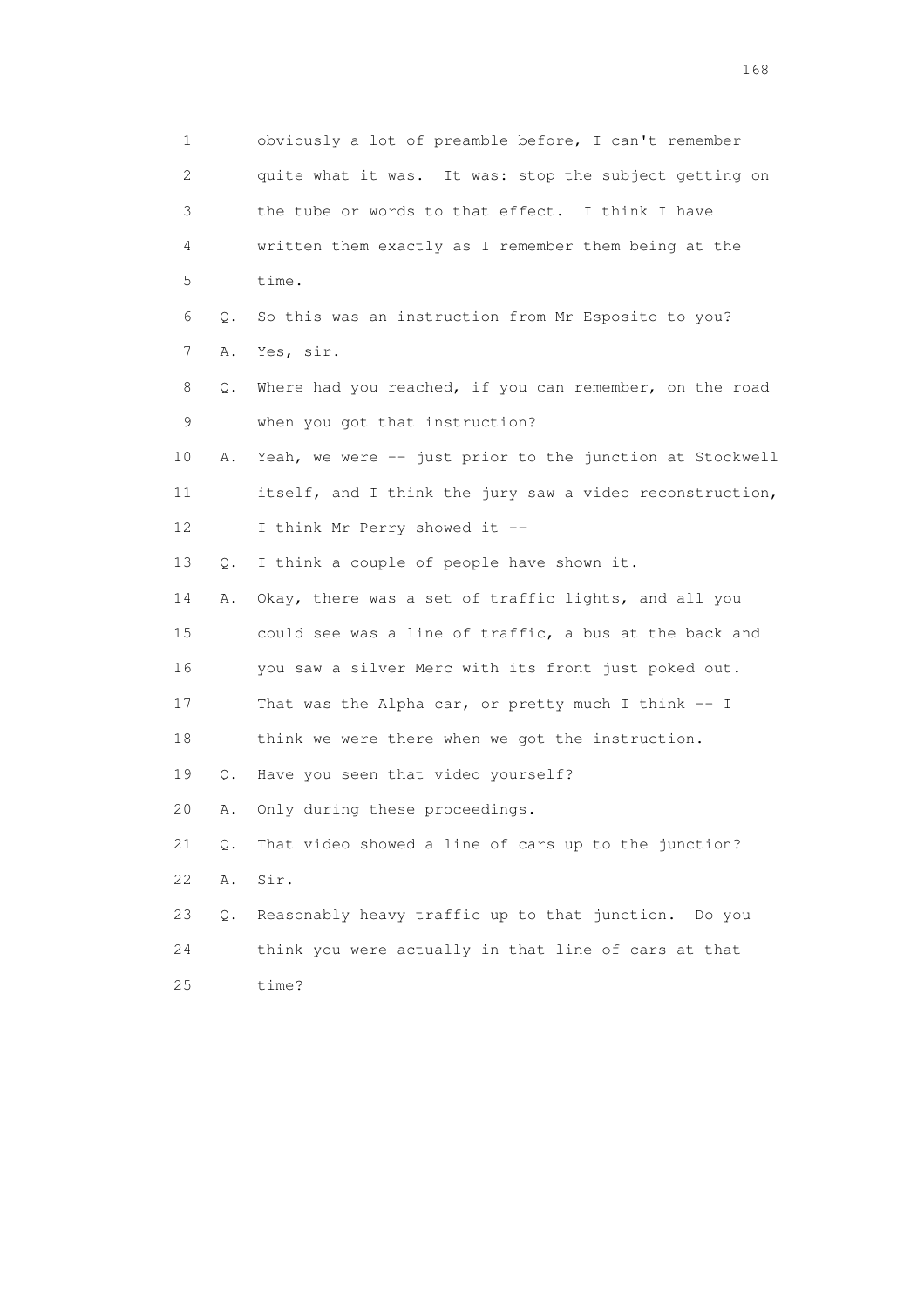1 obviously a lot of preamble before, I can't remember
2 quite what it was. It was: stop the subject getting on
3 the tube or words to that effect. I think I have
4 written them exactly as I remember them being at the
5 time.
6 Q. So this was an instruction from Mr Esposito to you?
7 A. Yes, sir.
8 Q. Where had you reached, if you can remember, on the road
9 when you got that instruction?
10 A. Yeah, we were -- just prior to the junction at Stockwell
11 itself, and I think the jury saw a video reconstruction,
12 I think Mr Perry showed it --
13 Q. I think a couple of people have shown it.
14 A. Okay, there was a set of traffic lights, and all you
15 could see was a line of traffic, a bus at the back and
16 you saw a silver Merc with its front just poked out.
17 That was the Alpha car, or pretty much I think -- I
18 think we were there when we got the instruction.
19 Q. Have you seen that video yourself?
20 A. Only during these proceedings.
21 Q. That video showed a line of cars up to the junction?
22 A. Sir.
23 Q. Reasonably heavy traffic up to that junction. Do you
24 think you were actually in that line of cars at that
25 time?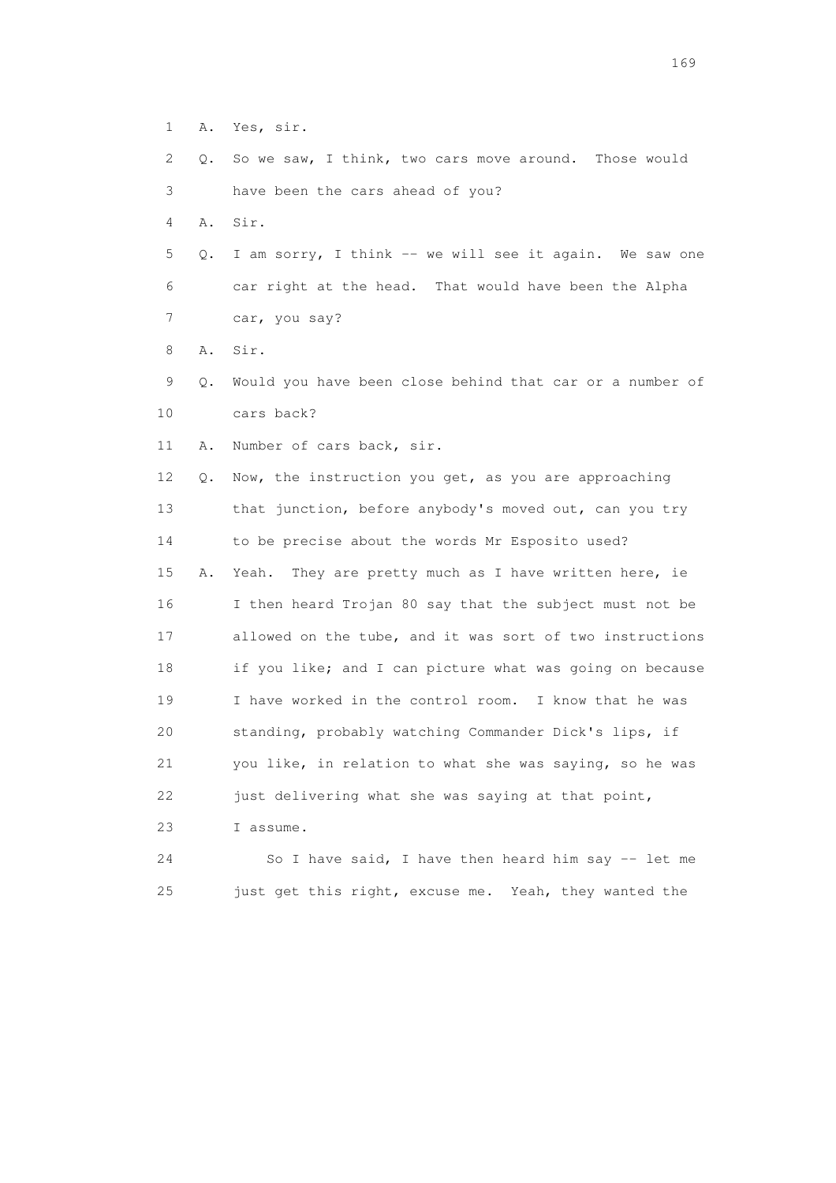1 A. Yes, sir.

2 Q. So we saw, I think, two cars move around. Those would

3 have been the cars ahead of you?

4 A. Sir.

5 Q. I am sorry, I think -- we will see it again. We saw one

6 car right at the head. That would have been the Alpha

7 car, you say?

8 A. Sir.

9 Q. Would you have been close behind that car or a number of

10 cars back?

11 A. Number of cars back, sir.

12 Q. Now, the instruction you get, as you are approaching

13 that junction, before anybody's moved out, can you try

14 to be precise about the words Mr Esposito used?

15 A. Yeah. They are pretty much as I have written here, ie

16 I then heard Trojan 80 say that the subject must not be

17 allowed on the tube, and it was sort of two instructions

18 if you like; and I can picture what was going on because

19 I have worked in the control room. I know that he was

20 standing, probably watching Commander Dick's lips, if

21 you like, in relation to what she was saying, so he was

22 just delivering what she was saying at that point,

23 I assume.

24 So I have said, I have then heard him say -- let me

25 just get this right, excuse me. Yeah, they wanted the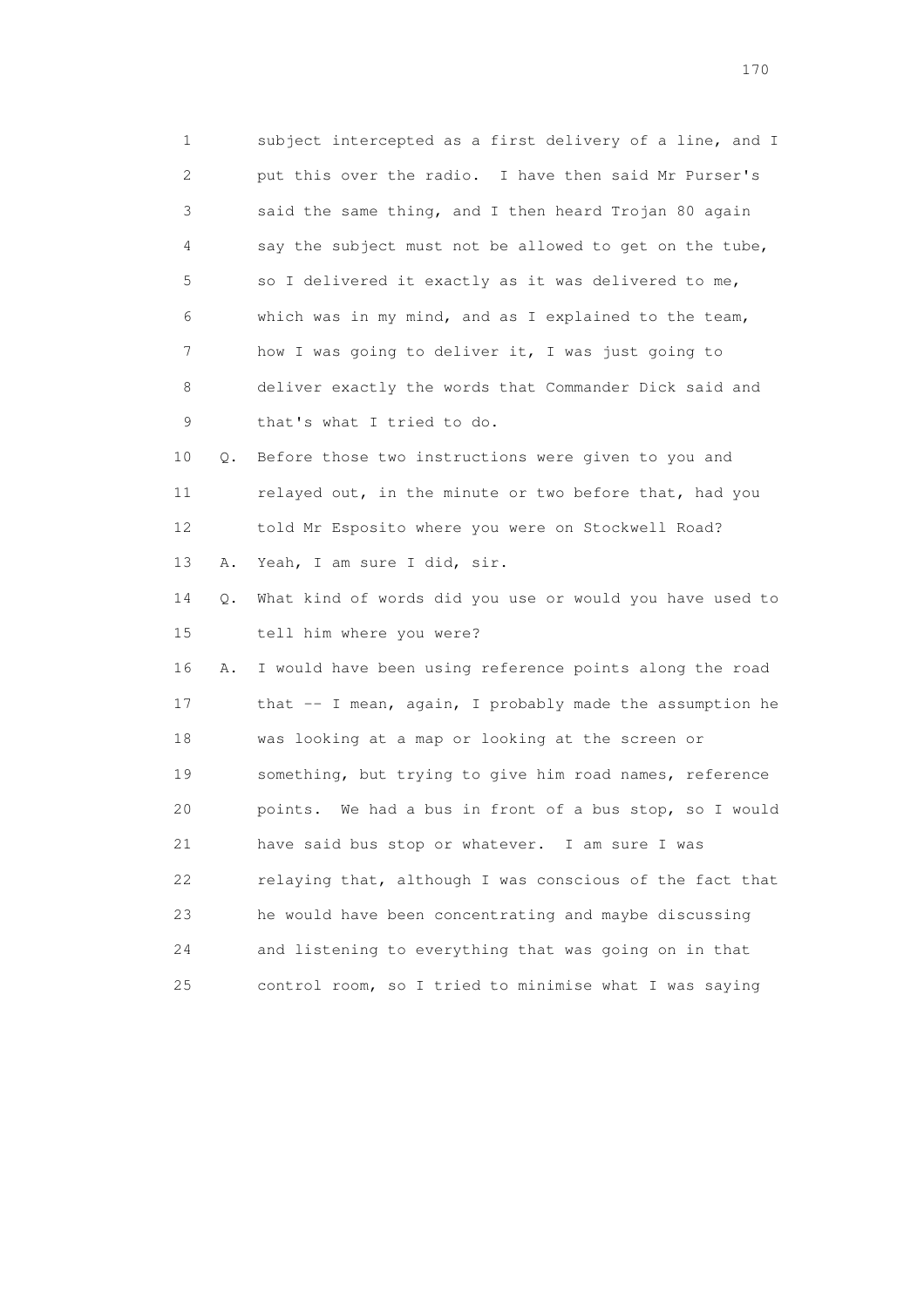1 subject intercepted as a first delivery of a line, and I
2 put this over the radio. I have then said Mr Purser's
3 said the same thing, and I then heard Trojan 80 again
4 say the subject must not be allowed to get on the tube,
5 so I delivered it exactly as it was delivered to me,
6 which was in my mind, and as I explained to the team,
7 how I was going to deliver it, I was just going to
8 deliver exactly the words that Commander Dick said and
9 that's what I tried to do.

10 Q. Before those two instructions were given to you and
11 relayed out, in the minute or two before that, had you
12 told Mr Esposito where you were on Stockwell Road?

13 A. Yeah, I am sure I did, sir.

14 Q. What kind of words did you use or would you have used to
15 tell him where you were?

16 A. I would have been using reference points along the road
17 that -- I mean, again, I probably made the assumption he
18 was looking at a map or looking at the screen or
19 something, but trying to give him road names, reference
20 points. We had a bus in front of a bus stop, so I would
21 have said bus stop or whatever. I am sure I was
22 relaying that, although I was conscious of the fact that
23 he would have been concentrating and maybe discussing
24 and listening to everything that was going on in that
25 control room, so I tried to minimise what I was saying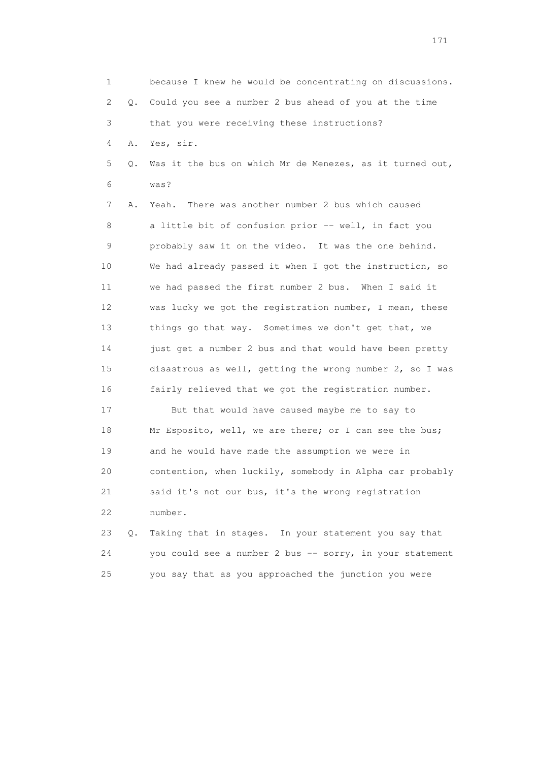1 because I knew he would be concentrating on discussions.

2 Q. Could you see a number 2 bus ahead of you at the time

3 that you were receiving these instructions?

4 A. Yes, sir.

5 Q. Was it the bus on which Mr de Menezes, as it turned out,

6 was?

7 A. Yeah. There was another number 2 bus which caused

8 a little bit of confusion prior -- well, in fact you

9 probably saw it on the video. It was the one behind.

10 We had already passed it when I got the instruction, so

11 we had passed the first number 2 bus. When I said it

12 was lucky we got the registration number, I mean, these

13 things go that way. Sometimes we don't get that, we

14 just get a number 2 bus and that would have been pretty

15 disastrous as well, getting the wrong number 2, so I was

16 fairly relieved that we got the registration number.

17 But that would have caused maybe me to say to

18 Mr Esposito, well, we are there; or I can see the bus;

19 and he would have made the assumption we were in

20 contention, when luckily, somebody in Alpha car probably

21 said it's not our bus, it's the wrong registration

22 number.

23 Q. Taking that in stages. In your statement you say that

24 you could see a number 2 bus -- sorry, in your statement

25 you say that as you approached the junction you were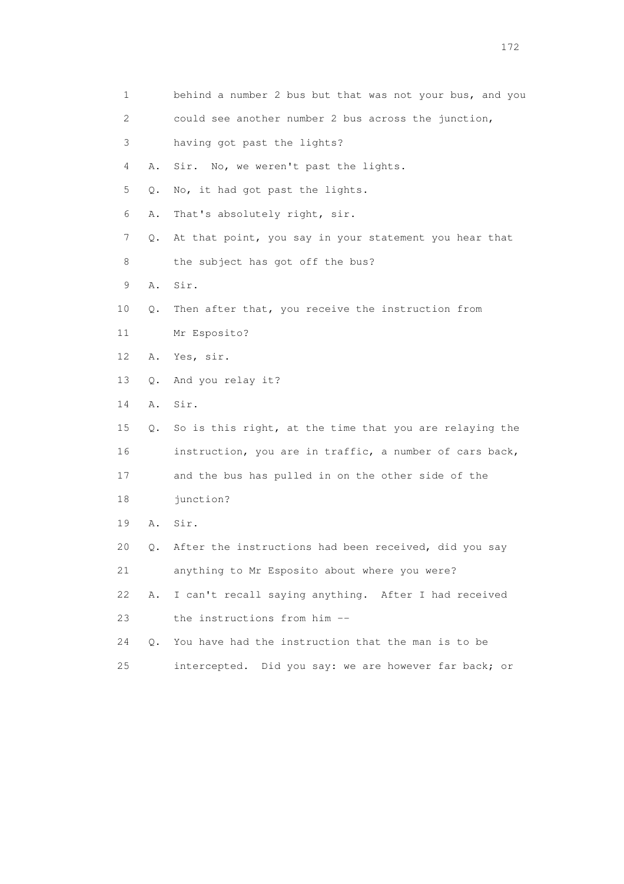1        behind a number 2 bus but that was not your bus, and you
2        could see another number 2 bus across the junction,
3        having got past the lights?
4    A.  Sir.  No, we weren't past the lights.
5    Q.  No, it had got past the lights.
6    A.  That's absolutely right, sir.
7    Q.  At that point, you say in your statement you hear that
8        the subject has got off the bus?
9    A.  Sir.
10   Q.  Then after that, you receive the instruction from
11       Mr Esposito?
12   A.  Yes, sir.
13   Q.  And you relay it?
14   A.  Sir.
15   Q.  So is this right, at the time that you are relaying the
16       instruction, you are in traffic, a number of cars back,
17       and the bus has pulled in on the other side of the
18       junction?
19   A.  Sir.
20   Q.  After the instructions had been received, did you say
21       anything to Mr Esposito about where you were?
22   A.  I can't recall saying anything.  After I had received
23       the instructions from him --
24   Q.  You have had the instruction that the man is to be
25       intercepted.  Did you say: we are however far back; or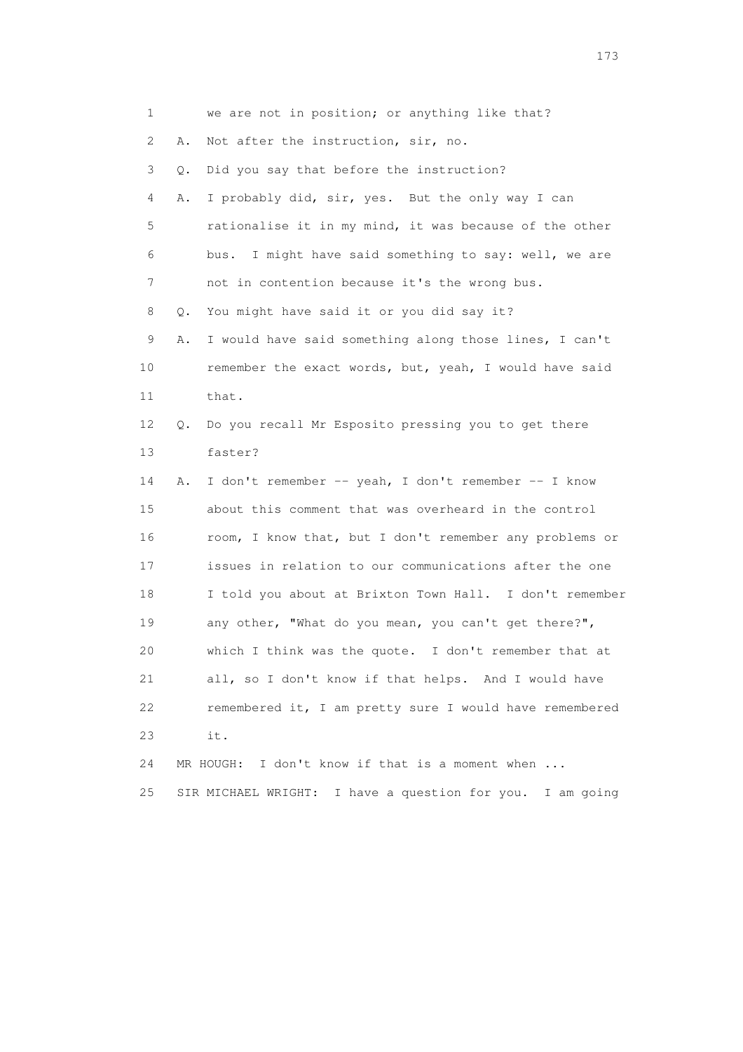1 we are not in position; or anything like that?

2 A. Not after the instruction, sir, no.

3 Q. Did you say that before the instruction?

4 A. I probably did, sir, yes. But the only way I can

5 rationalise it in my mind, it was because of the other

6 bus. I might have said something to say: well, we are

7 not in contention because it's the wrong bus.

8 Q. You might have said it or you did say it?

9 A. I would have said something along those lines, I can't

10 remember the exact words, but, yeah, I would have said

11 that.

12 Q. Do you recall Mr Esposito pressing you to get there

13 faster?

14 A. I don't remember -- yeah, I don't remember -- I know

15 about this comment that was overheard in the control

16 room, I know that, but I don't remember any problems or

17 issues in relation to our communications after the one

18 I told you about at Brixton Town Hall. I don't remember

19 any other, "What do you mean, you can't get there?",

20 which I think was the quote. I don't remember that at

21 all, so I don't know if that helps. And I would have

22 remembered it, I am pretty sure I would have remembered

23 it.

24 MR HOUGH: I don't know if that is a moment when ...

25 SIR MICHAEL WRIGHT: I have a question for you. I am going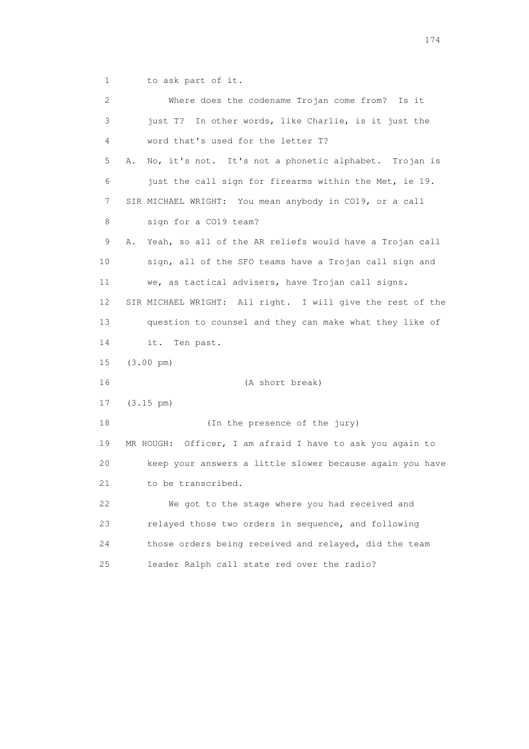1 to ask part of it.

2 Where does the codename Trojan come from? Is it

3 just T? In other words, like Charlie, is it just the

4 word that's used for the letter T?

5 A. No, it's not. It's not a phonetic alphabet. Trojan is

6 just the call sign for firearms within the Met, ie 19.

7 SIR MICHAEL WRIGHT: You mean anybody in CO19, or a call

8 sign for a CO19 team?

9 A. Yeah, so all of the AR reliefs would have a Trojan call

10 sign, all of the SFO teams have a Trojan call sign and

11 we, as tactical advisers, have Trojan call signs.

12 SIR MICHAEL WRIGHT: All right. I will give the rest of the

13 question to counsel and they can make what they like of

14 it. Ten past.

15 (3.00 pm)

16 (A short break)

17 (3.15 pm)

18 (In the presence of the jury)

19 MR HOUGH: Officer, I am afraid I have to ask you again to

20 keep your answers a little slower because again you have

21 to be transcribed.

22 We got to the stage where you had received and

23 relayed those two orders in sequence, and following

24 those orders being received and relayed, did the team

25 leader Ralph call state red over the radio?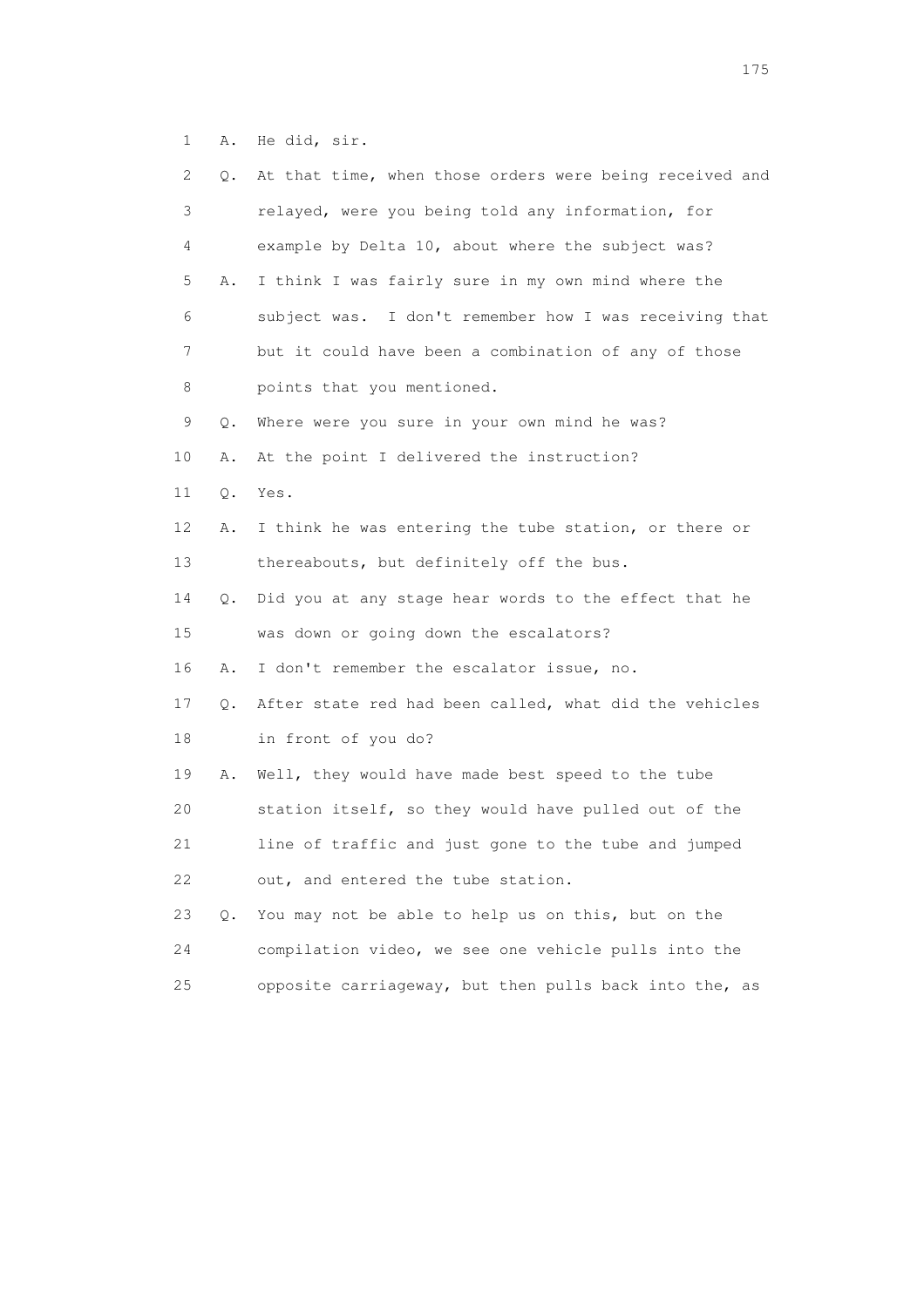1 A. He did, sir.

2 Q. At that time, when those orders were being received and

3 relayed, were you being told any information, for

4 example by Delta 10, about where the subject was?

5 A. I think I was fairly sure in my own mind where the

6 subject was. I don't remember how I was receiving that

7 but it could have been a combination of any of those

8 points that you mentioned.

9 Q. Where were you sure in your own mind he was?

10 A. At the point I delivered the instruction?

11 Q. Yes.

12 A. I think he was entering the tube station, or there or

13 thereabouts, but definitely off the bus.

14 Q. Did you at any stage hear words to the effect that he

15 was down or going down the escalators?

16 A. I don't remember the escalator issue, no.

17 Q. After state red had been called, what did the vehicles

18 in front of you do?

19 A. Well, they would have made best speed to the tube

20 station itself, so they would have pulled out of the

21 line of traffic and just gone to the tube and jumped

22 out, and entered the tube station.

23 Q. You may not be able to help us on this, but on the

24 compilation video, we see one vehicle pulls into the

25 opposite carriageway, but then pulls back into the, as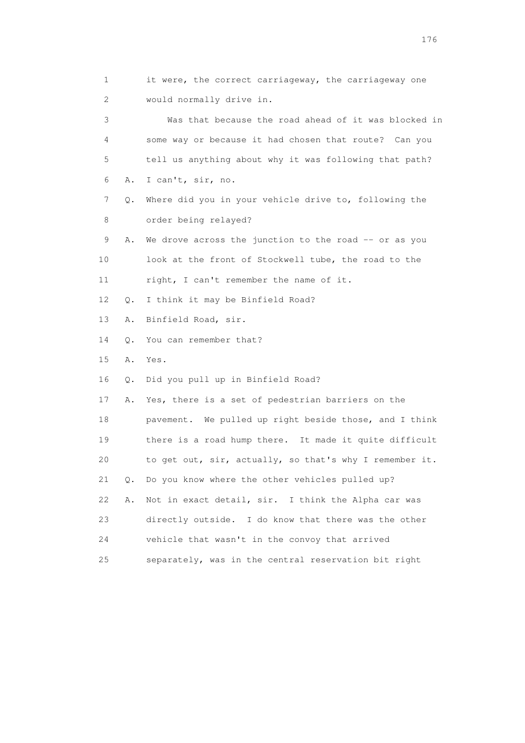1 it were, the correct carriageway, the carriageway one
2 would normally drive in.

3 Was that because the road ahead of it was blocked in
4 some way or because it had chosen that route? Can you
5 tell us anything about why it was following that path?

6 A. I can't, sir, no.

7 Q. Where did you in your vehicle drive to, following the
8 order being relayed?

9 A. We drove across the junction to the road -- or as you
10 look at the front of Stockwell tube, the road to the
11 right, I can't remember the name of it.

12 Q. I think it may be Binfield Road?

13 A. Binfield Road, sir.

14 Q. You can remember that?

15 A. Yes.

16 Q. Did you pull up in Binfield Road?

17 A. Yes, there is a set of pedestrian barriers on the
18 pavement. We pulled up right beside those, and I think
19 there is a road hump there. It made it quite difficult
20 to get out, sir, actually, so that's why I remember it.

21 Q. Do you know where the other vehicles pulled up?

22 A. Not in exact detail, sir. I think the Alpha car was
23 directly outside. I do know that there was the other
24 vehicle that wasn't in the convoy that arrived
25 separately, was in the central reservation bit right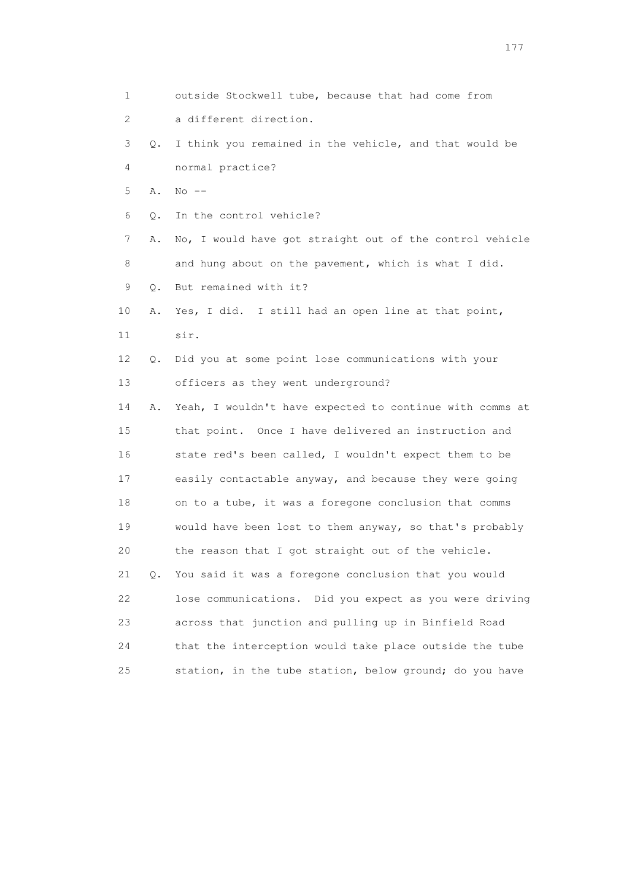1 outside Stockwell tube, because that had come from
2 a different direction.
3 Q. I think you remained in the vehicle, and that would be
4 normal practice?
5 A. No --
6 Q. In the control vehicle?
7 A. No, I would have got straight out of the control vehicle
8 and hung about on the pavement, which is what I did.
9 Q. But remained with it?
10 A. Yes, I did. I still had an open line at that point,
11 sir.
12 Q. Did you at some point lose communications with your
13 officers as they went underground?
14 A. Yeah, I wouldn't have expected to continue with comms at
15 that point. Once I have delivered an instruction and
16 state red's been called, I wouldn't expect them to be
17 easily contactable anyway, and because they were going
18 on to a tube, it was a foregone conclusion that comms
19 would have been lost to them anyway, so that's probably
20 the reason that I got straight out of the vehicle.
21 Q. You said it was a foregone conclusion that you would
22 lose communications. Did you expect as you were driving
23 across that junction and pulling up in Binfield Road
24 that the interception would take place outside the tube
25 station, in the tube station, below ground; do you have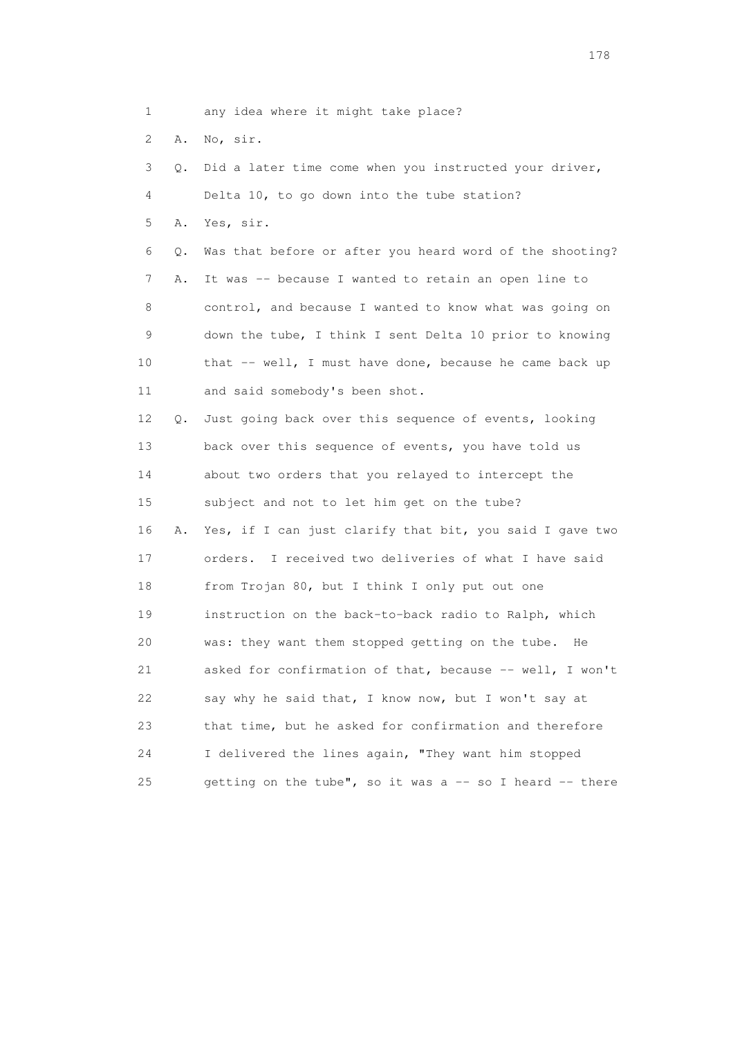1 any idea where it might take place?

2 A. No, sir.

3 Q. Did a later time come when you instructed your driver,

4 Delta 10, to go down into the tube station?

5 A. Yes, sir.

6 Q. Was that before or after you heard word of the shooting?

7 A. It was -- because I wanted to retain an open line to

8 control, and because I wanted to know what was going on

9 down the tube, I think I sent Delta 10 prior to knowing

10 that -- well, I must have done, because he came back up

11 and said somebody's been shot.

12 Q. Just going back over this sequence of events, looking

13 back over this sequence of events, you have told us

14 about two orders that you relayed to intercept the

15 subject and not to let him get on the tube?

16 A. Yes, if I can just clarify that bit, you said I gave two

17 orders. I received two deliveries of what I have said

18 from Trojan 80, but I think I only put out one

19 instruction on the back-to-back radio to Ralph, which

20 was: they want them stopped getting on the tube. He

21 asked for confirmation of that, because -- well, I won't

22 say why he said that, I know now, but I won't say at

23 that time, but he asked for confirmation and therefore

24 I delivered the lines again, "They want him stopped

25 getting on the tube", so it was a -- so I heard -- there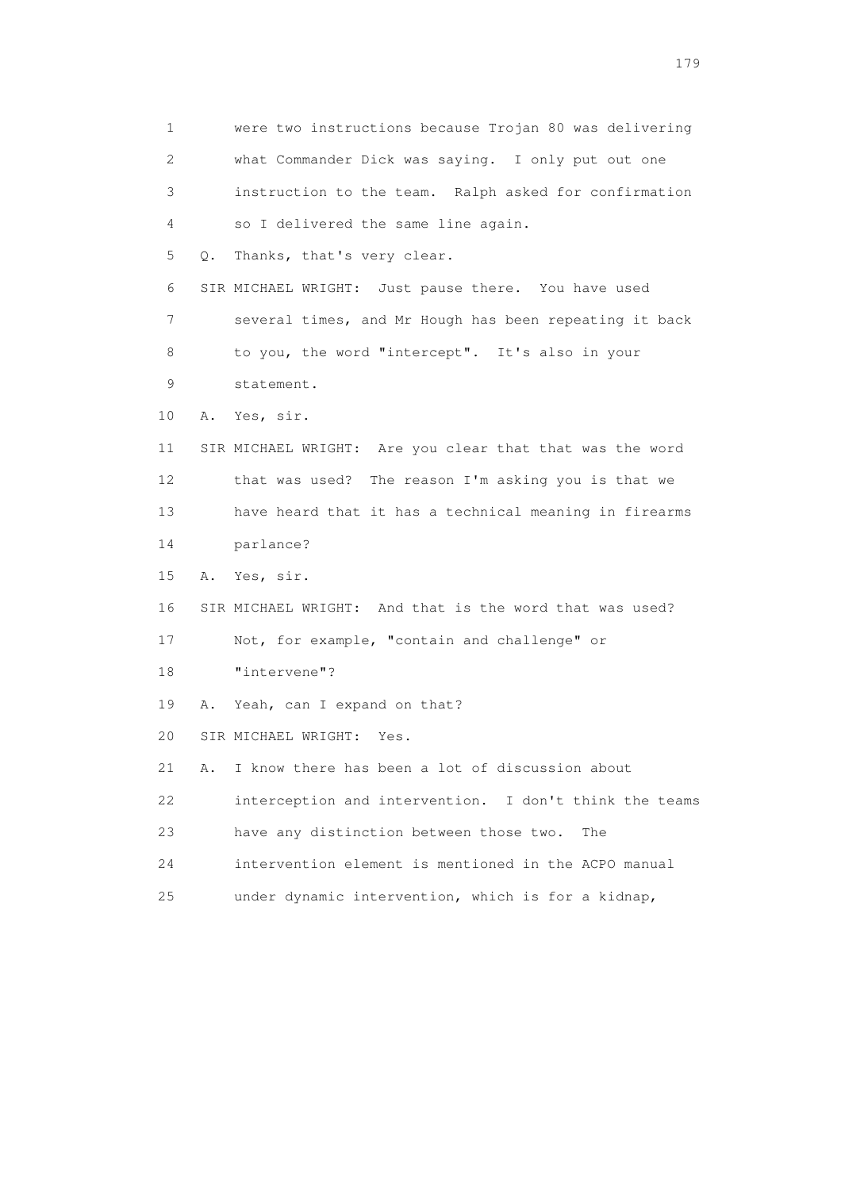1 were two instructions because Trojan 80 was delivering
2 what Commander Dick was saying. I only put out one
3 instruction to the team. Ralph asked for confirmation
4 so I delivered the same line again.

5 Q. Thanks, that's very clear.

6 SIR MICHAEL WRIGHT: Just pause there. You have used
7 several times, and Mr Hough has been repeating it back
8 to you, the word "intercept". It's also in your
9 statement.

10 A. Yes, sir.

11 SIR MICHAEL WRIGHT: Are you clear that that was the word
12 that was used? The reason I'm asking you is that we
13 have heard that it has a technical meaning in firearms
14 parlance?

15 A. Yes, sir.

16 SIR MICHAEL WRIGHT: And that is the word that was used?
17 Not, for example, "contain and challenge" or
18 "intervene"?

19 A. Yeah, can I expand on that?

20 SIR MICHAEL WRIGHT: Yes.

21 A. I know there has been a lot of discussion about
22 interception and intervention. I don't think the teams
23 have any distinction between those two. The
24 intervention element is mentioned in the ACPO manual
25 under dynamic intervention, which is for a kidnap,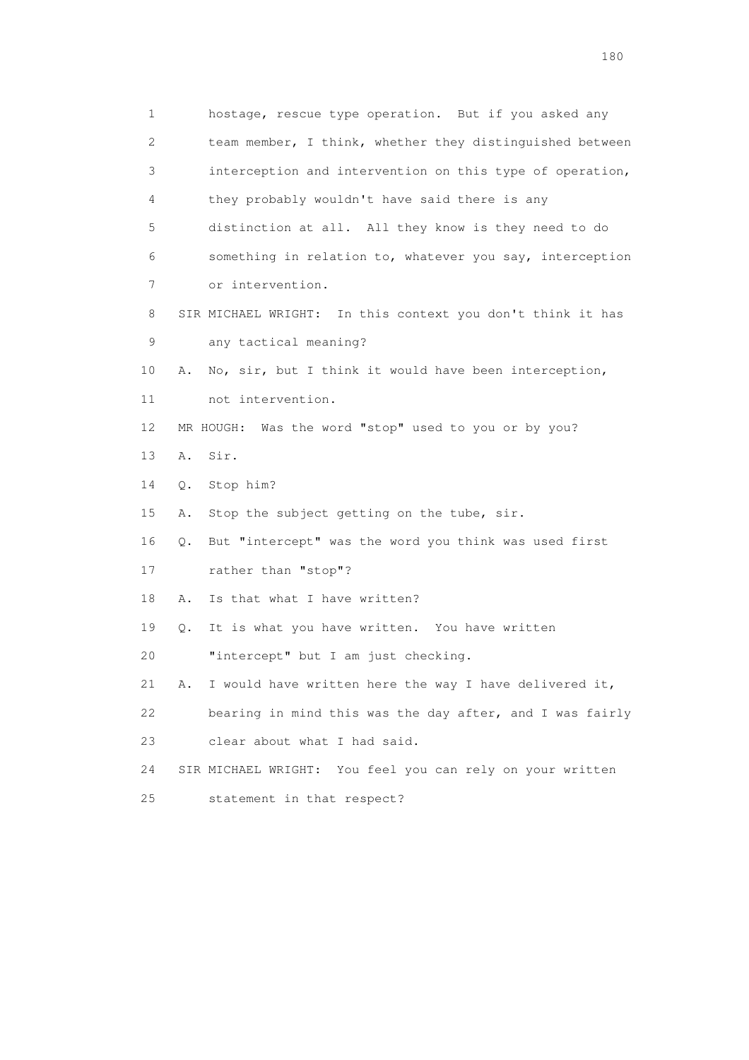1 hostage, rescue type operation. But if you asked any
2 team member, I think, whether they distinguished between
3 interception and intervention on this type of operation,
4 they probably wouldn't have said there is any
5 distinction at all. All they know is they need to do
6 something in relation to, whatever you say, interception
7 or intervention.
8 SIR MICHAEL WRIGHT: In this context you don't think it has
9 any tactical meaning?
10 A. No, sir, but I think it would have been interception,
11 not intervention.
12 MR HOUGH: Was the word "stop" used to you or by you?
13 A. Sir.
14 Q. Stop him?
15 A. Stop the subject getting on the tube, sir.
16 Q. But "intercept" was the word you think was used first
17 rather than "stop"?
18 A. Is that what I have written?
19 Q. It is what you have written. You have written
20 "intercept" but I am just checking.
21 A. I would have written here the way I have delivered it,
22 bearing in mind this was the day after, and I was fairly
23 clear about what I had said.
24 SIR MICHAEL WRIGHT: You feel you can rely on your written
25 statement in that respect?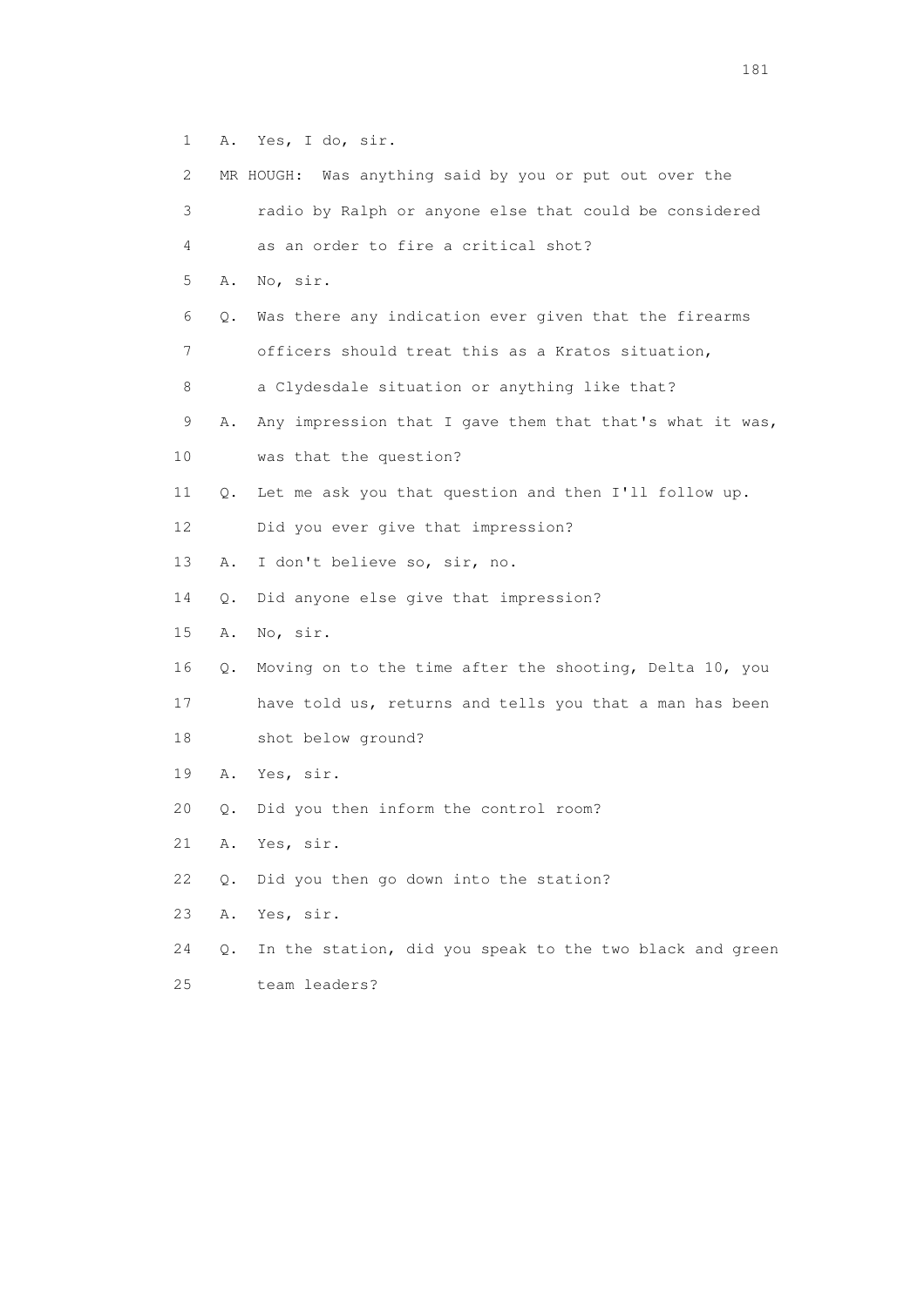1 A. Yes, I do, sir.

2 MR HOUGH: Was anything said by you or put out over the

3 radio by Ralph or anyone else that could be considered

4 as an order to fire a critical shot?

5 A. No, sir.

6 Q. Was there any indication ever given that the firearms

7 officers should treat this as a Kratos situation,

8 a Clydesdale situation or anything like that?

9 A. Any impression that I gave them that that's what it was,

10 was that the question?

11 Q. Let me ask you that question and then I'll follow up.

12 Did you ever give that impression?

13 A. I don't believe so, sir, no.

14 Q. Did anyone else give that impression?

15 A. No, sir.

16 Q. Moving on to the time after the shooting, Delta 10, you

17 have told us, returns and tells you that a man has been

18 shot below ground?

19 A. Yes, sir.

20 Q. Did you then inform the control room?

21 A. Yes, sir.

22 Q. Did you then go down into the station?

23 A. Yes, sir.

24 Q. In the station, did you speak to the two black and green

25 team leaders?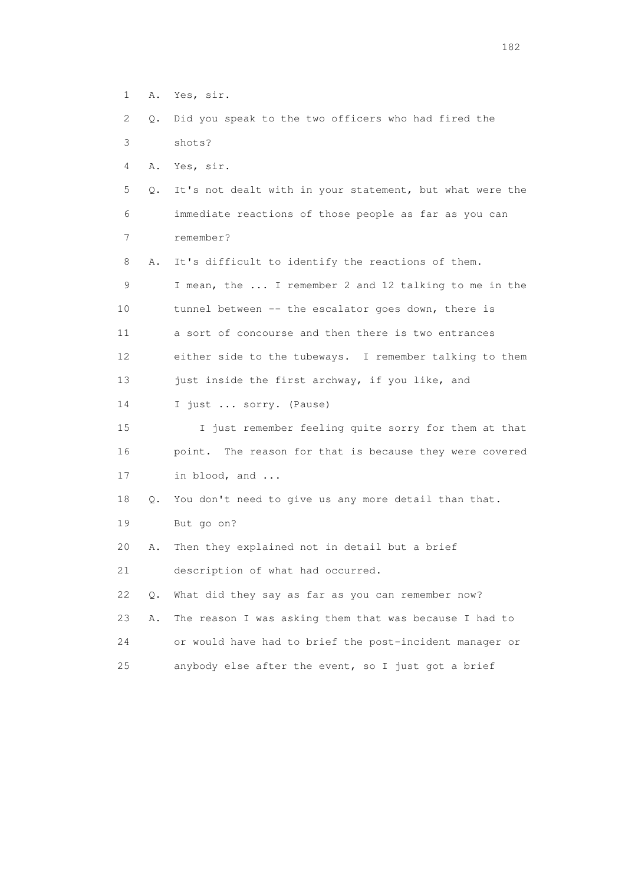1 A. Yes, sir.

2 Q. Did you speak to the two officers who had fired the

3 shots?

4 A. Yes, sir.

5 Q. It's not dealt with in your statement, but what were the

6 immediate reactions of those people as far as you can

7 remember?

8 A. It's difficult to identify the reactions of them.

9 I mean, the ... I remember 2 and 12 talking to me in the

10 tunnel between -- the escalator goes down, there is

11 a sort of concourse and then there is two entrances

12 either side to the tubeways. I remember talking to them

13 just inside the first archway, if you like, and

14 I just ... sorry. (Pause)

15 I just remember feeling quite sorry for them at that

16 point. The reason for that is because they were covered

17 in blood, and ...

18 Q. You don't need to give us any more detail than that.

19 But go on?

20 A. Then they explained not in detail but a brief

21 description of what had occurred.

22 Q. What did they say as far as you can remember now?

23 A. The reason I was asking them that was because I had to

24 or would have had to brief the post-incident manager or

25 anybody else after the event, so I just got a brief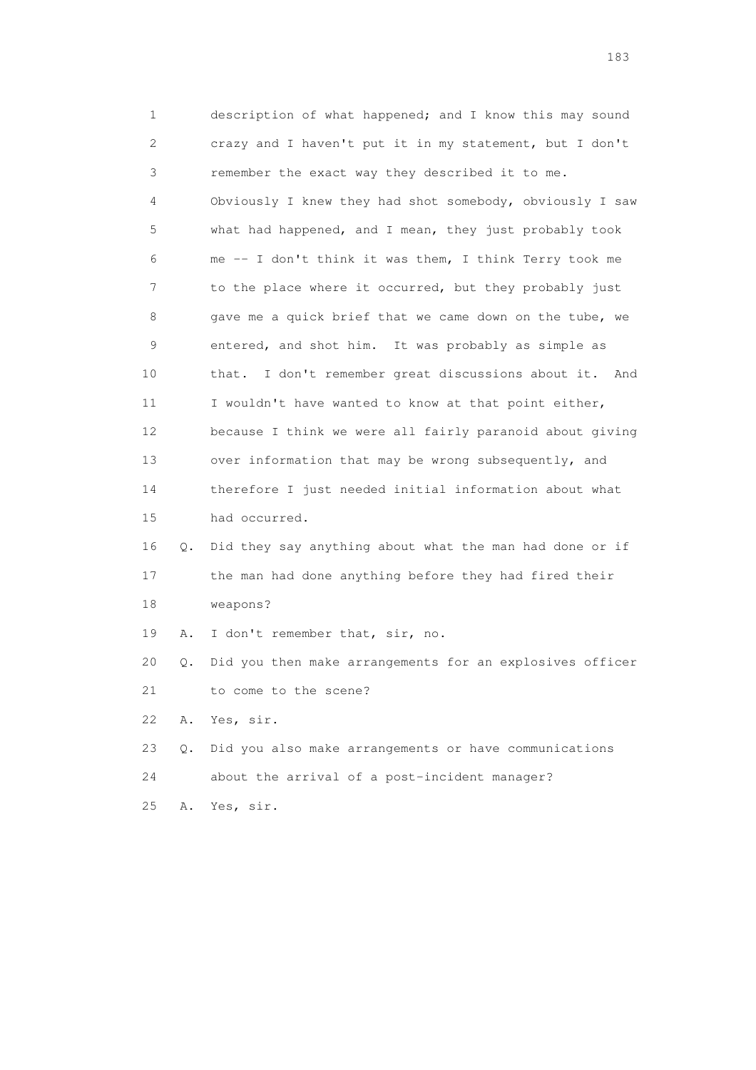1 description of what happened; and I know this may sound
2 crazy and I haven't put it in my statement, but I don't
3 remember the exact way they described it to me.
4 Obviously I knew they had shot somebody, obviously I saw
5 what had happened, and I mean, they just probably took
6 me -- I don't think it was them, I think Terry took me
7 to the place where it occurred, but they probably just
8 gave me a quick brief that we came down on the tube, we
9 entered, and shot him. It was probably as simple as
10 that. I don't remember great discussions about it. And
11 I wouldn't have wanted to know at that point either,
12 because I think we were all fairly paranoid about giving
13 over information that may be wrong subsequently, and
14 therefore I just needed initial information about what
15 had occurred.

16 Q. Did they say anything about what the man had done or if
17 the man had done anything before they had fired their
18 weapons?

19 A. I don't remember that, sir, no.

20 Q. Did you then make arrangements for an explosives officer
21 to come to the scene?

22 A. Yes, sir.

23 Q. Did you also make arrangements or have communications
24 about the arrival of a post-incident manager?

25 A. Yes, sir.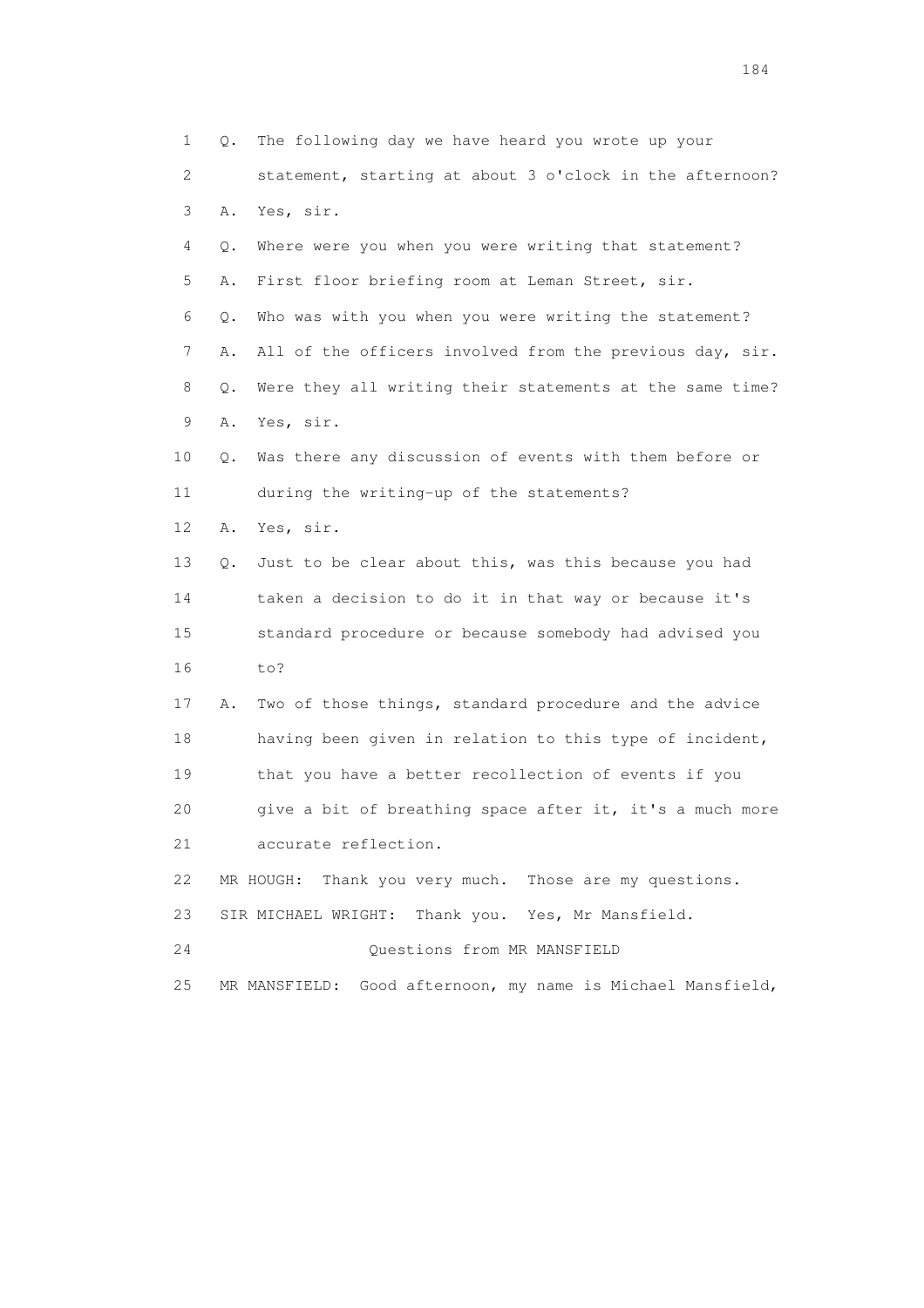1 Q. The following day we have heard you wrote up your
2 statement, starting at about 3 o'clock in the afternoon?
3 A. Yes, sir.
4 Q. Where were you when you were writing that statement?
5 A. First floor briefing room at Leman Street, sir.
6 Q. Who was with you when you were writing the statement?
7 A. All of the officers involved from the previous day, sir.
8 Q. Were they all writing their statements at the same time?
9 A. Yes, sir.
10 Q. Was there any discussion of events with them before or
11 during the writing-up of the statements?
12 A. Yes, sir.
13 Q. Just to be clear about this, was this because you had
14 taken a decision to do it in that way or because it's
15 standard procedure or because somebody had advised you
16 to?
17 A. Two of those things, standard procedure and the advice
18 having been given in relation to this type of incident,
19 that you have a better recollection of events if you
20 give a bit of breathing space after it, it's a much more
21 accurate reflection.
22 MR HOUGH: Thank you very much. Those are my questions.
23 SIR MICHAEL WRIGHT: Thank you. Yes, Mr Mansfield.
24 Questions from MR MANSFIELD
25 MR MANSFIELD: Good afternoon, my name is Michael Mansfield,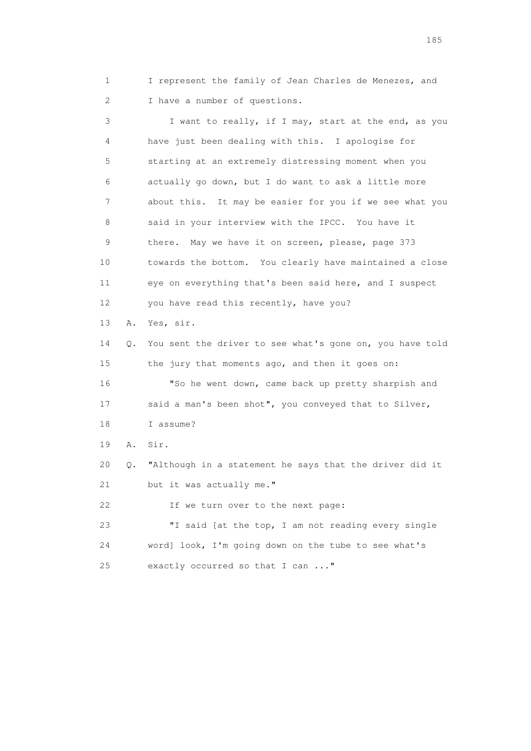1 I represent the family of Jean Charles de Menezes, and
2 I have a number of questions.

3 I want to really, if I may, start at the end, as you
4 have just been dealing with this. I apologise for
5 starting at an extremely distressing moment when you
6 actually go down, but I do want to ask a little more
7 about this. It may be easier for you if we see what you
8 said in your interview with the IPCC. You have it
9 there. May we have it on screen, please, page 373
10 towards the bottom. You clearly have maintained a close
11 eye on everything that's been said here, and I suspect
12 you have read this recently, have you?

13 A. Yes, sir.

14 Q. You sent the driver to see what's gone on, you have told
15 the jury that moments ago, and then it goes on:

16 "So he went down, came back up pretty sharpish and
17 said a man's been shot", you conveyed that to Silver,
18 I assume?

19 A. Sir.

20 Q. "Although in a statement he says that the driver did it
21 but it was actually me."

22 If we turn over to the next page:

23 "I said [at the top, I am not reading every single
24 word] look, I'm going down on the tube to see what's
25 exactly occurred so that I can ..."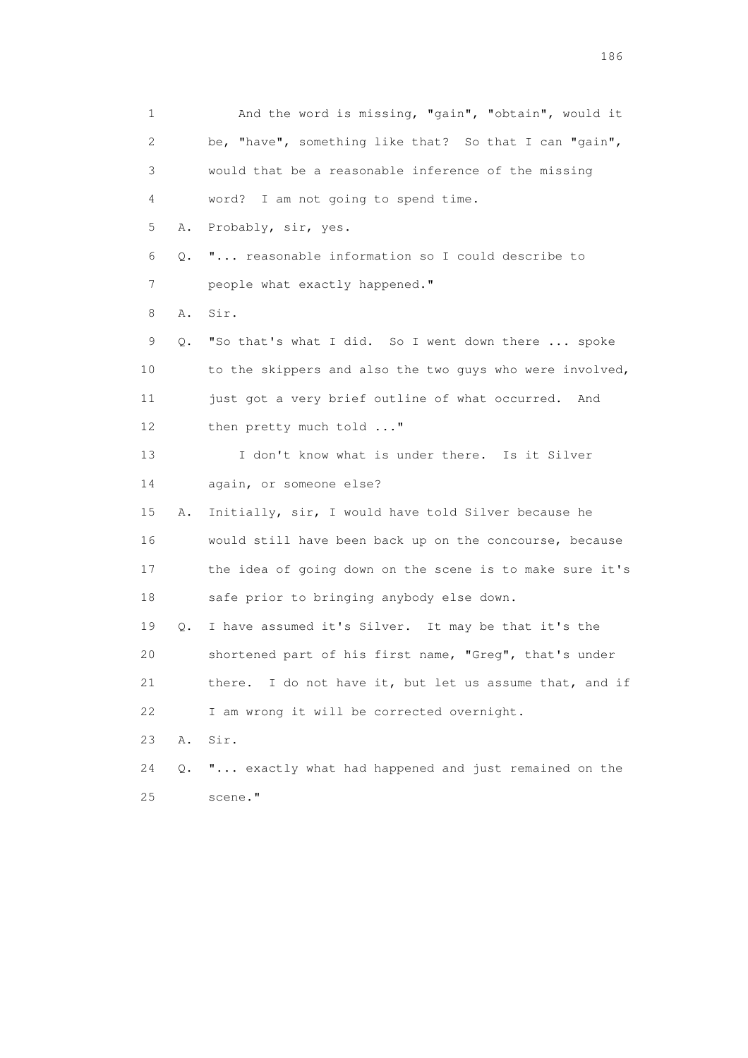1 And the word is missing, "gain", "obtain", would it
2 be, "have", something like that? So that I can "gain",
3 would that be a reasonable inference of the missing
4 word? I am not going to spend time.

5 A. Probably, sir, yes.

6 Q. "... reasonable information so I could describe to
7 people what exactly happened."

8 A. Sir.

9 Q. "So that's what I did. So I went down there ... spoke
10 to the skippers and also the two guys who were involved,
11 just got a very brief outline of what occurred. And
12 then pretty much told ..."

13 I don't know what is under there. Is it Silver
14 again, or someone else?

15 A. Initially, sir, I would have told Silver because he
16 would still have been back up on the concourse, because
17 the idea of going down on the scene is to make sure it's
18 safe prior to bringing anybody else down.

19 Q. I have assumed it's Silver. It may be that it's the
20 shortened part of his first name, "Greg", that's under
21 there. I do not have it, but let us assume that, and if
22 I am wrong it will be corrected overnight.

23 A. Sir.

24 Q. "... exactly what had happened and just remained on the
25 scene."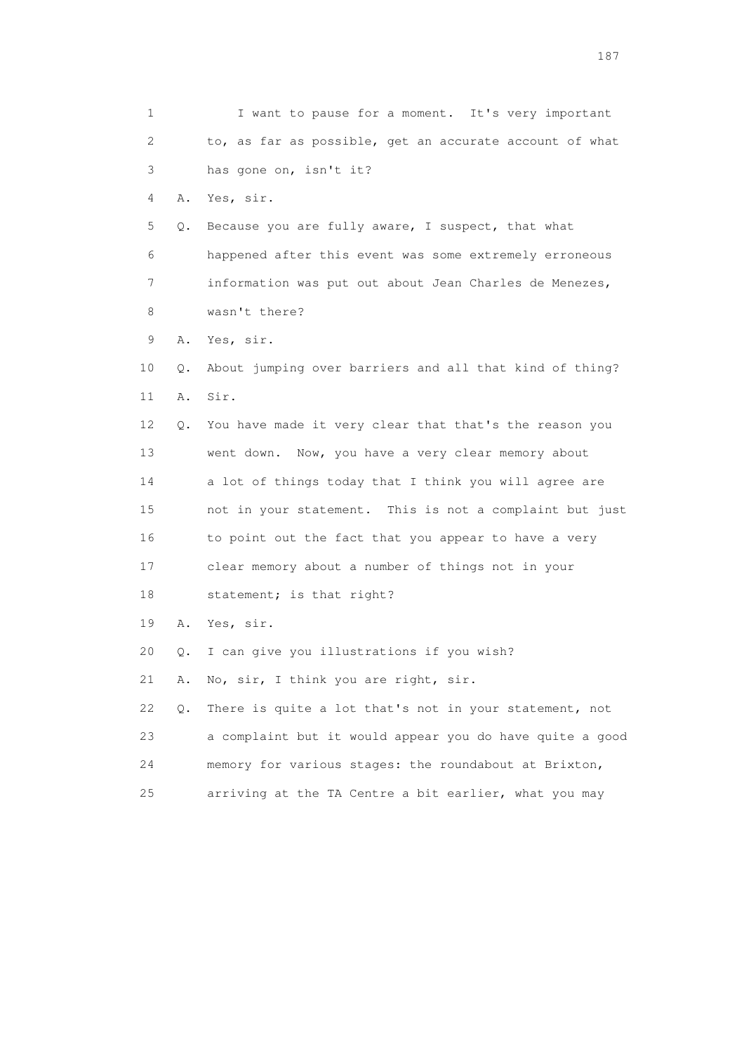1 I want to pause for a moment. It's very important
2 to, as far as possible, get an accurate account of what
3 has gone on, isn't it?
4 A. Yes, sir.
5 Q. Because you are fully aware, I suspect, that what
6 happened after this event was some extremely erroneous
7 information was put out about Jean Charles de Menezes,
8 wasn't there?
9 A. Yes, sir.
10 Q. About jumping over barriers and all that kind of thing?
11 A. Sir.
12 Q. You have made it very clear that that's the reason you
13 went down. Now, you have a very clear memory about
14 a lot of things today that I think you will agree are
15 not in your statement. This is not a complaint but just
16 to point out the fact that you appear to have a very
17 clear memory about a number of things not in your
18 statement; is that right?
19 A. Yes, sir.
20 Q. I can give you illustrations if you wish?
21 A. No, sir, I think you are right, sir.
22 Q. There is quite a lot that's not in your statement, not
23 a complaint but it would appear you do have quite a good
24 memory for various stages: the roundabout at Brixton,
25 arriving at the TA Centre a bit earlier, what you may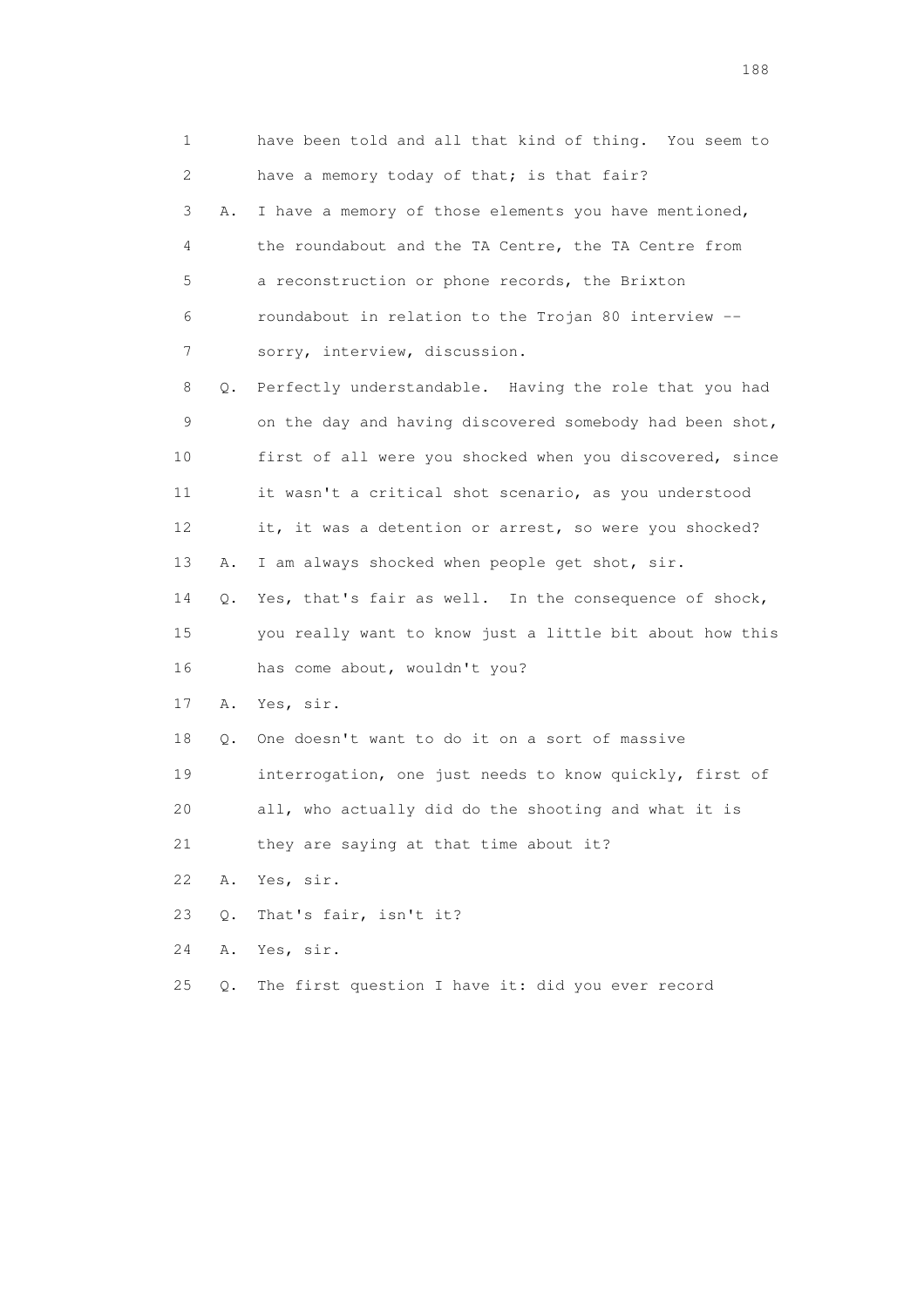1 have been told and all that kind of thing. You seem to
2 have a memory today of that; is that fair?
3 A. I have a memory of those elements you have mentioned,
4 the roundabout and the TA Centre, the TA Centre from
5 a reconstruction or phone records, the Brixton
6 roundabout in relation to the Trojan 80 interview --
7 sorry, interview, discussion.
8 Q. Perfectly understandable. Having the role that you had
9 on the day and having discovered somebody had been shot,
10 first of all were you shocked when you discovered, since
11 it wasn't a critical shot scenario, as you understood
12 it, it was a detention or arrest, so were you shocked?
13 A. I am always shocked when people get shot, sir.
14 Q. Yes, that's fair as well. In the consequence of shock,
15 you really want to know just a little bit about how this
16 has come about, wouldn't you?
17 A. Yes, sir.
18 Q. One doesn't want to do it on a sort of massive
19 interrogation, one just needs to know quickly, first of
20 all, who actually did do the shooting and what it is
21 they are saying at that time about it?
22 A. Yes, sir.
23 Q. That's fair, isn't it?
24 A. Yes, sir.
25 Q. The first question I have it: did you ever record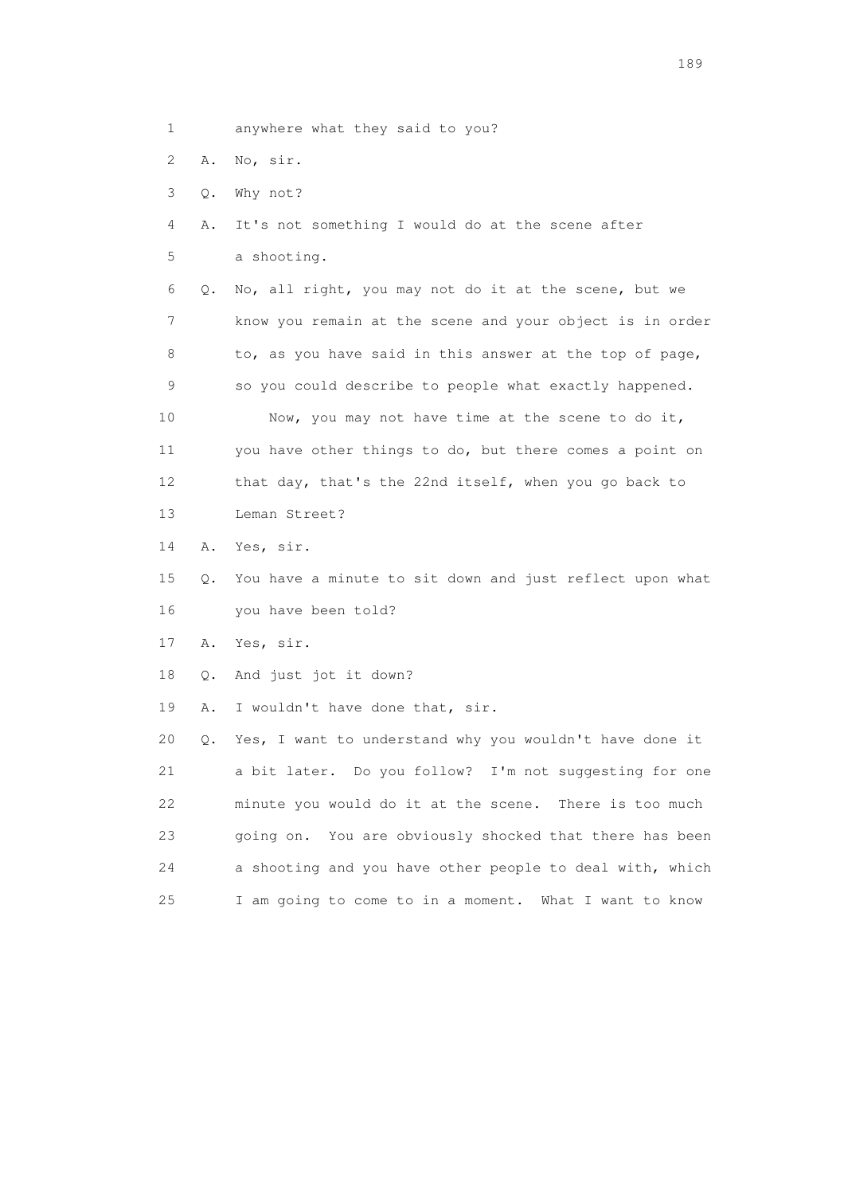1 anywhere what they said to you?

2 A. No, sir.

3 Q. Why not?

4 A. It's not something I would do at the scene after

5 a shooting.

6 Q. No, all right, you may not do it at the scene, but we

7 know you remain at the scene and your object is in order

8 to, as you have said in this answer at the top of page,

9 so you could describe to people what exactly happened.

10 Now, you may not have time at the scene to do it,

11 you have other things to do, but there comes a point on

12 that day, that's the 22nd itself, when you go back to

13 Leman Street?

14 A. Yes, sir.

15 Q. You have a minute to sit down and just reflect upon what

16 you have been told?

17 A. Yes, sir.

18 Q. And just jot it down?

19 A. I wouldn't have done that, sir.

20 Q. Yes, I want to understand why you wouldn't have done it

21 a bit later. Do you follow? I'm not suggesting for one

22 minute you would do it at the scene. There is too much

23 going on. You are obviously shocked that there has been

24 a shooting and you have other people to deal with, which

25 I am going to come to in a moment. What I want to know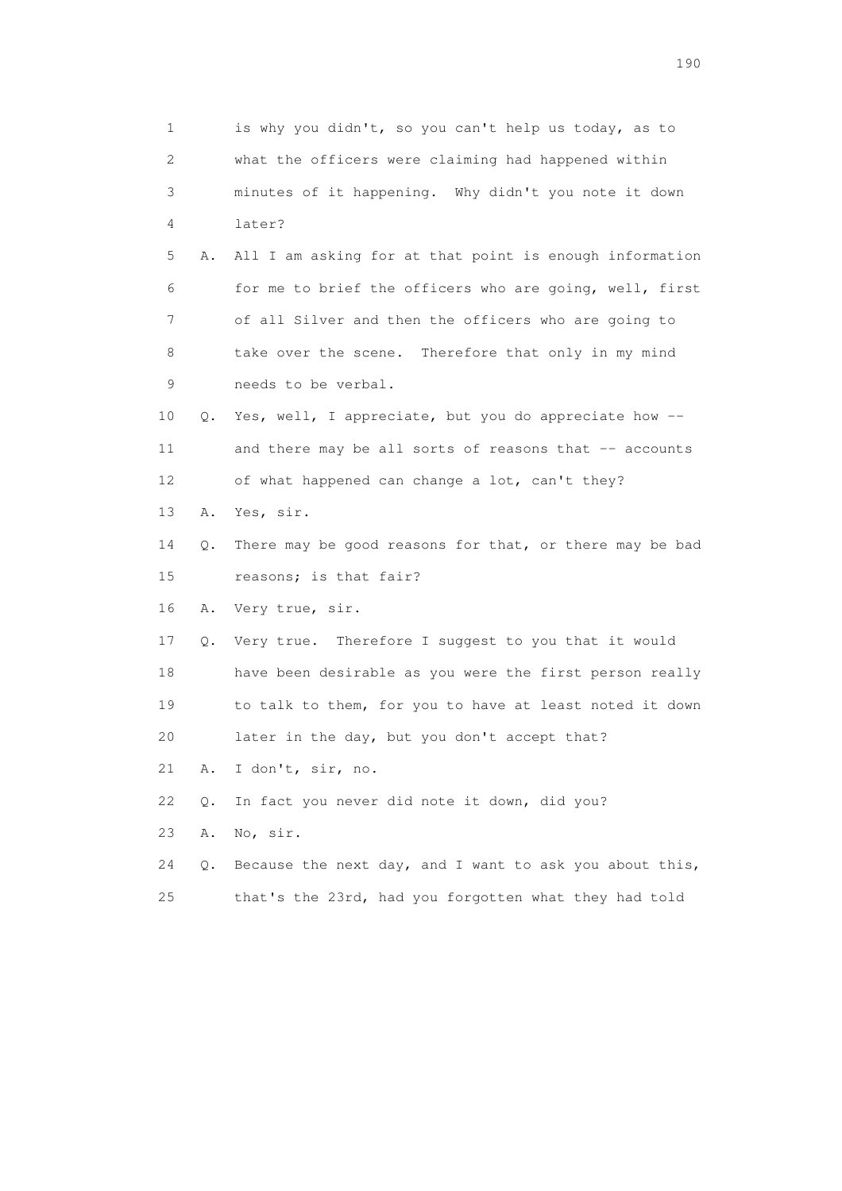1 is why you didn't, so you can't help us today, as to
2 what the officers were claiming had happened within
3 minutes of it happening. Why didn't you note it down
4 later?

5 A. All I am asking for at that point is enough information
6 for me to brief the officers who are going, well, first
7 of all Silver and then the officers who are going to
8 take over the scene. Therefore that only in my mind
9 needs to be verbal.

10 Q. Yes, well, I appreciate, but you do appreciate how --
11 and there may be all sorts of reasons that -- accounts
12 of what happened can change a lot, can't they?

13 A. Yes, sir.

14 Q. There may be good reasons for that, or there may be bad
15 reasons; is that fair?

16 A. Very true, sir.

17 Q. Very true. Therefore I suggest to you that it would
18 have been desirable as you were the first person really
19 to talk to them, for you to have at least noted it down
20 later in the day, but you don't accept that?

21 A. I don't, sir, no.

22 Q. In fact you never did note it down, did you?

23 A. No, sir.

24 Q. Because the next day, and I want to ask you about this,
25 that's the 23rd, had you forgotten what they had told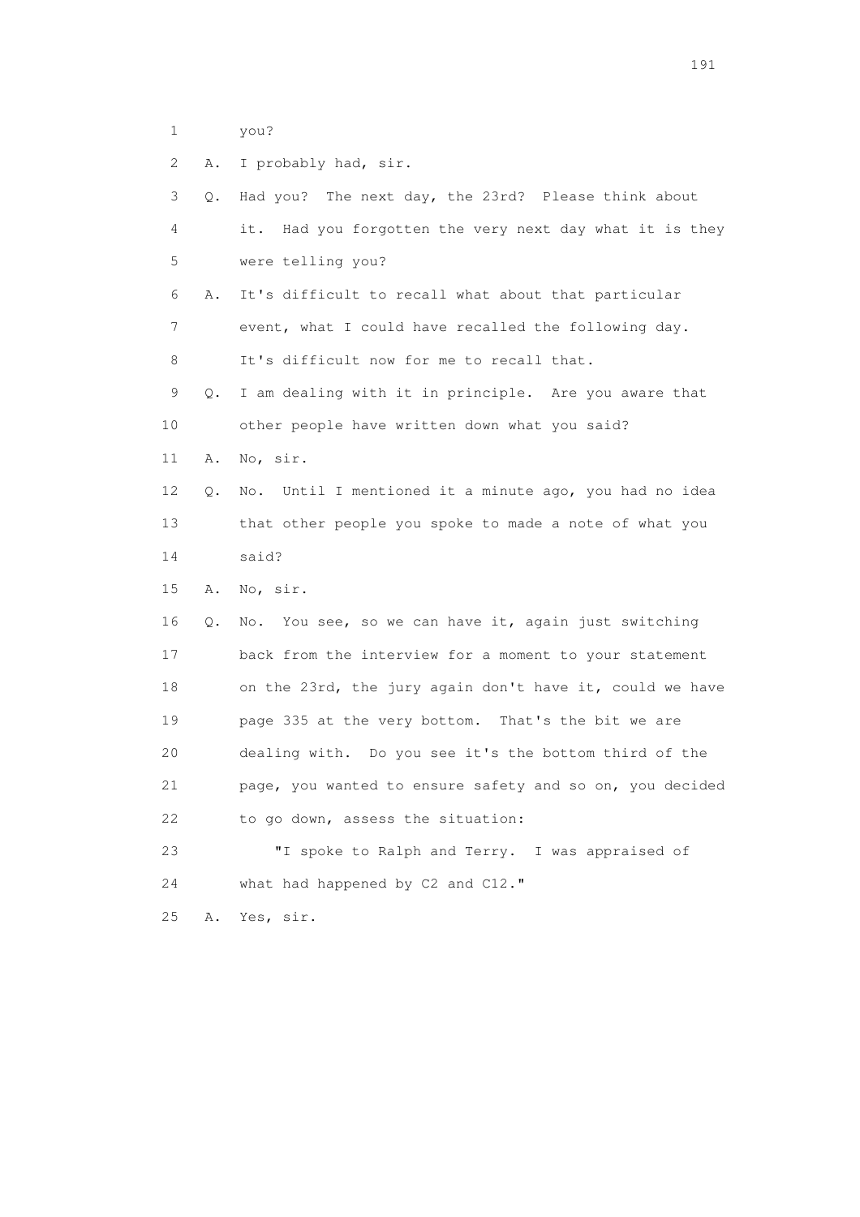1 you?

2 A. I probably had, sir.

3 Q. Had you? The next day, the 23rd? Please think about

4 it. Had you forgotten the very next day what it is they

5 were telling you?

6 A. It's difficult to recall what about that particular

7 event, what I could have recalled the following day.

8 It's difficult now for me to recall that.

9 Q. I am dealing with it in principle. Are you aware that

10 other people have written down what you said?

11 A. No, sir.

12 Q. No. Until I mentioned it a minute ago, you had no idea

13 that other people you spoke to made a note of what you

14 said?

15 A. No, sir.

16 Q. No. You see, so we can have it, again just switching

17 back from the interview for a moment to your statement

18 on the 23rd, the jury again don't have it, could we have

19 page 335 at the very bottom. That's the bit we are

20 dealing with. Do you see it's the bottom third of the

21 page, you wanted to ensure safety and so on, you decided

22 to go down, assess the situation:

23 "I spoke to Ralph and Terry. I was appraised of

24 what had happened by C2 and C12."

25 A. Yes, sir.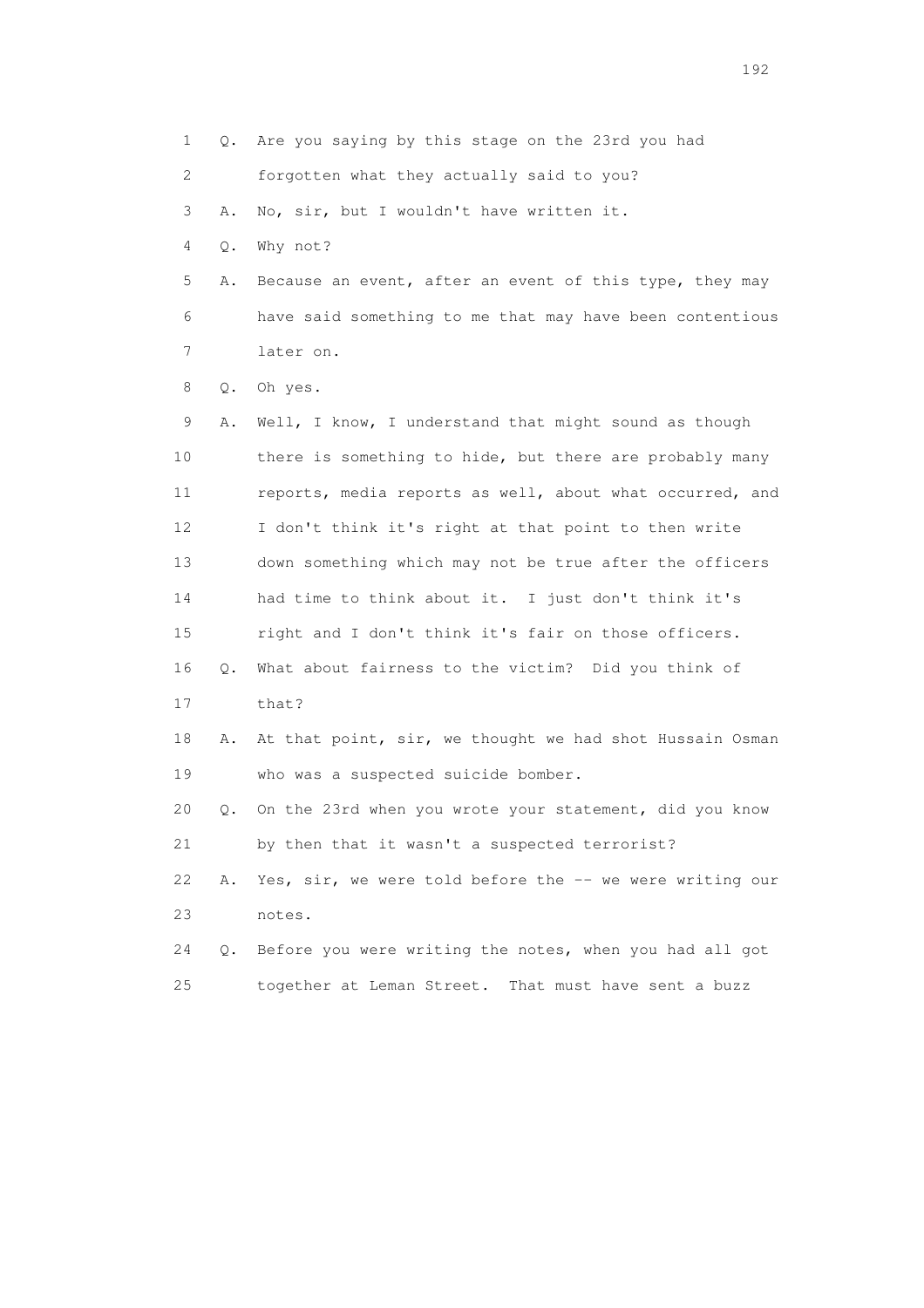1 Q. Are you saying by this stage on the 23rd you had
2 forgotten what they actually said to you?
3 A. No, sir, but I wouldn't have written it.
4 Q. Why not?
5 A. Because an event, after an event of this type, they may
6 have said something to me that may have been contentious
7 later on.
8 Q. Oh yes.
9 A. Well, I know, I understand that might sound as though
10 there is something to hide, but there are probably many
11 reports, media reports as well, about what occurred, and
12 I don't think it's right at that point to then write
13 down something which may not be true after the officers
14 had time to think about it. I just don't think it's
15 right and I don't think it's fair on those officers.
16 Q. What about fairness to the victim? Did you think of
17 that?
18 A. At that point, sir, we thought we had shot Hussain Osman
19 who was a suspected suicide bomber.
20 Q. On the 23rd when you wrote your statement, did you know
21 by then that it wasn't a suspected terrorist?
22 A. Yes, sir, we were told before the -- we were writing our
23 notes.
24 Q. Before you were writing the notes, when you had all got
25 together at Leman Street. That must have sent a buzz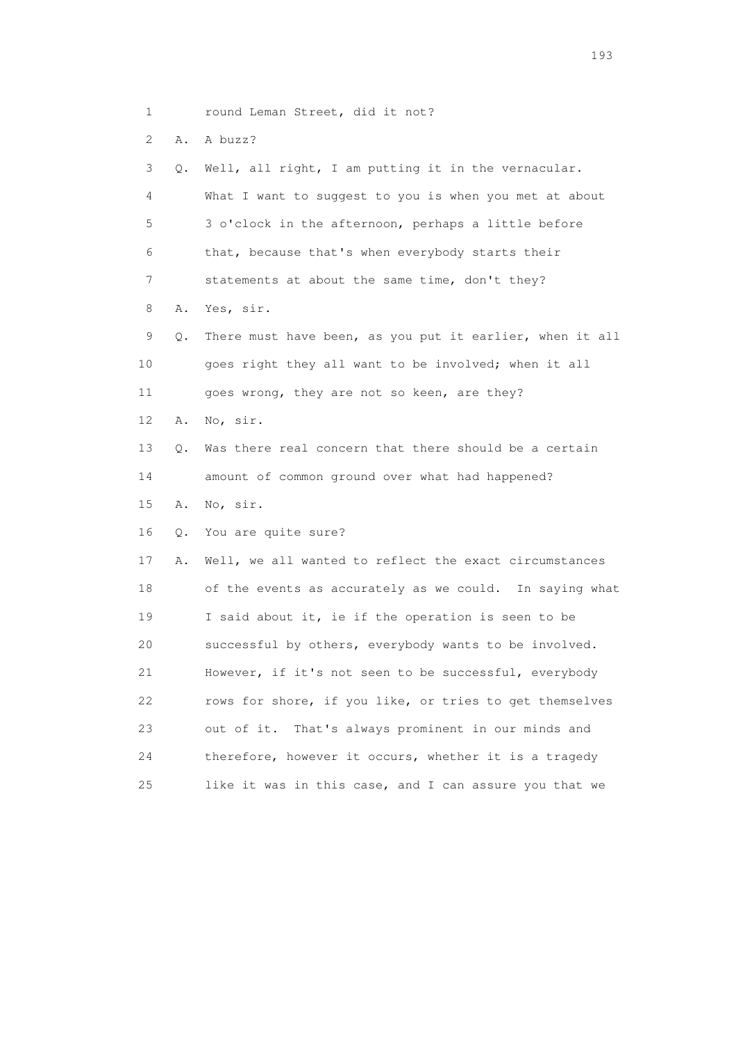1 round Leman Street, did it not?

2 A. A buzz?

3 Q. Well, all right, I am putting it in the vernacular.

4 What I want to suggest to you is when you met at about

5 3 o'clock in the afternoon, perhaps a little before

6 that, because that's when everybody starts their

7 statements at about the same time, don't they?

8 A. Yes, sir.

9 Q. There must have been, as you put it earlier, when it all

10 goes right they all want to be involved; when it all

11 goes wrong, they are not so keen, are they?

12 A. No, sir.

13 Q. Was there real concern that there should be a certain

14 amount of common ground over what had happened?

15 A. No, sir.

16 Q. You are quite sure?

17 A. Well, we all wanted to reflect the exact circumstances

18 of the events as accurately as we could. In saying what

19 I said about it, ie if the operation is seen to be

20 successful by others, everybody wants to be involved.

21 However, if it's not seen to be successful, everybody

22 rows for shore, if you like, or tries to get themselves

23 out of it. That's always prominent in our minds and

24 therefore, however it occurs, whether it is a tragedy

25 like it was in this case, and I can assure you that we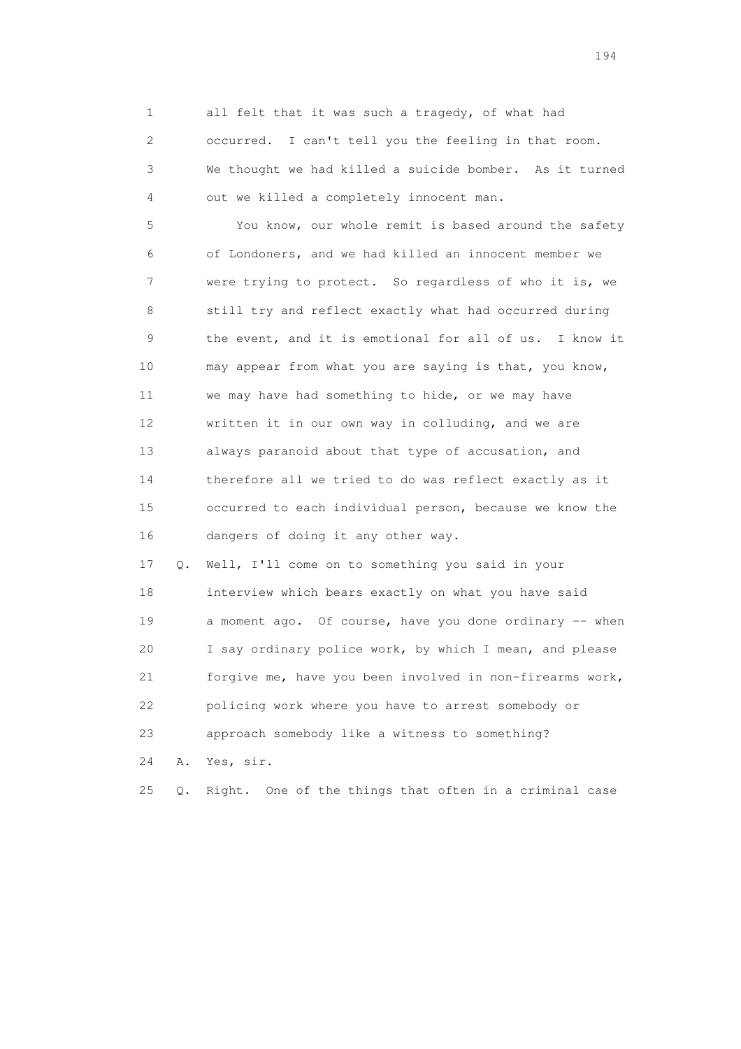1 all felt that it was such a tragedy, of what had
2 occurred. I can't tell you the feeling in that room.
3 We thought we had killed a suicide bomber. As it turned
4 out we killed a completely innocent man.

5 You know, our whole remit is based around the safety
6 of Londoners, and we had killed an innocent member we
7 were trying to protect. So regardless of who it is, we
8 still try and reflect exactly what had occurred during
9 the event, and it is emotional for all of us. I know it
10 may appear from what you are saying is that, you know,
11 we may have had something to hide, or we may have
12 written it in our own way in colluding, and we are
13 always paranoid about that type of accusation, and
14 therefore all we tried to do was reflect exactly as it
15 occurred to each individual person, because we know the
16 dangers of doing it any other way.

17 Q. Well, I'll come on to something you said in your
18 interview which bears exactly on what you have said
19 a moment ago. Of course, have you done ordinary -- when
20 I say ordinary police work, by which I mean, and please
21 forgive me, have you been involved in non-firearms work,
22 policing work where you have to arrest somebody or
23 approach somebody like a witness to something?

24 A. Yes, sir.

25 Q. Right. One of the things that often in a criminal case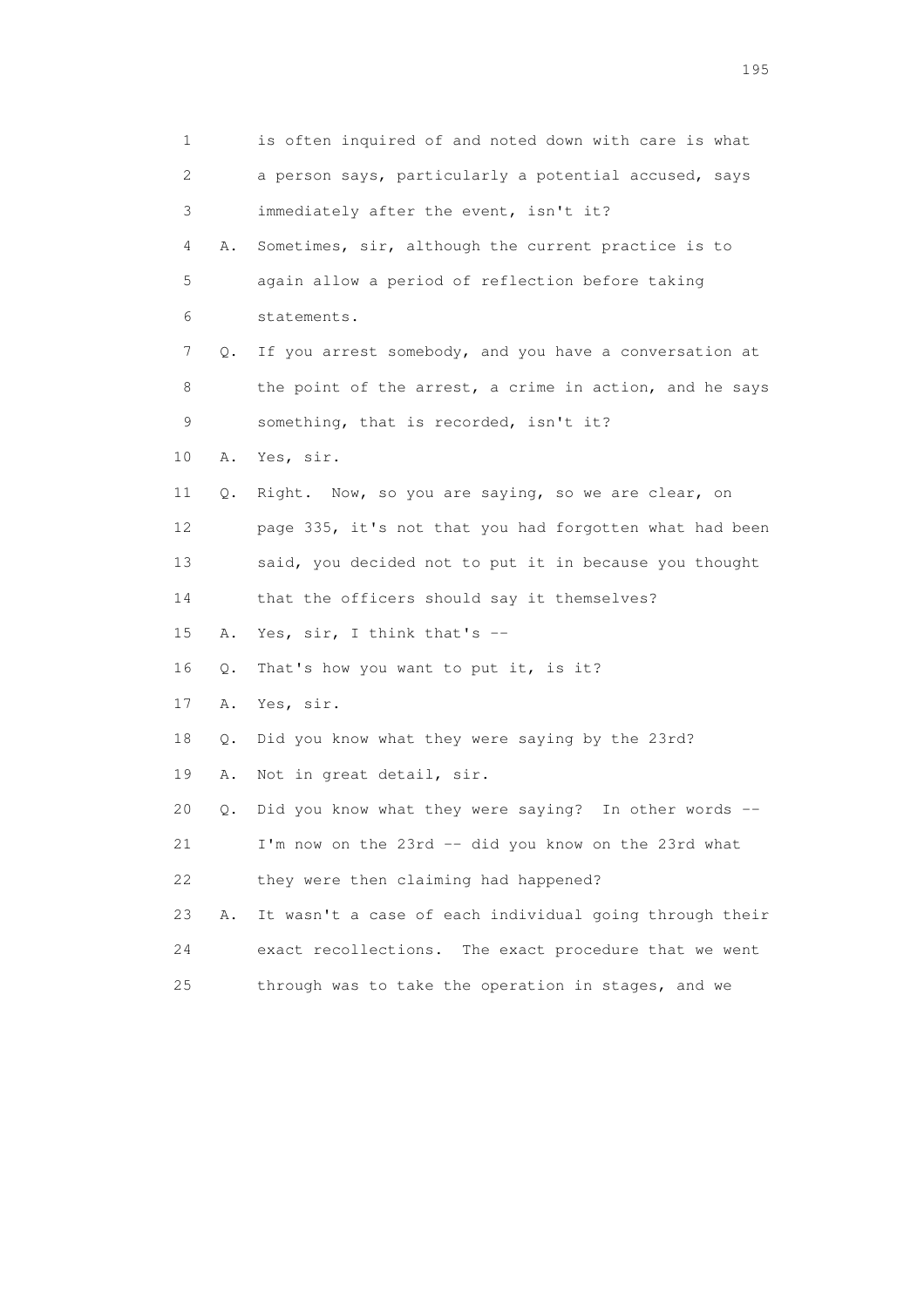1 is often inquired of and noted down with care is what
2 a person says, particularly a potential accused, says
3 immediately after the event, isn't it?

4 A. Sometimes, sir, although the current practice is to
5 again allow a period of reflection before taking
6 statements.

7 Q. If you arrest somebody, and you have a conversation at
8 the point of the arrest, a crime in action, and he says
9 something, that is recorded, isn't it?

10 A. Yes, sir.

11 Q. Right. Now, so you are saying, so we are clear, on
12 page 335, it's not that you had forgotten what had been
13 said, you decided not to put it in because you thought
14 that the officers should say it themselves?

15 A. Yes, sir, I think that's --

16 Q. That's how you want to put it, is it?

17 A. Yes, sir.

18 Q. Did you know what they were saying by the 23rd?

19 A. Not in great detail, sir.

20 Q. Did you know what they were saying? In other words --
21 I'm now on the 23rd -- did you know on the 23rd what
22 they were then claiming had happened?

23 A. It wasn't a case of each individual going through their
24 exact recollections. The exact procedure that we went
25 through was to take the operation in stages, and we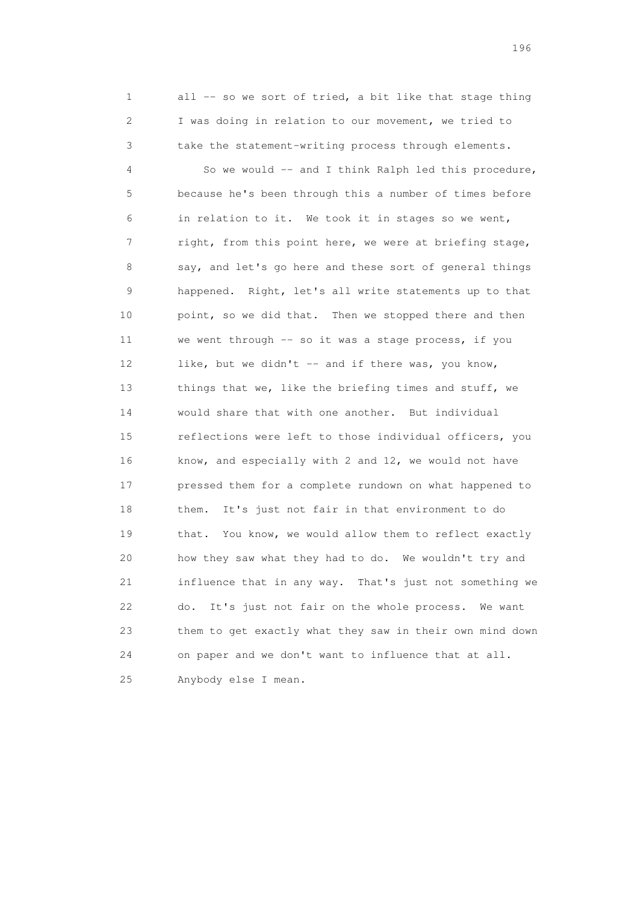1 all -- so we sort of tried, a bit like that stage thing
2 I was doing in relation to our movement, we tried to
3 take the statement-writing process through elements.

4 So we would -- and I think Ralph led this procedure,
5 because he's been through this a number of times before
6 in relation to it. We took it in stages so we went,
7 right, from this point here, we were at briefing stage,
8 say, and let's go here and these sort of general things
9 happened. Right, let's all write statements up to that
10 point, so we did that. Then we stopped there and then
11 we went through -- so it was a stage process, if you
12 like, but we didn't -- and if there was, you know,
13 things that we, like the briefing times and stuff, we
14 would share that with one another. But individual
15 reflections were left to those individual officers, you
16 know, and especially with 2 and 12, we would not have
17 pressed them for a complete rundown on what happened to
18 them. It's just not fair in that environment to do
19 that. You know, we would allow them to reflect exactly
20 how they saw what they had to do. We wouldn't try and
21 influence that in any way. That's just not something we
22 do. It's just not fair on the whole process. We want
23 them to get exactly what they saw in their own mind down
24 on paper and we don't want to influence that at all.
25 Anybody else I mean.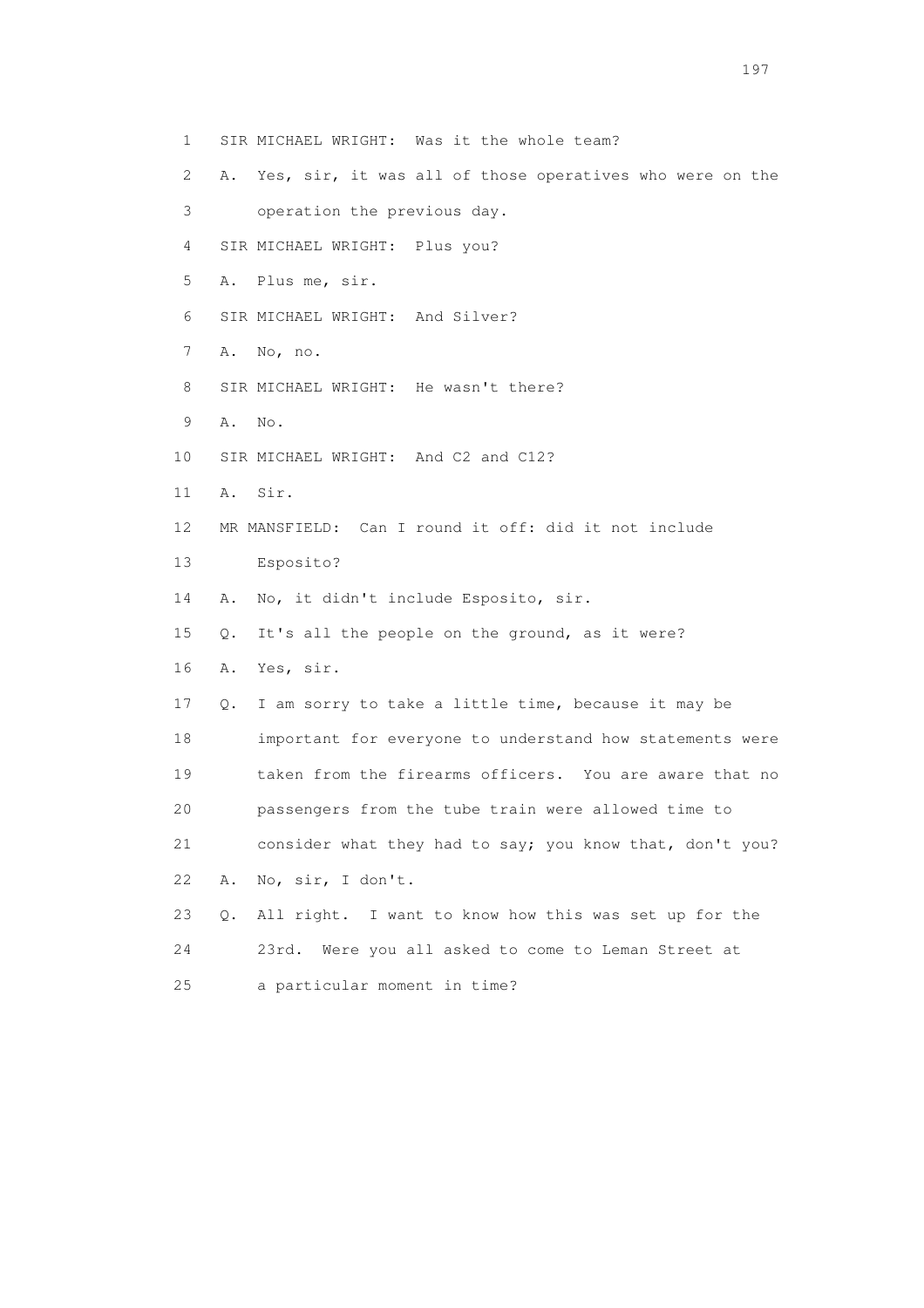1 SIR MICHAEL WRIGHT: Was it the whole team?

2 A. Yes, sir, it was all of those operatives who were on the

3 operation the previous day.

4 SIR MICHAEL WRIGHT: Plus you?

5 A. Plus me, sir.

6 SIR MICHAEL WRIGHT: And Silver?

7 A. No, no.

8 SIR MICHAEL WRIGHT: He wasn't there?

9 A. No.

10 SIR MICHAEL WRIGHT: And C2 and C12?

11 A. Sir.

12 MR MANSFIELD: Can I round it off: did it not include

13 Esposito?

14 A. No, it didn't include Esposito, sir.

15 Q. It's all the people on the ground, as it were?

16 A. Yes, sir.

17 Q. I am sorry to take a little time, because it may be

18 important for everyone to understand how statements were

19 taken from the firearms officers. You are aware that no

20 passengers from the tube train were allowed time to

21 consider what they had to say; you know that, don't you?

22 A. No, sir, I don't.

23 Q. All right. I want to know how this was set up for the

24 23rd. Were you all asked to come to Leman Street at

25 a particular moment in time?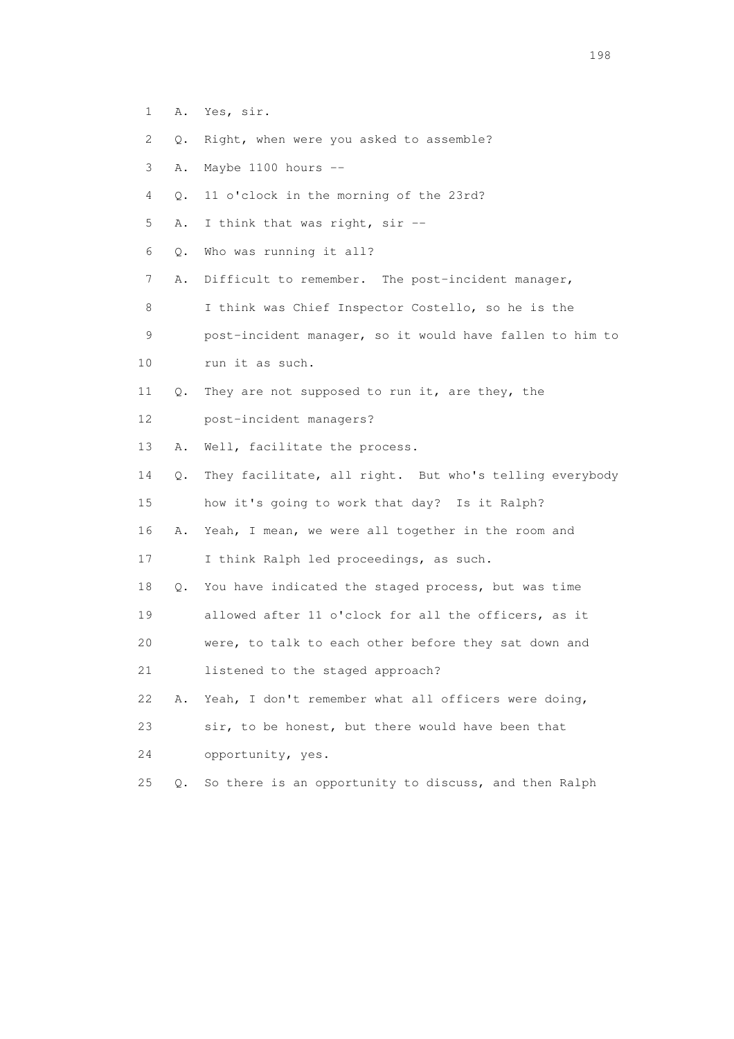1 A. Yes, sir.

2 Q. Right, when were you asked to assemble?

3 A. Maybe 1100 hours --

4 Q. 11 o'clock in the morning of the 23rd?

5 A. I think that was right, sir --

6 Q. Who was running it all?

7 A. Difficult to remember. The post-incident manager,

8 I think was Chief Inspector Costello, so he is the

9 post-incident manager, so it would have fallen to him to

10 run it as such.

11 Q. They are not supposed to run it, are they, the

12 post-incident managers?

13 A. Well, facilitate the process.

14 Q. They facilitate, all right. But who's telling everybody

15 how it's going to work that day? Is it Ralph?

16 A. Yeah, I mean, we were all together in the room and

17 I think Ralph led proceedings, as such.

18 Q. You have indicated the staged process, but was time

19 allowed after 11 o'clock for all the officers, as it

20 were, to talk to each other before they sat down and

21 listened to the staged approach?

22 A. Yeah, I don't remember what all officers were doing,

23 sir, to be honest, but there would have been that

24 opportunity, yes.

25 Q. So there is an opportunity to discuss, and then Ralph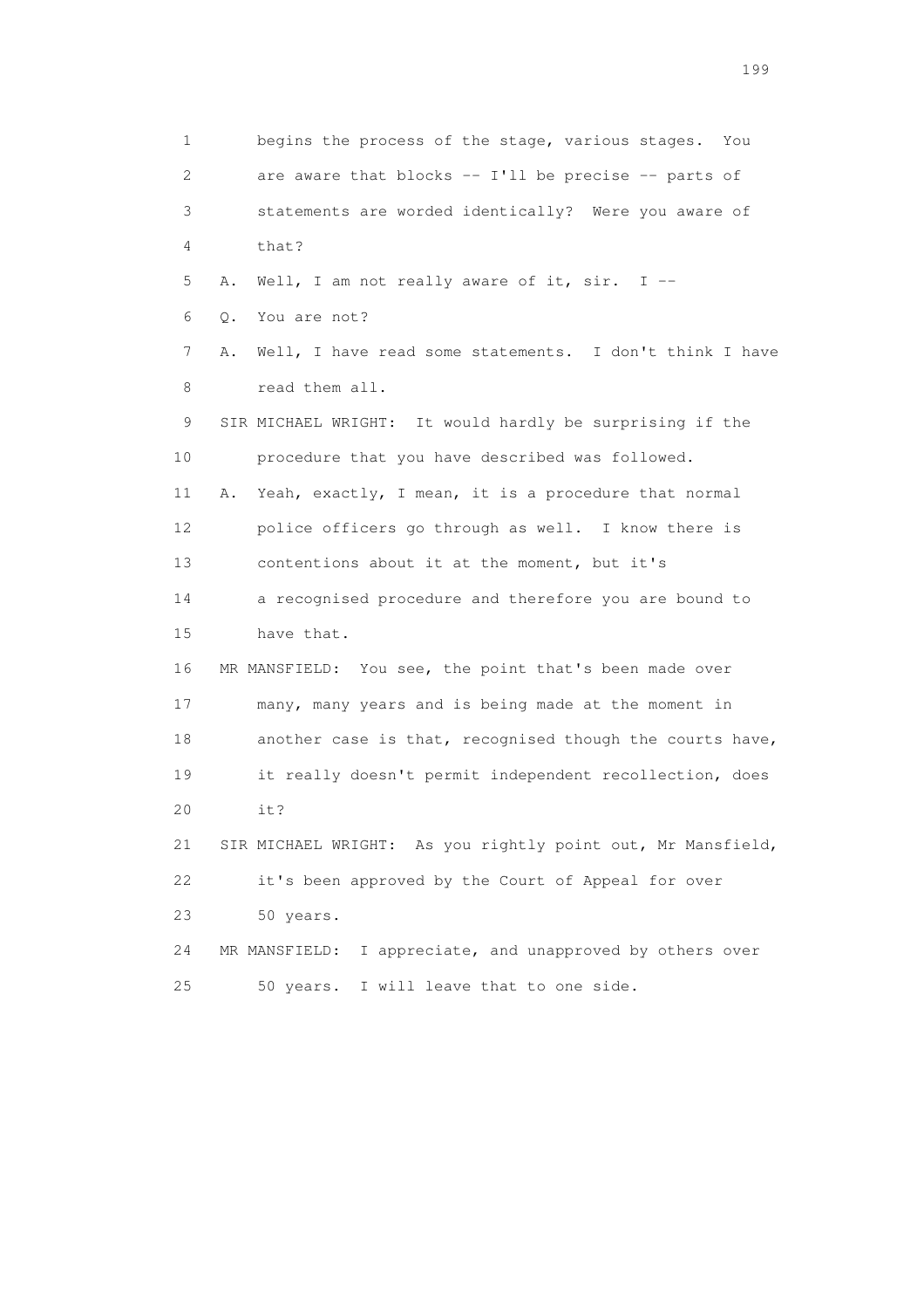1 begins the process of the stage, various stages. You
2 are aware that blocks -- I'll be precise -- parts of
3 statements are worded identically? Were you aware of
4 that?
5 A. Well, I am not really aware of it, sir. I --
6 Q. You are not?
7 A. Well, I have read some statements. I don't think I have
8 read them all.
9 SIR MICHAEL WRIGHT: It would hardly be surprising if the
10 procedure that you have described was followed.
11 A. Yeah, exactly, I mean, it is a procedure that normal
12 police officers go through as well. I know there is
13 contentions about it at the moment, but it's
14 a recognised procedure and therefore you are bound to
15 have that.
16 MR MANSFIELD: You see, the point that's been made over
17 many, many years and is being made at the moment in
18 another case is that, recognised though the courts have,
19 it really doesn't permit independent recollection, does
20 it?
21 SIR MICHAEL WRIGHT: As you rightly point out, Mr Mansfield,
22 it's been approved by the Court of Appeal for over
23 50 years.
24 MR MANSFIELD: I appreciate, and unapproved by others over
25 50 years. I will leave that to one side.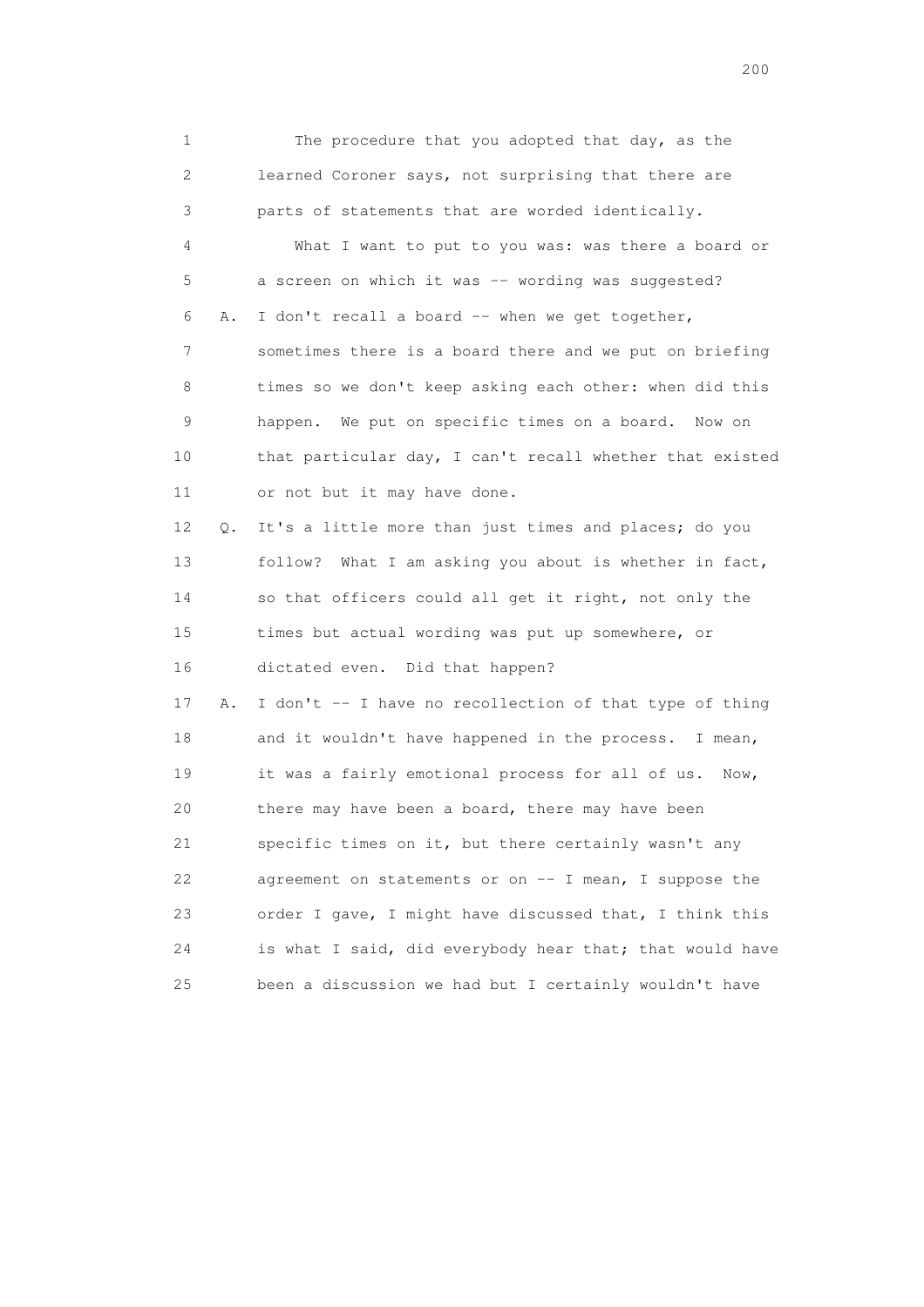1 The procedure that you adopted that day, as the
2 learned Coroner says, not surprising that there are
3 parts of statements that are worded identically.

4 What I want to put to you was: was there a board or
5 a screen on which it was -- wording was suggested?

6 A. I don't recall a board -- when we get together,
7 sometimes there is a board there and we put on briefing
8 times so we don't keep asking each other: when did this
9 happen. We put on specific times on a board. Now on
10 that particular day, I can't recall whether that existed
11 or not but it may have done.

12 Q. It's a little more than just times and places; do you
13 follow? What I am asking you about is whether in fact,
14 so that officers could all get it right, not only the
15 times but actual wording was put up somewhere, or
16 dictated even. Did that happen?

17 A. I don't -- I have no recollection of that type of thing
18 and it wouldn't have happened in the process. I mean,
19 it was a fairly emotional process for all of us. Now,
20 there may have been a board, there may have been
21 specific times on it, but there certainly wasn't any
22 agreement on statements or on -- I mean, I suppose the
23 order I gave, I might have discussed that, I think this
24 is what I said, did everybody hear that; that would have
25 been a discussion we had but I certainly wouldn't have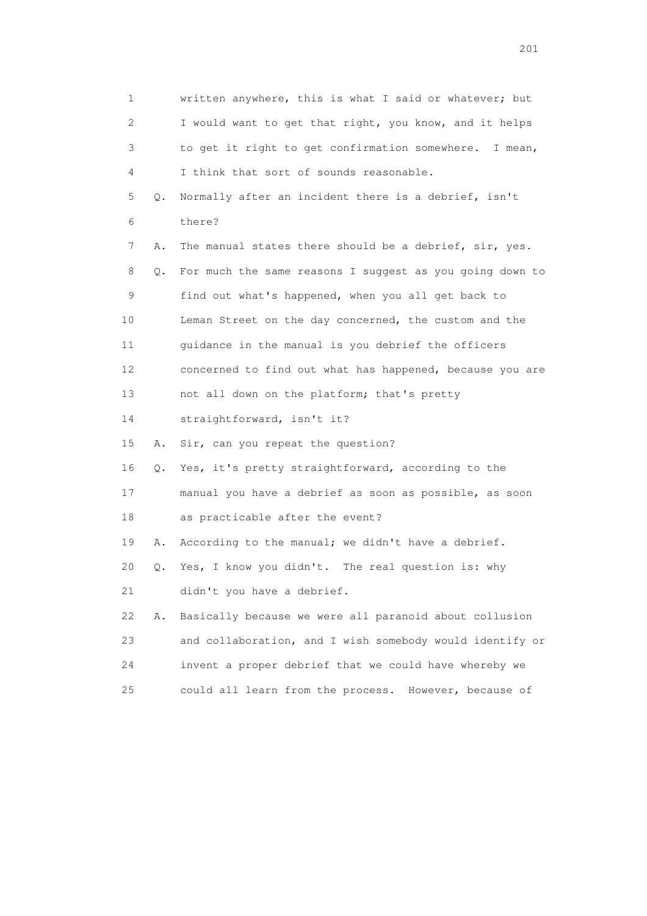1 written anywhere, this is what I said or whatever; but
2 I would want to get that right, you know, and it helps
3 to get it right to get confirmation somewhere. I mean,
4 I think that sort of sounds reasonable.
5 Q. Normally after an incident there is a debrief, isn't
6 there?
7 A. The manual states there should be a debrief, sir, yes.
8 Q. For much the same reasons I suggest as you going down to
9 find out what's happened, when you all get back to
10 Leman Street on the day concerned, the custom and the
11 guidance in the manual is you debrief the officers
12 concerned to find out what has happened, because you are
13 not all down on the platform; that's pretty
14 straightforward, isn't it?
15 A. Sir, can you repeat the question?
16 Q. Yes, it's pretty straightforward, according to the
17 manual you have a debrief as soon as possible, as soon
18 as practicable after the event?
19 A. According to the manual; we didn't have a debrief.
20 Q. Yes, I know you didn't. The real question is: why
21 didn't you have a debrief.
22 A. Basically because we were all paranoid about collusion
23 and collaboration, and I wish somebody would identify or
24 invent a proper debrief that we could have whereby we
25 could all learn from the process. However, because of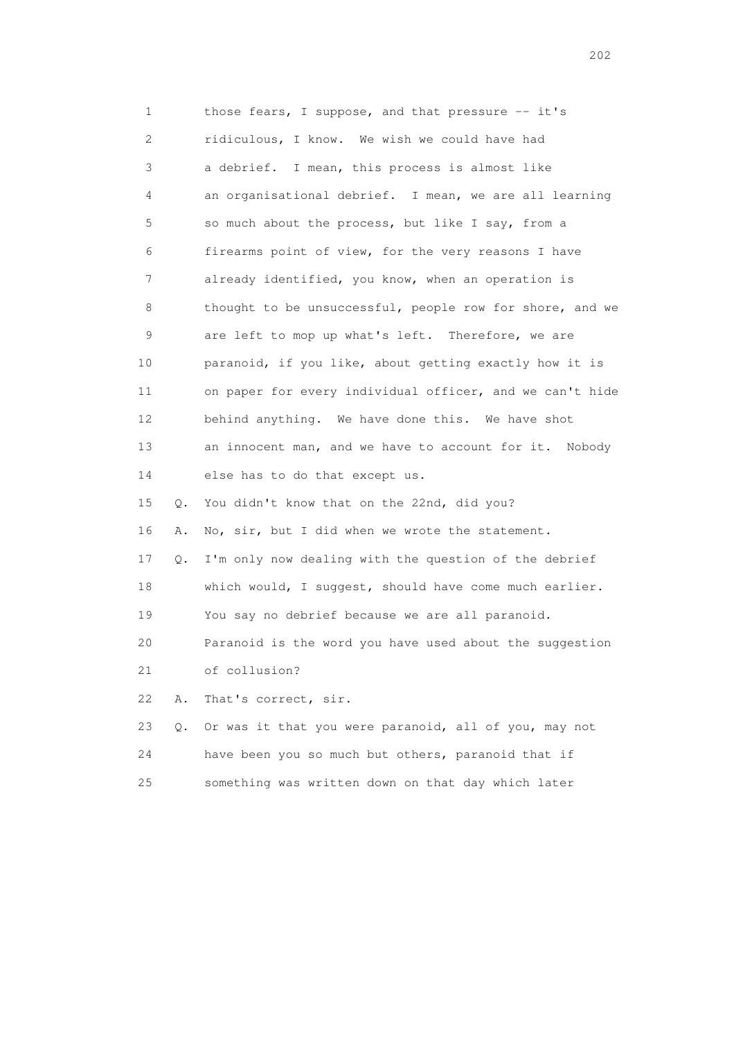1 those fears, I suppose, and that pressure -- it's
2 ridiculous, I know. We wish we could have had
3 a debrief. I mean, this process is almost like
4 an organisational debrief. I mean, we are all learning
5 so much about the process, but like I say, from a
6 firearms point of view, for the very reasons I have
7 already identified, you know, when an operation is
8 thought to be unsuccessful, people row for shore, and we
9 are left to mop up what's left. Therefore, we are
10 paranoid, if you like, about getting exactly how it is
11 on paper for every individual officer, and we can't hide
12 behind anything. We have done this. We have shot
13 an innocent man, and we have to account for it. Nobody
14 else has to do that except us.

15 Q. You didn't know that on the 22nd, did you?

16 A. No, sir, but I did when we wrote the statement.

17 Q. I'm only now dealing with the question of the debrief
18 which would, I suggest, should have come much earlier.
19 You say no debrief because we are all paranoid.
20 Paranoid is the word you have used about the suggestion
21 of collusion?

22 A. That's correct, sir.

23 Q. Or was it that you were paranoid, all of you, may not
24 have been you so much but others, paranoid that if
25 something was written down on that day which later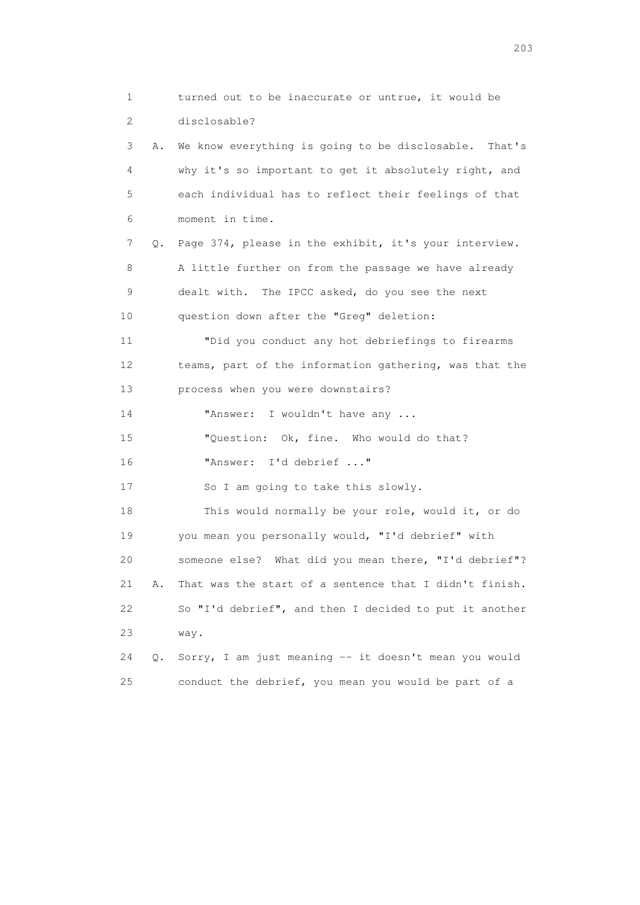1 turned out to be inaccurate or untrue, it would be
2 disclosable?

3 A. We know everything is going to be disclosable. That's
4 why it's so important to get it absolutely right, and
5 each individual has to reflect their feelings of that
6 moment in time.

7 Q. Page 374, please in the exhibit, it's your interview.
8 A little further on from the passage we have already
9 dealt with. The IPCC asked, do you see the next
10 question down after the "Greg" deletion:

11 "Did you conduct any hot debriefings to firearms
12 teams, part of the information gathering, was that the
13 process when you were downstairs?

14 "Answer: I wouldn't have any ...

15 "Question: Ok, fine. Who would do that?

16 "Answer: I'd debrief ..."

17 So I am going to take this slowly.

18 This would normally be your role, would it, or do
19 you mean you personally would, "I'd debrief" with
20 someone else? What did you mean there, "I'd debrief"?

21 A. That was the start of a sentence that I didn't finish.
22 So "I'd debrief", and then I decided to put it another
23 way.

24 Q. Sorry, I am just meaning -- it doesn't mean you would
25 conduct the debrief, you mean you would be part of a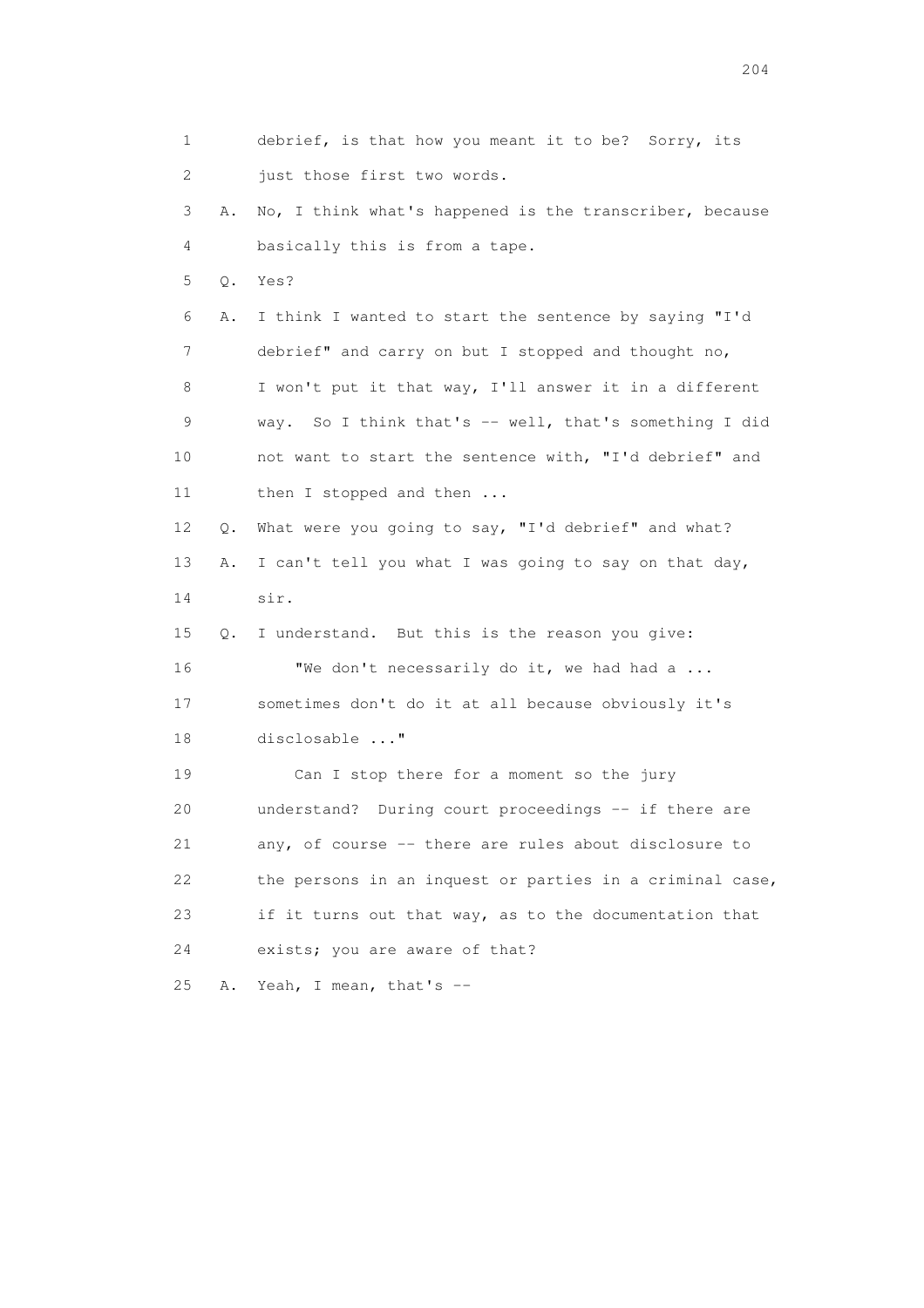1 debrief, is that how you meant it to be? Sorry, its
2 just those first two words.
3 A. No, I think what's happened is the transcriber, because
4 basically this is from a tape.
5 Q. Yes?
6 A. I think I wanted to start the sentence by saying "I'd
7 debrief" and carry on but I stopped and thought no,
8 I won't put it that way, I'll answer it in a different
9 way. So I think that's -- well, that's something I did
10 not want to start the sentence with, "I'd debrief" and
11 then I stopped and then ...
12 Q. What were you going to say, "I'd debrief" and what?
13 A. I can't tell you what I was going to say on that day,
14 sir.
15 Q. I understand. But this is the reason you give:
16 "We don't necessarily do it, we had had a ...
17 sometimes don't do it at all because obviously it's
18 disclosable ..."
19 Can I stop there for a moment so the jury
20 understand? During court proceedings -- if there are
21 any, of course -- there are rules about disclosure to
22 the persons in an inquest or parties in a criminal case,
23 if it turns out that way, as to the documentation that
24 exists; you are aware of that?
25 A. Yeah, I mean, that's --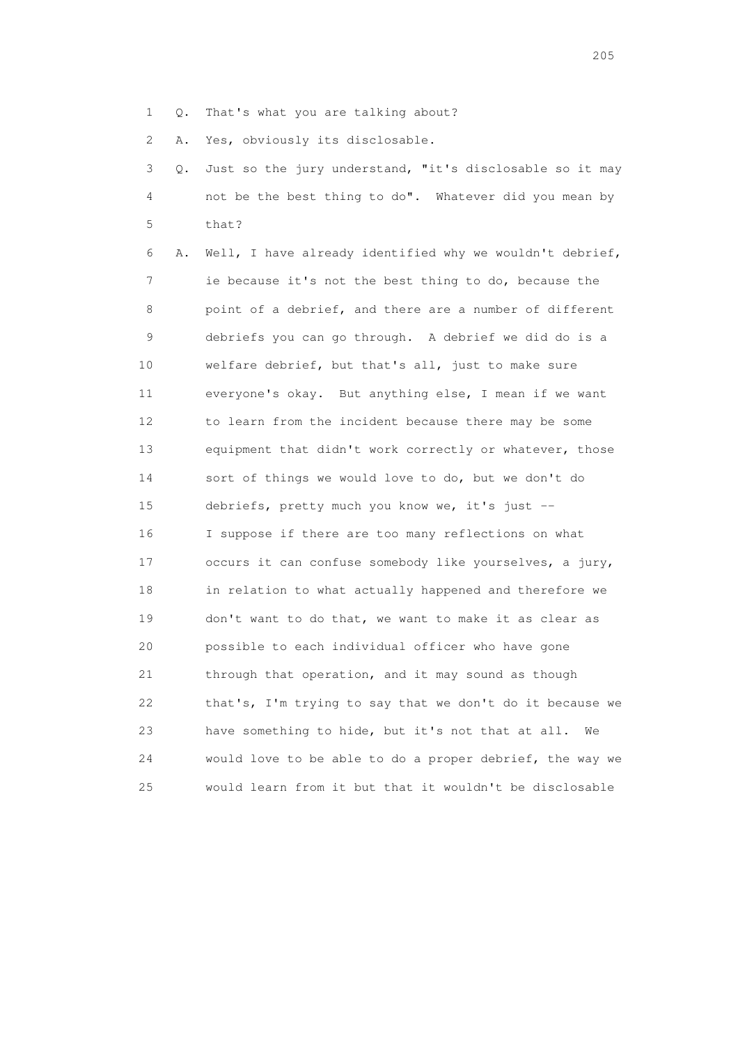1 Q. That's what you are talking about?

2 A. Yes, obviously its disclosable.

3 Q. Just so the jury understand, "it's disclosable so it may
4 not be the best thing to do". Whatever did you mean by
5 that?

6 A. Well, I have already identified why we wouldn't debrief,
7 ie because it's not the best thing to do, because the
8 point of a debrief, and there are a number of different
9 debriefs you can go through. A debrief we did do is a
10 welfare debrief, but that's all, just to make sure
11 everyone's okay. But anything else, I mean if we want
12 to learn from the incident because there may be some
13 equipment that didn't work correctly or whatever, those
14 sort of things we would love to do, but we don't do
15 debriefs, pretty much you know we, it's just --
16 I suppose if there are too many reflections on what
17 occurs it can confuse somebody like yourselves, a jury,
18 in relation to what actually happened and therefore we
19 don't want to do that, we want to make it as clear as
20 possible to each individual officer who have gone
21 through that operation, and it may sound as though
22 that's, I'm trying to say that we don't do it because we
23 have something to hide, but it's not that at all. We
24 would love to be able to do a proper debrief, the way we
25 would learn from it but that it wouldn't be disclosable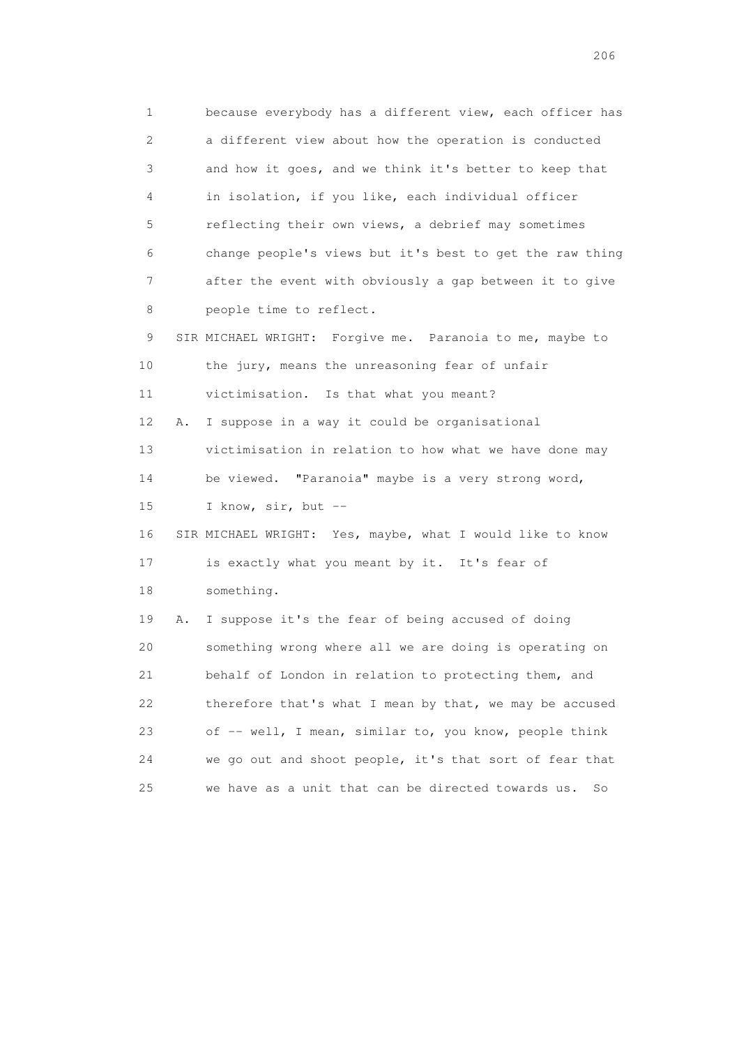1 because everybody has a different view, each officer has
2 a different view about how the operation is conducted
3 and how it goes, and we think it's better to keep that
4 in isolation, if you like, each individual officer
5 reflecting their own views, a debrief may sometimes
6 change people's views but it's best to get the raw thing
7 after the event with obviously a gap between it to give
8 people time to reflect.

9 SIR MICHAEL WRIGHT: Forgive me. Paranoia to me, maybe to
10 the jury, means the unreasoning fear of unfair
11 victimisation. Is that what you meant?

12 A. I suppose in a way it could be organisational
13 victimisation in relation to how what we have done may
14 be viewed. "Paranoia" maybe is a very strong word,
15 I know, sir, but --

16 SIR MICHAEL WRIGHT: Yes, maybe, what I would like to know
17 is exactly what you meant by it. It's fear of
18 something.

19 A. I suppose it's the fear of being accused of doing
20 something wrong where all we are doing is operating on
21 behalf of London in relation to protecting them, and
22 therefore that's what I mean by that, we may be accused
23 of -- well, I mean, similar to, you know, people think
24 we go out and shoot people, it's that sort of fear that
25 we have as a unit that can be directed towards us. So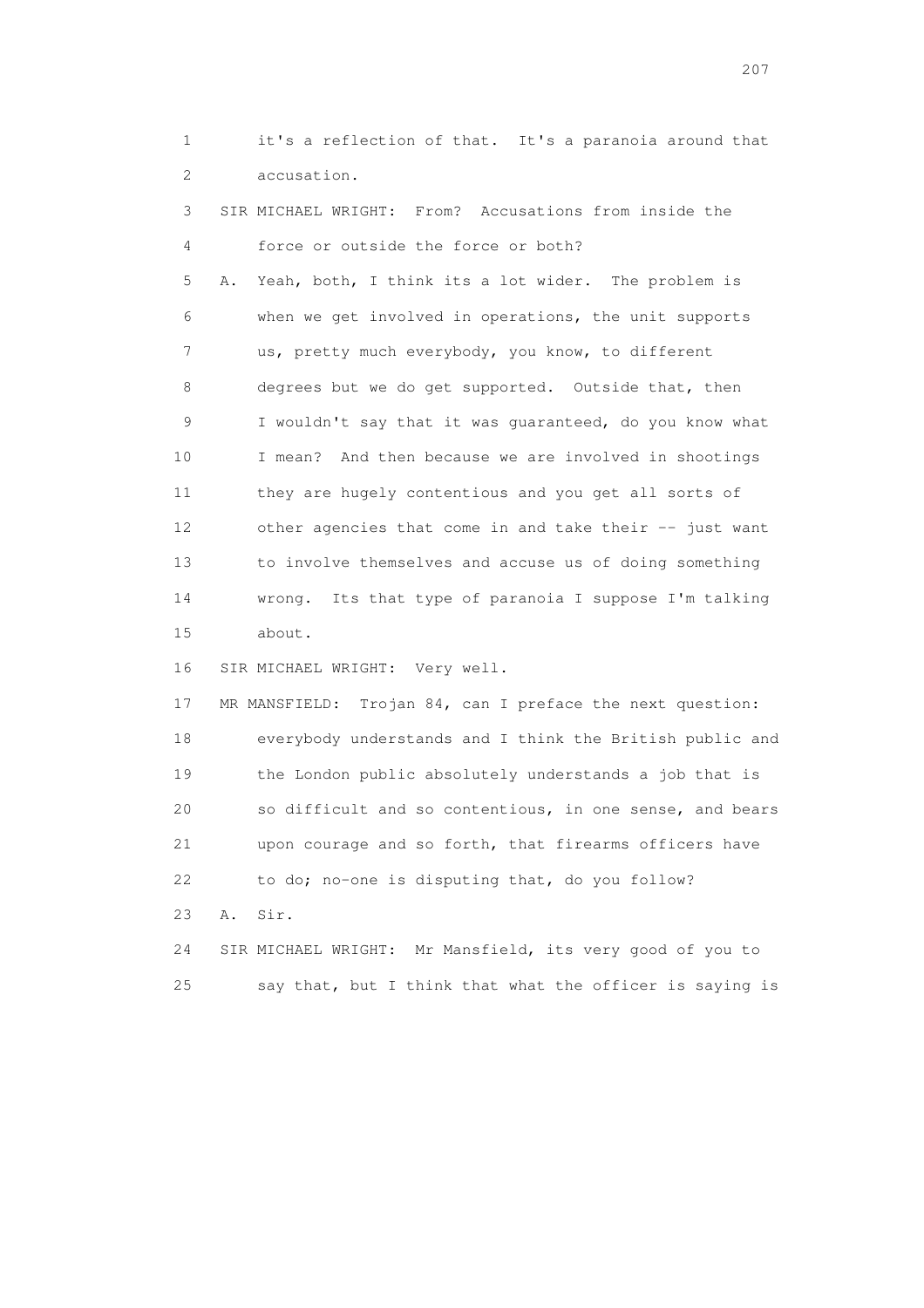1 it's a reflection of that. It's a paranoia around that
2 accusation.
3 SIR MICHAEL WRIGHT: From? Accusations from inside the
4 force or outside the force or both?
5 A. Yeah, both, I think its a lot wider. The problem is
6 when we get involved in operations, the unit supports
7 us, pretty much everybody, you know, to different
8 degrees but we do get supported. Outside that, then
9 I wouldn't say that it was guaranteed, do you know what
10 I mean? And then because we are involved in shootings
11 they are hugely contentious and you get all sorts of
12 other agencies that come in and take their -- just want
13 to involve themselves and accuse us of doing something
14 wrong. Its that type of paranoia I suppose I'm talking
15 about.
16 SIR MICHAEL WRIGHT: Very well.
17 MR MANSFIELD: Trojan 84, can I preface the next question:
18 everybody understands and I think the British public and
19 the London public absolutely understands a job that is
20 so difficult and so contentious, in one sense, and bears
21 upon courage and so forth, that firearms officers have
22 to do; no-one is disputing that, do you follow?
23 A. Sir.
24 SIR MICHAEL WRIGHT: Mr Mansfield, its very good of you to
25 say that, but I think that what the officer is saying is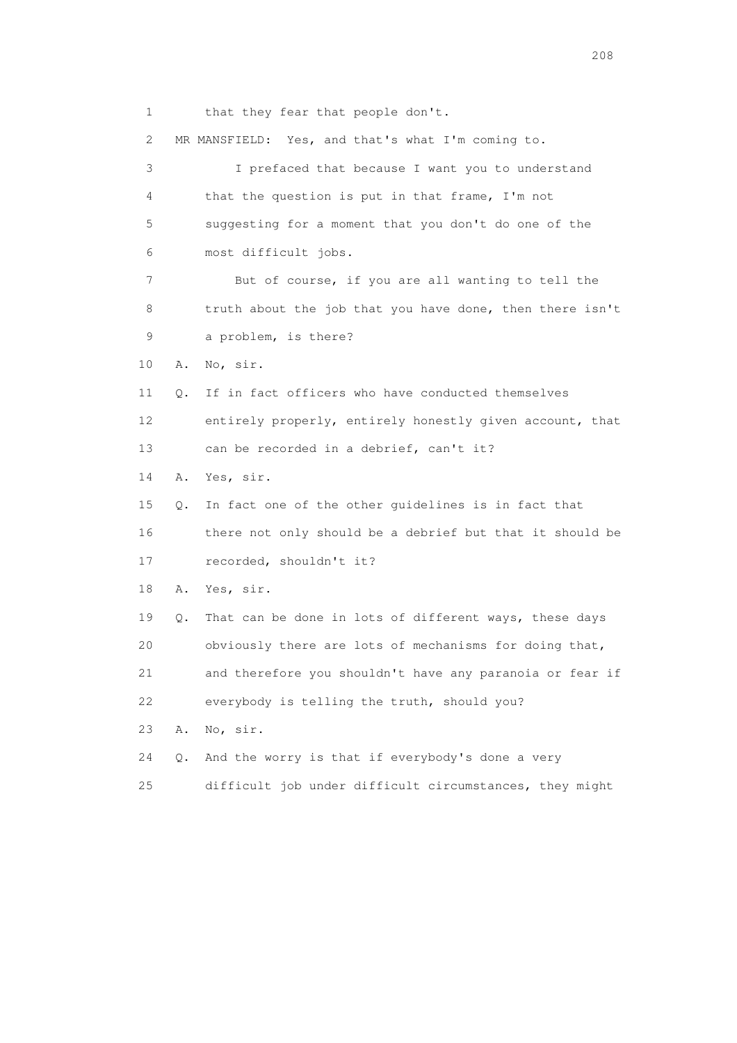1 that they fear that people don't.

2 MR MANSFIELD: Yes, and that's what I'm coming to.

3 I prefaced that because I want you to understand

4 that the question is put in that frame, I'm not

5 suggesting for a moment that you don't do one of the

6 most difficult jobs.

7 But of course, if you are all wanting to tell the

8 truth about the job that you have done, then there isn't

9 a problem, is there?

10 A. No, sir.

11 Q. If in fact officers who have conducted themselves

12 entirely properly, entirely honestly given account, that

13 can be recorded in a debrief, can't it?

14 A. Yes, sir.

15 Q. In fact one of the other guidelines is in fact that

16 there not only should be a debrief but that it should be

17 recorded, shouldn't it?

18 A. Yes, sir.

19 Q. That can be done in lots of different ways, these days

20 obviously there are lots of mechanisms for doing that,

21 and therefore you shouldn't have any paranoia or fear if

22 everybody is telling the truth, should you?

23 A. No, sir.

24 Q. And the worry is that if everybody's done a very

25 difficult job under difficult circumstances, they might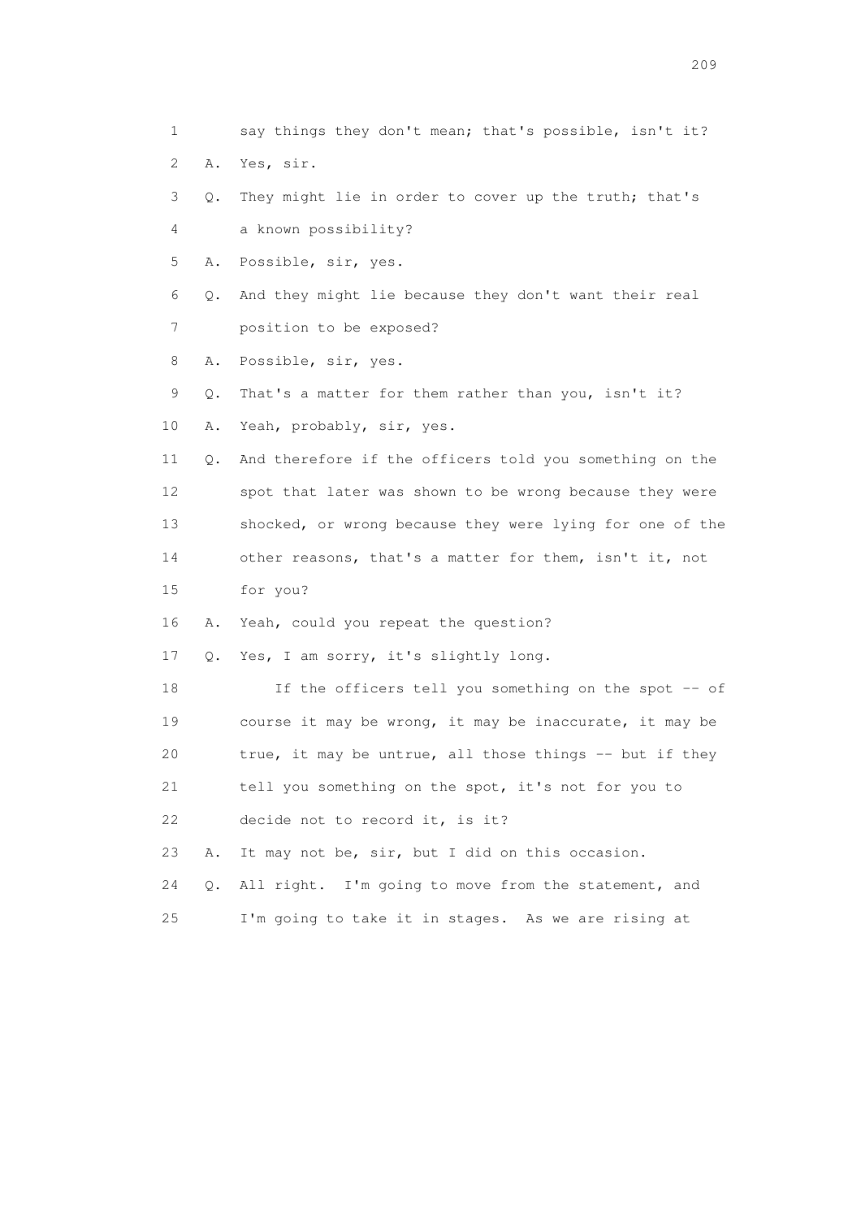1 say things they don't mean; that's possible, isn't it?

2 A. Yes, sir.

3 Q. They might lie in order to cover up the truth; that's

4 a known possibility?

5 A. Possible, sir, yes.

6 Q. And they might lie because they don't want their real

7 position to be exposed?

8 A. Possible, sir, yes.

9 Q. That's a matter for them rather than you, isn't it?

10 A. Yeah, probably, sir, yes.

11 Q. And therefore if the officers told you something on the

12 spot that later was shown to be wrong because they were

13 shocked, or wrong because they were lying for one of the

14 other reasons, that's a matter for them, isn't it, not

15 for you?

16 A. Yeah, could you repeat the question?

17 Q. Yes, I am sorry, it's slightly long.

18 If the officers tell you something on the spot -- of

19 course it may be wrong, it may be inaccurate, it may be

20 true, it may be untrue, all those things -- but if they

21 tell you something on the spot, it's not for you to

22 decide not to record it, is it?

23 A. It may not be, sir, but I did on this occasion.

24 Q. All right. I'm going to move from the statement, and

25 I'm going to take it in stages. As we are rising at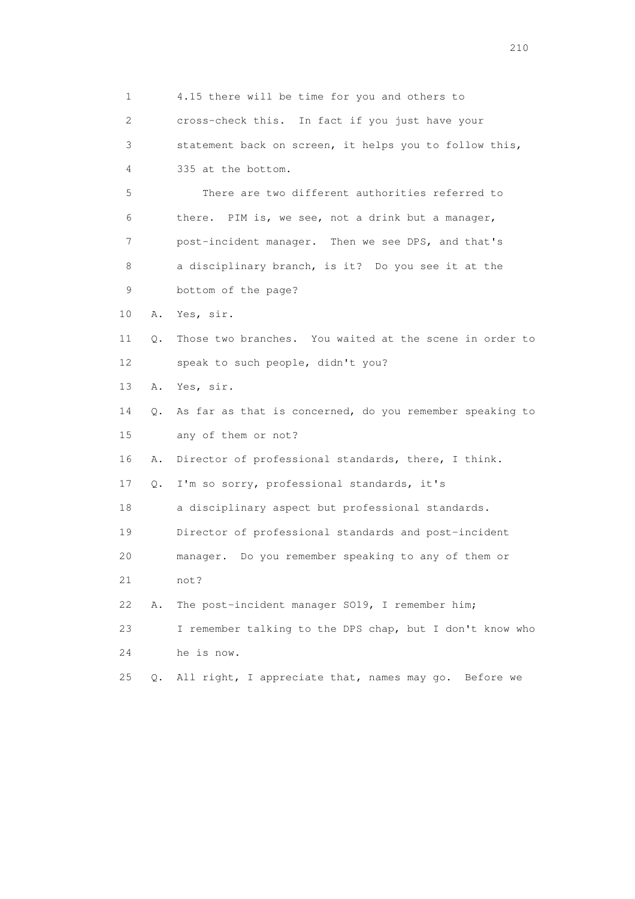1 4.15 there will be time for you and others to
2 cross-check this. In fact if you just have your
3 statement back on screen, it helps you to follow this,
4 335 at the bottom.
5 There are two different authorities referred to
6 there. PIM is, we see, not a drink but a manager,
7 post-incident manager. Then we see DPS, and that's
8 a disciplinary branch, is it? Do you see it at the
9 bottom of the page?
10 A. Yes, sir.
11 Q. Those two branches. You waited at the scene in order to
12 speak to such people, didn't you?
13 A. Yes, sir.
14 Q. As far as that is concerned, do you remember speaking to
15 any of them or not?
16 A. Director of professional standards, there, I think.
17 Q. I'm so sorry, professional standards, it's
18 a disciplinary aspect but professional standards.
19 Director of professional standards and post-incident
20 manager. Do you remember speaking to any of them or
21 not?
22 A. The post-incident manager SO19, I remember him;
23 I remember talking to the DPS chap, but I don't know who
24 he is now.
25 Q. All right, I appreciate that, names may go. Before we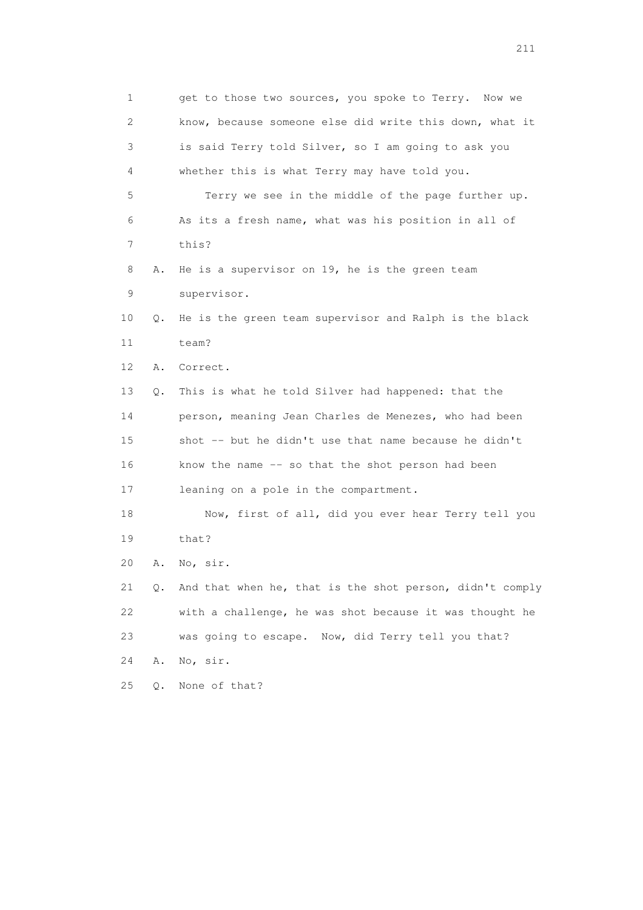1 get to those two sources, you spoke to Terry. Now we
2 know, because someone else did write this down, what it
3 is said Terry told Silver, so I am going to ask you
4 whether this is what Terry may have told you.
5 Terry we see in the middle of the page further up.
6 As its a fresh name, what was his position in all of
7 this?
8 A. He is a supervisor on 19, he is the green team
9 supervisor.
10 Q. He is the green team supervisor and Ralph is the black
11 team?
12 A. Correct.
13 Q. This is what he told Silver had happened: that the
14 person, meaning Jean Charles de Menezes, who had been
15 shot -- but he didn't use that name because he didn't
16 know the name -- so that the shot person had been
17 leaning on a pole in the compartment.
18 Now, first of all, did you ever hear Terry tell you
19 that?
20 A. No, sir.
21 Q. And that when he, that is the shot person, didn't comply
22 with a challenge, he was shot because it was thought he
23 was going to escape. Now, did Terry tell you that?
24 A. No, sir.
25 Q. None of that?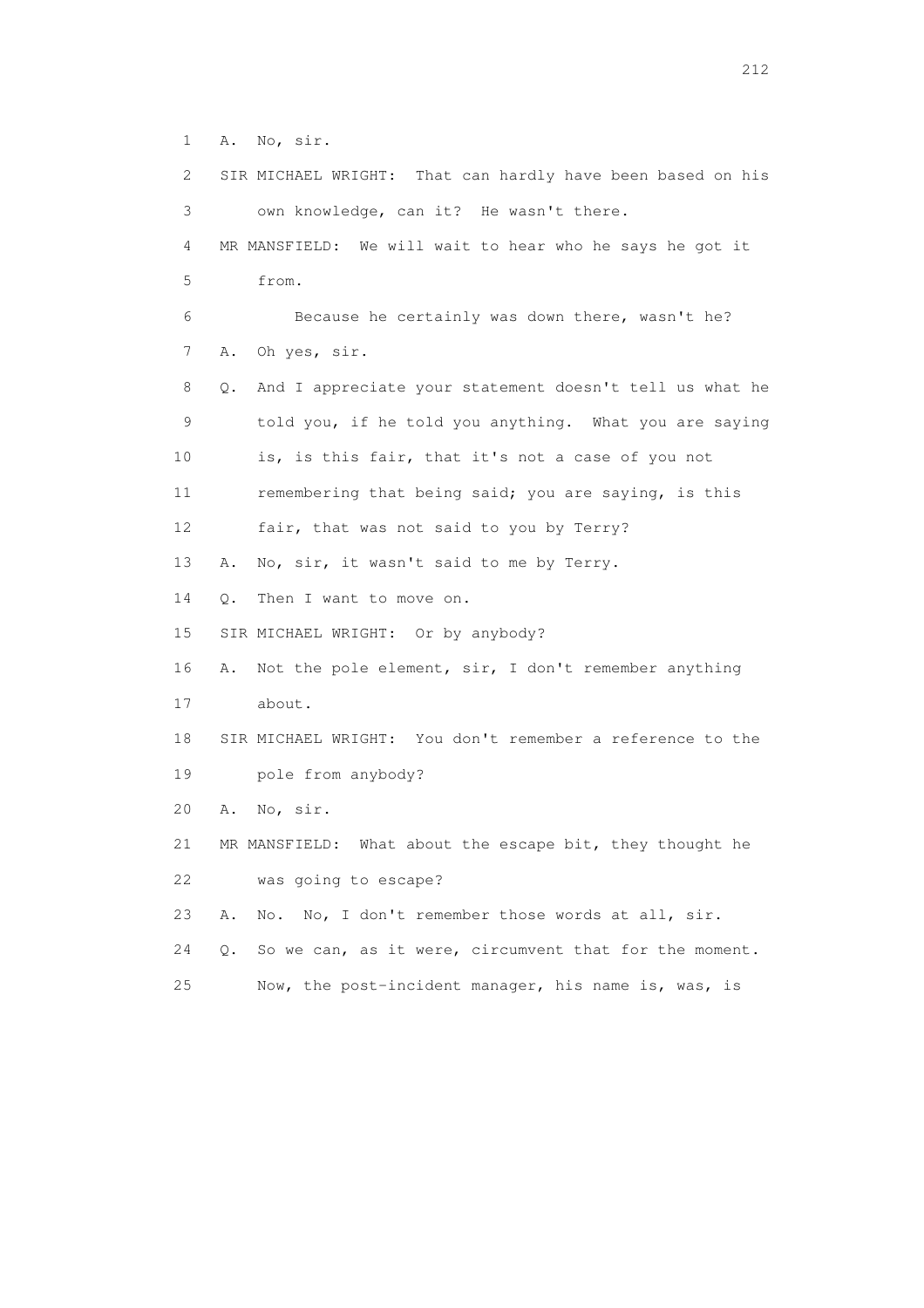1 A. No, sir.

2 SIR MICHAEL WRIGHT: That can hardly have been based on his

3 own knowledge, can it? He wasn't there.

4 MR MANSFIELD: We will wait to hear who he says he got it

5 from.

6 Because he certainly was down there, wasn't he?

7 A. Oh yes, sir.

8 Q. And I appreciate your statement doesn't tell us what he

9 told you, if he told you anything. What you are saying

10 is, is this fair, that it's not a case of you not

11 remembering that being said; you are saying, is this

12 fair, that was not said to you by Terry?

13 A. No, sir, it wasn't said to me by Terry.

14 Q. Then I want to move on.

15 SIR MICHAEL WRIGHT: Or by anybody?

16 A. Not the pole element, sir, I don't remember anything

17 about.

18 SIR MICHAEL WRIGHT: You don't remember a reference to the

19 pole from anybody?

20 A. No, sir.

21 MR MANSFIELD: What about the escape bit, they thought he

22 was going to escape?

23 A. No. No, I don't remember those words at all, sir.

24 Q. So we can, as it were, circumvent that for the moment.

25 Now, the post-incident manager, his name is, was, is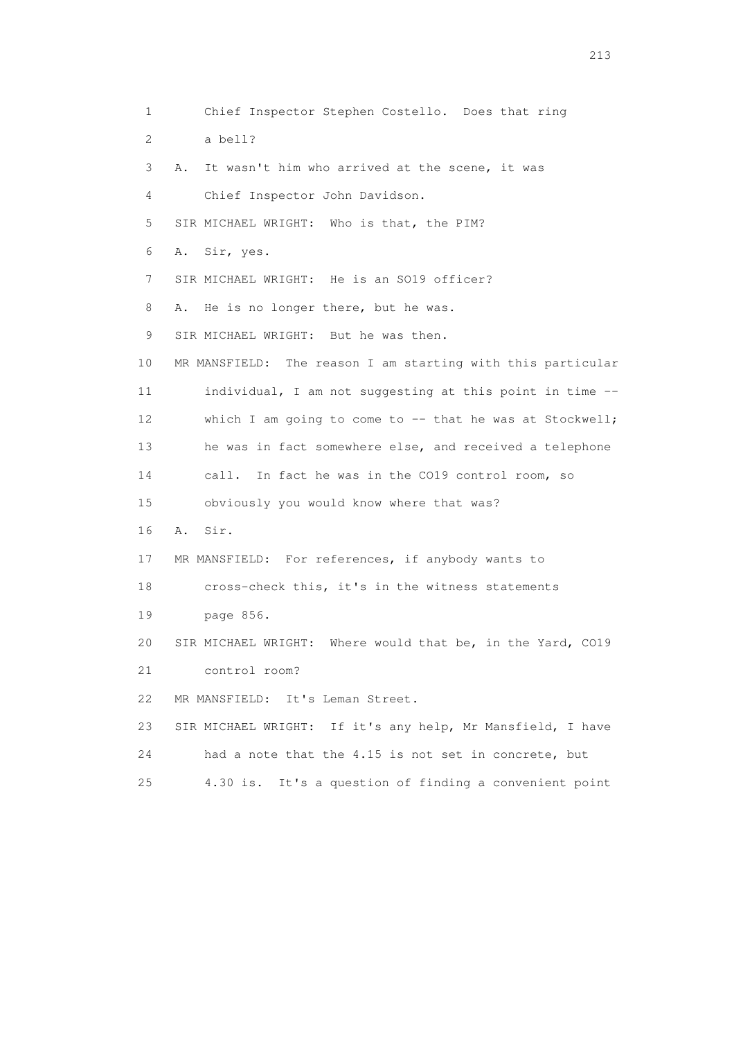1 Chief Inspector Stephen Costello. Does that ring
2 a bell?
3 A. It wasn't him who arrived at the scene, it was
4 Chief Inspector John Davidson.
5 SIR MICHAEL WRIGHT: Who is that, the PIM?
6 A. Sir, yes.
7 SIR MICHAEL WRIGHT: He is an SO19 officer?
8 A. He is no longer there, but he was.
9 SIR MICHAEL WRIGHT: But he was then.
10 MR MANSFIELD: The reason I am starting with this particular
11 individual, I am not suggesting at this point in time --
12 which I am going to come to -- that he was at Stockwell;
13 he was in fact somewhere else, and received a telephone
14 call. In fact he was in the CO19 control room, so
15 obviously you would know where that was?
16 A. Sir.
17 MR MANSFIELD: For references, if anybody wants to
18 cross-check this, it's in the witness statements
19 page 856.
20 SIR MICHAEL WRIGHT: Where would that be, in the Yard, CO19
21 control room?
22 MR MANSFIELD: It's Leman Street.
23 SIR MICHAEL WRIGHT: If it's any help, Mr Mansfield, I have
24 had a note that the 4.15 is not set in concrete, but
25 4.30 is. It's a question of finding a convenient point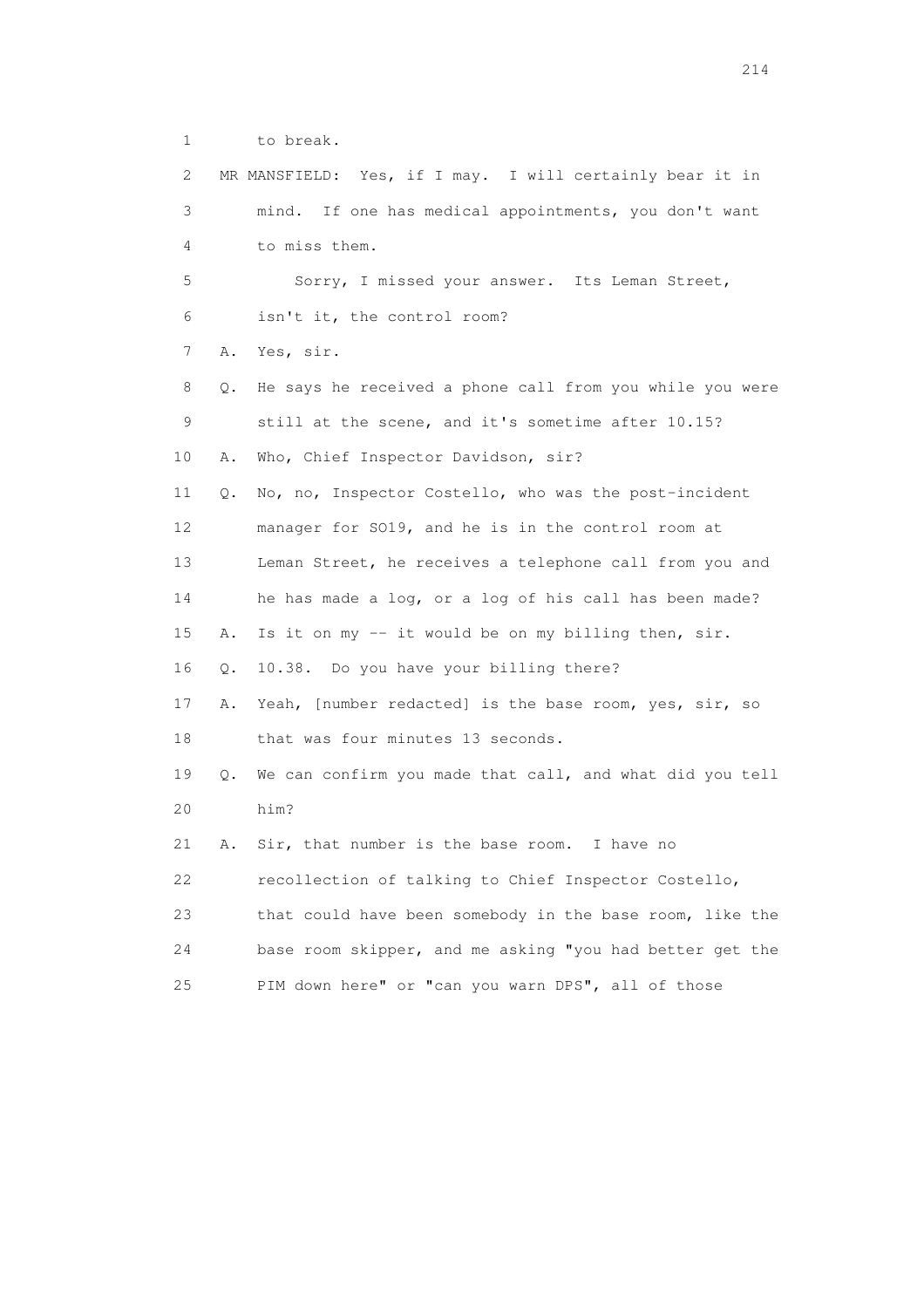1 to break.

2 MR MANSFIELD: Yes, if I may. I will certainly bear it in

3 mind. If one has medical appointments, you don't want

4 to miss them.

5 Sorry, I missed your answer. Its Leman Street,

6 isn't it, the control room?

7 A. Yes, sir.

8 Q. He says he received a phone call from you while you were

9 still at the scene, and it's sometime after 10.15?

10 A. Who, Chief Inspector Davidson, sir?

11 Q. No, no, Inspector Costello, who was the post-incident

12 manager for SO19, and he is in the control room at

13 Leman Street, he receives a telephone call from you and

14 he has made a log, or a log of his call has been made?

15 A. Is it on my -- it would be on my billing then, sir.

16 Q. 10.38. Do you have your billing there?

17 A. Yeah, [number redacted] is the base room, yes, sir, so

18 that was four minutes 13 seconds.

19 Q. We can confirm you made that call, and what did you tell

20 him?

21 A. Sir, that number is the base room. I have no

22 recollection of talking to Chief Inspector Costello,

23 that could have been somebody in the base room, like the

24 base room skipper, and me asking "you had better get the

25 PIM down here" or "can you warn DPS", all of those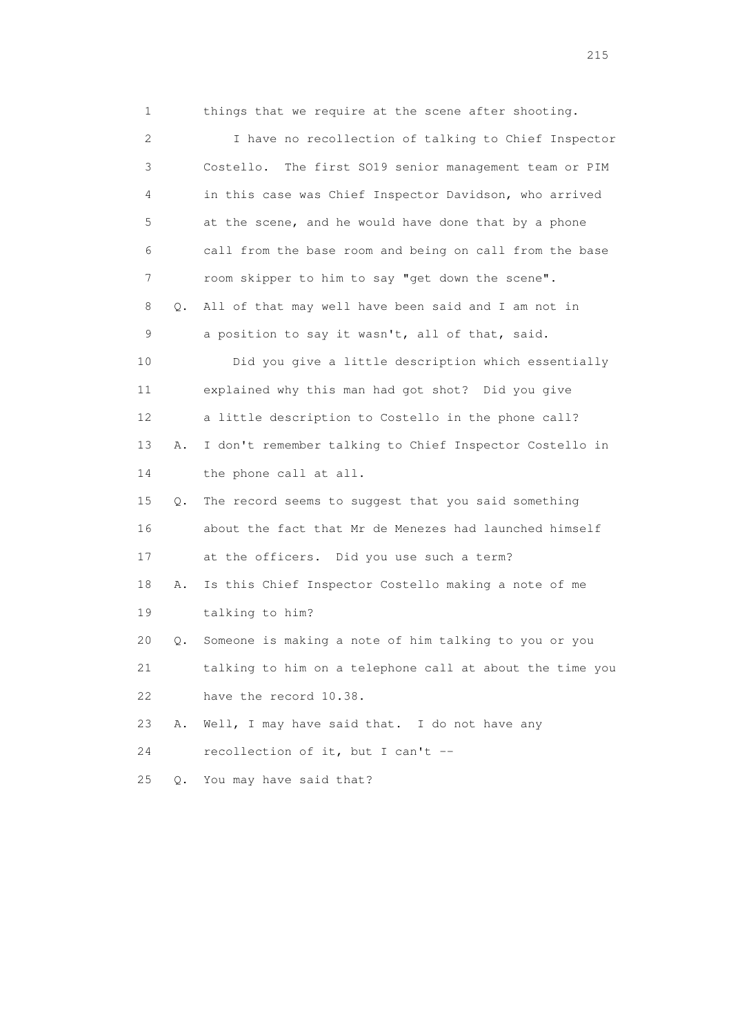1 things that we require at the scene after shooting.

2 I have no recollection of talking to Chief Inspector

3 Costello. The first SO19 senior management team or PIM

4 in this case was Chief Inspector Davidson, who arrived

5 at the scene, and he would have done that by a phone

6 call from the base room and being on call from the base

7 room skipper to him to say "get down the scene".

8 Q. All of that may well have been said and I am not in

9 a position to say it wasn't, all of that, said.

10 Did you give a little description which essentially

11 explained why this man had got shot? Did you give

12 a little description to Costello in the phone call?

13 A. I don't remember talking to Chief Inspector Costello in

14 the phone call at all.

15 Q. The record seems to suggest that you said something

16 about the fact that Mr de Menezes had launched himself

17 at the officers. Did you use such a term?

18 A. Is this Chief Inspector Costello making a note of me

19 talking to him?

20 Q. Someone is making a note of him talking to you or you

21 talking to him on a telephone call at about the time you

22 have the record 10.38.

23 A. Well, I may have said that. I do not have any

24 recollection of it, but I can't --

25 Q. You may have said that?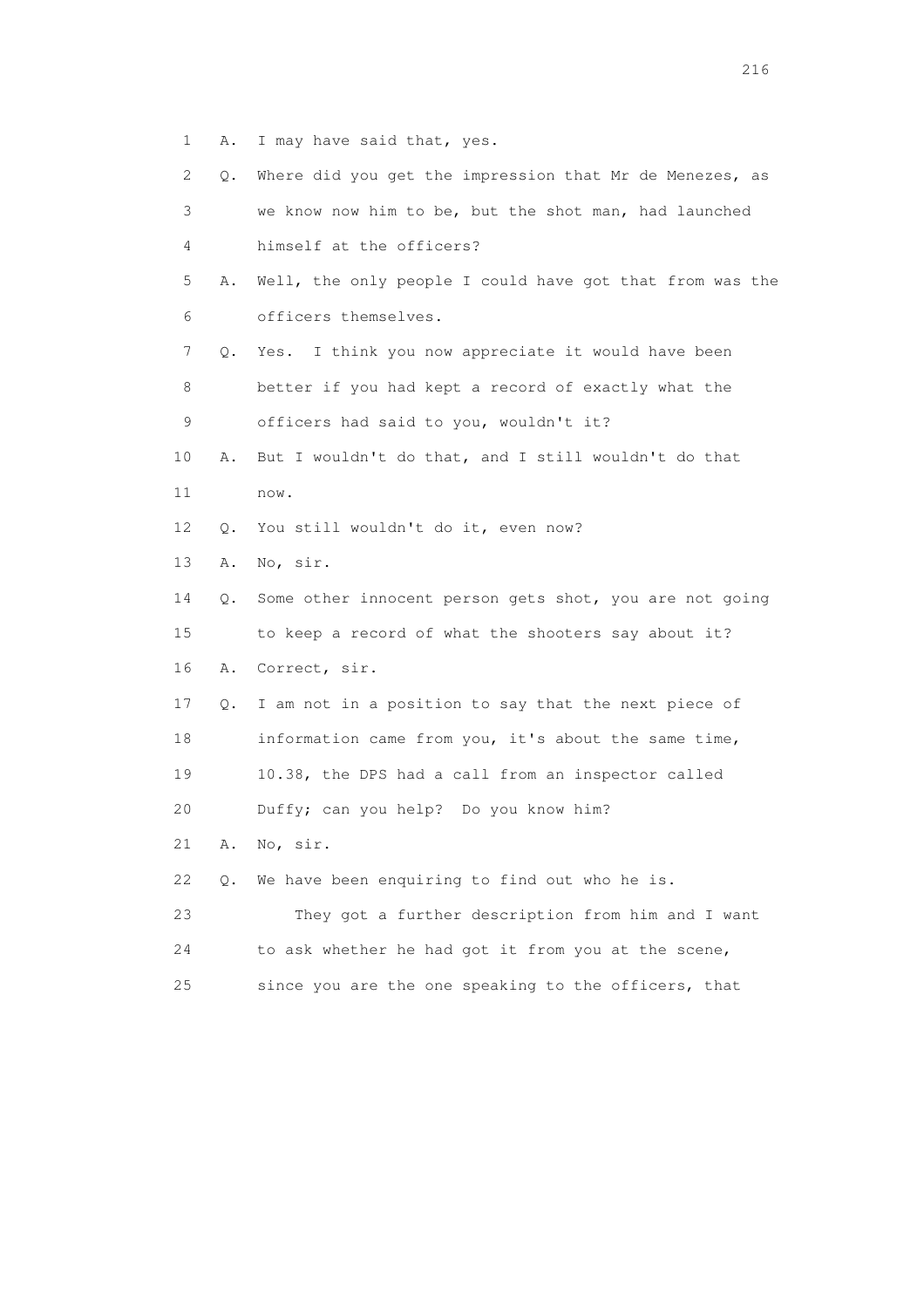1 A. I may have said that, yes.

2 Q. Where did you get the impression that Mr de Menezes, as

3 we know now him to be, but the shot man, had launched

4 himself at the officers?

5 A. Well, the only people I could have got that from was the

6 officers themselves.

7 Q. Yes. I think you now appreciate it would have been

8 better if you had kept a record of exactly what the

9 officers had said to you, wouldn't it?

10 A. But I wouldn't do that, and I still wouldn't do that

11 now.

12 Q. You still wouldn't do it, even now?

13 A. No, sir.

14 Q. Some other innocent person gets shot, you are not going

15 to keep a record of what the shooters say about it?

16 A. Correct, sir.

17 Q. I am not in a position to say that the next piece of

18 information came from you, it's about the same time,

19 10.38, the DPS had a call from an inspector called

20 Duffy; can you help? Do you know him?

21 A. No, sir.

22 Q. We have been enquiring to find out who he is.

23 They got a further description from him and I want

24 to ask whether he had got it from you at the scene,

25 since you are the one speaking to the officers, that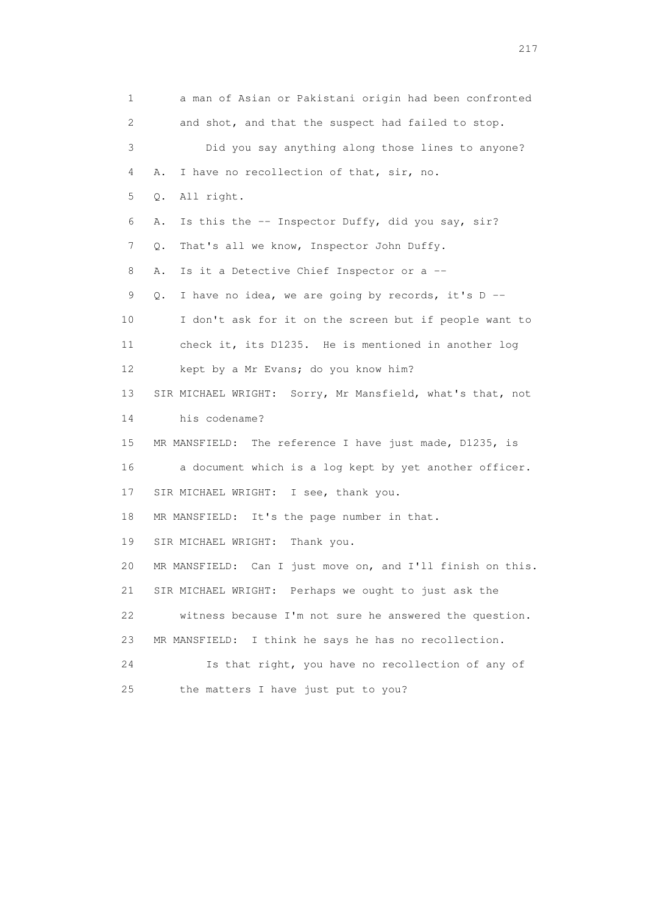1 a man of Asian or Pakistani origin had been confronted
2 and shot, and that the suspect had failed to stop.
3 Did you say anything along those lines to anyone?
4 A. I have no recollection of that, sir, no.
5 Q. All right.
6 A. Is this the -- Inspector Duffy, did you say, sir?
7 Q. That's all we know, Inspector John Duffy.
8 A. Is it a Detective Chief Inspector or a --
9 Q. I have no idea, we are going by records, it's D --
10 I don't ask for it on the screen but if people want to
11 check it, its D1235. He is mentioned in another log
12 kept by a Mr Evans; do you know him?
13 SIR MICHAEL WRIGHT: Sorry, Mr Mansfield, what's that, not
14 his codename?
15 MR MANSFIELD: The reference I have just made, D1235, is
16 a document which is a log kept by yet another officer.
17 SIR MICHAEL WRIGHT: I see, thank you.
18 MR MANSFIELD: It's the page number in that.
19 SIR MICHAEL WRIGHT: Thank you.
20 MR MANSFIELD: Can I just move on, and I'll finish on this.
21 SIR MICHAEL WRIGHT: Perhaps we ought to just ask the
22 witness because I'm not sure he answered the question.
23 MR MANSFIELD: I think he says he has no recollection.
24 Is that right, you have no recollection of any of
25 the matters I have just put to you?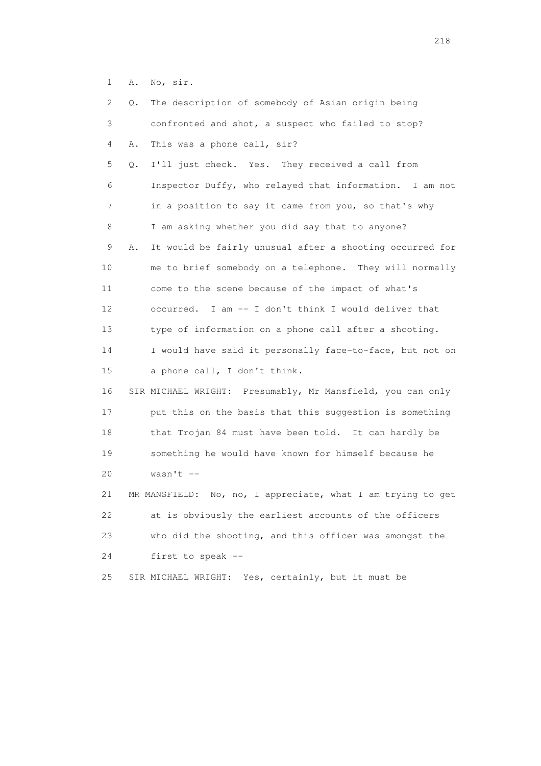1 A. No, sir.

2 Q. The description of somebody of Asian origin being

3 confronted and shot, a suspect who failed to stop?

4 A. This was a phone call, sir?

5 Q. I'll just check. Yes. They received a call from

6 Inspector Duffy, who relayed that information. I am not

7 in a position to say it came from you, so that's why

8 I am asking whether you did say that to anyone?

9 A. It would be fairly unusual after a shooting occurred for

10 me to brief somebody on a telephone. They will normally

11 come to the scene because of the impact of what's

12 occurred. I am -- I don't think I would deliver that

13 type of information on a phone call after a shooting.

14 I would have said it personally face-to-face, but not on

15 a phone call, I don't think.

16 SIR MICHAEL WRIGHT: Presumably, Mr Mansfield, you can only

17 put this on the basis that this suggestion is something

18 that Trojan 84 must have been told. It can hardly be

19 something he would have known for himself because he

20 wasn't --

21 MR MANSFIELD: No, no, I appreciate, what I am trying to get

22 at is obviously the earliest accounts of the officers

23 who did the shooting, and this officer was amongst the

24 first to speak --

25 SIR MICHAEL WRIGHT: Yes, certainly, but it must be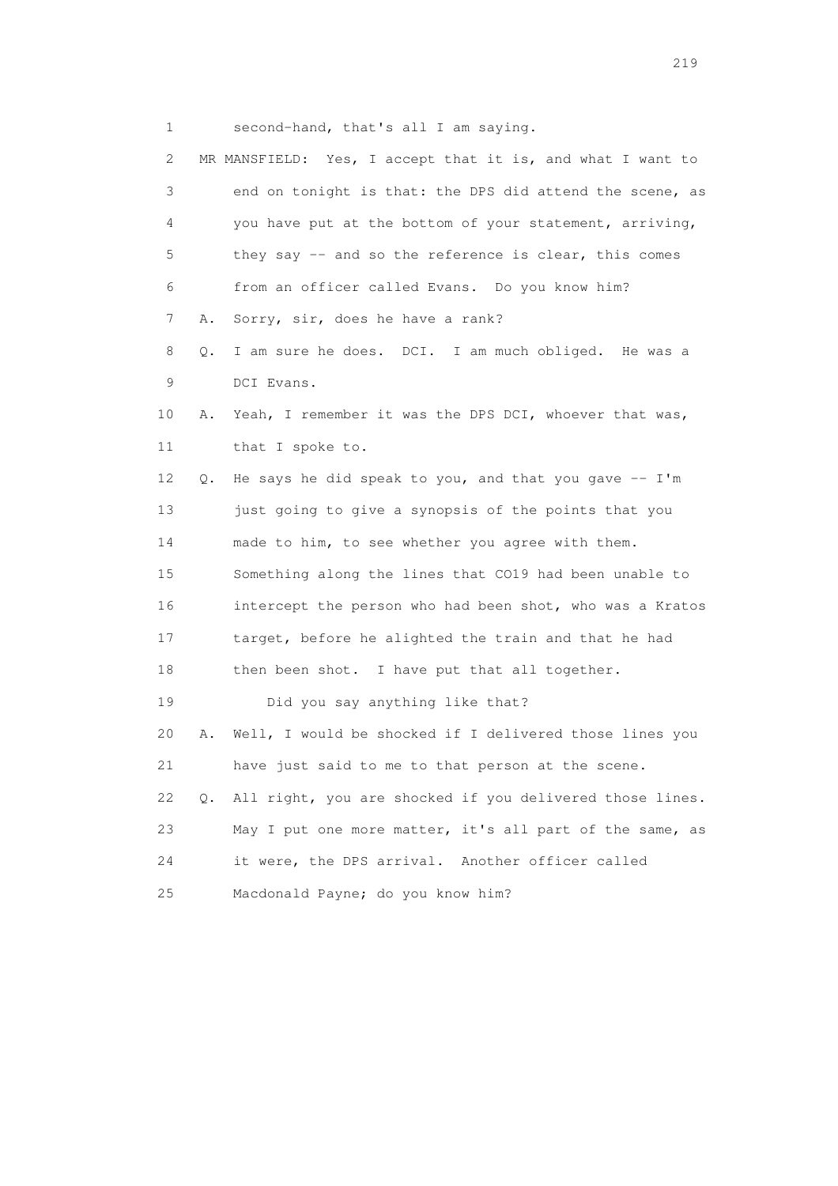1 second-hand, that's all I am saying.

2 MR MANSFIELD: Yes, I accept that it is, and what I want to

3 end on tonight is that: the DPS did attend the scene, as

4 you have put at the bottom of your statement, arriving,

5 they say -- and so the reference is clear, this comes

6 from an officer called Evans. Do you know him?

7 A. Sorry, sir, does he have a rank?

8 Q. I am sure he does. DCI. I am much obliged. He was a

9 DCI Evans.

10 A. Yeah, I remember it was the DPS DCI, whoever that was,

11 that I spoke to.

12 Q. He says he did speak to you, and that you gave -- I'm

13 just going to give a synopsis of the points that you

14 made to him, to see whether you agree with them.

15 Something along the lines that CO19 had been unable to

16 intercept the person who had been shot, who was a Kratos

17 target, before he alighted the train and that he had

18 then been shot. I have put that all together.

19 Did you say anything like that?

20 A. Well, I would be shocked if I delivered those lines you

21 have just said to me to that person at the scene.

22 Q. All right, you are shocked if you delivered those lines.

23 May I put one more matter, it's all part of the same, as

24 it were, the DPS arrival. Another officer called

25 Macdonald Payne; do you know him?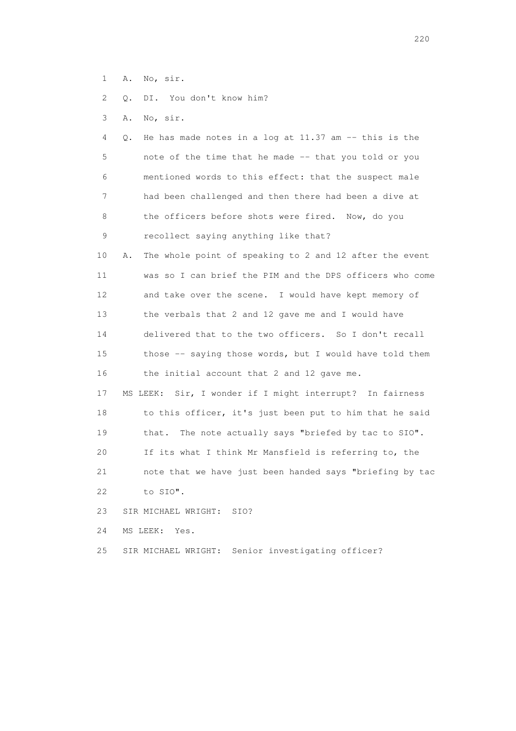1 A. No, sir.

2 Q. DI. You don't know him?

3 A. No, sir.

4 Q. He has made notes in a log at 11.37 am -- this is the
5 note of the time that he made -- that you told or you
6 mentioned words to this effect: that the suspect male
7 had been challenged and then there had been a dive at
8 the officers before shots were fired. Now, do you
9 recollect saying anything like that?

10 A. The whole point of speaking to 2 and 12 after the event
11 was so I can brief the PIM and the DPS officers who come
12 and take over the scene. I would have kept memory of
13 the verbals that 2 and 12 gave me and I would have
14 delivered that to the two officers. So I don't recall
15 those -- saying those words, but I would have told them
16 the initial account that 2 and 12 gave me.

17 MS LEEK: Sir, I wonder if I might interrupt? In fairness
18 to this officer, it's just been put to him that he said
19 that. The note actually says "briefed by tac to SIO".
20 If its what I think Mr Mansfield is referring to, the
21 note that we have just been handed says "briefing by tac
22 to SIO".

23 SIR MICHAEL WRIGHT: SIO?

24 MS LEEK: Yes.

25 SIR MICHAEL WRIGHT: Senior investigating officer?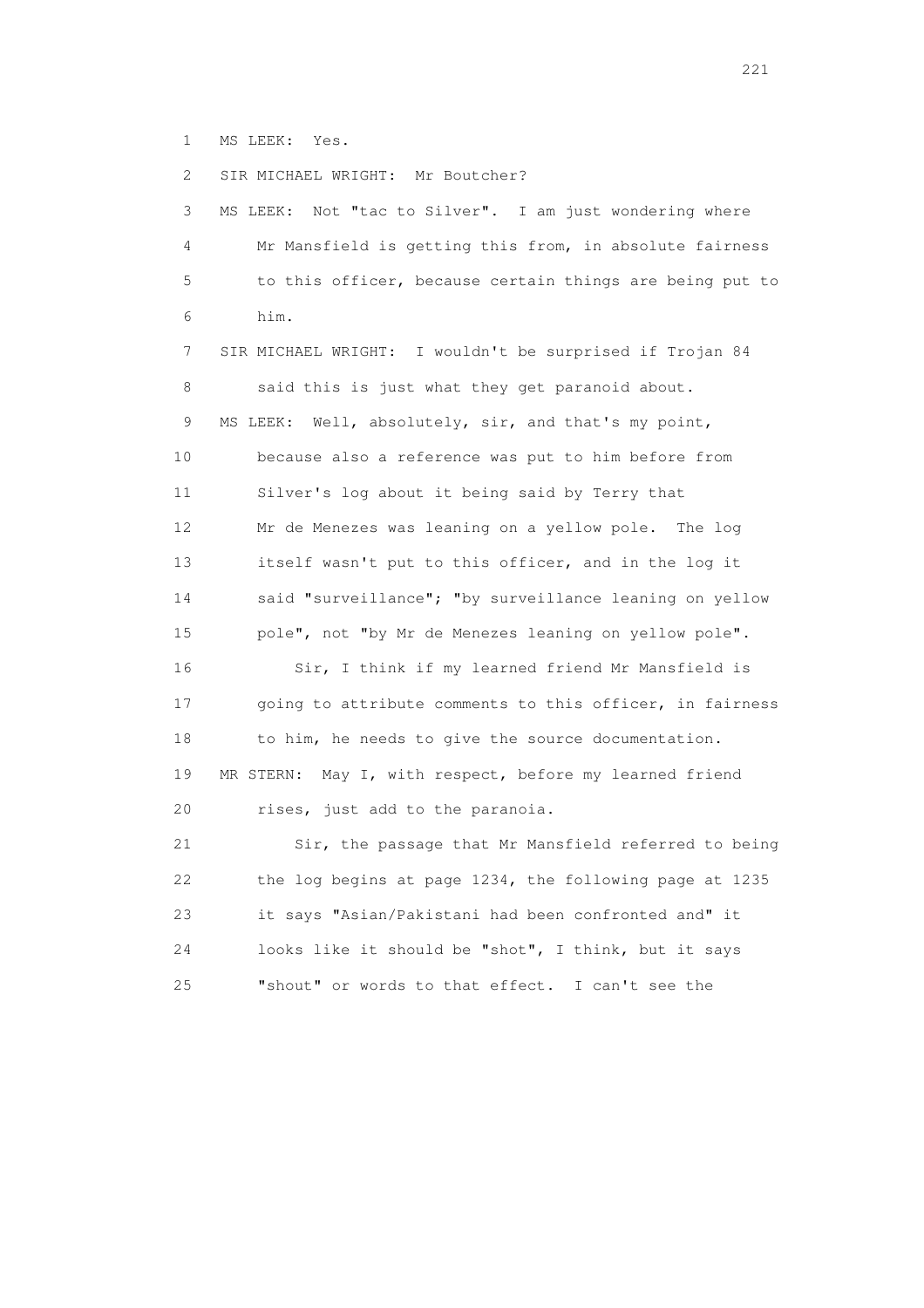1 MS LEEK: Yes.

2 SIR MICHAEL WRIGHT: Mr Boutcher?

3 MS LEEK: Not "tac to Silver". I am just wondering where
4 Mr Mansfield is getting this from, in absolute fairness
5 to this officer, because certain things are being put to
6 him.

7 SIR MICHAEL WRIGHT: I wouldn't be surprised if Trojan 84
8 said this is just what they get paranoid about.

9 MS LEEK: Well, absolutely, sir, and that's my point,
10 because also a reference was put to him before from
11 Silver's log about it being said by Terry that
12 Mr de Menezes was leaning on a yellow pole. The log
13 itself wasn't put to this officer, and in the log it
14 said "surveillance"; "by surveillance leaning on yellow
15 pole", not "by Mr de Menezes leaning on yellow pole".

16 Sir, I think if my learned friend Mr Mansfield is
17 going to attribute comments to this officer, in fairness
18 to him, he needs to give the source documentation.

19 MR STERN: May I, with respect, before my learned friend
20 rises, just add to the paranoia.

21 Sir, the passage that Mr Mansfield referred to being
22 the log begins at page 1234, the following page at 1235
23 it says "Asian/Pakistani had been confronted and" it
24 looks like it should be "shot", I think, but it says
25 "shout" or words to that effect. I can't see the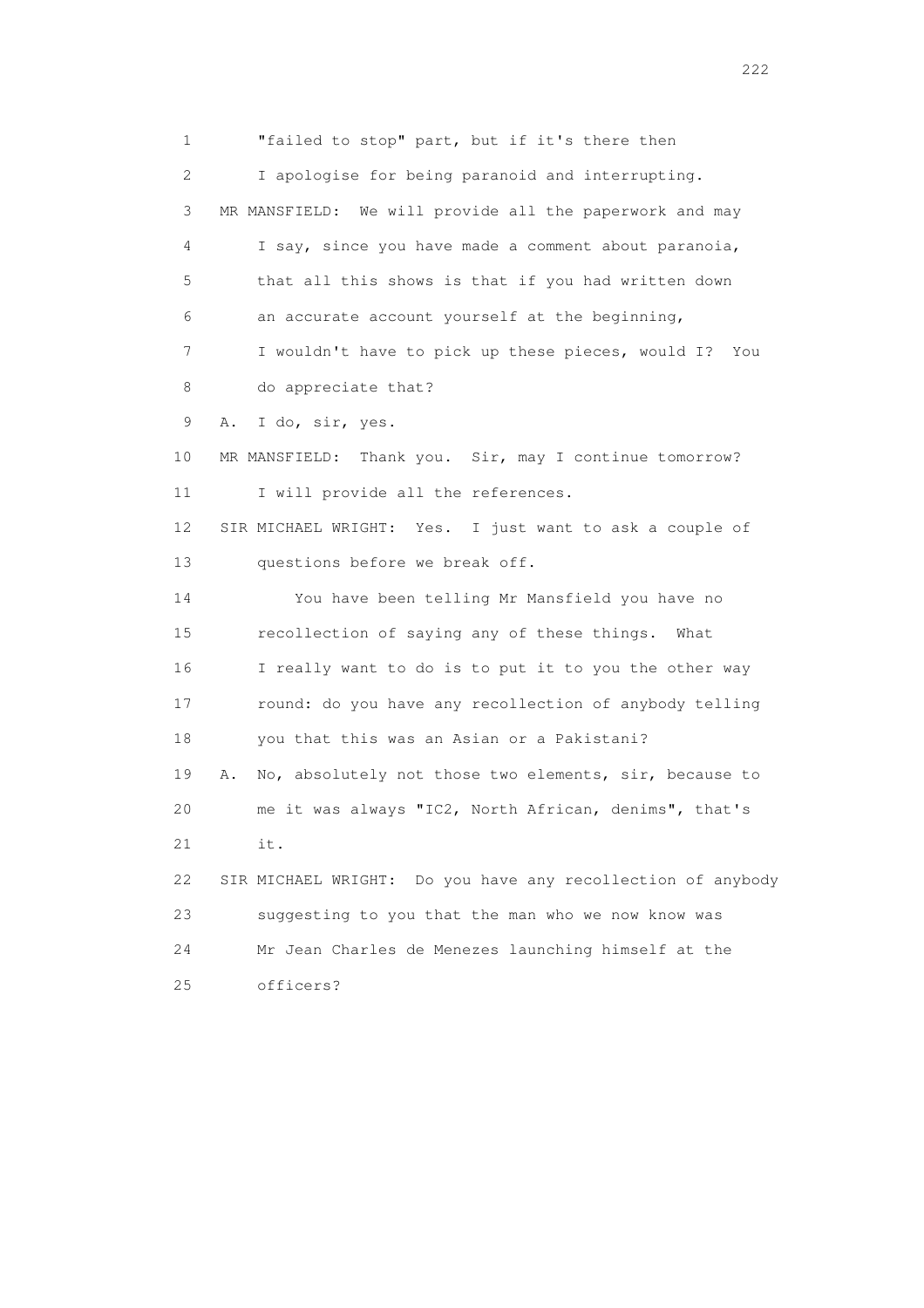1 "failed to stop" part, but if it's there then
2 I apologise for being paranoid and interrupting.
3 MR MANSFIELD: We will provide all the paperwork and may
4 I say, since you have made a comment about paranoia,
5 that all this shows is that if you had written down
6 an accurate account yourself at the beginning,
7 I wouldn't have to pick up these pieces, would I? You
8 do appreciate that?
9 A. I do, sir, yes.
10 MR MANSFIELD: Thank you. Sir, may I continue tomorrow?
11 I will provide all the references.
12 SIR MICHAEL WRIGHT: Yes. I just want to ask a couple of
13 questions before we break off.
14 You have been telling Mr Mansfield you have no
15 recollection of saying any of these things. What
16 I really want to do is to put it to you the other way
17 round: do you have any recollection of anybody telling
18 you that this was an Asian or a Pakistani?
19 A. No, absolutely not those two elements, sir, because to
20 me it was always "IC2, North African, denims", that's
21 it.
22 SIR MICHAEL WRIGHT: Do you have any recollection of anybody
23 suggesting to you that the man who we now know was
24 Mr Jean Charles de Menezes launching himself at the
25 officers?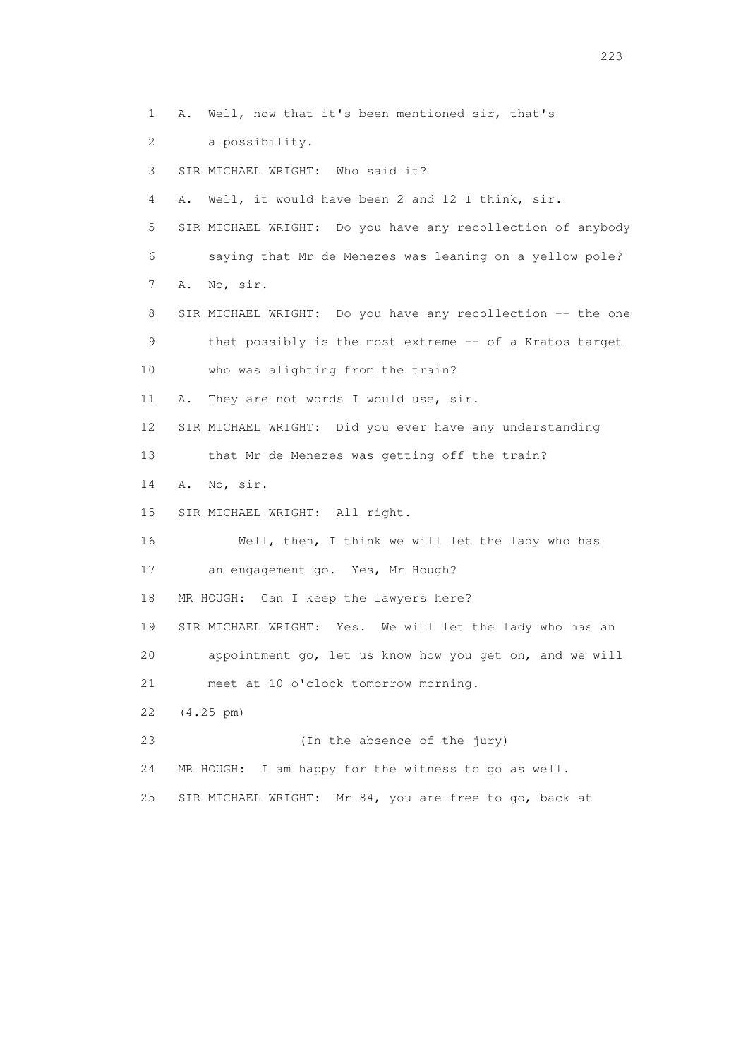1 A. Well, now that it's been mentioned sir, that's

2 a possibility.

3 SIR MICHAEL WRIGHT: Who said it?

4 A. Well, it would have been 2 and 12 I think, sir.

5 SIR MICHAEL WRIGHT: Do you have any recollection of anybody

6 saying that Mr de Menezes was leaning on a yellow pole?

7 A. No, sir.

8 SIR MICHAEL WRIGHT: Do you have any recollection -- the one

9 that possibly is the most extreme -- of a Kratos target

10 who was alighting from the train?

11 A. They are not words I would use, sir.

12 SIR MICHAEL WRIGHT: Did you ever have any understanding

13 that Mr de Menezes was getting off the train?

14 A. No, sir.

15 SIR MICHAEL WRIGHT: All right.

16 Well, then, I think we will let the lady who has

17 an engagement go. Yes, Mr Hough?

18 MR HOUGH: Can I keep the lawyers here?

19 SIR MICHAEL WRIGHT: Yes. We will let the lady who has an

20 appointment go, let us know how you get on, and we will

21 meet at 10 o'clock tomorrow morning.

22 (4.25 pm)

23 (In the absence of the jury)

24 MR HOUGH: I am happy for the witness to go as well.

25 SIR MICHAEL WRIGHT: Mr 84, you are free to go, back at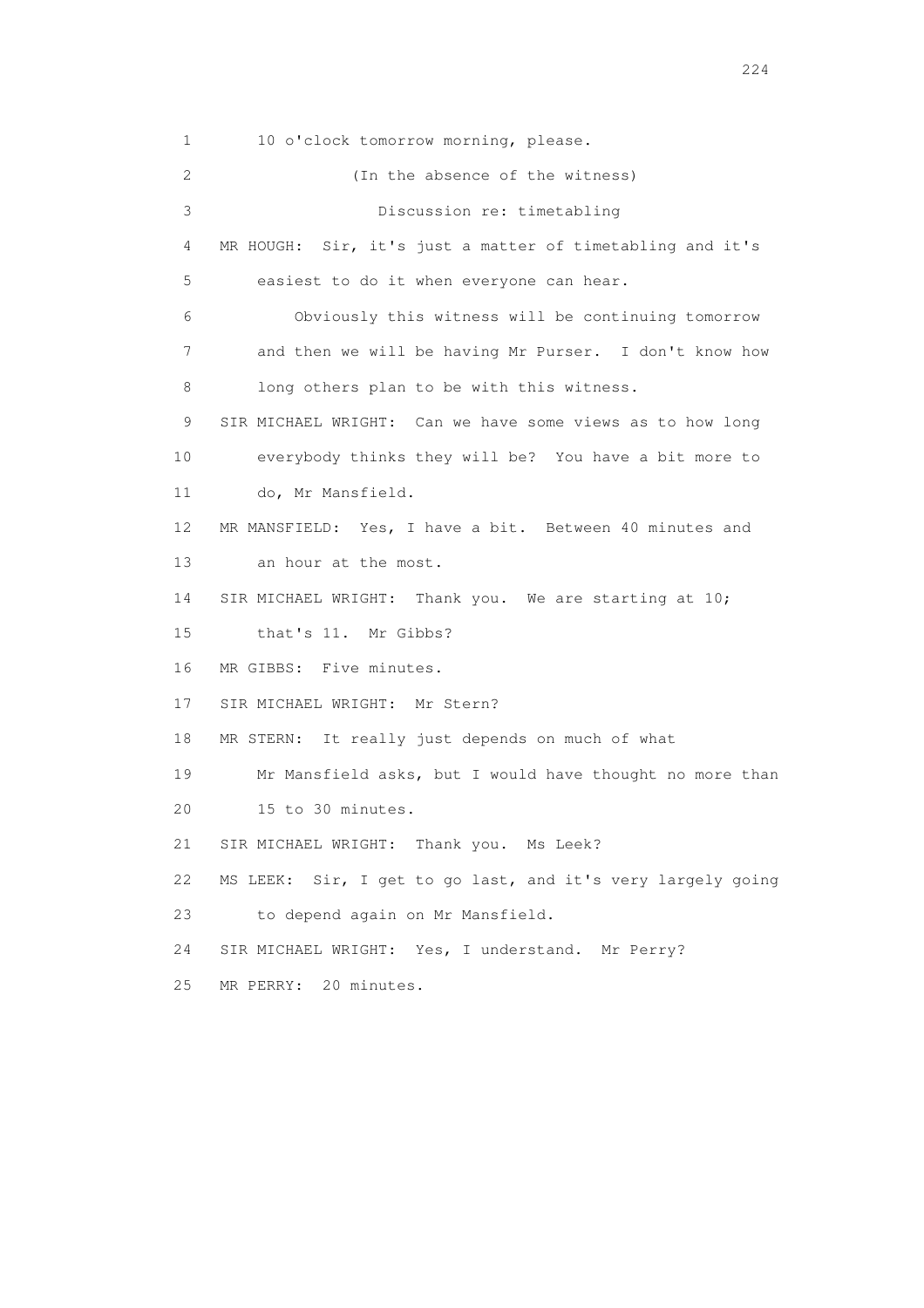1 10 o'clock tomorrow morning, please.

2 (In the absence of the witness)

3 Discussion re: timetabling

4 MR HOUGH: Sir, it's just a matter of timetabling and it's

5 easiest to do it when everyone can hear.

6 Obviously this witness will be continuing tomorrow

7 and then we will be having Mr Purser. I don't know how

8 long others plan to be with this witness.

9 SIR MICHAEL WRIGHT: Can we have some views as to how long

10 everybody thinks they will be? You have a bit more to

11 do, Mr Mansfield.

12 MR MANSFIELD: Yes, I have a bit. Between 40 minutes and

13 an hour at the most.

14 SIR MICHAEL WRIGHT: Thank you. We are starting at 10;

15 that's 11. Mr Gibbs?

16 MR GIBBS: Five minutes.

17 SIR MICHAEL WRIGHT: Mr Stern?

18 MR STERN: It really just depends on much of what

19 Mr Mansfield asks, but I would have thought no more than

20 15 to 30 minutes.

21 SIR MICHAEL WRIGHT: Thank you. Ms Leek?

22 MS LEEK: Sir, I get to go last, and it's very largely going

23 to depend again on Mr Mansfield.

24 SIR MICHAEL WRIGHT: Yes, I understand. Mr Perry?

25 MR PERRY: 20 minutes.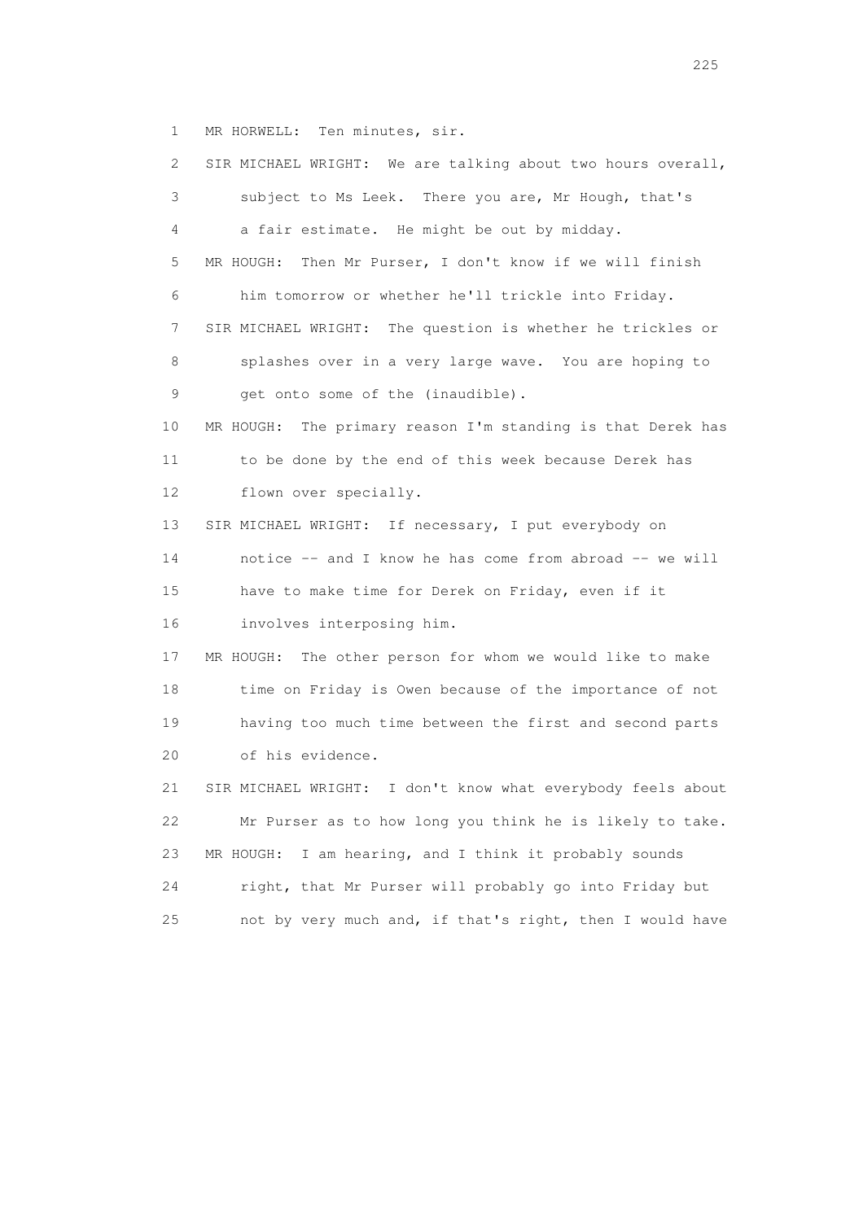1 MR HORWELL: Ten minutes, sir.

2 SIR MICHAEL WRIGHT: We are talking about two hours overall,

3 subject to Ms Leek. There you are, Mr Hough, that's

4 a fair estimate. He might be out by midday.

5 MR HOUGH: Then Mr Purser, I don't know if we will finish

6 him tomorrow or whether he'll trickle into Friday.

7 SIR MICHAEL WRIGHT: The question is whether he trickles or

8 splashes over in a very large wave. You are hoping to

9 get onto some of the (inaudible).

10 MR HOUGH: The primary reason I'm standing is that Derek has

11 to be done by the end of this week because Derek has

12 flown over specially.

13 SIR MICHAEL WRIGHT: If necessary, I put everybody on

14 notice -- and I know he has come from abroad -- we will

15 have to make time for Derek on Friday, even if it

16 involves interposing him.

17 MR HOUGH: The other person for whom we would like to make

18 time on Friday is Owen because of the importance of not

19 having too much time between the first and second parts

20 of his evidence.

21 SIR MICHAEL WRIGHT: I don't know what everybody feels about

22 Mr Purser as to how long you think he is likely to take.

23 MR HOUGH: I am hearing, and I think it probably sounds

24 right, that Mr Purser will probably go into Friday but

25 not by very much and, if that's right, then I would have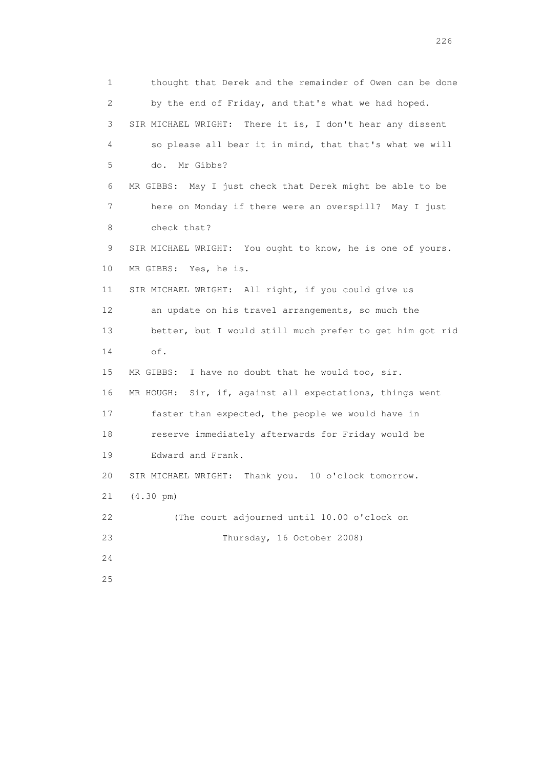1 thought that Derek and the remainder of Owen can be done
2 by the end of Friday, and that's what we had hoped.
3 SIR MICHAEL WRIGHT: There it is, I don't hear any dissent
4 so please all bear it in mind, that that's what we will
5 do. Mr Gibbs?
6 MR GIBBS: May I just check that Derek might be able to be
7 here on Monday if there were an overspill? May I just
8 check that?
9 SIR MICHAEL WRIGHT: You ought to know, he is one of yours.
10 MR GIBBS: Yes, he is.
11 SIR MICHAEL WRIGHT: All right, if you could give us
12 an update on his travel arrangements, so much the
13 better, but I would still much prefer to get him got rid
14 of.
15 MR GIBBS: I have no doubt that he would too, sir.
16 MR HOUGH: Sir, if, against all expectations, things went
17 faster than expected, the people we would have in
18 reserve immediately afterwards for Friday would be
19 Edward and Frank.
20 SIR MICHAEL WRIGHT: Thank you. 10 o'clock tomorrow.
21 (4.30 pm)
22 (The court adjourned until 10.00 o'clock on
23 Thursday, 16 October 2008)
24
25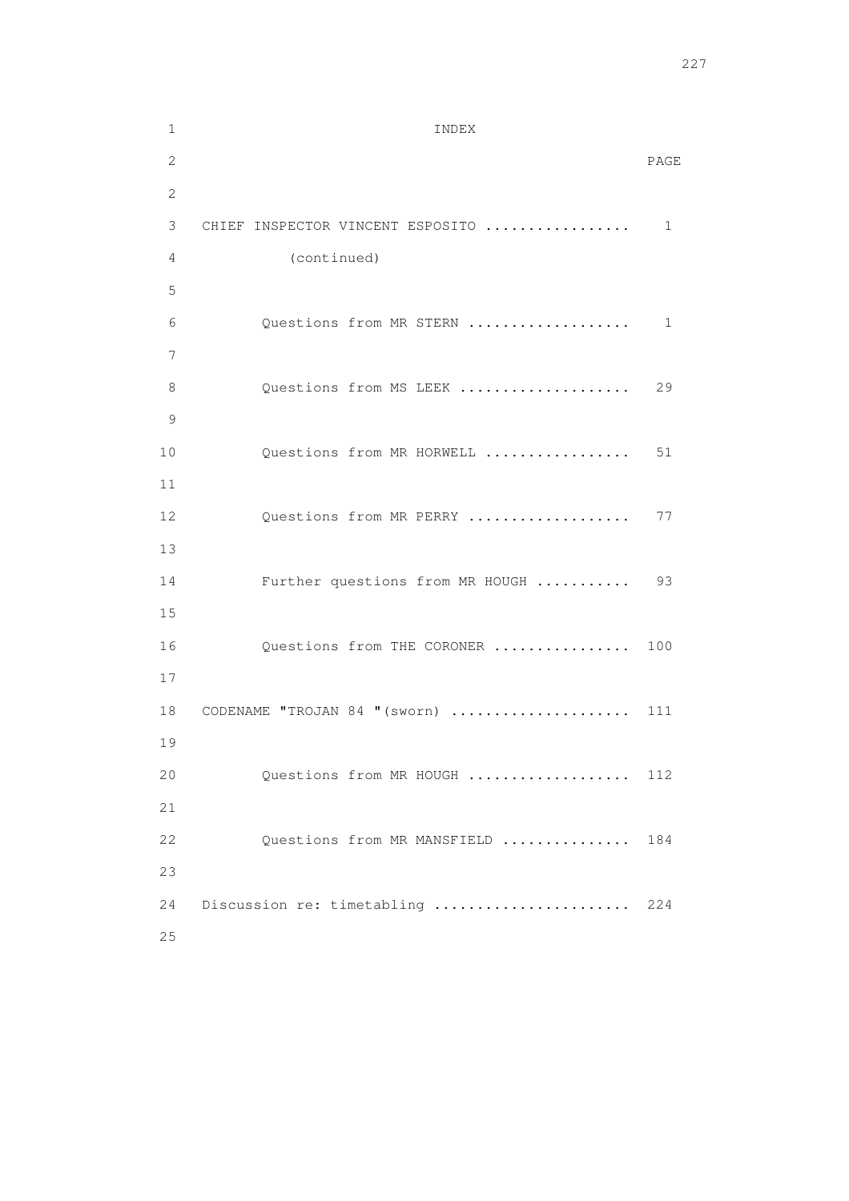# INDEX

PAGE

CHIEF INSPECTOR VINCENT ESPOSITO ................. 1
(continued)

Questions from MR STERN ................... 1

Questions from MS LEEK .................... 29

Questions from MR HORWELL ................. 51

Questions from MR PERRY ................... 77

Further questions from MR HOUGH ........... 93

Questions from THE CORONER ................ 100

CODENAME "TROJAN 84 "(sworn) ..................... 111

Questions from MR HOUGH ................... 112

Questions from MR MANSFIELD ............... 184

Discussion re: timetabling ....................... 224